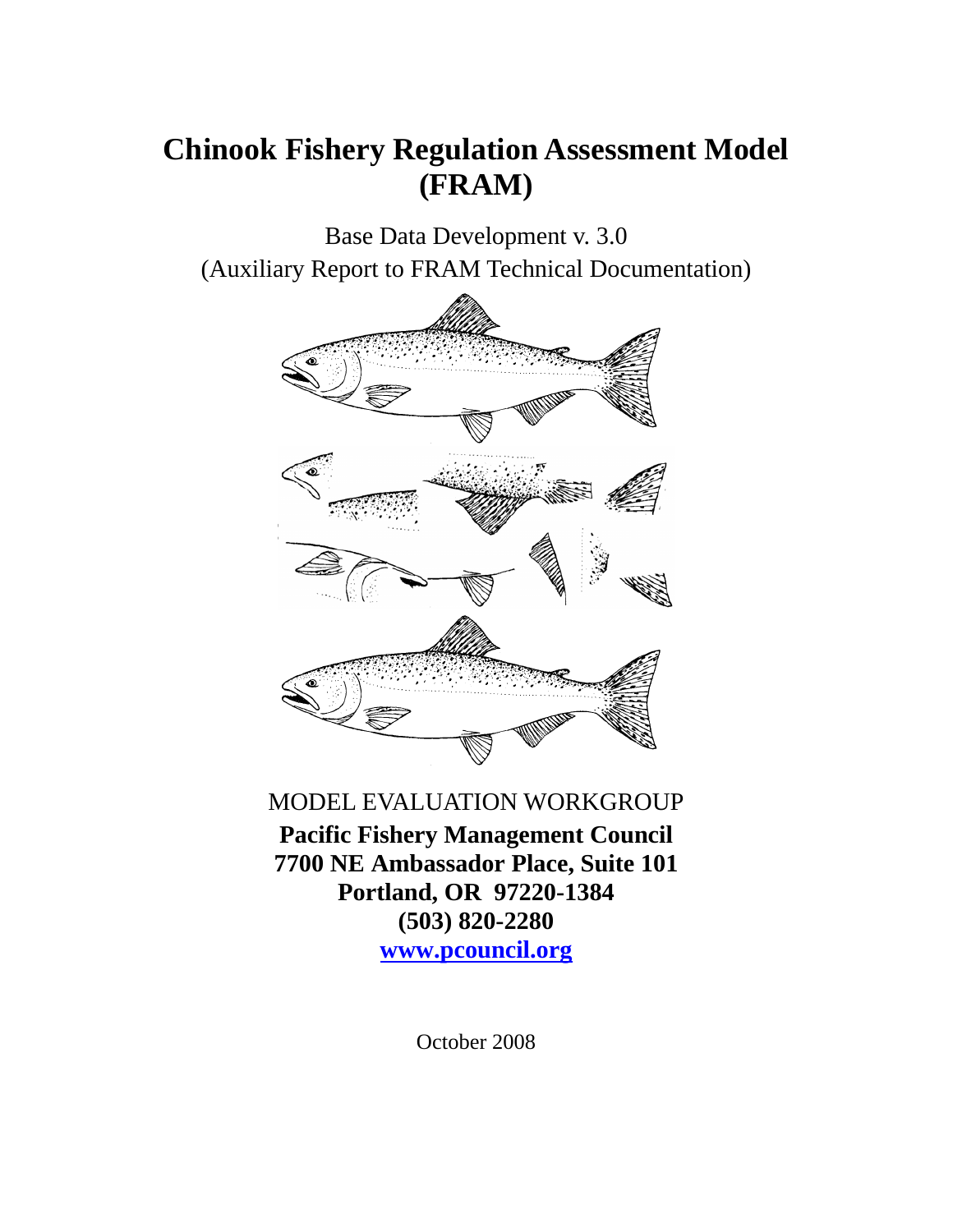# Chinook Fishery Regulation Assessment Model (FRAM)

Base Data Development v. 3.0

(Auxiliary Report to FRAM Technical Documentation)

MODEL EVALUATION WORKGROUP

**Pacific Fishery Management Council**

**7700 NE Ambassador Place, Suite 101**

**Portland, OR 97220-1384**

**(503) 820-2280**

**[www.pcouncil.org](http://www.pcouncil.org)**

October 2008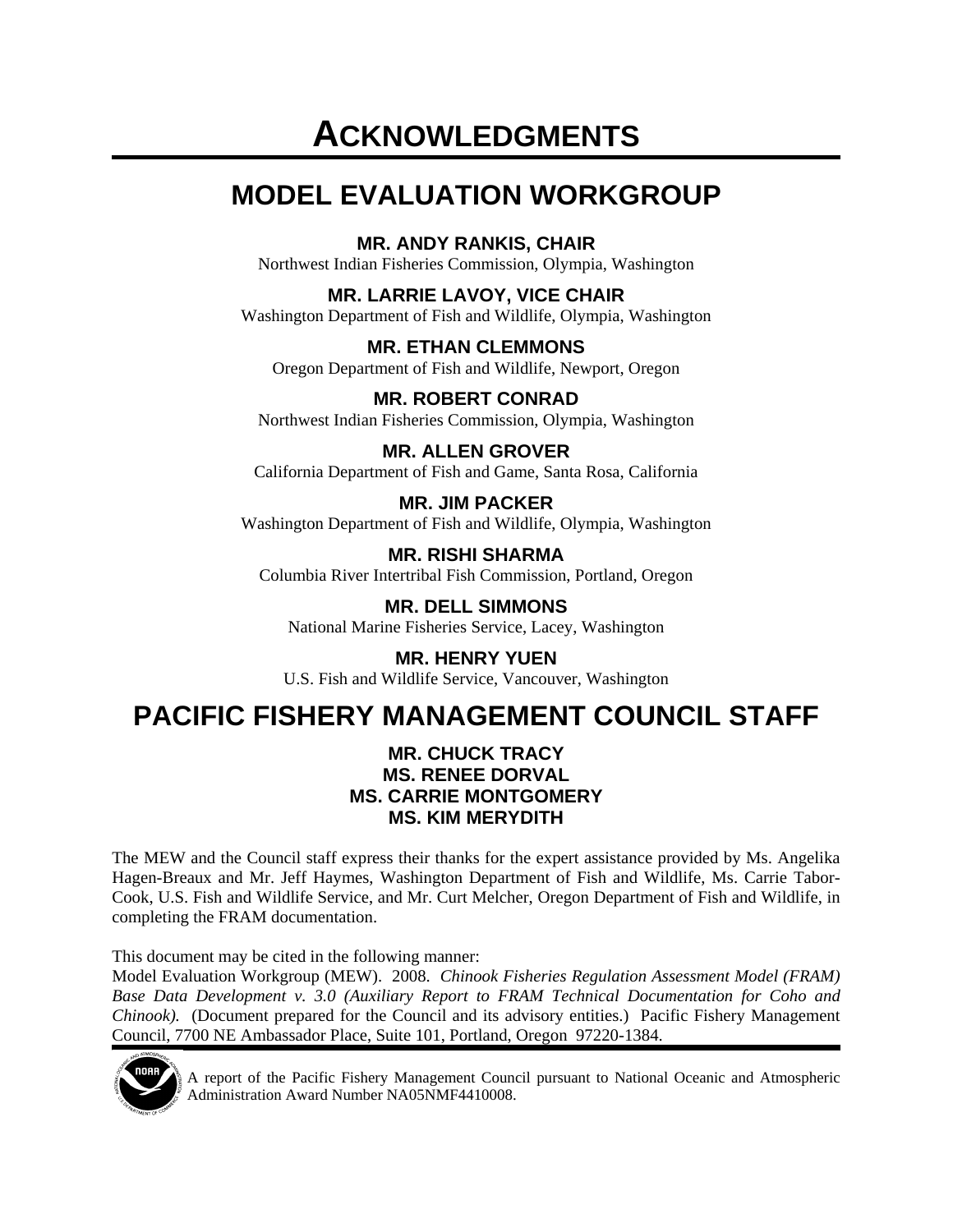# ACKNOWLEDGMENTS

## MODEL EVALUATION WORKGROUP

**MR. ANDY RANKIS, CHAIR**
Northwest Indian Fisheries Commission, Olympia, Washington

**MR. LARRIE LAVOY, VICE CHAIR**
Washington Department of Fish and Wildlife, Olympia, Washington

**MR. ETHAN CLEMMONS**
Oregon Department of Fish and Wildlife, Newport, Oregon

**MR. ROBERT CONRAD**
Northwest Indian Fisheries Commission, Olympia, Washington

**MR. ALLEN GROVER**
California Department of Fish and Game, Santa Rosa, California

**MR. JIM PACKER**
Washington Department of Fish and Wildlife, Olympia, Washington

**MR. RISHI SHARMA**
Columbia River Intertribal Fish Commission, Portland, Oregon

**MR. DELL SIMMONS**
National Marine Fisheries Service, Lacey, Washington

**MR. HENRY YUEN**
U.S. Fish and Wildlife Service, Vancouver, Washington

## PACIFIC FISHERY MANAGEMENT COUNCIL STAFF

**MR. CHUCK TRACY**
**MS. RENEE DORVAL**
**MS. CARRIE MONTGOMERY**
**MS. KIM MERYDITH**

The MEW and the Council staff express their thanks for the expert assistance provided by Ms. Angelika Hagen-Breaux and Mr. Jeff Haymes, Washington Department of Fish and Wildlife, Ms. Carrie Tabor-Cook, U.S. Fish and Wildlife Service, and Mr. Curt Melcher, Oregon Department of Fish and Wildlife, in completing the FRAM documentation.

This document may be cited in the following manner:
Model Evaluation Workgroup (MEW). 2008. *Chinook Fisheries Regulation Assessment Model (FRAM) Base Data Development v. 3.0 (Auxiliary Report to FRAM Technical Documentation for Coho and Chinook).* (Document prepared for the Council and its advisory entities.) Pacific Fishery Management Council, 7700 NE Ambassador Place, Suite 101, Portland, Oregon 97220-1384.

A report of the Pacific Fishery Management Council pursuant to National Oceanic and Atmospheric Administration Award Number NA05NMF4410008.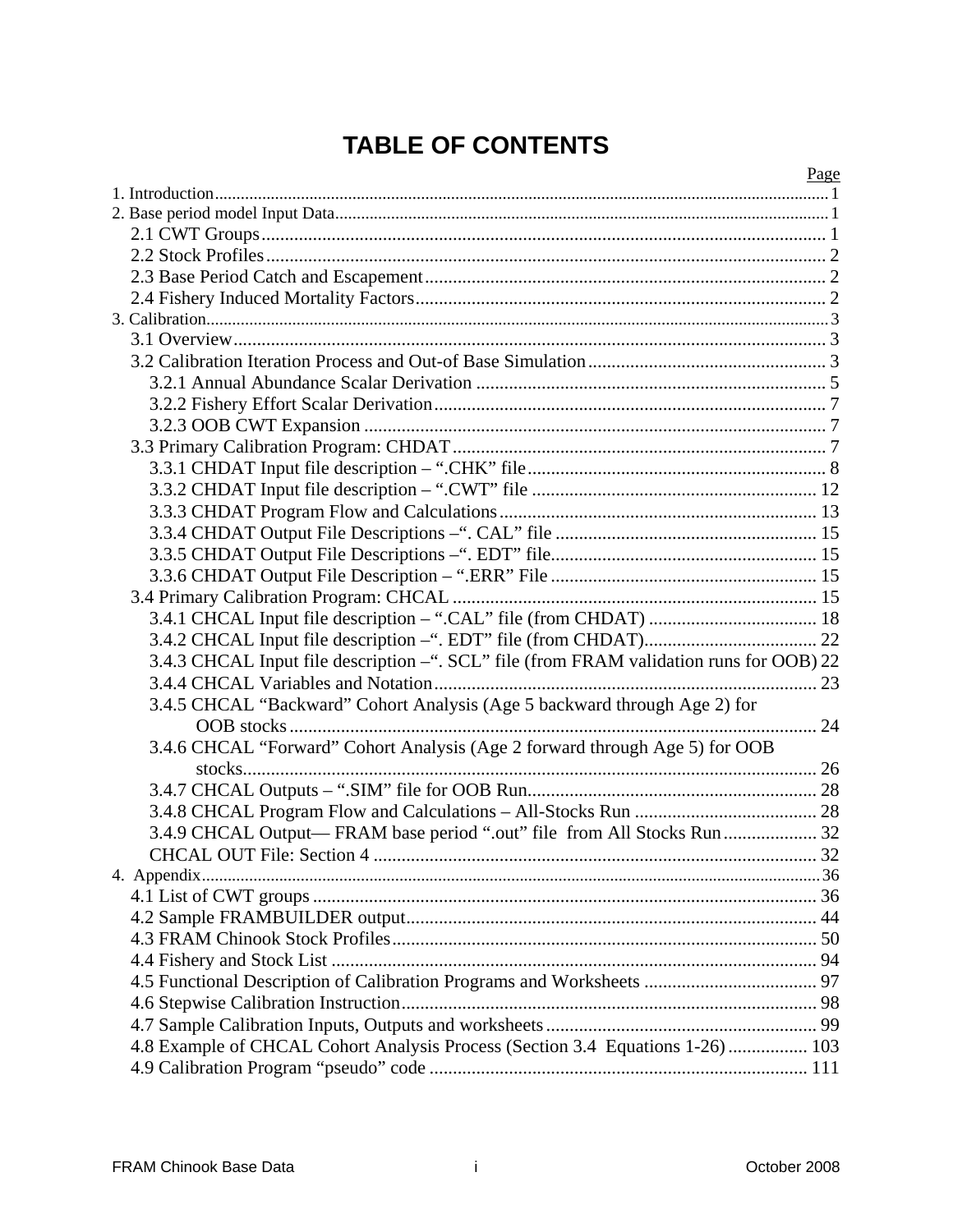# TABLE OF CONTENTS

| | Page |
|---|---|
| 1. Introduction | 1 |
| 2. Base period model Input Data | 1 |
| 2.1 CWT Groups | 1 |
| 2.2 Stock Profiles | 2 |
| 2.3 Base Period Catch and Escapement | 2 |
| 2.4 Fishery Induced Mortality Factors | 2 |
| 3. Calibration | 3 |
| 3.1 Overview | 3 |
| 3.2 Calibration Iteration Process and Out-of Base Simulation | 3 |
| 3.2.1 Annual Abundance Scalar Derivation | 5 |
| 3.2.2 Fishery Effort Scalar Derivation | 7 |
| 3.2.3 OOB CWT Expansion | 7 |
| 3.3 Primary Calibration Program: CHDAT | 7 |
| 3.3.1 CHDAT Input file description – ".CHK" file | 8 |
| 3.3.2 CHDAT Input file description – ".CWT" file | 12 |
| 3.3.3 CHDAT Program Flow and Calculations | 13 |
| 3.3.4 CHDAT Output File Descriptions –". CAL" file | 15 |
| 3.3.5 CHDAT Output File Descriptions –". EDT" file | 15 |
| 3.3.6 CHDAT Output File Description – ".ERR" File | 15 |
| 3.4 Primary Calibration Program: CHCAL | 15 |
| 3.4.1 CHCAL Input file description – ".CAL" file (from CHDAT) | 18 |
| 3.4.2 CHCAL Input file description –". EDT" file (from CHDAT) | 22 |
| 3.4.3 CHCAL Input file description –". SCL" file (from FRAM validation runs for OOB) | 22 |
| 3.4.4 CHCAL Variables and Notation | 23 |
| 3.4.5 CHCAL "Backward" Cohort Analysis (Age 5 backward through Age 2) for OOB stocks | 24 |
| 3.4.6 CHCAL "Forward" Cohort Analysis (Age 2 forward through Age 5) for OOB stocks | 26 |
| 3.4.7 CHCAL Outputs – ".SIM" file for OOB Run | 28 |
| 3.4.8 CHCAL Program Flow and Calculations – All-Stocks Run | 28 |
| 3.4.9 CHCAL Output— FRAM base period ".out" file from All Stocks Run | 32 |
| CHCAL OUT File: Section 4 | 32 |
| 4. Appendix | 36 |
| 4.1 List of CWT groups | 36 |
| 4.2 Sample FRAMBUILDER output | 44 |
| 4.3 FRAM Chinook Stock Profiles | 50 |
| 4.4 Fishery and Stock List | 94 |
| 4.5 Functional Description of Calibration Programs and Worksheets | 97 |
| 4.6 Stepwise Calibration Instruction | 98 |
| 4.7 Sample Calibration Inputs, Outputs and worksheets | 99 |
| 4.8 Example of CHCAL Cohort Analysis Process (Section 3.4 Equations 1-26) | 103 |
| 4.9 Calibration Program "pseudo" code | 111 |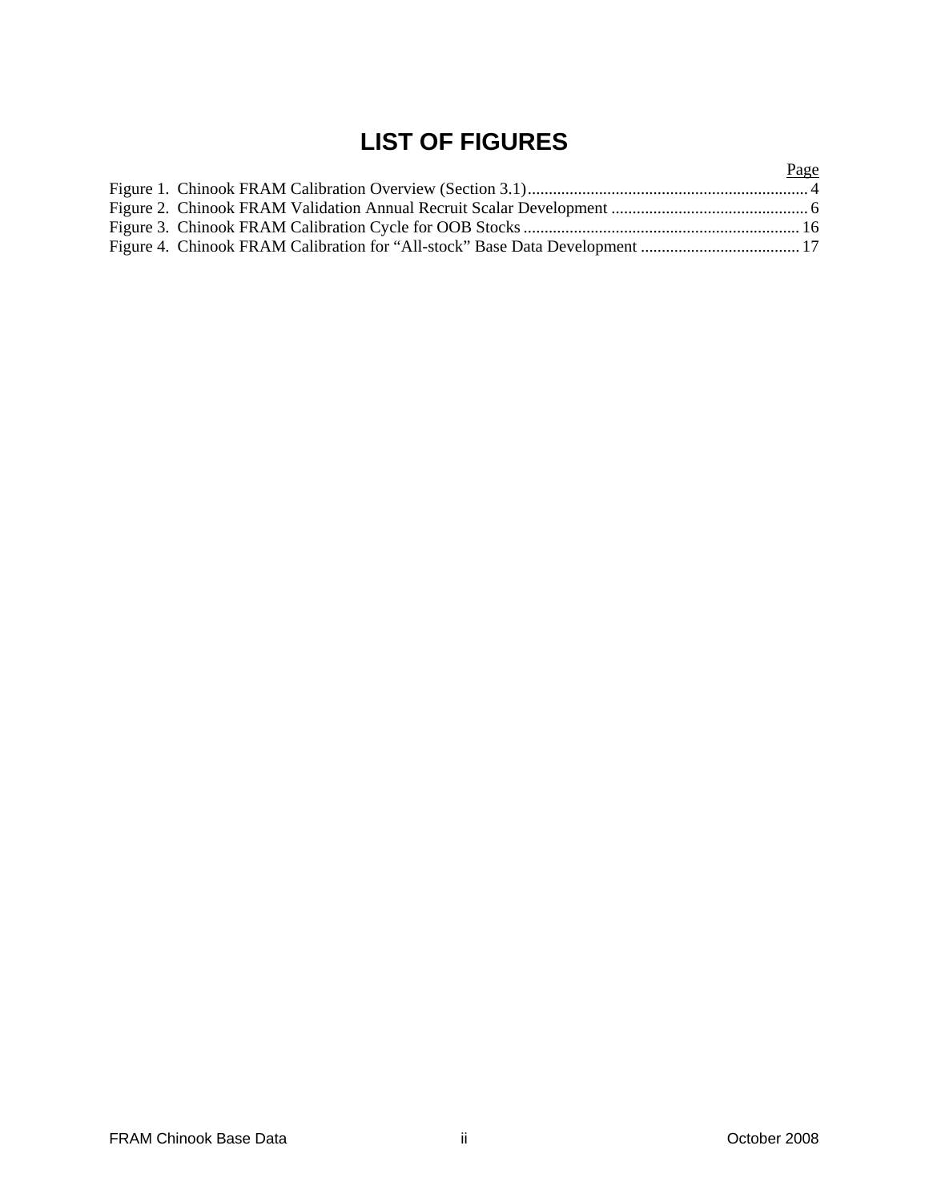# LIST OF FIGURES

| | Page |
|---|---|
| Figure 1. Chinook FRAM Calibration Overview (Section 3.1) | 4 |
| Figure 2. Chinook FRAM Validation Annual Recruit Scalar Development | 6 |
| Figure 3. Chinook FRAM Calibration Cycle for OOB Stocks | 16 |
| Figure 4. Chinook FRAM Calibration for “All-stock” Base Data Development | 17 |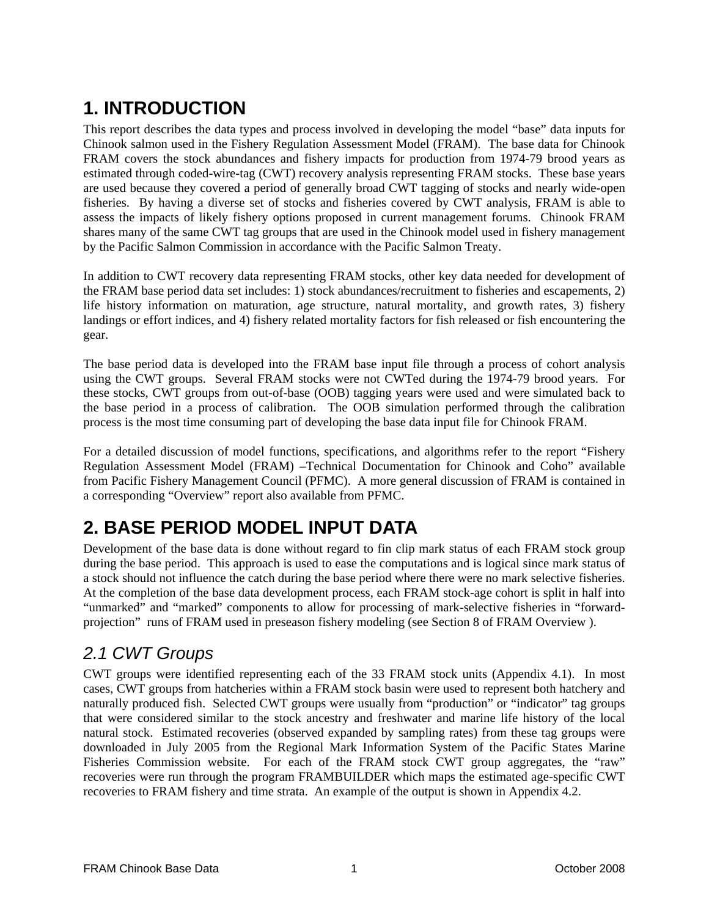# 1. INTRODUCTION

This report describes the data types and process involved in developing the model "base" data inputs for Chinook salmon used in the Fishery Regulation Assessment Model (FRAM). The base data for Chinook FRAM covers the stock abundances and fishery impacts for production from 1974-79 brood years as estimated through coded-wire-tag (CWT) recovery analysis representing FRAM stocks. These base years are used because they covered a period of generally broad CWT tagging of stocks and nearly wide-open fisheries. By having a diverse set of stocks and fisheries covered by CWT analysis, FRAM is able to assess the impacts of likely fishery options proposed in current management forums. Chinook FRAM shares many of the same CWT tag groups that are used in the Chinook model used in fishery management by the Pacific Salmon Commission in accordance with the Pacific Salmon Treaty.

In addition to CWT recovery data representing FRAM stocks, other key data needed for development of the FRAM base period data set includes: 1) stock abundances/recruitment to fisheries and escapements, 2) life history information on maturation, age structure, natural mortality, and growth rates, 3) fishery landings or effort indices, and 4) fishery related mortality factors for fish released or fish encountering the gear.

The base period data is developed into the FRAM base input file through a process of cohort analysis using the CWT groups. Several FRAM stocks were not CWTed during the 1974-79 brood years. For these stocks, CWT groups from out-of-base (OOB) tagging years were used and were simulated back to the base period in a process of calibration. The OOB simulation performed through the calibration process is the most time consuming part of developing the base data input file for Chinook FRAM.

For a detailed discussion of model functions, specifications, and algorithms refer to the report "Fishery Regulation Assessment Model (FRAM) –Technical Documentation for Chinook and Coho" available from Pacific Fishery Management Council (PFMC). A more general discussion of FRAM is contained in a corresponding "Overview" report also available from PFMC.

# 2. BASE PERIOD MODEL INPUT DATA

Development of the base data is done without regard to fin clip mark status of each FRAM stock group during the base period. This approach is used to ease the computations and is logical since mark status of a stock should not influence the catch during the base period where there were no mark selective fisheries. At the completion of the base data development process, each FRAM stock-age cohort is split in half into "unmarked" and "marked" components to allow for processing of mark-selective fisheries in "forward-projection" runs of FRAM used in preseason fishery modeling (see Section 8 of FRAM Overview ).

## *2.1 CWT Groups*

CWT groups were identified representing each of the 33 FRAM stock units (Appendix 4.1). In most cases, CWT groups from hatcheries within a FRAM stock basin were used to represent both hatchery and naturally produced fish. Selected CWT groups were usually from "production" or "indicator" tag groups that were considered similar to the stock ancestry and freshwater and marine life history of the local natural stock. Estimated recoveries (observed expanded by sampling rates) from these tag groups were downloaded in July 2005 from the Regional Mark Information System of the Pacific States Marine Fisheries Commission website. For each of the FRAM stock CWT group aggregates, the "raw" recoveries were run through the program FRAMBUILDER which maps the estimated age-specific CWT recoveries to FRAM fishery and time strata. An example of the output is shown in Appendix 4.2.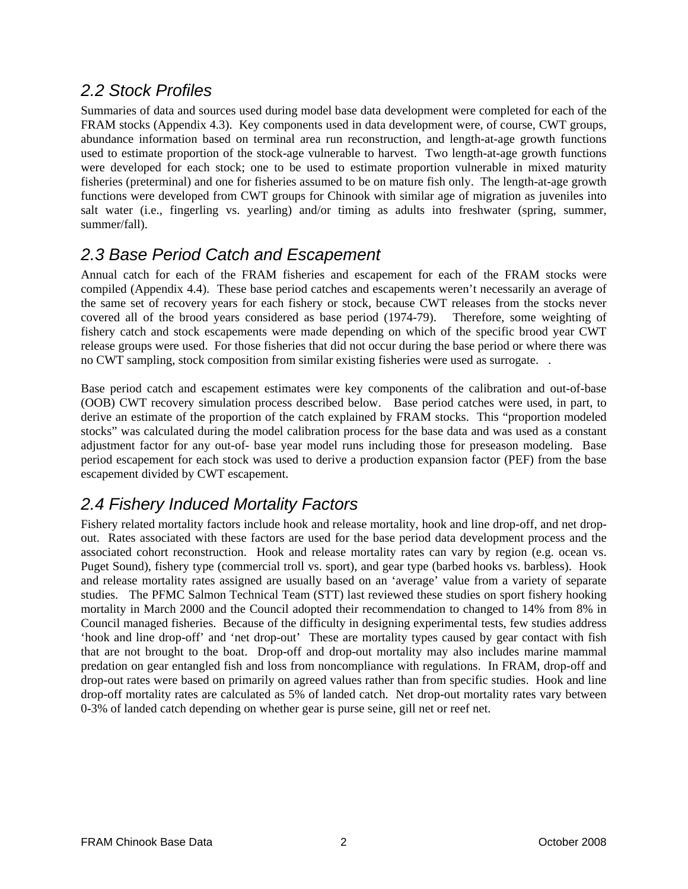## 2.2 Stock Profiles

Summaries of data and sources used during model base data development were completed for each of the FRAM stocks (Appendix 4.3). Key components used in data development were, of course, CWT groups, abundance information based on terminal area run reconstruction, and length-at-age growth functions used to estimate proportion of the stock-age vulnerable to harvest. Two length-at-age growth functions were developed for each stock; one to be used to estimate proportion vulnerable in mixed maturity fisheries (preterminal) and one for fisheries assumed to be on mature fish only. The length-at-age growth functions were developed from CWT groups for Chinook with similar age of migration as juveniles into salt water (i.e., fingerling vs. yearling) and/or timing as adults into freshwater (spring, summer, summer/fall).

## 2.3 Base Period Catch and Escapement

Annual catch for each of the FRAM fisheries and escapement for each of the FRAM stocks were compiled (Appendix 4.4). These base period catches and escapements weren't necessarily an average of the same set of recovery years for each fishery or stock, because CWT releases from the stocks never covered all of the brood years considered as base period (1974-79). Therefore, some weighting of fishery catch and stock escapements were made depending on which of the specific brood year CWT release groups were used. For those fisheries that did not occur during the base period or where there was no CWT sampling, stock composition from similar existing fisheries were used as surrogate. .

Base period catch and escapement estimates were key components of the calibration and out-of-base (OOB) CWT recovery simulation process described below. Base period catches were used, in part, to derive an estimate of the proportion of the catch explained by FRAM stocks. This "proportion modeled stocks" was calculated during the model calibration process for the base data and was used as a constant adjustment factor for any out-of- base year model runs including those for preseason modeling. Base period escapement for each stock was used to derive a production expansion factor (PEF) from the base escapement divided by CWT escapement.

## 2.4 Fishery Induced Mortality Factors

Fishery related mortality factors include hook and release mortality, hook and line drop-off, and net drop-out. Rates associated with these factors are used for the base period data development process and the associated cohort reconstruction. Hook and release mortality rates can vary by region (e.g. ocean vs. Puget Sound), fishery type (commercial troll vs. sport), and gear type (barbed hooks vs. barbless). Hook and release mortality rates assigned are usually based on an 'average' value from a variety of separate studies. The PFMC Salmon Technical Team (STT) last reviewed these studies on sport fishery hooking mortality in March 2000 and the Council adopted their recommendation to changed to 14% from 8% in Council managed fisheries. Because of the difficulty in designing experimental tests, few studies address 'hook and line drop-off' and 'net drop-out' These are mortality types caused by gear contact with fish that are not brought to the boat. Drop-off and drop-out mortality may also includes marine mammal predation on gear entangled fish and loss from noncompliance with regulations. In FRAM, drop-off and drop-out rates were based on primarily on agreed values rather than from specific studies. Hook and line drop-off mortality rates are calculated as 5% of landed catch. Net drop-out mortality rates vary between 0-3% of landed catch depending on whether gear is purse seine, gill net or reef net.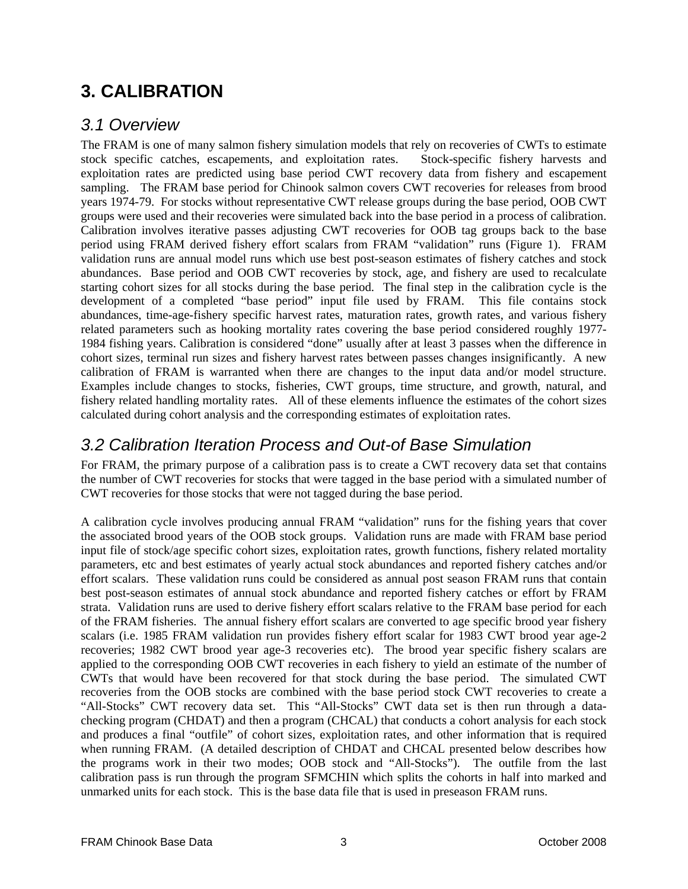# 3. CALIBRATION

## 3.1 Overview

The FRAM is one of many salmon fishery simulation models that rely on recoveries of CWTs to estimate stock specific catches, escapements, and exploitation rates. Stock-specific fishery harvests and exploitation rates are predicted using base period CWT recovery data from fishery and escapement sampling. The FRAM base period for Chinook salmon covers CWT recoveries for releases from brood years 1974-79. For stocks without representative CWT release groups during the base period, OOB CWT groups were used and their recoveries were simulated back into the base period in a process of calibration. Calibration involves iterative passes adjusting CWT recoveries for OOB tag groups back to the base period using FRAM derived fishery effort scalars from FRAM "validation" runs (Figure 1). FRAM validation runs are annual model runs which use best post-season estimates of fishery catches and stock abundances. Base period and OOB CWT recoveries by stock, age, and fishery are used to recalculate starting cohort sizes for all stocks during the base period. The final step in the calibration cycle is the development of a completed "base period" input file used by FRAM. This file contains stock abundances, time-age-fishery specific harvest rates, maturation rates, growth rates, and various fishery related parameters such as hooking mortality rates covering the base period considered roughly 1977-1984 fishing years. Calibration is considered "done" usually after at least 3 passes when the difference in cohort sizes, terminal run sizes and fishery harvest rates between passes changes insignificantly. A new calibration of FRAM is warranted when there are changes to the input data and/or model structure. Examples include changes to stocks, fisheries, CWT groups, time structure, and growth, natural, and fishery related handling mortality rates. All of these elements influence the estimates of the cohort sizes calculated during cohort analysis and the corresponding estimates of exploitation rates.

## 3.2 Calibration Iteration Process and Out-of Base Simulation

For FRAM, the primary purpose of a calibration pass is to create a CWT recovery data set that contains the number of CWT recoveries for stocks that were tagged in the base period with a simulated number of CWT recoveries for those stocks that were not tagged during the base period.

A calibration cycle involves producing annual FRAM "validation" runs for the fishing years that cover the associated brood years of the OOB stock groups. Validation runs are made with FRAM base period input file of stock/age specific cohort sizes, exploitation rates, growth functions, fishery related mortality parameters, etc and best estimates of yearly actual stock abundances and reported fishery catches and/or effort scalars. These validation runs could be considered as annual post season FRAM runs that contain best post-season estimates of annual stock abundance and reported fishery catches or effort by FRAM strata. Validation runs are used to derive fishery effort scalars relative to the FRAM base period for each of the FRAM fisheries. The annual fishery effort scalars are converted to age specific brood year fishery scalars (i.e. 1985 FRAM validation run provides fishery effort scalar for 1983 CWT brood year age-2 recoveries; 1982 CWT brood year age-3 recoveries etc). The brood year specific fishery scalars are applied to the corresponding OOB CWT recoveries in each fishery to yield an estimate of the number of CWTs that would have been recovered for that stock during the base period. The simulated CWT recoveries from the OOB stocks are combined with the base period stock CWT recoveries to create a "All-Stocks" CWT recovery data set. This "All-Stocks" CWT data set is then run through a data-checking program (CHDAT) and then a program (CHCAL) that conducts a cohort analysis for each stock and produces a final "outfile" of cohort sizes, exploitation rates, and other information that is required when running FRAM. (A detailed description of CHDAT and CHCAL presented below describes how the programs work in their two modes; OOB stock and "All-Stocks"). The outfile from the last calibration pass is run through the program SFMCHIN which splits the cohorts in half into marked and unmarked units for each stock. This is the base data file that is used in preseason FRAM runs.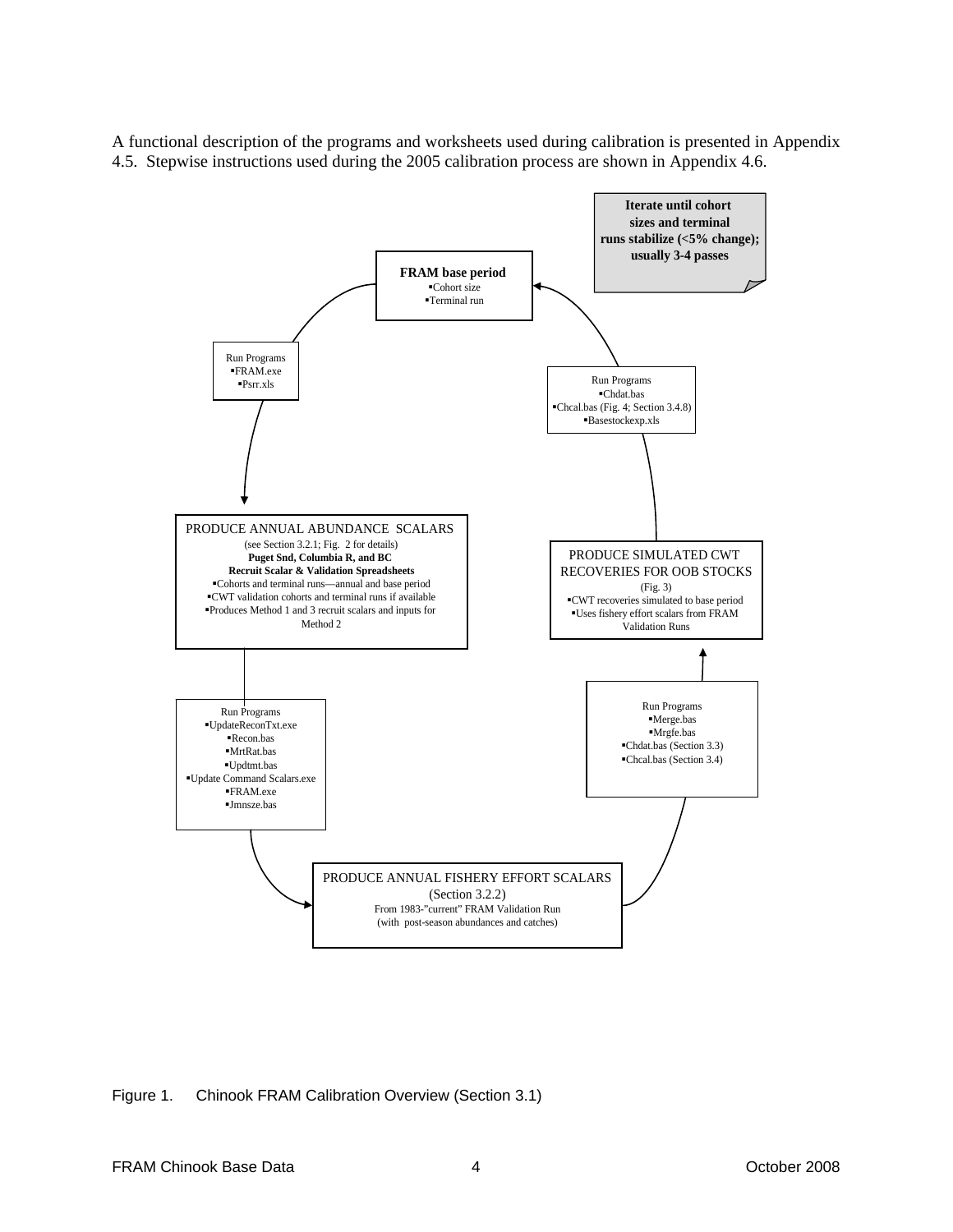A functional description of the programs and worksheets used during calibration is presented in Appendix 4.5. Stepwise instructions used during the 2005 calibration process are shown in Appendix 4.6.

**Iterate until cohort sizes and terminal runs stabilize (<5% change); usually 3-4 passes**

**FRAM base period**
- Cohort size
- Terminal run

Run Programs
- FRAM.exe
- Psrr.xls

Run Programs
- Chdat.bas
- Chcal.bas (Fig. 4; Section 3.4.8)
- Basestockexp.xls

PRODUCE ANNUAL ABUNDANCE SCALARS
(see Section 3.2.1; Fig. 2 for details)
**Puget Snd, Columbia R, and BC Recruit Scalar & Validation Spreadsheets**
- Cohorts and terminal runs—annual and base period
- CWT validation cohorts and terminal runs if available
- Produces Method 1 and 3 recruit scalars and inputs for Method 2

PRODUCE SIMULATED CWT RECOVERIES FOR OOB STOCKS
(Fig. 3)
- CWT recoveries simulated to base period
- Uses fishery effort scalars from FRAM Validation Runs

Run Programs
- UpdateReconTxt.exe
- Recon.bas
- MrtRat.bas
- Updtmt.bas
- Update Command Scalars.exe
- FRAM.exe
- Jmnsze.bas

Run Programs
- Merge.bas
- Mrgfe.bas
- Chdat.bas (Section 3.3)
- Chcal.bas (Section 3.4)

PRODUCE ANNUAL FISHERY EFFORT SCALARS
(Section 3.2.2)
From 1983-"current" FRAM Validation Run
(with post-season abundances and catches)

Figure 1. Chinook FRAM Calibration Overview (Section 3.1)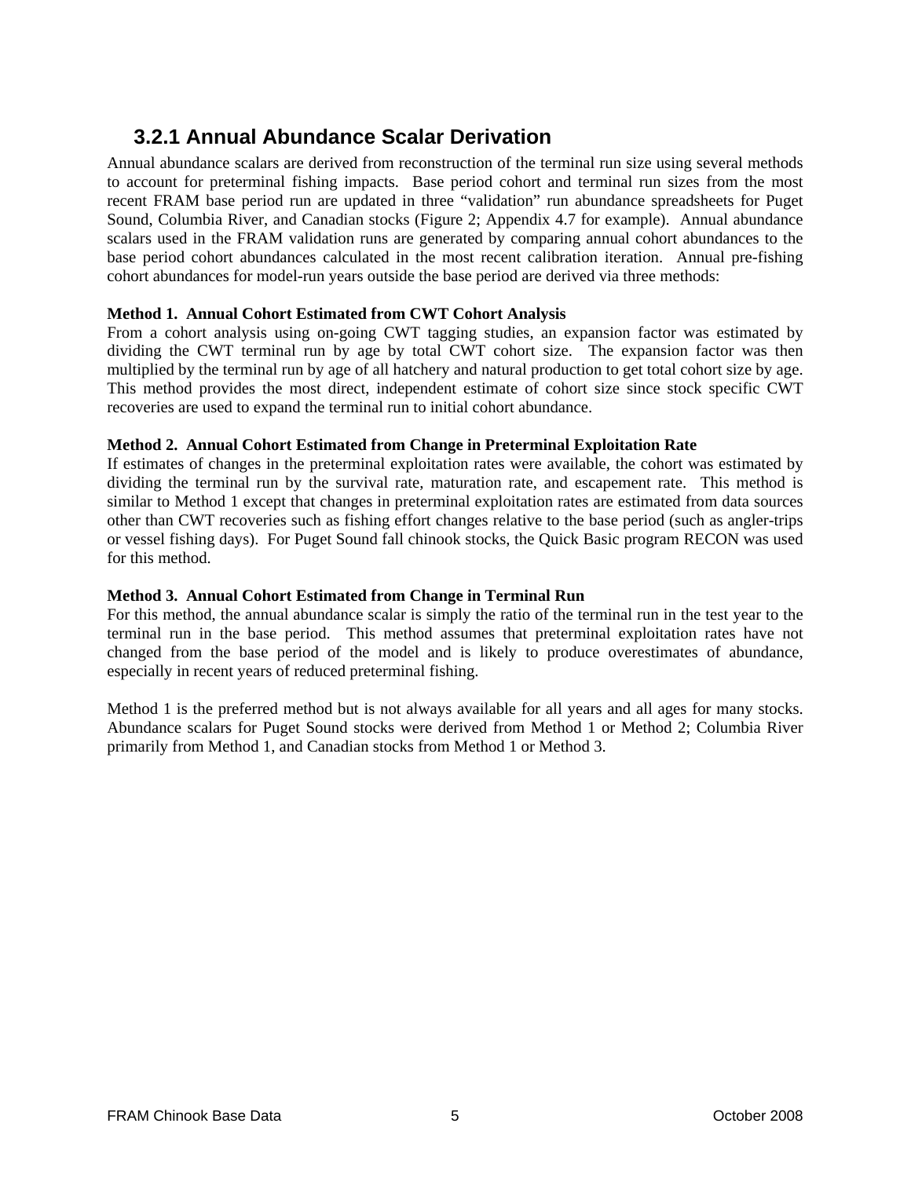### 3.2.1 Annual Abundance Scalar Derivation

Annual abundance scalars are derived from reconstruction of the terminal run size using several methods to account for preterminal fishing impacts. Base period cohort and terminal run sizes from the most recent FRAM base period run are updated in three "validation" run abundance spreadsheets for Puget Sound, Columbia River, and Canadian stocks (Figure 2; Appendix 4.7 for example). Annual abundance scalars used in the FRAM validation runs are generated by comparing annual cohort abundances to the base period cohort abundances calculated in the most recent calibration iteration. Annual pre-fishing cohort abundances for model-run years outside the base period are derived via three methods:

**Method 1. Annual Cohort Estimated from CWT Cohort Analysis**

From a cohort analysis using on-going CWT tagging studies, an expansion factor was estimated by dividing the CWT terminal run by age by total CWT cohort size. The expansion factor was then multiplied by the terminal run by age of all hatchery and natural production to get total cohort size by age. This method provides the most direct, independent estimate of cohort size since stock specific CWT recoveries are used to expand the terminal run to initial cohort abundance.

**Method 2. Annual Cohort Estimated from Change in Preterminal Exploitation Rate**

If estimates of changes in the preterminal exploitation rates were available, the cohort was estimated by dividing the terminal run by the survival rate, maturation rate, and escapement rate. This method is similar to Method 1 except that changes in preterminal exploitation rates are estimated from data sources other than CWT recoveries such as fishing effort changes relative to the base period (such as angler-trips or vessel fishing days). For Puget Sound fall chinook stocks, the Quick Basic program RECON was used for this method.

**Method 3. Annual Cohort Estimated from Change in Terminal Run**

For this method, the annual abundance scalar is simply the ratio of the terminal run in the test year to the terminal run in the base period. This method assumes that preterminal exploitation rates have not changed from the base period of the model and is likely to produce overestimates of abundance, especially in recent years of reduced preterminal fishing.

Method 1 is the preferred method but is not always available for all years and all ages for many stocks. Abundance scalars for Puget Sound stocks were derived from Method 1 or Method 2; Columbia River primarily from Method 1, and Canadian stocks from Method 1 or Method 3.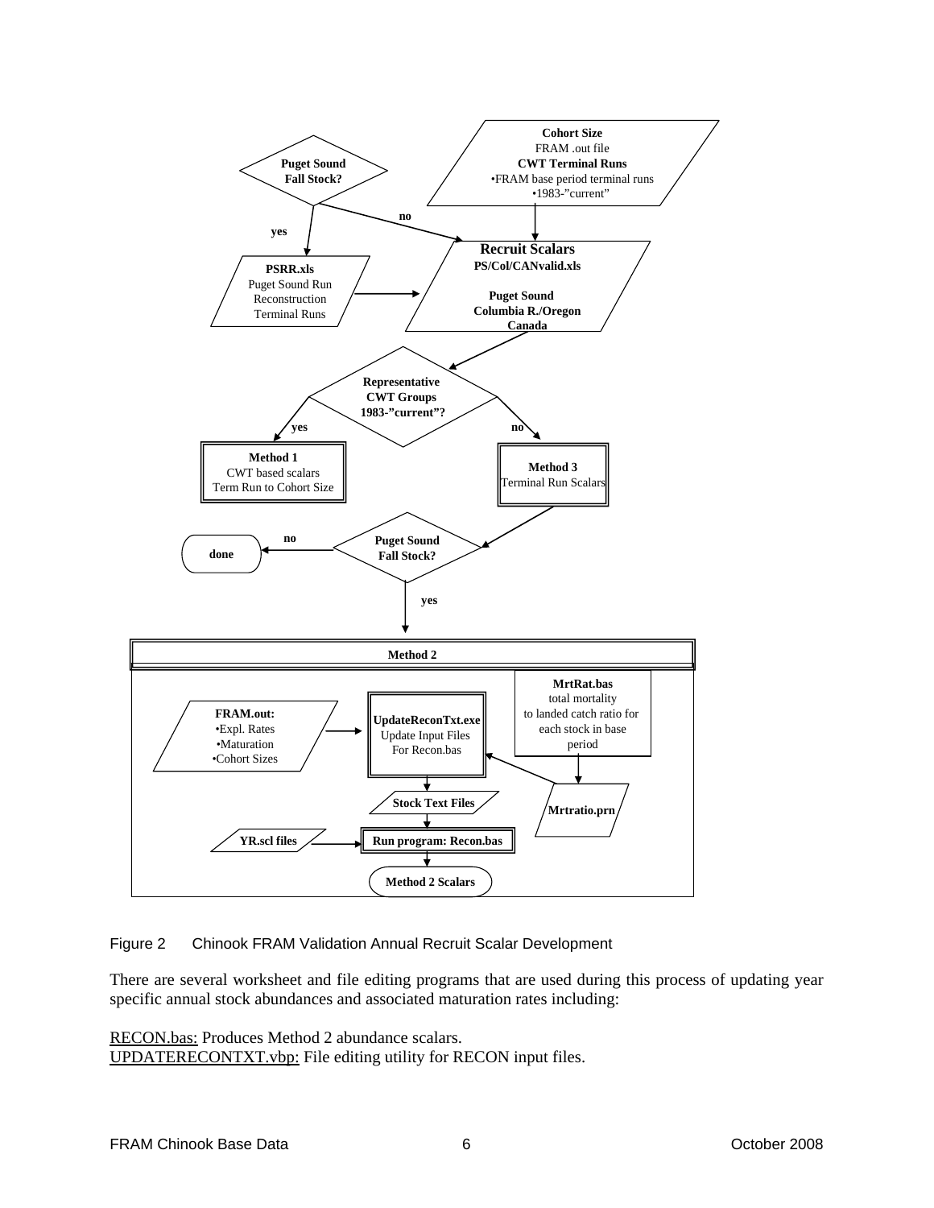Puget Sound Fall Stock?

yes

no

Cohort Size
FRAM .out file
CWT Terminal Runs
•FRAM base period terminal runs
•1983-"current"

PSRR.xls
Puget Sound Run Reconstruction Terminal Runs

Recruit Scalars
PS/Col/CANvalid.xls

Puget Sound
Columbia R./Oregon
Canada

Representative CWT Groups 1983-"current"?

yes

no

Method 1
CWT based scalars
Term Run to Cohort Size

Method 3
Terminal Run Scalars

done

no

Puget Sound Fall Stock?

yes

Method 2

FRAM.out:
•Expl. Rates
•Maturation
•Cohort Sizes

UpdateReconTxt.exe
Update Input Files For Recon.bas

MrtRat.bas
total mortality to landed catch ratio for each stock in base period

Stock Text Files

Mrtratio.prn

YR.scl files

Run program: Recon.bas

Method 2 Scalars

Figure 2 Chinook FRAM Validation Annual Recruit Scalar Development

There are several worksheet and file editing programs that are used during this process of updating year specific annual stock abundances and associated maturation rates including:

RECON.bas: Produces Method 2 abundance scalars.
UPDATERECONTXT.vbp: File editing utility for RECON input files.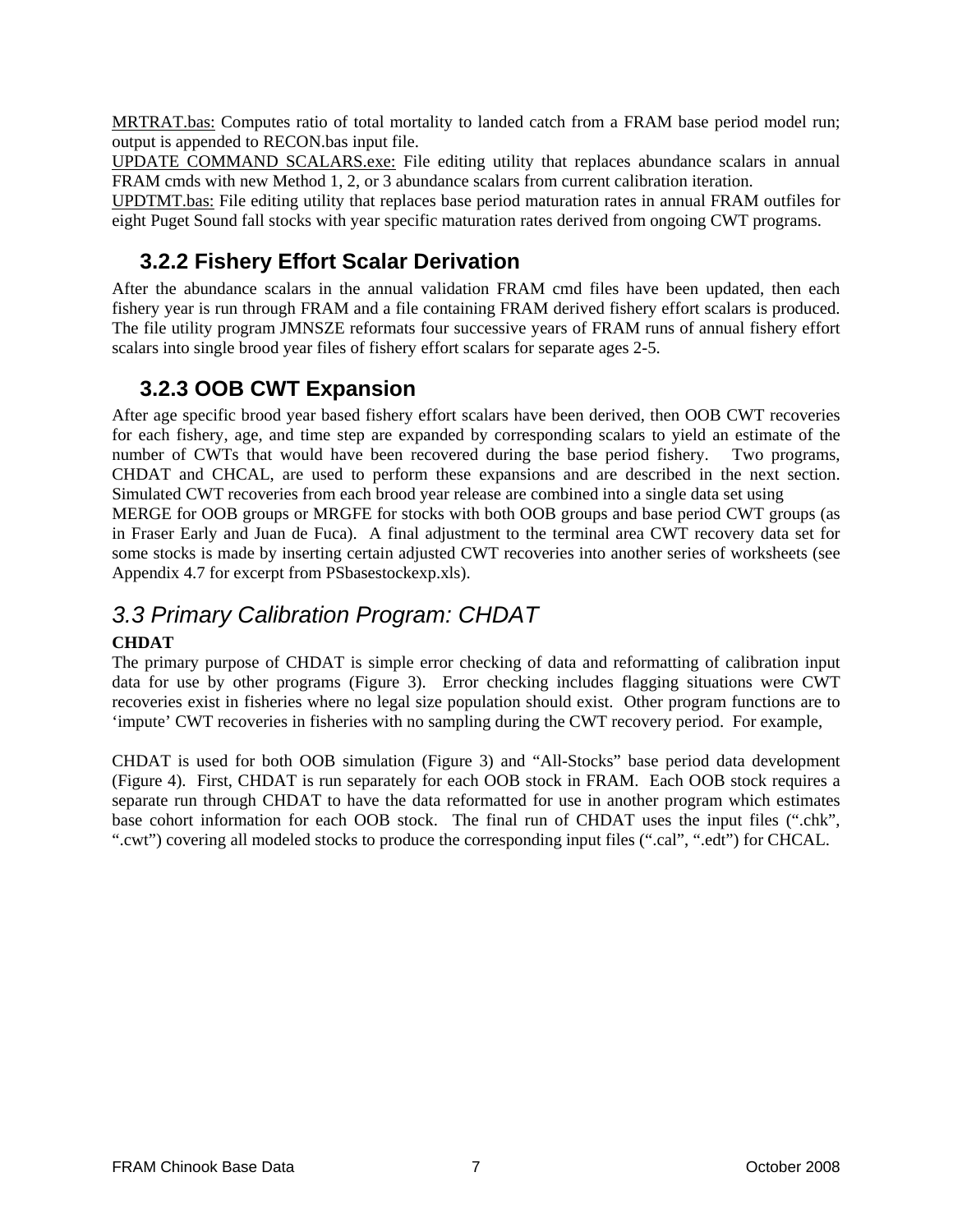<u>MRTRAT.bas:</u> Computes ratio of total mortality to landed catch from a FRAM base period model run; output is appended to RECON.bas input file.
<u>UPDATE COMMAND SCALARS.exe:</u> File editing utility that replaces abundance scalars in annual FRAM cmds with new Method 1, 2, or 3 abundance scalars from current calibration iteration.
<u>UPDTMT.bas:</u> File editing utility that replaces base period maturation rates in annual FRAM outfiles for eight Puget Sound fall stocks with year specific maturation rates derived from ongoing CWT programs.

### 3.2.2 Fishery Effort Scalar Derivation

After the abundance scalars in the annual validation FRAM cmd files have been updated, then each fishery year is run through FRAM and a file containing FRAM derived fishery effort scalars is produced. The file utility program JMNSZE reformats four successive years of FRAM runs of annual fishery effort scalars into single brood year files of fishery effort scalars for separate ages 2-5.

### 3.2.3 OOB CWT Expansion

After age specific brood year based fishery effort scalars have been derived, then OOB CWT recoveries for each fishery, age, and time step are expanded by corresponding scalars to yield an estimate of the number of CWTs that would have been recovered during the base period fishery. Two programs, CHDAT and CHCAL, are used to perform these expansions and are described in the next section. Simulated CWT recoveries from each brood year release are combined into a single data set using MERGE for OOB groups or MRGFE for stocks with both OOB groups and base period CWT groups (as in Fraser Early and Juan de Fuca). A final adjustment to the terminal area CWT recovery data set for some stocks is made by inserting certain adjusted CWT recoveries into another series of worksheets (see Appendix 4.7 for excerpt from PSbasestockexp.xls).

## *3.3 Primary Calibration Program: CHDAT*

**CHDAT**

The primary purpose of CHDAT is simple error checking of data and reformatting of calibration input data for use by other programs (Figure 3). Error checking includes flagging situations were CWT recoveries exist in fisheries where no legal size population should exist. Other program functions are to 'impute' CWT recoveries in fisheries with no sampling during the CWT recovery period. For example,

CHDAT is used for both OOB simulation (Figure 3) and "All-Stocks" base period data development (Figure 4). First, CHDAT is run separately for each OOB stock in FRAM. Each OOB stock requires a separate run through CHDAT to have the data reformatted for use in another program which estimates base cohort information for each OOB stock. The final run of CHDAT uses the input files (".chk", ".cwt") covering all modeled stocks to produce the corresponding input files (".cal", ".edt") for CHCAL.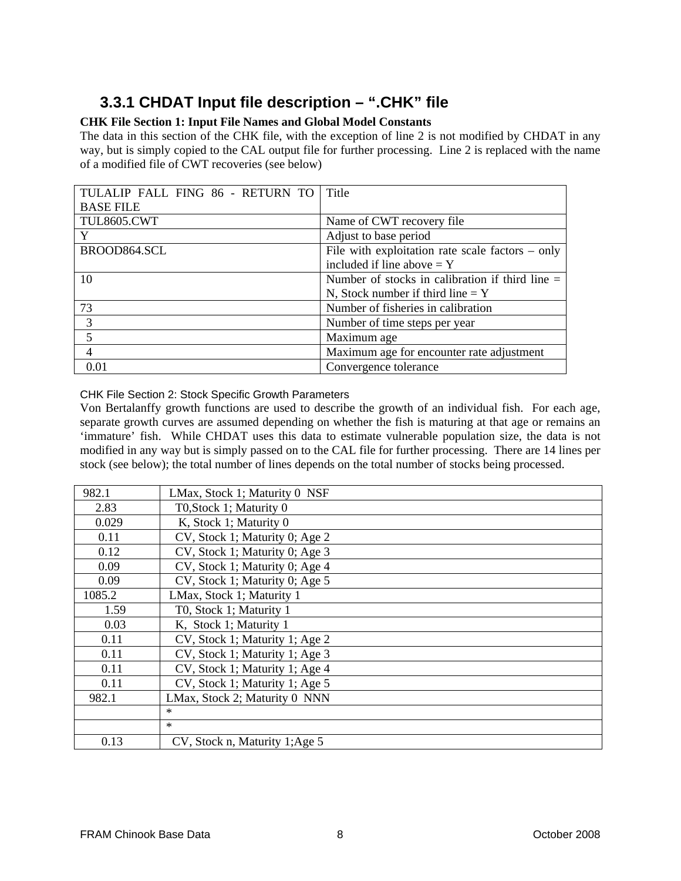### 3.3.1 CHDAT Input file description – ".CHK" file

**CHK File Section 1: Input File Names and Global Model Constants**

The data in this section of the CHK file, with the exception of line 2 is not modified by CHDAT in any way, but is simply copied to the CAL output file for further processing. Line 2 is replaced with the name of a modified file of CWT recoveries (see below)

| TULALIP FALL FING 86 - RETURN TO BASE FILE | Title |
|---|---|
| TUL8605.CWT | Name of CWT recovery file |
| Y | Adjust to base period |
| BROOD864.SCL | File with exploitation rate scale factors – only included if line above = Y |
| 10 | Number of stocks in calibration if third line = N, Stock number if third line = Y |
| 73 | Number of fisheries in calibration |
| 3 | Number of time steps per year |
| 5 | Maximum age |
| 4 | Maximum age for encounter rate adjustment |
| 0.01 | Convergence tolerance |

CHK File Section 2: Stock Specific Growth Parameters

Von Bertalanffy growth functions are used to describe the growth of an individual fish. For each age, separate growth curves are assumed depending on whether the fish is maturing at that age or remains an 'immature' fish. While CHDAT uses this data to estimate vulnerable population size, the data is not modified in any way but is simply passed on to the CAL file for further processing. There are 14 lines per stock (see below); the total number of lines depends on the total number of stocks being processed.

| 982.1 | LMax, Stock 1; Maturity 0 NSF |
|---|---|
| 2.83 | T0,Stock 1; Maturity 0 |
| 0.029 | K, Stock 1; Maturity 0 |
| 0.11 | CV, Stock 1; Maturity 0; Age 2 |
| 0.12 | CV, Stock 1; Maturity 0; Age 3 |
| 0.09 | CV, Stock 1; Maturity 0; Age 4 |
| 0.09 | CV, Stock 1; Maturity 0; Age 5 |
| 1085.2 | LMax, Stock 1; Maturity 1 |
| 1.59 | T0, Stock 1; Maturity 1 |
| 0.03 | K, Stock 1; Maturity 1 |
| 0.11 | CV, Stock 1; Maturity 1; Age 2 |
| 0.11 | CV, Stock 1; Maturity 1; Age 3 |
| 0.11 | CV, Stock 1; Maturity 1; Age 4 |
| 0.11 | CV, Stock 1; Maturity 1; Age 5 |
| 982.1 | LMax, Stock 2; Maturity 0 NNN |
| | * |
| | * |
| 0.13 | CV, Stock n, Maturity 1;Age 5 |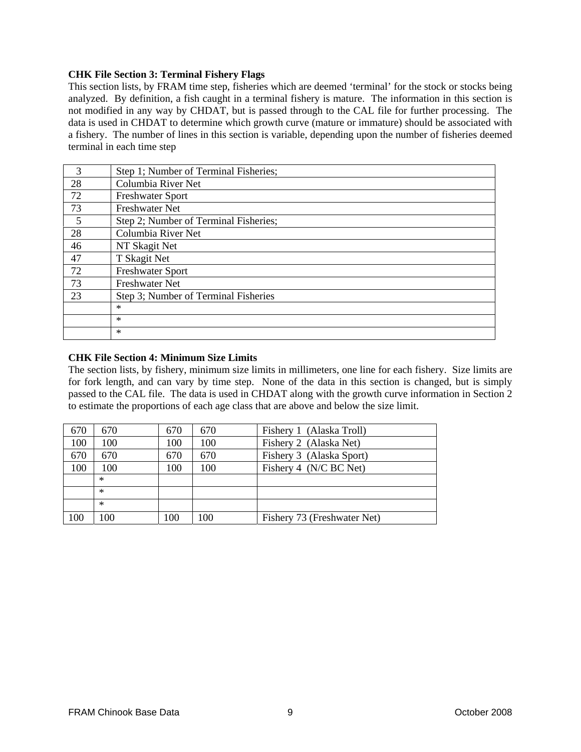**CHK File Section 3: Terminal Fishery Flags**

This section lists, by FRAM time step, fisheries which are deemed 'terminal' for the stock or stocks being analyzed. By definition, a fish caught in a terminal fishery is mature. The information in this section is not modified in any way by CHDAT, but is passed through to the CAL file for further processing. The data is used in CHDAT to determine which growth curve (mature or immature) should be associated with a fishery. The number of lines in this section is variable, depending upon the number of fisheries deemed terminal in each time step

| | |
|---|---|
| 3 | Step 1; Number of Terminal Fisheries; |
| 28 | Columbia River Net |
| 72 | Freshwater Sport |
| 73 | Freshwater Net |
| 5 | Step 2; Number of Terminal Fisheries; |
| 28 | Columbia River Net |
| 46 | NT Skagit Net |
| 47 | T Skagit Net |
| 72 | Freshwater Sport |
| 73 | Freshwater Net |
| 23 | Step 3; Number of Terminal Fisheries |
| | * |
| | * |
| | * |

**CHK File Section 4: Minimum Size Limits**

The section lists, by fishery, minimum size limits in millimeters, one line for each fishery. Size limits are for fork length, and can vary by time step. None of the data in this section is changed, but is simply passed to the CAL file. The data is used in CHDAT along with the growth curve information in Section 2 to estimate the proportions of each age class that are above and below the size limit.

| | | | | |
|---|---|---|---|---|
| 670 | 670 | 670 | 670 | Fishery 1 (Alaska Troll) |
| 100 | 100 | 100 | 100 | Fishery 2 (Alaska Net) |
| 670 | 670 | 670 | 670 | Fishery 3 (Alaska Sport) |
| 100 | 100 | 100 | 100 | Fishery 4 (N/C BC Net) |
| | * | | | |
| | * | | | |
| | * | | | |
| 100 | 100 | 100 | 100 | Fishery 73 (Freshwater Net) |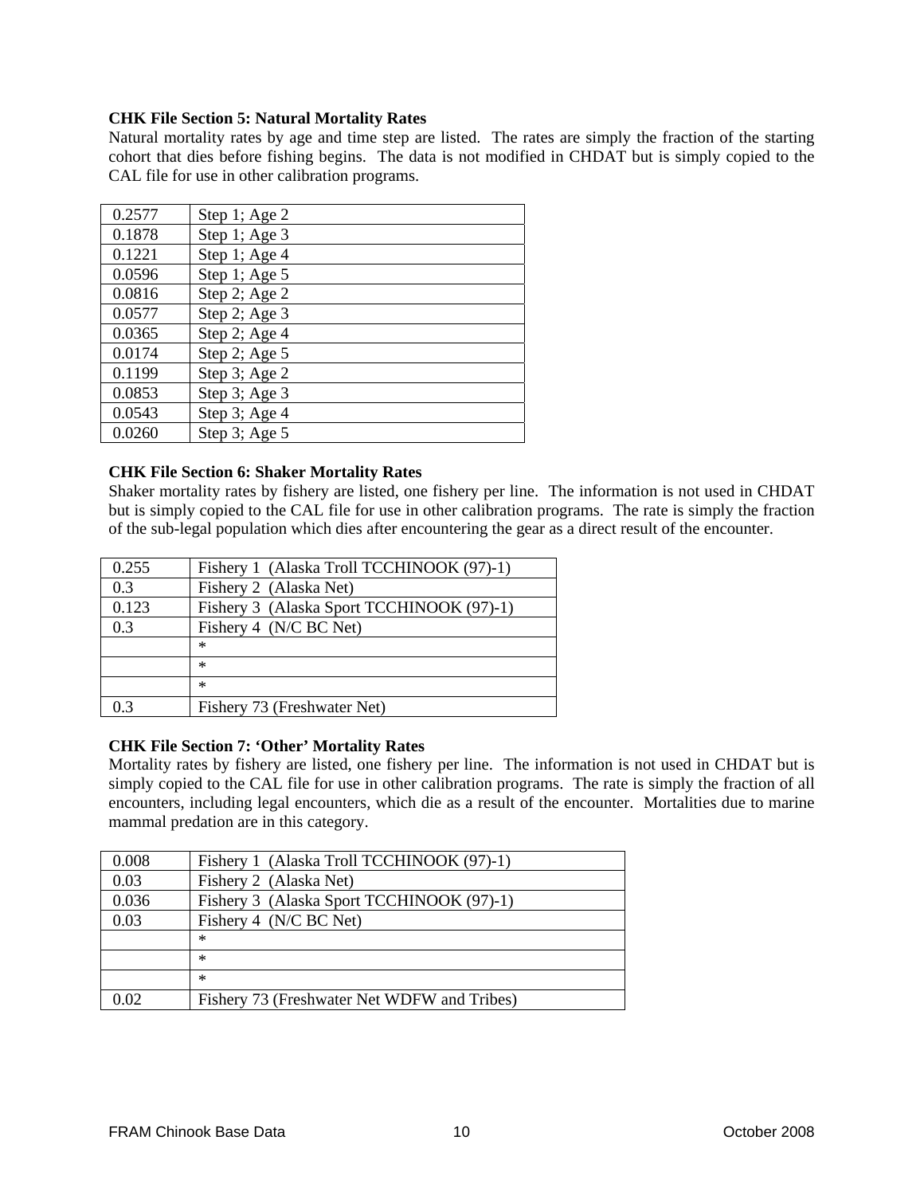**CHK File Section 5: Natural Mortality Rates**

Natural mortality rates by age and time step are listed. The rates are simply the fraction of the starting cohort that dies before fishing begins. The data is not modified in CHDAT but is simply copied to the CAL file for use in other calibration programs.

| | |
|---|---|
| 0.2577 | Step 1; Age 2 |
| 0.1878 | Step 1; Age 3 |
| 0.1221 | Step 1; Age 4 |
| 0.0596 | Step 1; Age 5 |
| 0.0816 | Step 2; Age 2 |
| 0.0577 | Step 2; Age 3 |
| 0.0365 | Step 2; Age 4 |
| 0.0174 | Step 2; Age 5 |
| 0.1199 | Step 3; Age 2 |
| 0.0853 | Step 3; Age 3 |
| 0.0543 | Step 3; Age 4 |
| 0.0260 | Step 3; Age 5 |

**CHK File Section 6: Shaker Mortality Rates**

Shaker mortality rates by fishery are listed, one fishery per line. The information is not used in CHDAT but is simply copied to the CAL file for use in other calibration programs. The rate is simply the fraction of the sub-legal population which dies after encountering the gear as a direct result of the encounter.

| | |
|---|---|
| 0.255 | Fishery 1 (Alaska Troll TCCHINOOK (97)-1) |
| 0.3 | Fishery 2 (Alaska Net) |
| 0.123 | Fishery 3 (Alaska Sport TCCHINOOK (97)-1) |
| 0.3 | Fishery 4 (N/C BC Net) |
| | * |
| | * |
| | * |
| 0.3 | Fishery 73 (Freshwater Net) |

**CHK File Section 7: 'Other' Mortality Rates**

Mortality rates by fishery are listed, one fishery per line. The information is not used in CHDAT but is simply copied to the CAL file for use in other calibration programs. The rate is simply the fraction of all encounters, including legal encounters, which die as a result of the encounter. Mortalities due to marine mammal predation are in this category.

| | |
|---|---|
| 0.008 | Fishery 1 (Alaska Troll TCCHINOOK (97)-1) |
| 0.03 | Fishery 2 (Alaska Net) |
| 0.036 | Fishery 3 (Alaska Sport TCCHINOOK (97)-1) |
| 0.03 | Fishery 4 (N/C BC Net) |
| | * |
| | * |
| | * |
| 0.02 | Fishery 73 (Freshwater Net WDFW and Tribes) |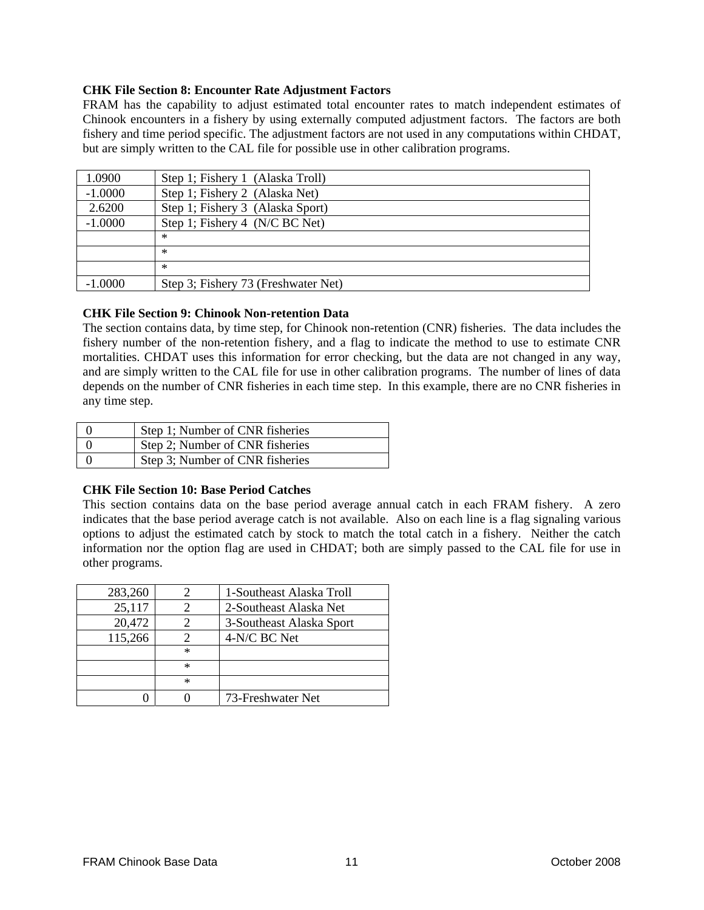**CHK File Section 8: Encounter Rate Adjustment Factors**

FRAM has the capability to adjust estimated total encounter rates to match independent estimates of Chinook encounters in a fishery by using externally computed adjustment factors. The factors are both fishery and time period specific. The adjustment factors are not used in any computations within CHDAT, but are simply written to the CAL file for possible use in other calibration programs.

| | |
|---|---|
| 1.0900 | Step 1; Fishery 1 (Alaska Troll) |
| -1.0000 | Step 1; Fishery 2 (Alaska Net) |
| 2.6200 | Step 1; Fishery 3 (Alaska Sport) |
| -1.0000 | Step 1; Fishery 4 (N/C BC Net) |
| | * |
| | * |
| | * |
| -1.0000 | Step 3; Fishery 73 (Freshwater Net) |

**CHK File Section 9: Chinook Non-retention Data**

The section contains data, by time step, for Chinook non-retention (CNR) fisheries. The data includes the fishery number of the non-retention fishery, and a flag to indicate the method to use to estimate CNR mortalities. CHDAT uses this information for error checking, but the data are not changed in any way, and are simply written to the CAL file for use in other calibration programs. The number of lines of data depends on the number of CNR fisheries in each time step. In this example, there are no CNR fisheries in any time step.

| | |
|---|---|
| 0 | Step 1; Number of CNR fisheries |
| 0 | Step 2; Number of CNR fisheries |
| 0 | Step 3; Number of CNR fisheries |

**CHK File Section 10: Base Period Catches**

This section contains data on the base period average annual catch in each FRAM fishery. A zero indicates that the base period average catch is not available. Also on each line is a flag signaling various options to adjust the estimated catch by stock to match the total catch in a fishery. Neither the catch information nor the option flag are used in CHDAT; both are simply passed to the CAL file for use in other programs.

| | | |
|---|---|---|
| 283,260 | 2 | 1-Southeast Alaska Troll |
| 25,117 | 2 | 2-Southeast Alaska Net |
| 20,472 | 2 | 3-Southeast Alaska Sport |
| 115,266 | 2 | 4-N/C BC Net |
| | * | |
| | * | |
| | * | |
| 0 | 0 | 73-Freshwater Net |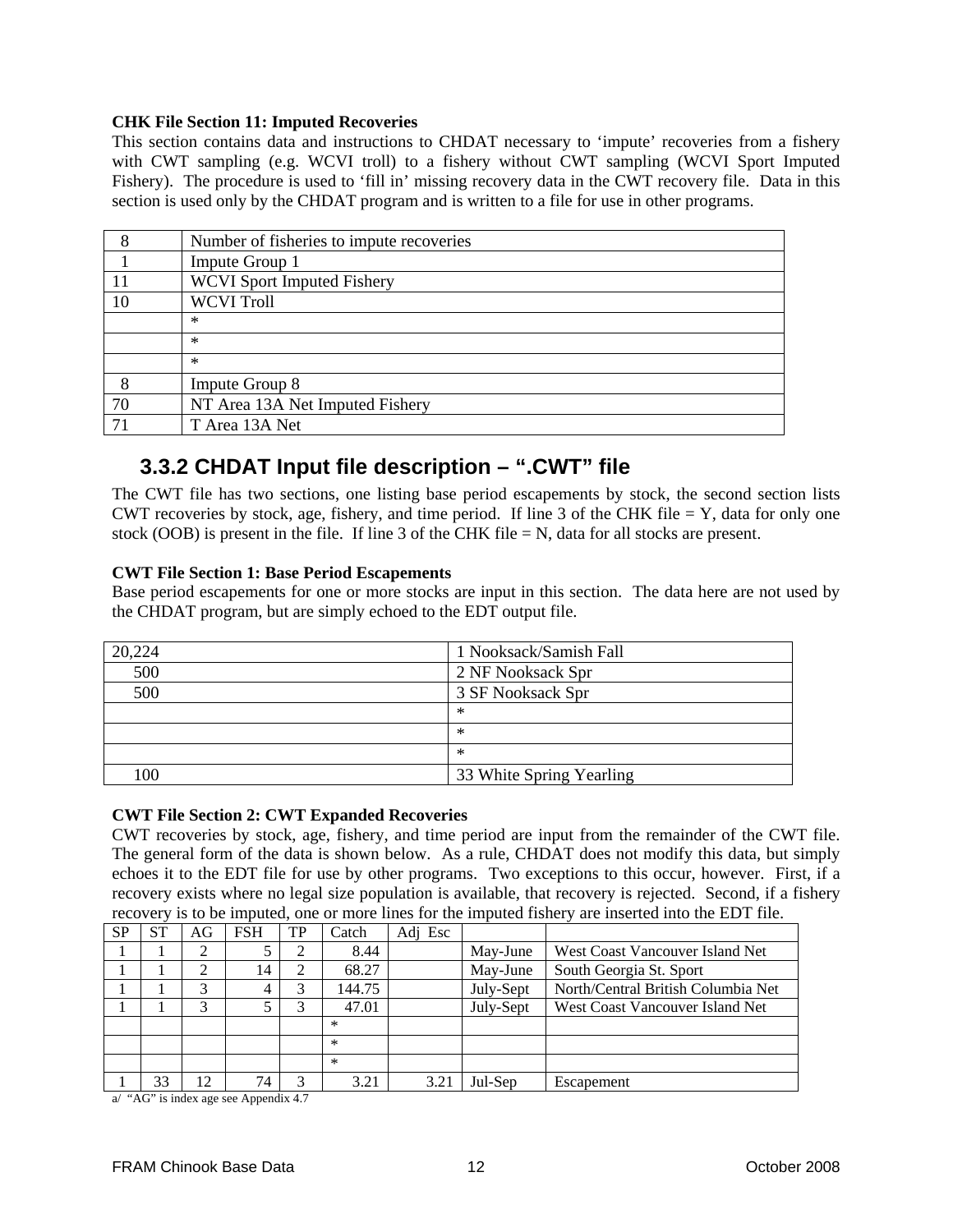**CHK File Section 11: Imputed Recoveries**

This section contains data and instructions to CHDAT necessary to 'impute' recoveries from a fishery with CWT sampling (e.g. WCVI troll) to a fishery without CWT sampling (WCVI Sport Imputed Fishery). The procedure is used to 'fill in' missing recovery data in the CWT recovery file. Data in this section is used only by the CHDAT program and is written to a file for use in other programs.

| | |
|---|---|
| 8 | Number of fisheries to impute recoveries |
| 1 | Impute Group 1 |
| 11 | WCVI Sport Imputed Fishery |
| 10 | WCVI Troll |
| | * |
| | * |
| | * |
| 8 | Impute Group 8 |
| 70 | NT Area 13A Net Imputed Fishery |
| 71 | T Area 13A Net |

### 3.3.2 CHDAT Input file description – ".CWT" file

The CWT file has two sections, one listing base period escapements by stock, the second section lists CWT recoveries by stock, age, fishery, and time period. If line 3 of the CHK file = Y, data for only one stock (OOB) is present in the file. If line 3 of the CHK file = N, data for all stocks are present.

**CWT File Section 1: Base Period Escapements**

Base period escapements for one or more stocks are input in this section. The data here are not used by the CHDAT program, but are simply echoed to the EDT output file.

| | |
|---|---|
| 20,224 | 1 Nooksack/Samish Fall |
| 500 | 2 NF Nooksack Spr |
| 500 | 3 SF Nooksack Spr |
| | * |
| | * |
| | * |
| 100 | 33 White Spring Yearling |

**CWT File Section 2: CWT Expanded Recoveries**

CWT recoveries by stock, age, fishery, and time period are input from the remainder of the CWT file. The general form of the data is shown below. As a rule, CHDAT does not modify this data, but simply echoes it to the EDT file for use by other programs. Two exceptions to this occur, however. First, if a recovery exists where no legal size population is available, that recovery is rejected. Second, if a fishery recovery is to be imputed, one or more lines for the imputed fishery are inserted into the EDT file.

| SP | ST | AG | FSH | TP | Catch | Adj Esc | | |
|---|---|---|---|---|---|---|---|---|
| 1 | 1 | 2 | 5 | 2 | 8.44 | | May-June | West Coast Vancouver Island Net |
| 1 | 1 | 2 | 14 | 2 | 68.27 | | May-June | South Georgia St. Sport |
| 1 | 1 | 3 | 4 | 3 | 144.75 | | July-Sept | North/Central British Columbia Net |
| 1 | 1 | 3 | 5 | 3 | 47.01 | | July-Sept | West Coast Vancouver Island Net |
| | | | | | * | | | |
| | | | | | * | | | |
| | | | | | * | | | |
| 1 | 33 | 12 | 74 | 3 | 3.21 | 3.21 | Jul-Sep | Escapement |

a/ "AG" is index age see Appendix 4.7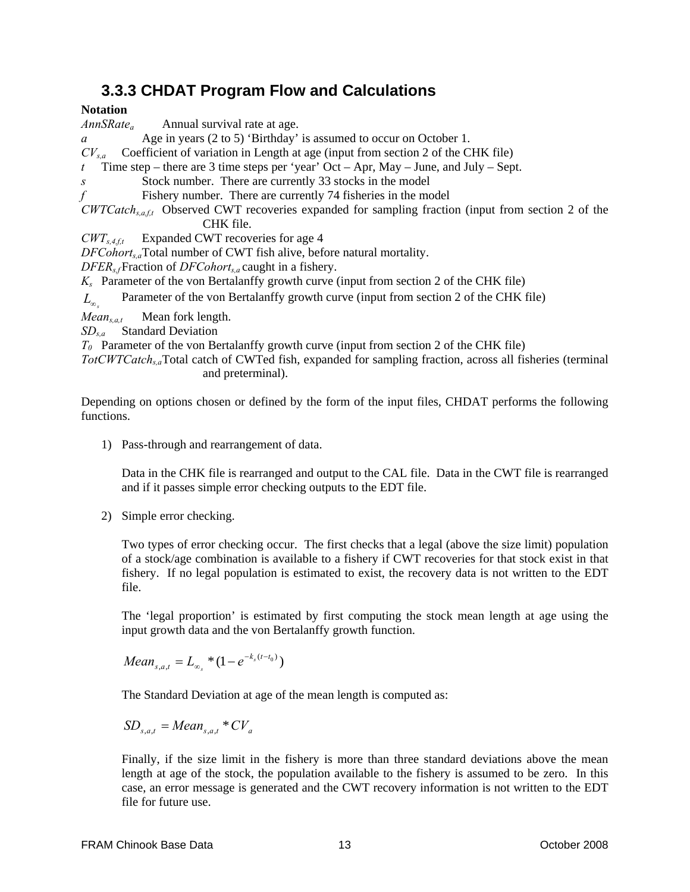### 3.3.3 CHDAT Program Flow and Calculations

**Notation**

$AnnSRate_a$ Annual survival rate at age.

$a$ Age in years (2 to 5) 'Birthday' is assumed to occur on October 1.

$CV_{s,a}$ Coefficient of variation in Length at age (input from section 2 of the CHK file)

$t$ Time step – there are 3 time steps per 'year' Oct – Apr, May – June, and July – Sept.

$s$ Stock number. There are currently 33 stocks in the model

$f$ Fishery number. There are currently 74 fisheries in the model

$CWTCatch_{s,a,f,t}$ Observed CWT recoveries expanded for sampling fraction (input from section 2 of the CHK file.

$CWT_{s,4,f,t}$ Expanded CWT recoveries for age 4

$DFCohort_{s,a}$ Total number of CWT fish alive, before natural mortality.

$DFER_{s,f}$ Fraction of $DFCohort_{s,a}$ caught in a fishery.

$K_s$ Parameter of the von Bertalanffy growth curve (input from section 2 of the CHK file)

$L_{\infty_s}$ Parameter of the von Bertalanffy growth curve (input from section 2 of the CHK file)

$Mean_{s,a,t}$ Mean fork length.

$SD_{s,a}$ Standard Deviation

$T_0$ Parameter of the von Bertalanffy growth curve (input from section 2 of the CHK file)

$TotCWTCatch_{s,a}$ Total catch of CWTed fish, expanded for sampling fraction, across all fisheries (terminal and preterminal).

Depending on options chosen or defined by the form of the input files, CHDAT performs the following functions.

1) Pass-through and rearrangement of data.

   Data in the CHK file is rearranged and output to the CAL file. Data in the CWT file is rearranged and if it passes simple error checking outputs to the EDT file.

2) Simple error checking.

   Two types of error checking occur. The first checks that a legal (above the size limit) population of a stock/age combination is available to a fishery if CWT recoveries for that stock exist in that fishery. If no legal population is estimated to exist, the recovery data is not written to the EDT file.

   The 'legal proportion' is estimated by first computing the stock mean length at age using the input growth data and the von Bertalanffy growth function.

$$Mean_{s,a,t} = L_{\infty_s} * (1 - e^{-k_s(t-t_0)})$$

   The Standard Deviation at age of the mean length is computed as:

$$SD_{s,a,t} = Mean_{s,a,t} * CV_a$$

   Finally, if the size limit in the fishery is more than three standard deviations above the mean length at age of the stock, the population available to the fishery is assumed to be zero. In this case, an error message is generated and the CWT recovery information is not written to the EDT file for future use.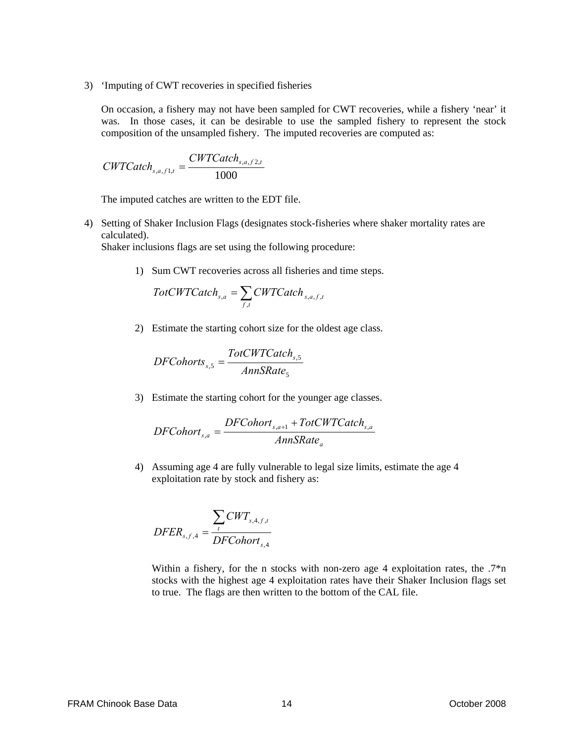3) ‘Imputing of CWT recoveries in specified fisheries

   On occasion, a fishery may not have been sampled for CWT recoveries, while a fishery ‘near’ it was. In those cases, it can be desirable to use the sampled fishery to represent the stock composition of the unsampled fishery. The imputed recoveries are computed as:

$$CWTCatch_{s,a,f1,t} = \frac{CWTCatch_{s,a,f2,t}}{1000}$$

   The imputed catches are written to the EDT file.

4) Setting of Shaker Inclusion Flags (designates stock-fisheries where shaker mortality rates are calculated).
   Shaker inclusions flags are set using the following procedure:

   1) Sum CWT recoveries across all fisheries and time steps.

$$TotCWTCatch_{s,a} = \sum_{f,t} CWTCatch_{s,a,f,t}$$

   2) Estimate the starting cohort size for the oldest age class.

$$DFCohorts_{s,5} = \frac{TotCWTCatch_{s,5}}{AnnSRate_5}$$

   3) Estimate the starting cohort for the younger age classes.

$$DFCohort_{s,a} = \frac{DFCohort_{s,a+1} + TotCWTCatch_{s,a}}{AnnSRate_a}$$

   4) Assuming age 4 are fully vulnerable to legal size limits, estimate the age 4 exploitation rate by stock and fishery as:

$$DFER_{s,f,4} = \frac{\sum_t CWT_{s,4,f,t}}{DFCohort_{s,4}}$$

   Within a fishery, for the n stocks with non-zero age 4 exploitation rates, the .7*n stocks with the highest age 4 exploitation rates have their Shaker Inclusion flags set to true. The flags are then written to the bottom of the CAL file.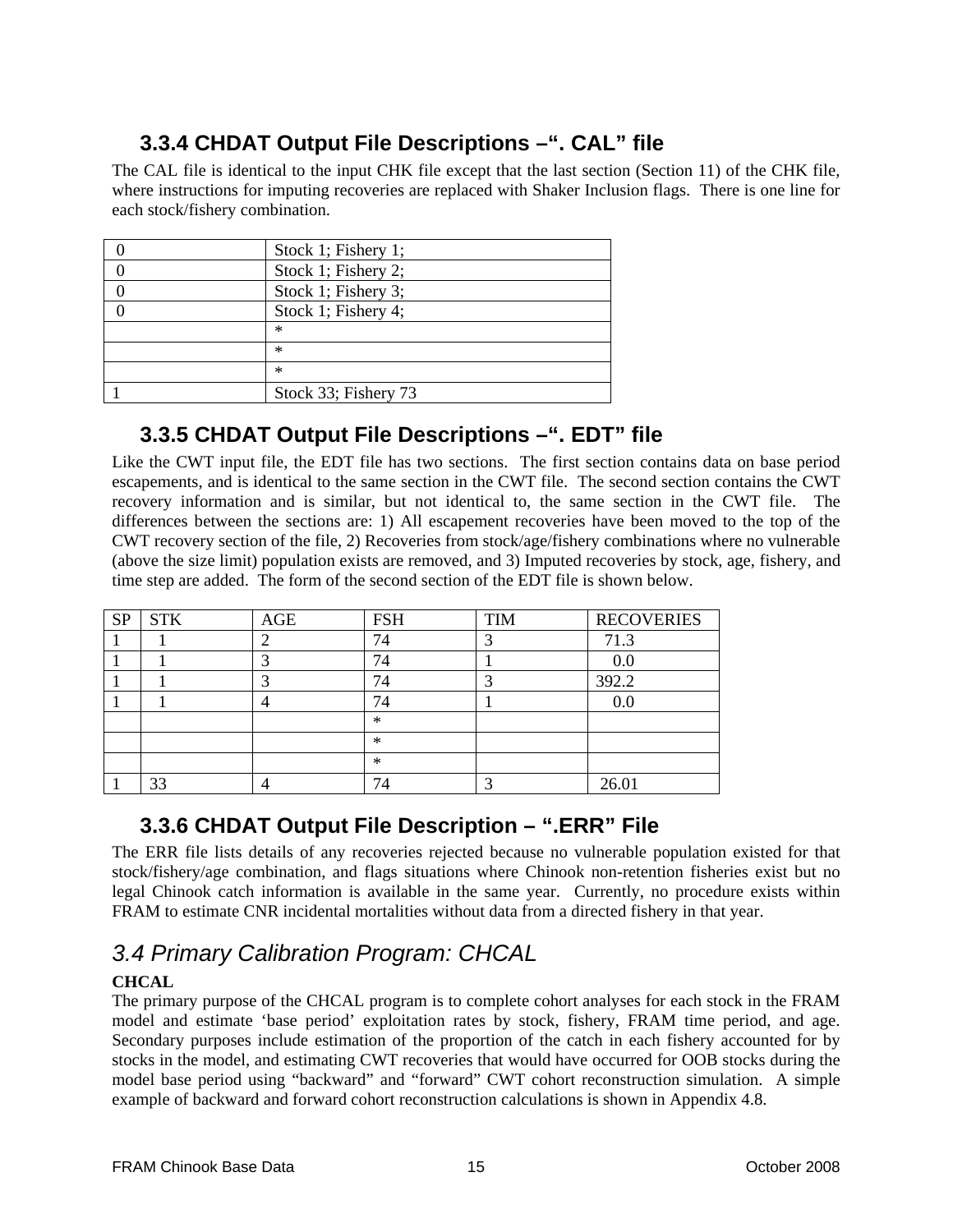### 3.3.4 CHDAT Output File Descriptions –“. CAL” file

The CAL file is identical to the input CHK file except that the last section (Section 11) of the CHK file, where instructions for imputing recoveries are replaced with Shaker Inclusion flags. There is one line for each stock/fishery combination.

| | |
|---|---|
| 0 | Stock 1; Fishery 1; |
| 0 | Stock 1; Fishery 2; |
| 0 | Stock 1; Fishery 3; |
| 0 | Stock 1; Fishery 4; |
| | * |
| | * |
| | * |
| 1 | Stock 33; Fishery 73 |

### 3.3.5 CHDAT Output File Descriptions –“. EDT” file

Like the CWT input file, the EDT file has two sections. The first section contains data on base period escapements, and is identical to the same section in the CWT file. The second section contains the CWT recovery information and is similar, but not identical to, the same section in the CWT file. The differences between the sections are: 1) All escapement recoveries have been moved to the top of the CWT recovery section of the file, 2) Recoveries from stock/age/fishery combinations where no vulnerable (above the size limit) population exists are removed, and 3) Imputed recoveries by stock, age, fishery, and time step are added. The form of the second section of the EDT file is shown below.

| SP | STK | AGE | FSH | TIM | RECOVERIES |
|---|---|---|---|---|---|
| 1 | 1 | 2 | 74 | 3 | 71.3 |
| 1 | 1 | 3 | 74 | 1 | 0.0 |
| 1 | 1 | 3 | 74 | 3 | 392.2 |
| 1 | 1 | 4 | 74 | 1 | 0.0 |
| | | | * | | |
| | | | * | | |
| | | | * | | |
| 1 | 33 | 4 | 74 | 3 | 26.01 |

### 3.3.6 CHDAT Output File Description – “.ERR” File

The ERR file lists details of any recoveries rejected because no vulnerable population existed for that stock/fishery/age combination, and flags situations where Chinook non-retention fisheries exist but no legal Chinook catch information is available in the same year. Currently, no procedure exists within FRAM to estimate CNR incidental mortalities without data from a directed fishery in that year.

## *3.4 Primary Calibration Program: CHCAL*

**CHCAL**

The primary purpose of the CHCAL program is to complete cohort analyses for each stock in the FRAM model and estimate ‘base period’ exploitation rates by stock, fishery, FRAM time period, and age. Secondary purposes include estimation of the proportion of the catch in each fishery accounted for by stocks in the model, and estimating CWT recoveries that would have occurred for OOB stocks during the model base period using “backward” and “forward” CWT cohort reconstruction simulation. A simple example of backward and forward cohort reconstruction calculations is shown in Appendix 4.8.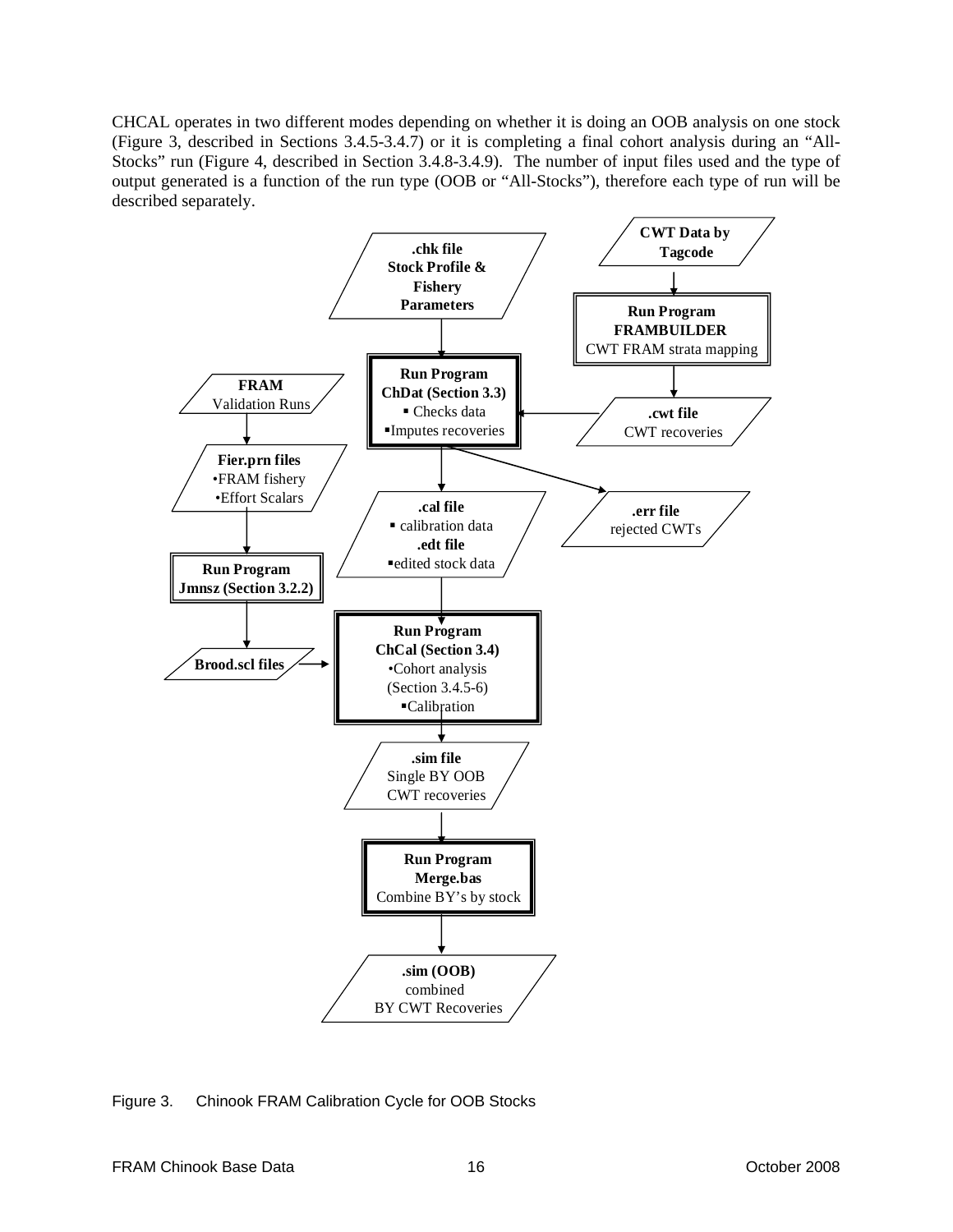CHCAL operates in two different modes depending on whether it is doing an OOB analysis on one stock (Figure 3, described in Sections 3.4.5-3.4.7) or it is completing a final cohort analysis during an "All-Stocks" run (Figure 4, described in Section 3.4.8-3.4.9). The number of input files used and the type of output generated is a function of the run type (OOB or "All-Stocks"), therefore each type of run will be described separately.

**.chk file** Stock Profile & Fishery Parameters

**CWT Data by Tagcode**

**Run Program FRAMBUILDER** CWT FRAM strata mapping

**FRAM** Validation Runs

**Run Program ChDat (Section 3.3)**
- Checks data
- Imputes recoveries

**.cwt file** CWT recoveries

**Fier.prn files**
- FRAM fishery
- Effort Scalars

**.cal file**
- calibration data

**.edt file**
- edited stock data

**.err file** rejected CWTs

**Run Program Jmnsz (Section 3.2.2)**

**Run Program ChCal (Section 3.4)**
- Cohort analysis (Section 3.4.5-6)
- Calibration

**Brood.scl files**

**.sim file** Single BY OOB CWT recoveries

**Run Program Merge.bas** Combine BY's by stock

**.sim (OOB)** combined BY CWT Recoveries

Figure 3. Chinook FRAM Calibration Cycle for OOB Stocks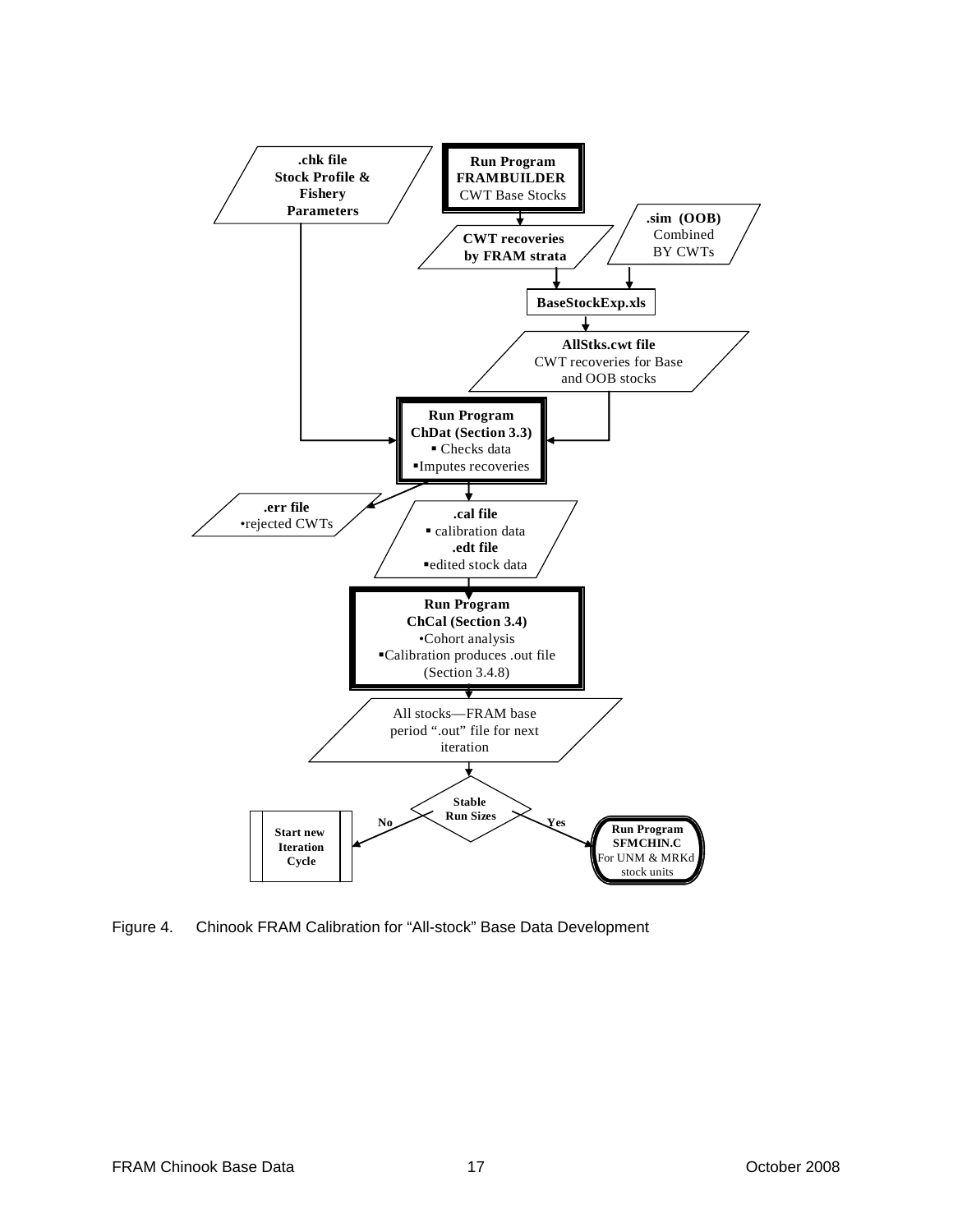.chk file
Stock Profile &
Fishery
Parameters

Run Program
FRAMBUILDER
CWT Base Stocks

CWT recoveries
by FRAM strata

.sim (OOB)
Combined
BY CWTs

BaseStockExp.xls

AllStks.cwt file
CWT recoveries for Base
and OOB stocks

Run Program
ChDat (Section 3.3)
▪ Checks data
▪Imputes recoveries

.err file
•rejected CWTs

.cal file
▪ calibration data
.edt file
▪edited stock data

Run Program
ChCal (Section 3.4)
•Cohort analysis
▪Calibration produces .out file
(Section 3.4.8)

All stocks—FRAM base
period ".out" file for next
iteration

Stable
Run Sizes

No

Yes

Start new
Iteration
Cycle

Run Program
SFMCHIN.C
For UNM & MRKd
stock units

Figure 4. Chinook FRAM Calibration for "All-stock" Base Data Development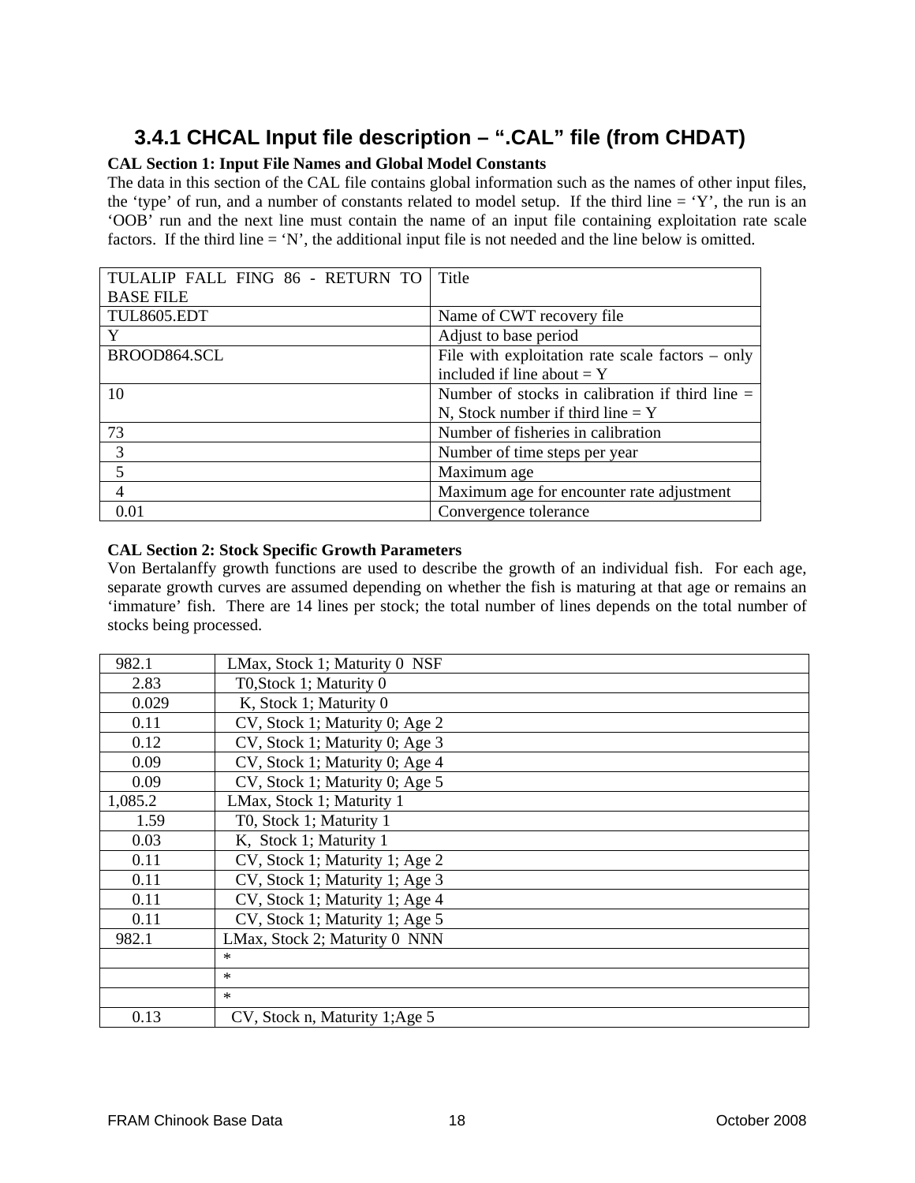### 3.4.1 CHCAL Input file description – ".CAL" file (from CHDAT)

**CAL Section 1: Input File Names and Global Model Constants**

The data in this section of the CAL file contains global information such as the names of other input files, the 'type' of run, and a number of constants related to model setup. If the third line = 'Y', the run is an 'OOB' run and the next line must contain the name of an input file containing exploitation rate scale factors. If the third line = 'N', the additional input file is not needed and the line below is omitted.

| | |
|---|---|
| TULALIP FALL FING 86 - RETURN TO BASE FILE | Title |
| TUL8605.EDT | Name of CWT recovery file |
| Y | Adjust to base period |
| BROOD864.SCL | File with exploitation rate scale factors – only included if line about = Y |
| 10 | Number of stocks in calibration if third line = N, Stock number if third line = Y |
| 73 | Number of fisheries in calibration |
| 3 | Number of time steps per year |
| 5 | Maximum age |
| 4 | Maximum age for encounter rate adjustment |
| 0.01 | Convergence tolerance |

**CAL Section 2: Stock Specific Growth Parameters**

Von Bertalanffy growth functions are used to describe the growth of an individual fish. For each age, separate growth curves are assumed depending on whether the fish is maturing at that age or remains an 'immature' fish. There are 14 lines per stock; the total number of lines depends on the total number of stocks being processed.

| | |
|---|---|
| 982.1 | LMax, Stock 1; Maturity 0 NSF |
| 2.83 | T0,Stock 1; Maturity 0 |
| 0.029 | K, Stock 1; Maturity 0 |
| 0.11 | CV, Stock 1; Maturity 0; Age 2 |
| 0.12 | CV, Stock 1; Maturity 0; Age 3 |
| 0.09 | CV, Stock 1; Maturity 0; Age 4 |
| 0.09 | CV, Stock 1; Maturity 0; Age 5 |
| 1,085.2 | LMax, Stock 1; Maturity 1 |
| 1.59 | T0, Stock 1; Maturity 1 |
| 0.03 | K, Stock 1; Maturity 1 |
| 0.11 | CV, Stock 1; Maturity 1; Age 2 |
| 0.11 | CV, Stock 1; Maturity 1; Age 3 |
| 0.11 | CV, Stock 1; Maturity 1; Age 4 |
| 0.11 | CV, Stock 1; Maturity 1; Age 5 |
| 982.1 | LMax, Stock 2; Maturity 0 NNN |
| | * |
| | * |
| | * |
| 0.13 | CV, Stock n, Maturity 1;Age 5 |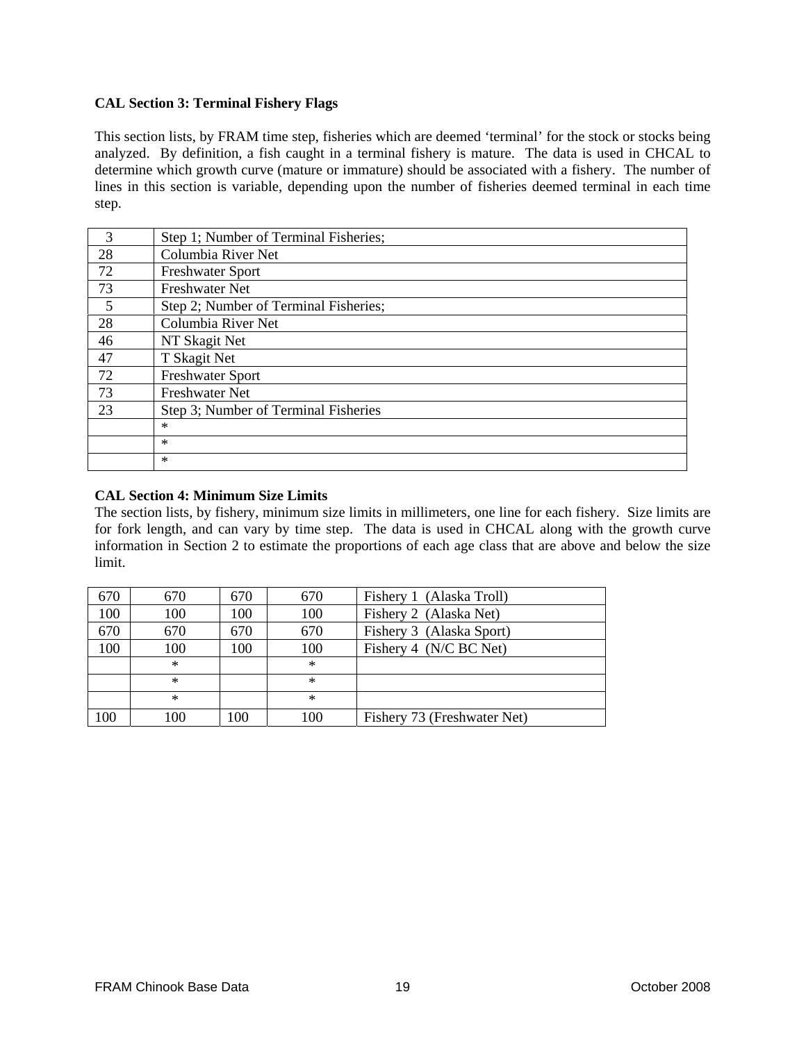**CAL Section 3: Terminal Fishery Flags**

This section lists, by FRAM time step, fisheries which are deemed 'terminal' for the stock or stocks being analyzed. By definition, a fish caught in a terminal fishery is mature. The data is used in CHCAL to determine which growth curve (mature or immature) should be associated with a fishery. The number of lines in this section is variable, depending upon the number of fisheries deemed terminal in each time step.

| | |
|---|---|
| 3 | Step 1; Number of Terminal Fisheries; |
| 28 | Columbia River Net |
| 72 | Freshwater Sport |
| 73 | Freshwater Net |
| 5 | Step 2; Number of Terminal Fisheries; |
| 28 | Columbia River Net |
| 46 | NT Skagit Net |
| 47 | T Skagit Net |
| 72 | Freshwater Sport |
| 73 | Freshwater Net |
| 23 | Step 3; Number of Terminal Fisheries |
| | * |
| | * |
| | * |

**CAL Section 4: Minimum Size Limits**

The section lists, by fishery, minimum size limits in millimeters, one line for each fishery. Size limits are for fork length, and can vary by time step. The data is used in CHCAL along with the growth curve information in Section 2 to estimate the proportions of each age class that are above and below the size limit.

| | | | | |
|---|---|---|---|---|
| 670 | 670 | 670 | 670 | Fishery 1 (Alaska Troll) |
| 100 | 100 | 100 | 100 | Fishery 2 (Alaska Net) |
| 670 | 670 | 670 | 670 | Fishery 3 (Alaska Sport) |
| 100 | 100 | 100 | 100 | Fishery 4 (N/C BC Net) |
| | * | | * | |
| | * | | * | |
| | * | | * | |
| 100 | 100 | 100 | 100 | Fishery 73 (Freshwater Net) |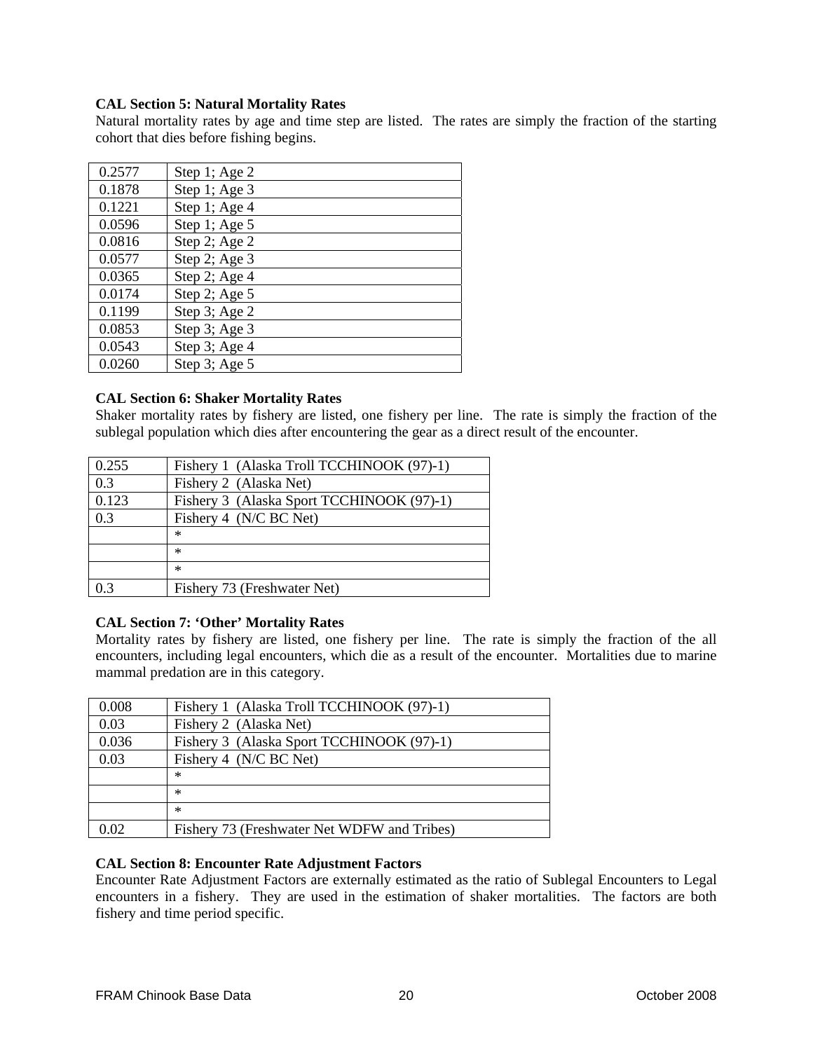**CAL Section 5: Natural Mortality Rates**

Natural mortality rates by age and time step are listed. The rates are simply the fraction of the starting cohort that dies before fishing begins.

| | |
|---|---|
| 0.2577 | Step 1; Age 2 |
| 0.1878 | Step 1; Age 3 |
| 0.1221 | Step 1; Age 4 |
| 0.0596 | Step 1; Age 5 |
| 0.0816 | Step 2; Age 2 |
| 0.0577 | Step 2; Age 3 |
| 0.0365 | Step 2; Age 4 |
| 0.0174 | Step 2; Age 5 |
| 0.1199 | Step 3; Age 2 |
| 0.0853 | Step 3; Age 3 |
| 0.0543 | Step 3; Age 4 |
| 0.0260 | Step 3; Age 5 |

**CAL Section 6: Shaker Mortality Rates**

Shaker mortality rates by fishery are listed, one fishery per line. The rate is simply the fraction of the sublegal population which dies after encountering the gear as a direct result of the encounter.

| | |
|---|---|
| 0.255 | Fishery 1 (Alaska Troll TCCHINOOK (97)-1) |
| 0.3 | Fishery 2 (Alaska Net) |
| 0.123 | Fishery 3 (Alaska Sport TCCHINOOK (97)-1) |
| 0.3 | Fishery 4 (N/C BC Net) |
| | * |
| | * |
| | * |
| 0.3 | Fishery 73 (Freshwater Net) |

**CAL Section 7: 'Other' Mortality Rates**

Mortality rates by fishery are listed, one fishery per line. The rate is simply the fraction of the all encounters, including legal encounters, which die as a result of the encounter. Mortalities due to marine mammal predation are in this category.

| | |
|---|---|
| 0.008 | Fishery 1 (Alaska Troll TCCHINOOK (97)-1) |
| 0.03 | Fishery 2 (Alaska Net) |
| 0.036 | Fishery 3 (Alaska Sport TCCHINOOK (97)-1) |
| 0.03 | Fishery 4 (N/C BC Net) |
| | * |
| | * |
| | * |
| 0.02 | Fishery 73 (Freshwater Net WDFW and Tribes) |

**CAL Section 8: Encounter Rate Adjustment Factors**

Encounter Rate Adjustment Factors are externally estimated as the ratio of Sublegal Encounters to Legal encounters in a fishery. They are used in the estimation of shaker mortalities. The factors are both fishery and time period specific.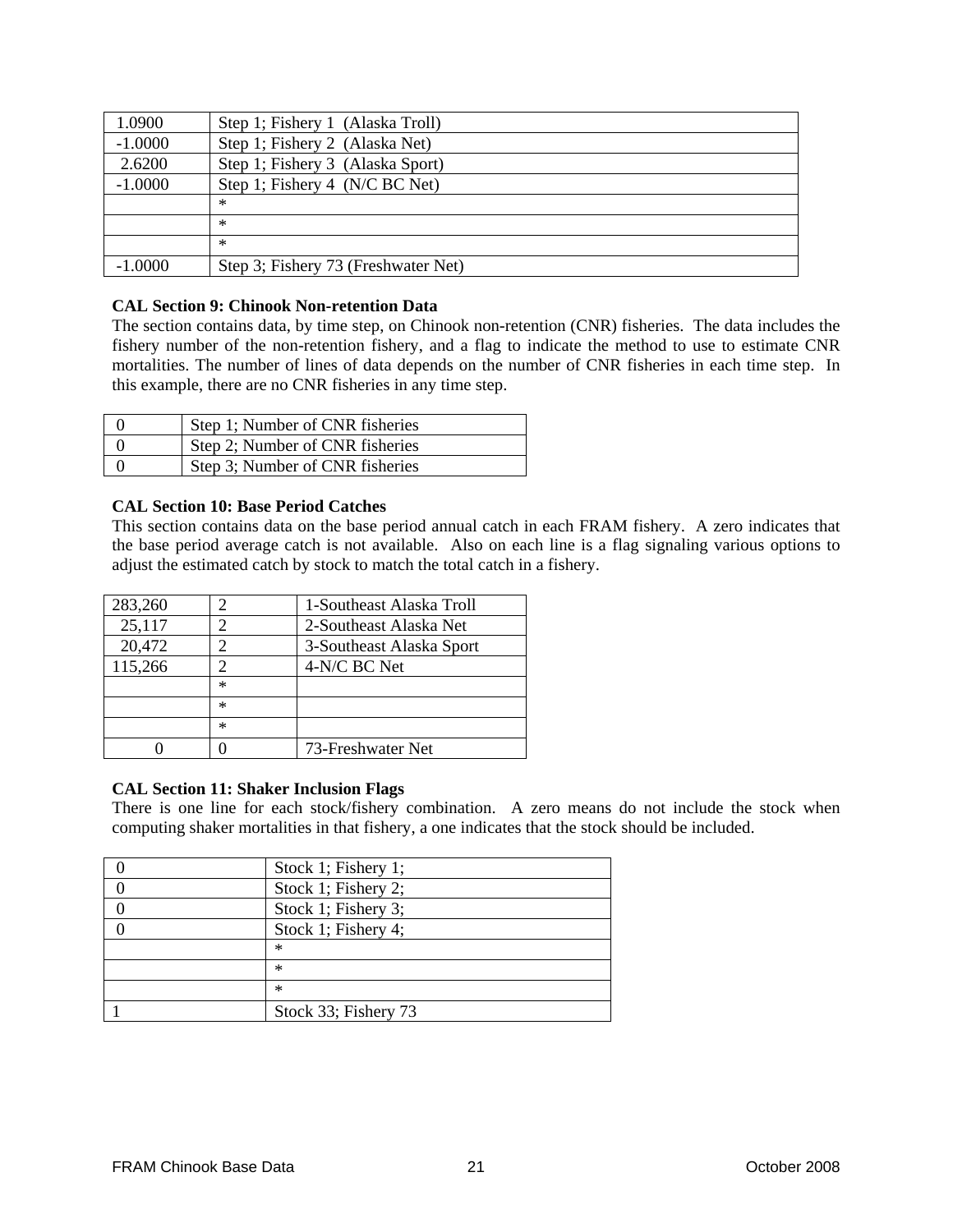| | |
|---|---|
| 1.0900 | Step 1; Fishery 1 (Alaska Troll) |
| -1.0000 | Step 1; Fishery 2 (Alaska Net) |
| 2.6200 | Step 1; Fishery 3 (Alaska Sport) |
| -1.0000 | Step 1; Fishery 4 (N/C BC Net) |
| | * |
| | * |
| | * |
| -1.0000 | Step 3; Fishery 73 (Freshwater Net) |

**CAL Section 9: Chinook Non-retention Data**

The section contains data, by time step, on Chinook non-retention (CNR) fisheries. The data includes the fishery number of the non-retention fishery, and a flag to indicate the method to use to estimate CNR mortalities. The number of lines of data depends on the number of CNR fisheries in each time step. In this example, there are no CNR fisheries in any time step.

| | |
|---|---|
| 0 | Step 1; Number of CNR fisheries |
| 0 | Step 2; Number of CNR fisheries |
| 0 | Step 3; Number of CNR fisheries |

**CAL Section 10: Base Period Catches**

This section contains data on the base period annual catch in each FRAM fishery. A zero indicates that the base period average catch is not available. Also on each line is a flag signaling various options to adjust the estimated catch by stock to match the total catch in a fishery.

| | | |
|---|---|---|
| 283,260 | 2 | 1-Southeast Alaska Troll |
| 25,117 | 2 | 2-Southeast Alaska Net |
| 20,472 | 2 | 3-Southeast Alaska Sport |
| 115,266 | 2 | 4-N/C BC Net |
| | * | |
| | * | |
| | * | |
| 0 | 0 | 73-Freshwater Net |

**CAL Section 11: Shaker Inclusion Flags**

There is one line for each stock/fishery combination. A zero means do not include the stock when computing shaker mortalities in that fishery, a one indicates that the stock should be included.

| | |
|---|---|
| 0 | Stock 1; Fishery 1; |
| 0 | Stock 1; Fishery 2; |
| 0 | Stock 1; Fishery 3; |
| 0 | Stock 1; Fishery 4; |
| | * |
| | * |
| | * |
| 1 | Stock 33; Fishery 73 |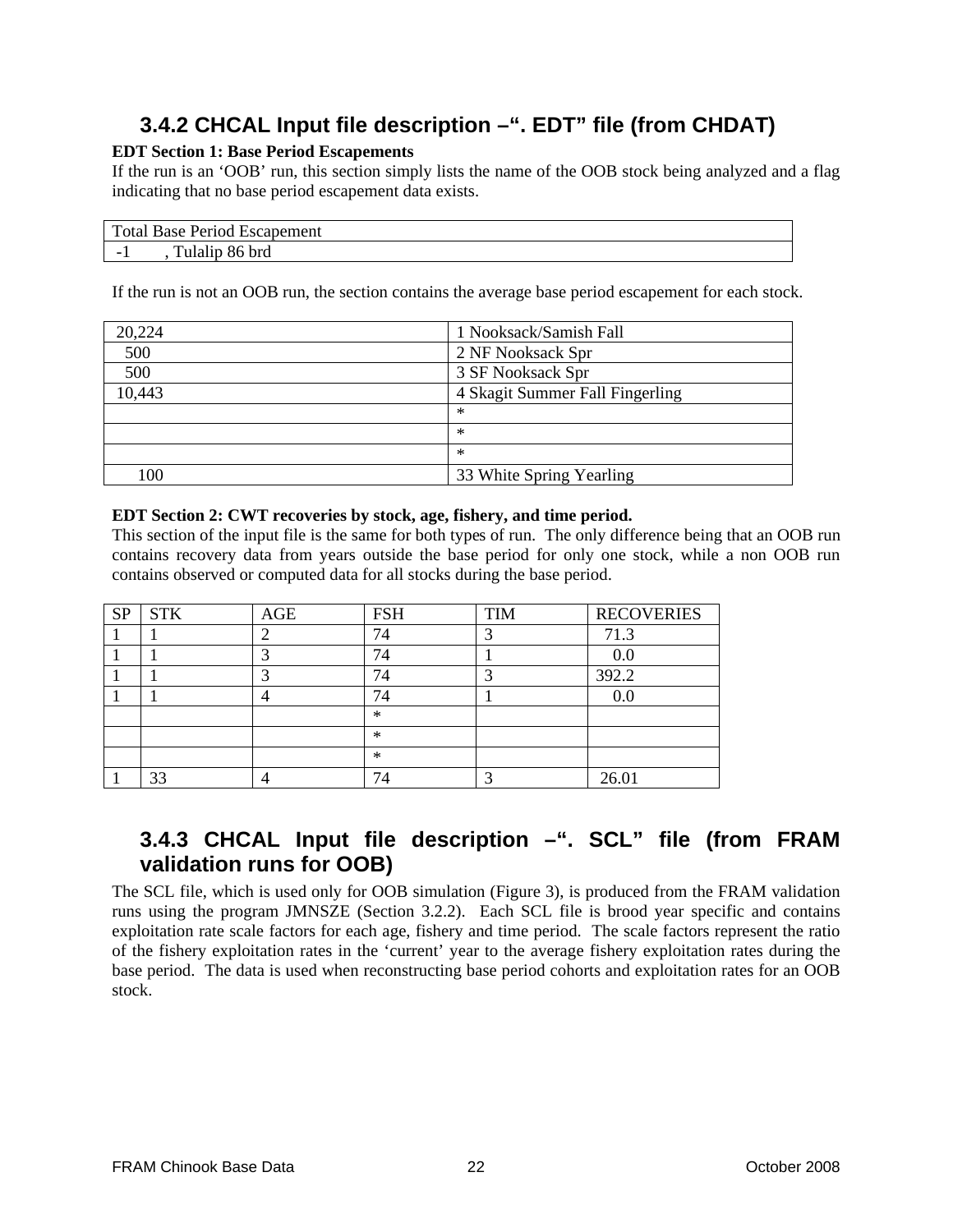### 3.4.2 CHCAL Input file description –". EDT" file (from CHDAT)

**EDT Section 1: Base Period Escapements**

If the run is an 'OOB' run, this section simply lists the name of the OOB stock being analyzed and a flag indicating that no base period escapement data exists.

| Total Base Period Escapement |
|---|
| -1 , Tulalip 86 brd |

If the run is not an OOB run, the section contains the average base period escapement for each stock.

| | |
|---|---|
| 20,224 | 1 Nooksack/Samish Fall |
| 500 | 2 NF Nooksack Spr |
| 500 | 3 SF Nooksack Spr |
| 10,443 | 4 Skagit Summer Fall Fingerling |
| | * |
| | * |
| | * |
| 100 | 33 White Spring Yearling |

**EDT Section 2: CWT recoveries by stock, age, fishery, and time period.**

This section of the input file is the same for both types of run. The only difference being that an OOB run contains recovery data from years outside the base period for only one stock, while a non OOB run contains observed or computed data for all stocks during the base period.

| SP | STK | AGE | FSH | TIM | RECOVERIES |
|---|---|---|---|---|---|
| 1 | 1 | 2 | 74 | 3 | 71.3 |
| 1 | 1 | 3 | 74 | 1 | 0.0 |
| 1 | 1 | 3 | 74 | 3 | 392.2 |
| 1 | 1 | 4 | 74 | 1 | 0.0 |
| | | | * | | |
| | | | * | | |
| | | | * | | |
| 1 | 33 | 4 | 74 | 3 | 26.01 |

### 3.4.3 CHCAL Input file description –". SCL" file (from FRAM validation runs for OOB)

The SCL file, which is used only for OOB simulation (Figure 3), is produced from the FRAM validation runs using the program JMNSZE (Section 3.2.2). Each SCL file is brood year specific and contains exploitation rate scale factors for each age, fishery and time period. The scale factors represent the ratio of the fishery exploitation rates in the 'current' year to the average fishery exploitation rates during the base period. The data is used when reconstructing base period cohorts and exploitation rates for an OOB stock.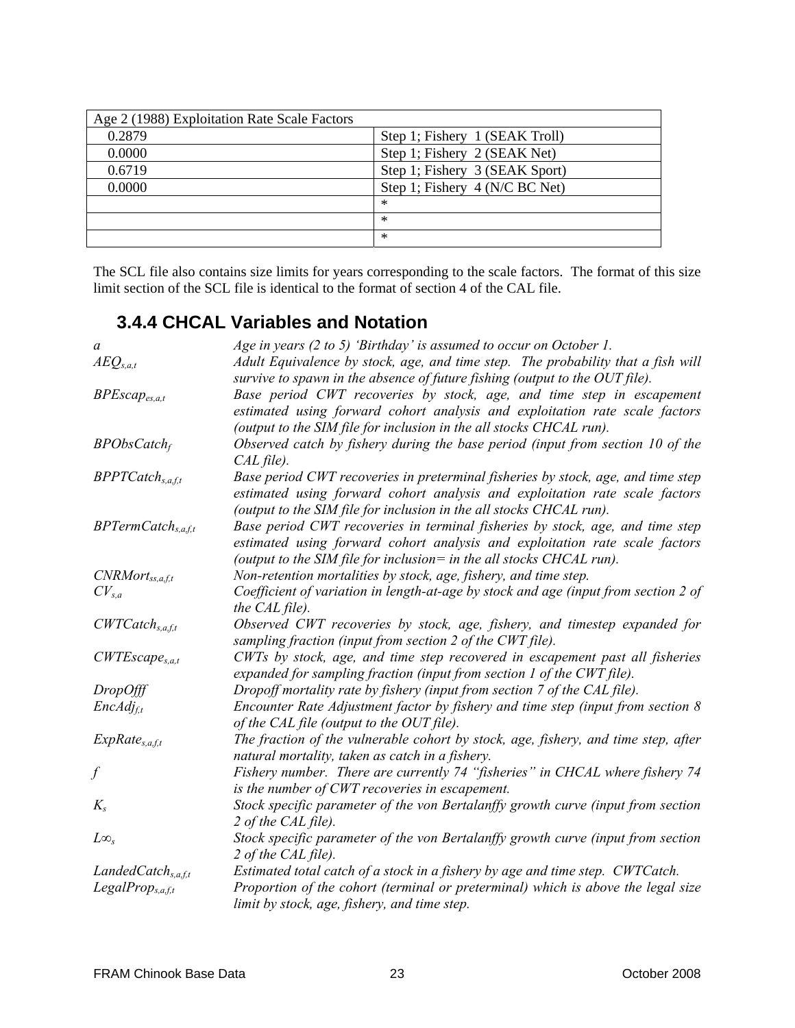| Age 2 (1988) Exploitation Rate Scale Factors | |
|---|---|
| 0.2879 | Step 1; Fishery 1 (SEAK Troll) |
| 0.0000 | Step 1; Fishery 2 (SEAK Net) |
| 0.6719 | Step 1; Fishery 3 (SEAK Sport) |
| 0.0000 | Step 1; Fishery 4 (N/C BC Net) |
| | * |
| | * |
| | * |

The SCL file also contains size limits for years corresponding to the scale factors. The format of this size limit section of the SCL file is identical to the format of section 4 of the CAL file.

### 3.4.4 CHCAL Variables and Notation

| | |
|---|---|
| $a$ | *Age in years (2 to 5) 'Birthday' is assumed to occur on October 1.* |
| $AEQ_{s,a,t}$ | *Adult Equivalence by stock, age, and time step. The probability that a fish will survive to spawn in the absence of future fishing (output to the OUT file).* |
| $BPEscap_{es,a,t}$ | *Base period CWT recoveries by stock, age, and time step in escapement estimated using forward cohort analysis and exploitation rate scale factors (output to the SIM file for inclusion in the all stocks CHCAL run).* |
| $BPObsCatch_f$ | *Observed catch by fishery during the base period (input from section 10 of the CAL file).* |
| $BPPTCatch_{s,a,f,t}$ | *Base period CWT recoveries in preterminal fisheries by stock, age, and time step estimated using forward cohort analysis and exploitation rate scale factors (output to the SIM file for inclusion in the all stocks CHCAL run).* |
| $BPTermCatch_{s,a,f,t}$ | *Base period CWT recoveries in terminal fisheries by stock, age, and time step estimated using forward cohort analysis and exploitation rate scale factors (output to the SIM file for inclusion= in the all stocks CHCAL run).* |
| $CNRMort_{ss,a,f,t}$ | *Non-retention mortalities by stock, age, fishery, and time step.* |
| $CV_{s,a}$ | *Coefficient of variation in length-at-age by stock and age (input from section 2 of the CAL file).* |
| $CWTCatch_{s,a,f,t}$ | *Observed CWT recoveries by stock, age, fishery, and timestep expanded for sampling fraction (input from section 2 of the CWT file).* |
| $CWTEscape_{s,a,t}$ | *CWTs by stock, age, and time step recovered in escapement past all fisheries expanded for sampling fraction (input from section 1 of the CWT file).* |
| $DropOff_f$ | *Dropoff mortality rate by fishery (input from section 7 of the CAL file).* |
| $EncAdj_{f,t}$ | *Encounter Rate Adjustment factor by fishery and time step (input from section 8 of the CAL file (output to the OUT file).* |
| $ExpRate_{s,a,f,t}$ | *The fraction of the vulnerable cohort by stock, age, fishery, and time step, after natural mortality, taken as catch in a fishery.* |
| $f$ | *Fishery number. There are currently 74 "fisheries" in CHCAL where fishery 74 is the number of CWT recoveries in escapement.* |
| $K_s$ | *Stock specific parameter of the von Bertalanffy growth curve (input from section 2 of the CAL file).* |
| $L\infty_s$ | *Stock specific parameter of the von Bertalanffy growth curve (input from section 2 of the CAL file).* |
| $LandedCatch_{s,a,f,t}$ | *Estimated total catch of a stock in a fishery by age and time step. CWTCatch.* |
| $LegalProp_{s,a,f,t}$ | *Proportion of the cohort (terminal or preterminal) which is above the legal size limit by stock, age, fishery, and time step.* |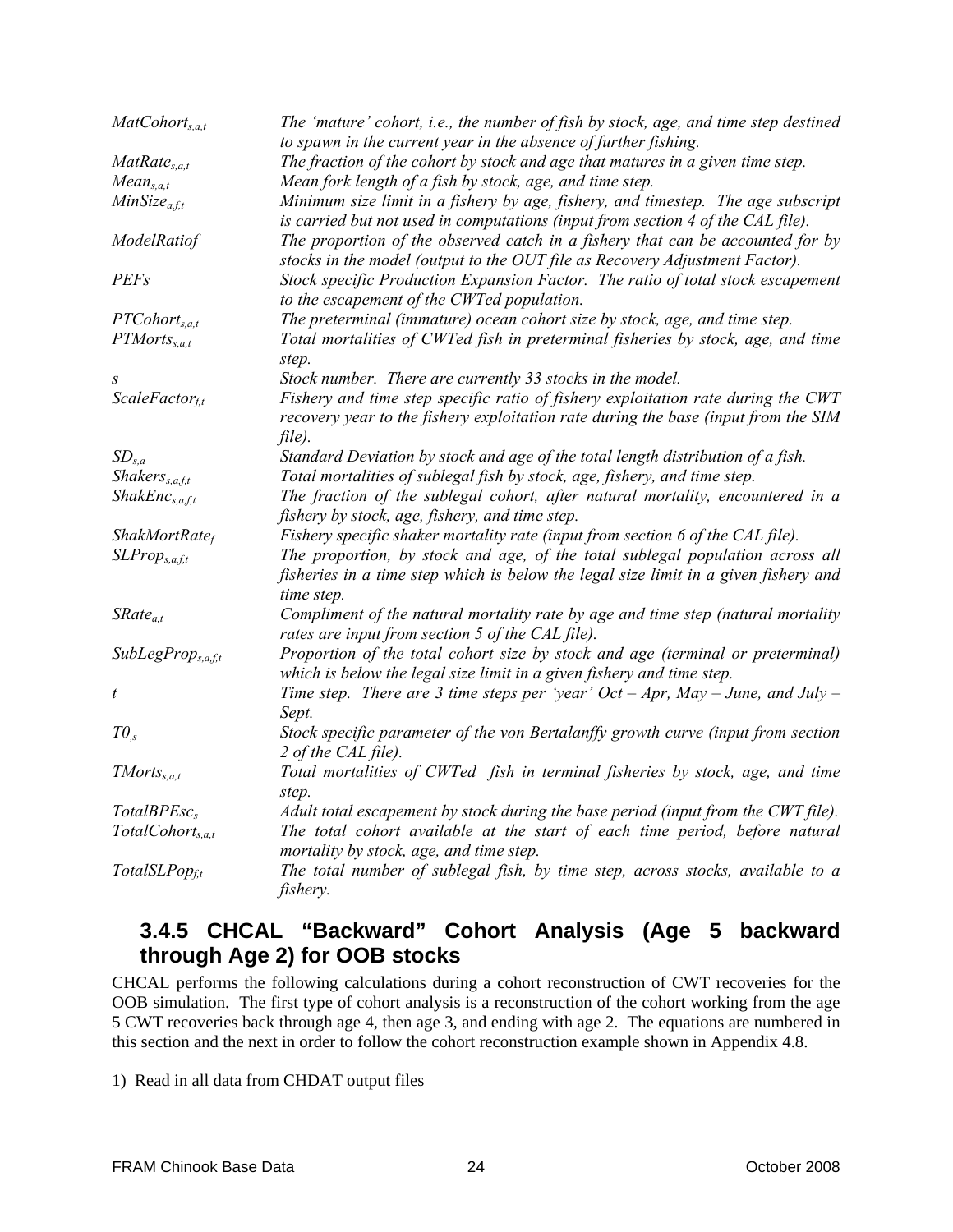| | |
|---|---|
| $MatCohort_{s,a,t}$ | *The 'mature' cohort, i.e., the number of fish by stock, age, and time step destined to spawn in the current year in the absence of further fishing.* |
| $MatRate_{s,a,t}$ | *The fraction of the cohort by stock and age that matures in a given time step.* |
| $Mean_{s,a,t}$ | *Mean fork length of a fish by stock, age, and time step.* |
| $MinSize_{a,f,t}$ | *Minimum size limit in a fishery by age, fishery, and timestep. The age subscript is carried but not used in computations (input from section 4 of the CAL file).* |
| $ModelRatiof$ | *The proportion of the observed catch in a fishery that can be accounted for by stocks in the model (output to the OUT file as Recovery Adjustment Factor).* |
| $PEFs$ | *Stock specific Production Expansion Factor. The ratio of total stock escapement to the escapement of the CWTed population.* |
| $PTCohort_{s,a,t}$ | *The preterminal (immature) ocean cohort size by stock, age, and time step.* |
| $PTMorts_{s,a,t}$ | *Total mortalities of CWTed fish in preterminal fisheries by stock, age, and time step.* |
| $s$ | *Stock number. There are currently 33 stocks in the model.* |
| $ScaleFactor_{f,t}$ | *Fishery and time step specific ratio of fishery exploitation rate during the CWT recovery year to the fishery exploitation rate during the base (input from the SIM file).* |
| $SD_{s,a}$ | *Standard Deviation by stock and age of the total length distribution of a fish.* |
| $Shakers_{s,a,f,t}$ | *Total mortalities of sublegal fish by stock, age, fishery, and time step.* |
| $ShakEnc_{s,a,f,t}$ | *The fraction of the sublegal cohort, after natural mortality, encountered in a fishery by stock, age, fishery, and time step.* |
| $ShakMortRate_f$ | *Fishery specific shaker mortality rate (input from section 6 of the CAL file).* |
| $SLProp_{s,a,f,t}$ | *The proportion, by stock and age, of the total sublegal population across all fisheries in a time step which is below the legal size limit in a given fishery and time step.* |
| $SRate_{a,t}$ | *Compliment of the natural mortality rate by age and time step (natural mortality rates are input from section 5 of the CAL file).* |
| $SubLegProp_{s,a,f,t}$ | *Proportion of the total cohort size by stock and age (terminal or preterminal) which is below the legal size limit in a given fishery and time step.* |
| $t$ | *Time step. There are 3 time steps per 'year' Oct – Apr, May – June, and July – Sept.* |
| $T0_{,s}$ | *Stock specific parameter of the von Bertalanffy growth curve (input from section 2 of the CAL file).* |
| $TMorts_{s,a,t}$ | *Total mortalities of CWTed fish in terminal fisheries by stock, age, and time step.* |
| $TotalBPEsc_s$ | *Adult total escapement by stock during the base period (input from the CWT file).* |
| $TotalCohort_{s,a,t}$ | *The total cohort available at the start of each time period, before natural mortality by stock, age, and time step.* |
| $TotalSLPop_{f,t}$ | *The total number of sublegal fish, by time step, across stocks, available to a fishery.* |

### 3.4.5 CHCAL "Backward" Cohort Analysis (Age 5 backward through Age 2) for OOB stocks

CHCAL performs the following calculations during a cohort reconstruction of CWT recoveries for the OOB simulation. The first type of cohort analysis is a reconstruction of the cohort working from the age 5 CWT recoveries back through age 4, then age 3, and ending with age 2. The equations are numbered in this section and the next in order to follow the cohort reconstruction example shown in Appendix 4.8.

1) Read in all data from CHDAT output files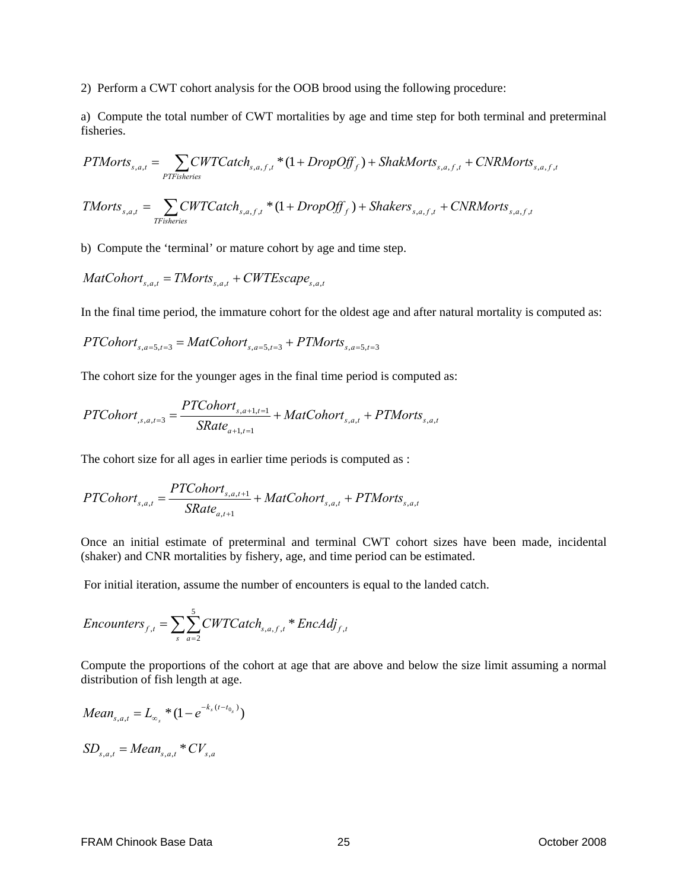2) Perform a CWT cohort analysis for the OOB brood using the following procedure:

a) Compute the total number of CWT mortalities by age and time step for both terminal and preterminal fisheries.

$$PTMorts_{s,a,t} = \sum_{PTFisheries} CWTCatch_{s,a,f,t} * (1 + DropOff_f) + ShakMorts_{s,a,f,t} + CNRMorts_{s,a,f,t}$$

$$TMorts_{s,a,t} = \sum_{TFisheries} CWTCatch_{s,a,f,t} * (1 + DropOff_f) + Shakers_{s,a,f,t} + CNRMorts_{s,a,f,t}$$

b) Compute the 'terminal' or mature cohort by age and time step.

$$MatCohort_{s,a,t} = TMorts_{s,a,t} + CWTEscape_{s,a,t}$$

In the final time period, the immature cohort for the oldest age and after natural mortality is computed as:

$$PTCohort_{s,a=5,t=3} = MatCohort_{s,a=5,t=3} + PTMorts_{s,a=5,t=3}$$

The cohort size for the younger ages in the final time period is computed as:

$$PTCohort_{,s,a,t=3} = \frac{PTCohort_{s,a+1,t=1}}{SRate_{a+1,t=1}} + MatCohort_{s,a,t} + PTMorts_{s,a,t}$$

The cohort size for all ages in earlier time periods is computed as :

$$PTCohort_{s,a,t} = \frac{PTCohort_{s,a,t+1}}{SRate_{a,t+1}} + MatCohort_{s,a,t} + PTMorts_{s,a,t}$$

Once an initial estimate of preterminal and terminal CWT cohort sizes have been made, incidental (shaker) and CNR mortalities by fishery, age, and time period can be estimated.

For initial iteration, assume the number of encounters is equal to the landed catch.

$$Encounters_{f,t} = \sum_{s} \sum_{a=2}^{5} CWTCatch_{s,a,f,t} * EncAdj_{f,t}$$

Compute the proportions of the cohort at age that are above and below the size limit assuming a normal distribution of fish length at age.

$$Mean_{s,a,t} = L_{\infty_s} * (1 - e^{-k_s(t - t_{0_s})})$$

$$SD_{s,a,t} = Mean_{s,a,t} * CV_{s,a}$$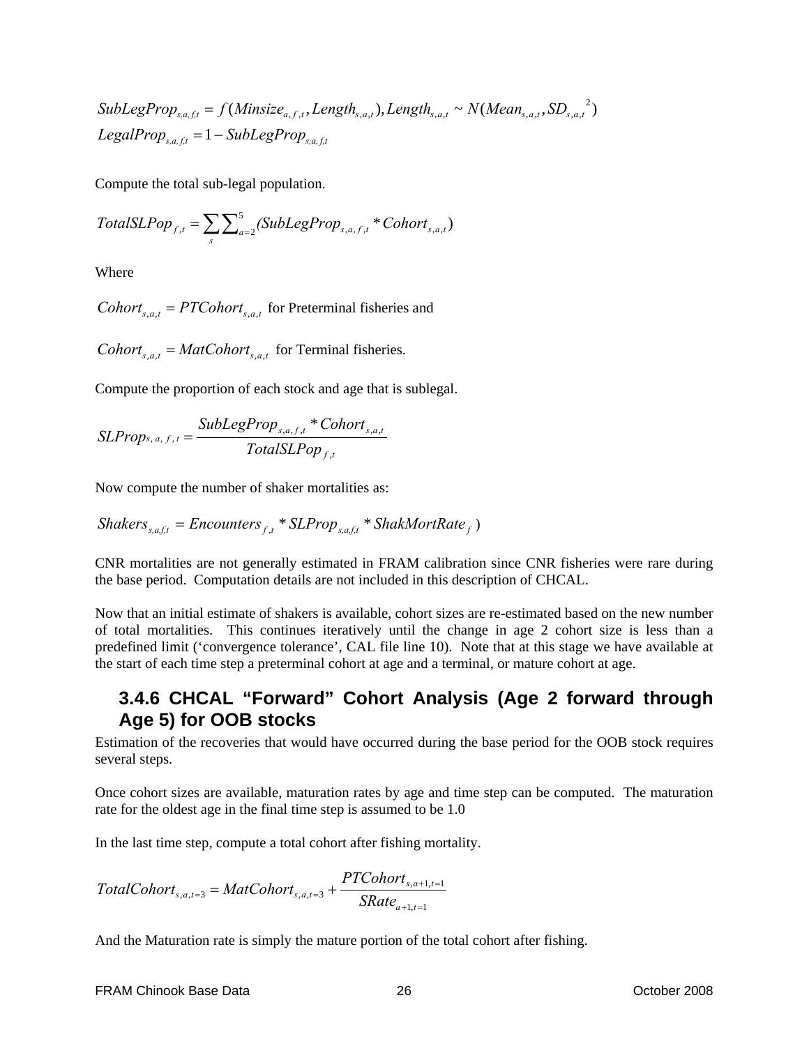$$SubLegProp_{s,a,f,t} = f(Minsize_{a,f,t}, Length_{s,a,t}), Length_{s,a,t} \sim N(Mean_{s,a,t}, SD_{s,a,t}{}^2)$$
$$LegalProp_{s,a,f,t} = 1 - SubLegProp_{s,a,f,t}$$

Compute the total sub-legal population.

$$TotalSLPop_{f,t} = \sum_s \sum_{a=2}^{5} (SubLegProp_{s,a,f,t} * Cohort_{s,a,t})$$

Where

$Cohort_{s,a,t} = PTCohort_{s,a,t}$ for Preterminal fisheries and

$Cohort_{s,a,t} = MatCohort_{s,a,t}$ for Terminal fisheries.

Compute the proportion of each stock and age that is sublegal.

$$SLProp_{s,a,f,t} = \frac{SubLegProp_{s,a,f,t} * Cohort_{s,a,t}}{TotalSLPop_{f,t}}$$

Now compute the number of shaker mortalities as:

$$Shakers_{s,a,f,t} = Encounters_{f,t} * SLProp_{s,a,f,t} * ShakMortRate_f\ )$$

CNR mortalities are not generally estimated in FRAM calibration since CNR fisheries were rare during the base period. Computation details are not included in this description of CHCAL.

Now that an initial estimate of shakers is available, cohort sizes are re-estimated based on the new number of total mortalities. This continues iteratively until the change in age 2 cohort size is less than a predefined limit ('convergence tolerance', CAL file line 10). Note that at this stage we have available at the start of each time step a preterminal cohort at age and a terminal, or mature cohort at age.

### 3.4.6 CHCAL "Forward" Cohort Analysis (Age 2 forward through Age 5) for OOB stocks

Estimation of the recoveries that would have occurred during the base period for the OOB stock requires several steps.

Once cohort sizes are available, maturation rates by age and time step can be computed. The maturation rate for the oldest age in the final time step is assumed to be 1.0

In the last time step, compute a total cohort after fishing mortality.

$$TotalCohort_{s,a,t=3} = MatCohort_{s,a,t=3} + \frac{PTCohort_{s,a+1,t=1}}{SRate_{a+1,t=1}}$$

And the Maturation rate is simply the mature portion of the total cohort after fishing.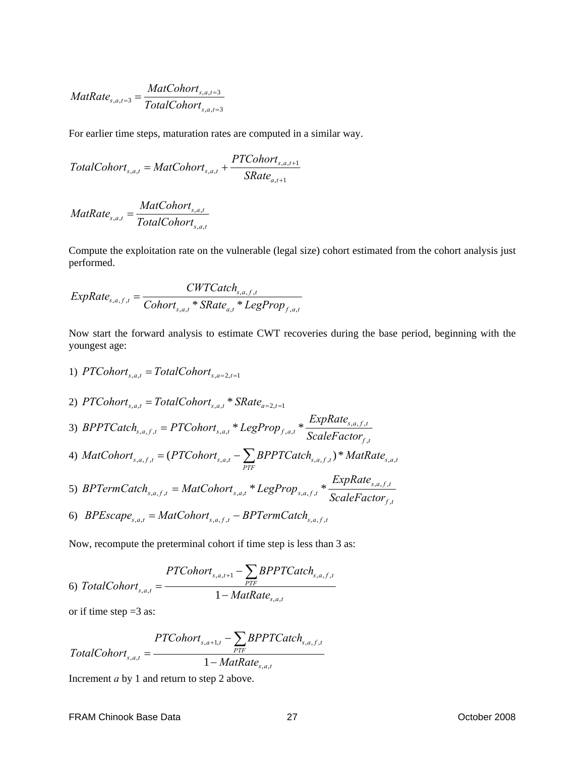$$MatRate_{s,a,t=3} = \frac{MatCohort_{s,a,t=3}}{TotalCohort_{s,a,t=3}}$$

For earlier time steps, maturation rates are computed in a similar way.

$$TotalCohort_{s,a,t} = MatCohort_{s,a,t} + \frac{PTCohort_{s,a,t+1}}{SRate_{a,t+1}}$$

$$MatRate_{s,a,t} = \frac{MatCohort_{s,a,t}}{TotalCohort_{s,a,t}}$$

Compute the exploitation rate on the vulnerable (legal size) cohort estimated from the cohort analysis just performed.

$$ExpRate_{s,a,f,t} = \frac{CWTCatch_{s,a,f,t}}{Cohort_{s,a,t} * SRate_{a,t} * LegProp_{f,a,t}}$$

Now start the forward analysis to estimate CWT recoveries during the base period, beginning with the youngest age:

1) $PTCohort_{s,a,t} = TotalCohort_{s,a=2,t=1}$

2) $PTCohort_{s,a,t} = TotalCohort_{s,a,t} * SRate_{a=2,t=1}$

3) $BPPTCatch_{s,a,f,t} = PTCohort_{s,a,t} * LegProp_{f,a,t} * \frac{ExpRate_{s,a,f,t}}{ScaleFactor_{f,t}}$

4) $MatCohort_{s,a,f,t} = (PTCohort_{s,a,t} - \sum_{PTF} BPPTCatch_{s,a,f,t}) * MatRate_{s,a,t}$

5) $BPTermCatch_{s,a,f,t} = MatCohort_{s,a,t} * LegProp_{s,a,f,t} * \frac{ExpRate_{s,a,f,t}}{ScaleFactor_{f,t}}$

6) $BPEscape_{s,a,t} = MatCohort_{s,a,f,t} - BPTermCatch_{s,a,f,t}$

Now, recompute the preterminal cohort if time step is less than 3 as:

6) $$TotalCohort_{s,a,t} = \frac{PTCohort_{s,a,t+1} - \sum_{PTF} BPPTCatch_{s,a,f,t}}{1 - MatRate_{s,a,t}}$$

or if time step =3 as:

$$TotalCohort_{s,a,t} = \frac{PTCohort_{s,a+1,t} - \sum_{PTF} BPPTCatch_{s,a,f,t}}{1 - MatRate_{s,a,t}}$$

Increment *a* by 1 and return to step 2 above.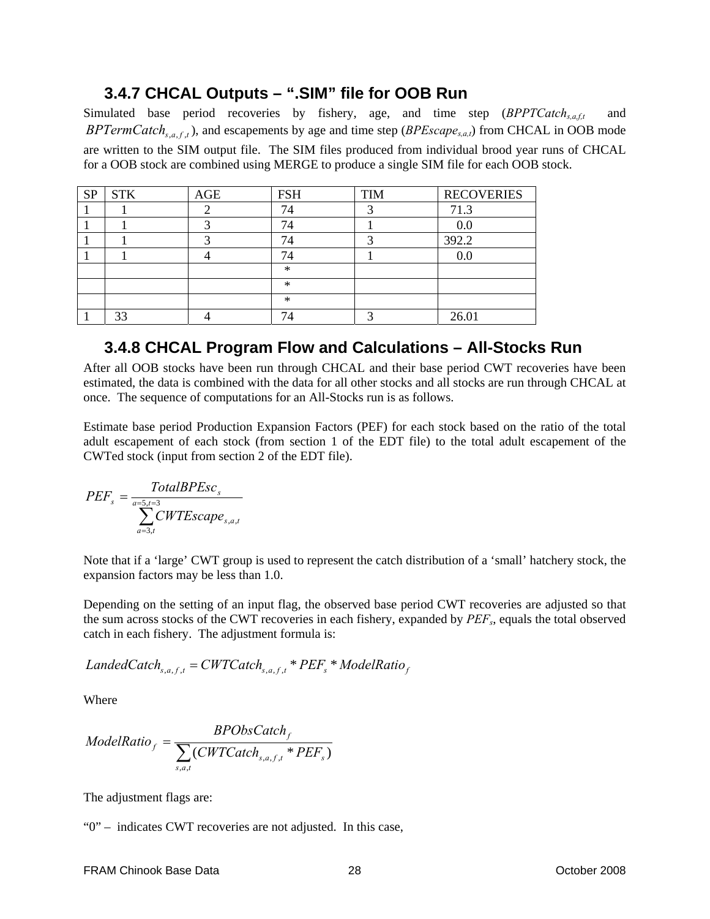### 3.4.7 CHCAL Outputs – ".SIM" file for OOB Run

Simulated base period recoveries by fishery, age, and time step ($BPPTCatch_{s,a,f,t}$ and $BPTermCatch_{s,a,f,t}$), and escapements by age and time step ($BPEscape_{s,a,t}$) from CHCAL in OOB mode are written to the SIM output file. The SIM files produced from individual brood year runs of CHCAL for a OOB stock are combined using MERGE to produce a single SIM file for each OOB stock.

| SP | STK | AGE | FSH | TIM | RECOVERIES |
|---|---|---|---|---|---|
| 1 | 1 | 2 | 74 | 3 | 71.3 |
| 1 | 1 | 3 | 74 | 1 | 0.0 |
| 1 | 1 | 3 | 74 | 3 | 392.2 |
| 1 | 1 | 4 | 74 | 1 | 0.0 |
| | | | * | | |
| | | | * | | |
| | | | * | | |
| 1 | 33 | 4 | 74 | 3 | 26.01 |

### 3.4.8 CHCAL Program Flow and Calculations – All-Stocks Run

After all OOB stocks have been run through CHCAL and their base period CWT recoveries have been estimated, the data is combined with the data for all other stocks and all stocks are run through CHCAL at once. The sequence of computations for an All-Stocks run is as follows.

Estimate base period Production Expansion Factors (PEF) for each stock based on the ratio of the total adult escapement of each stock (from section 1 of the EDT file) to the total adult escapement of the CWTed stock (input from section 2 of the EDT file).

$$PEF_s = \frac{TotalBPEsc_s}{\sum_{a=3,t}^{a=5,t=3} CWTEscape_{s,a,t}}$$

Note that if a 'large' CWT group is used to represent the catch distribution of a 'small' hatchery stock, the expansion factors may be less than 1.0.

Depending on the setting of an input flag, the observed base period CWT recoveries are adjusted so that the sum across stocks of the CWT recoveries in each fishery, expanded by $PEF_s$, equals the total observed catch in each fishery. The adjustment formula is:

$$LandedCatch_{s,a,f,t} = CWTCatch_{s,a,f,t} * PEF_s * ModelRatio_f$$

Where

$$ModelRatio_f = \frac{BPObsCatch_f}{\sum_{s,a,t}(CWTCatch_{s,a,f,t} * PEF_s)}$$

The adjustment flags are:

"0" – indicates CWT recoveries are not adjusted. In this case,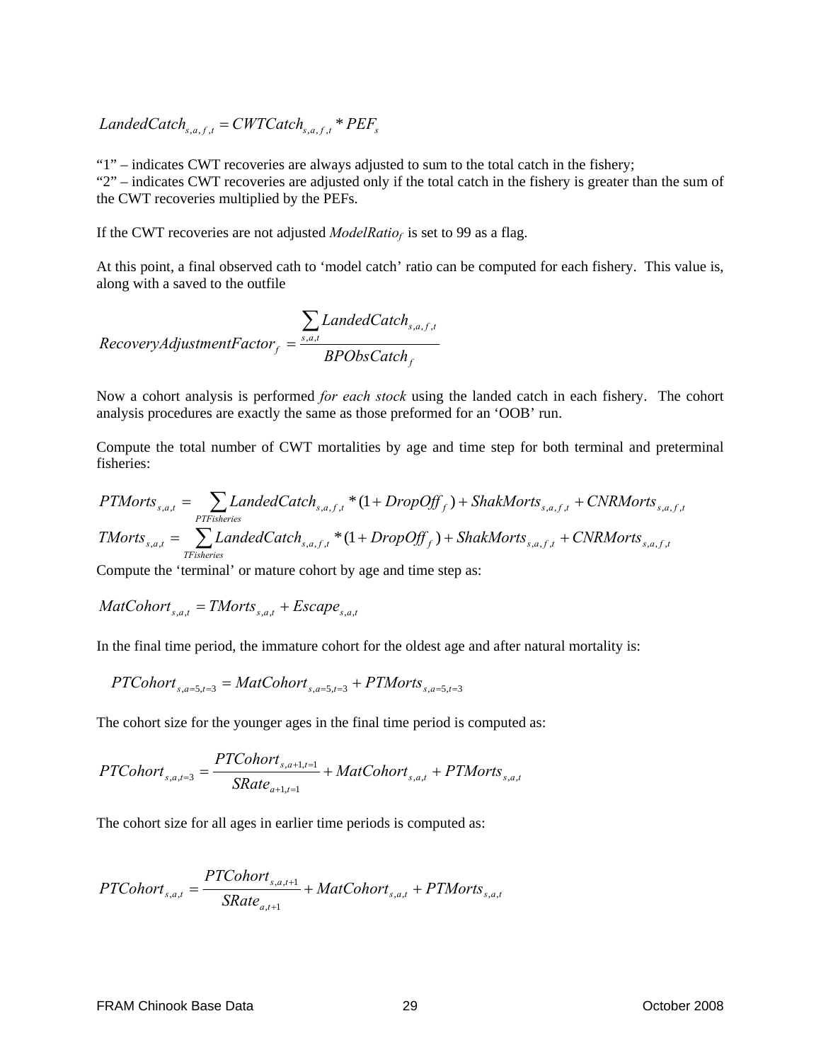$$LandedCatch_{s,a,f,t} = CWTCatch_{s,a,f,t} * PEF_s$$

"1" – indicates CWT recoveries are always adjusted to sum to the total catch in the fishery;
"2" – indicates CWT recoveries are adjusted only if the total catch in the fishery is greater than the sum of the CWT recoveries multiplied by the PEFs.

If the CWT recoveries are not adjusted $ModelRatio_f$ is set to 99 as a flag.

At this point, a final observed cath to 'model catch' ratio can be computed for each fishery. This value is, along with a saved to the outfile

$$RecoveryAdjustmentFactor_f = \frac{\sum_{s,a,t} LandedCatch_{s,a,f,t}}{BPObsCatch_f}$$

Now a cohort analysis is performed *for each stock* using the landed catch in each fishery. The cohort analysis procedures are exactly the same as those preformed for an 'OOB' run.

Compute the total number of CWT mortalities by age and time step for both terminal and preterminal fisheries:

$$PTMorts_{s,a,t} = \sum_{PTFisheries} LandedCatch_{s,a,f,t} * (1 + DropOff_f) + ShakMorts_{s,a,f,t} + CNRMorts_{s,a,f,t}$$

$$TMorts_{s,a,t} = \sum_{TFisheries} LandedCatch_{s,a,f,t} * (1 + DropOff_f) + ShakMorts_{s,a,f,t} + CNRMorts_{s,a,f,t}$$

Compute the 'terminal' or mature cohort by age and time step as:

$$MatCohort_{s,a,t} = TMorts_{s,a,t} + Escape_{s,a,t}$$

In the final time period, the immature cohort for the oldest age and after natural mortality is:

$$PTCohort_{s,a=5,t=3} = MatCohort_{s,a=5,t=3} + PTMorts_{s,a=5,t=3}$$

The cohort size for the younger ages in the final time period is computed as:

$$PTCohort_{s,a,t=3} = \frac{PTCohort_{s,a+1,t=1}}{SRate_{a+1,t=1}} + MatCohort_{s,a,t} + PTMorts_{s,a,t}$$

The cohort size for all ages in earlier time periods is computed as:

$$PTCohort_{s,a,t} = \frac{PTCohort_{s,a,t+1}}{SRate_{a,t+1}} + MatCohort_{s,a,t} + PTMorts_{s,a,t}$$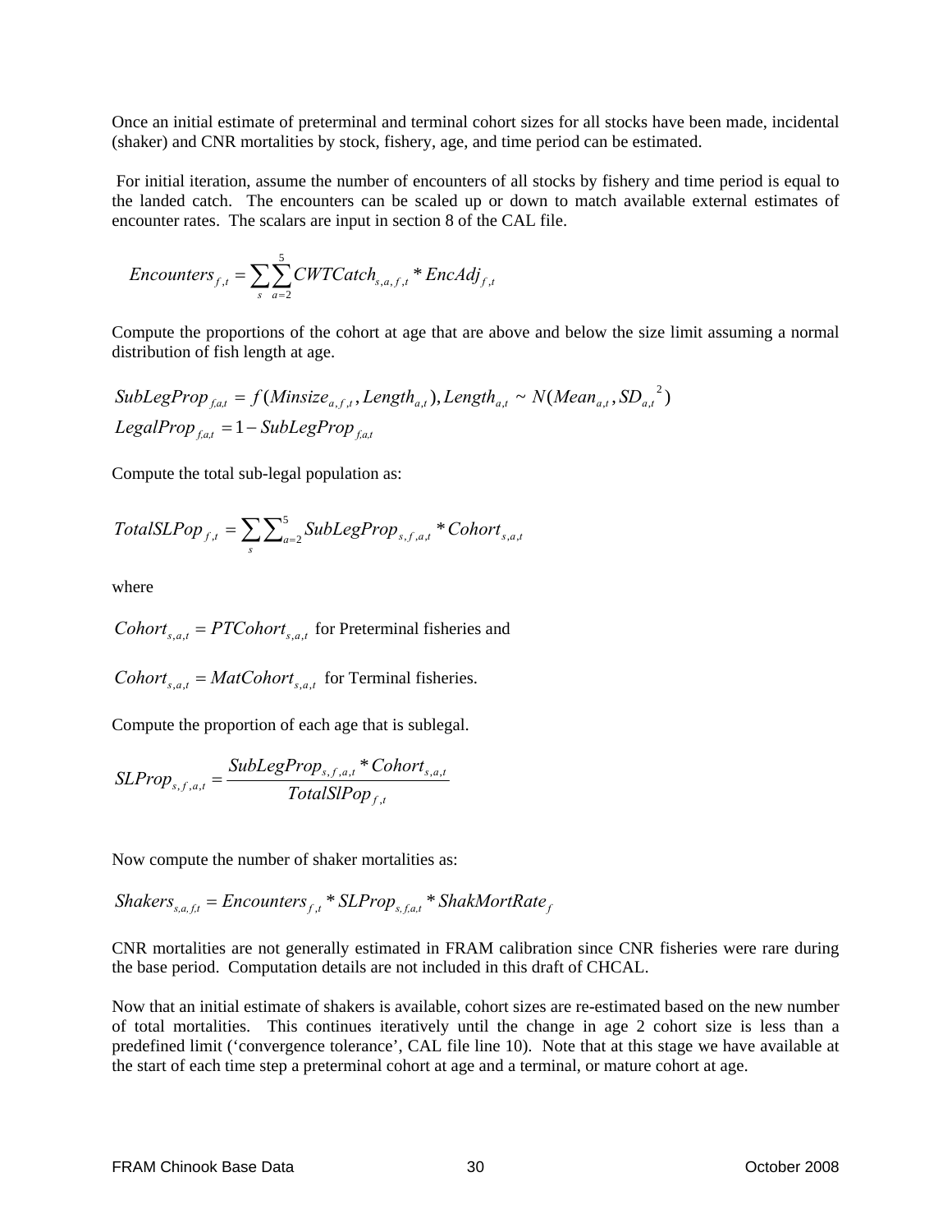Once an initial estimate of preterminal and terminal cohort sizes for all stocks have been made, incidental (shaker) and CNR mortalities by stock, fishery, age, and time period can be estimated.

For initial iteration, assume the number of encounters of all stocks by fishery and time period is equal to the landed catch. The encounters can be scaled up or down to match available external estimates of encounter rates. The scalars are input in section 8 of the CAL file.

$$Encounters_{f,t} = \sum_{s} \sum_{a=2}^{5} CWTCatch_{s,a,f,t} * EncAdj_{f,t}$$

Compute the proportions of the cohort at age that are above and below the size limit assuming a normal distribution of fish length at age.

$$SubLegProp_{f,a,t} = f(Minsize_{a,f,t}, Length_{a,t}), Length_{a,t} \sim N(Mean_{a,t}, SD_{a,t}^{\ 2})$$

$$LegalProp_{f,a,t} = 1 - SubLegProp_{f,a,t}$$

Compute the total sub-legal population as:

$$TotalSLPop_{f,t} = \sum_{s} \sum_{a=2}^{5} SubLegProp_{s,f,a,t} * Cohort_{s,a,t}$$

where

$Cohort_{s,a,t} = PTCohort_{s,a,t}$ for Preterminal fisheries and

$Cohort_{s,a,t} = MatCohort_{s,a,t}$ for Terminal fisheries.

Compute the proportion of each age that is sublegal.

$$SLProp_{s,f,a,t} = \frac{SubLegProp_{s,f,a,t} * Cohort_{s,a,t}}{TotalSlPop_{f,t}}$$

Now compute the number of shaker mortalities as:

$$Shakers_{s,a,f,t} = Encounters_{f,t} * SLProp_{s,f,a,t} * ShakMortRate_{f}$$

CNR mortalities are not generally estimated in FRAM calibration since CNR fisheries were rare during the base period. Computation details are not included in this draft of CHCAL.

Now that an initial estimate of shakers is available, cohort sizes are re-estimated based on the new number of total mortalities. This continues iteratively until the change in age 2 cohort size is less than a predefined limit ('convergence tolerance', CAL file line 10). Note that at this stage we have available at the start of each time step a preterminal cohort at age and a terminal, or mature cohort at age.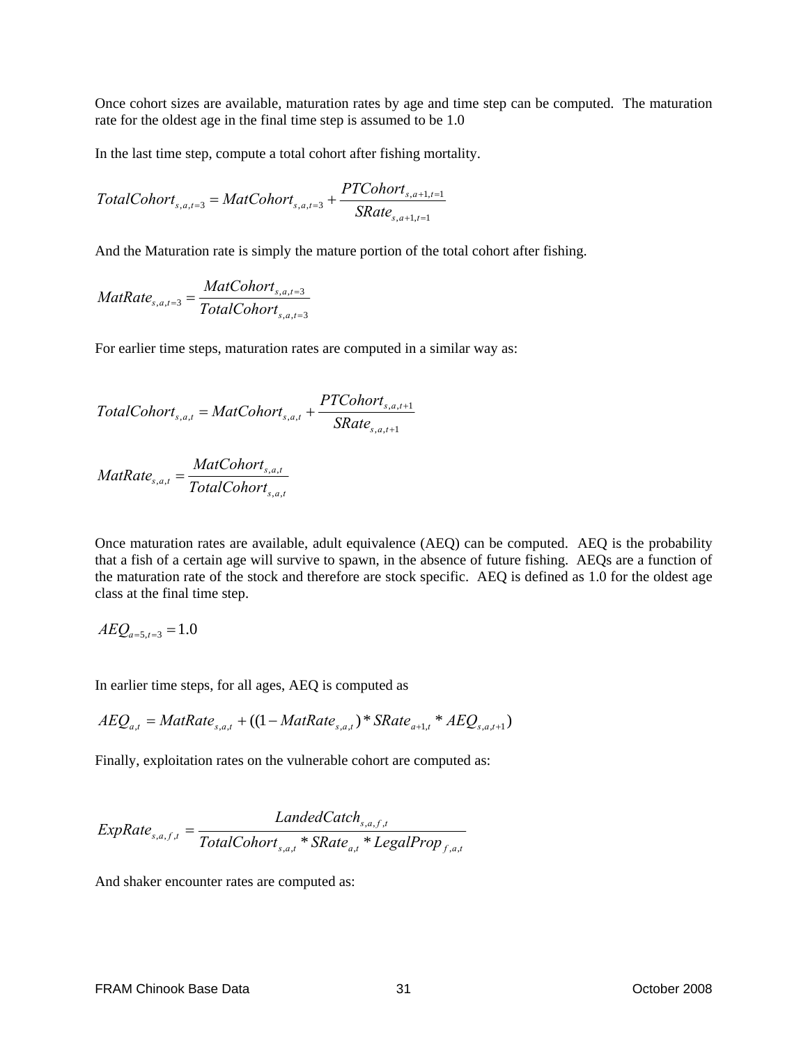Once cohort sizes are available, maturation rates by age and time step can be computed. The maturation rate for the oldest age in the final time step is assumed to be 1.0

In the last time step, compute a total cohort after fishing mortality.

$$TotalCohort_{s,a,t=3} = MatCohort_{s,a,t=3} + \frac{PTCohort_{s,a+1,t=1}}{SRate_{s,a+1,t=1}}$$

And the Maturation rate is simply the mature portion of the total cohort after fishing.

$$MatRate_{s,a,t=3} = \frac{MatCohort_{s,a,t=3}}{TotalCohort_{s,a,t=3}}$$

For earlier time steps, maturation rates are computed in a similar way as:

$$TotalCohort_{s,a,t} = MatCohort_{s,a,t} + \frac{PTCohort_{s,a,t+1}}{SRate_{s,a,t+1}}$$

$$MatRate_{s,a,t} = \frac{MatCohort_{s,a,t}}{TotalCohort_{s,a,t}}$$

Once maturation rates are available, adult equivalence (AEQ) can be computed. AEQ is the probability that a fish of a certain age will survive to spawn, in the absence of future fishing. AEQs are a function of the maturation rate of the stock and therefore are stock specific. AEQ is defined as 1.0 for the oldest age class at the final time step.

$$AEQ_{a=5,t=3} = 1.0$$

In earlier time steps, for all ages, AEQ is computed as

$$AEQ_{a,t} = MatRate_{s,a,t} + ((1 - MatRate_{s,a,t}) * SRate_{a+1,t} * AEQ_{s,a,t+1})$$

Finally, exploitation rates on the vulnerable cohort are computed as:

$$ExpRate_{s,a,f,t} = \frac{LandedCatch_{s,a,f,t}}{TotalCohort_{s,a,t} * SRate_{a,t} * LegalProp_{f,a,t}}$$

And shaker encounter rates are computed as: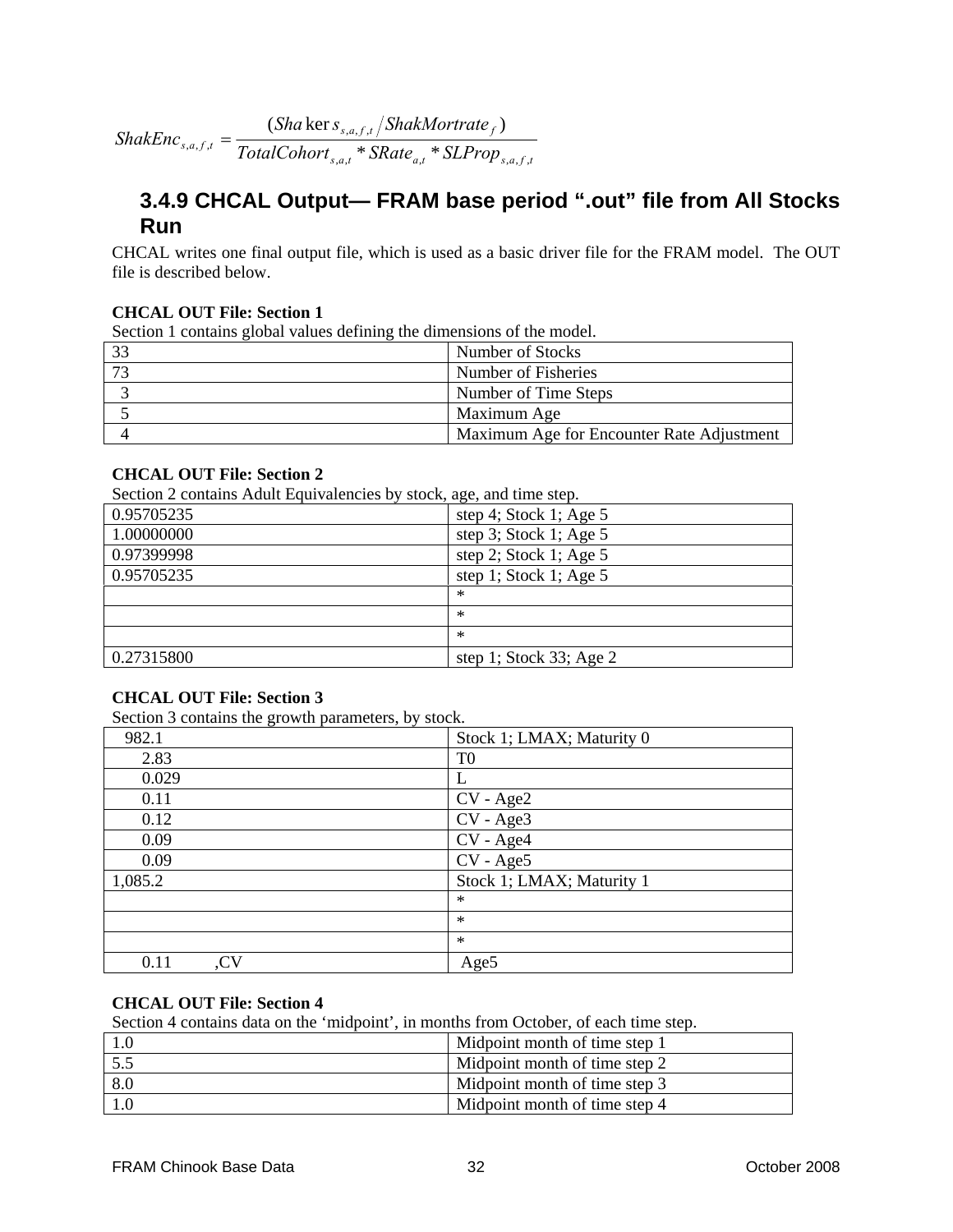$$ShakEnc_{s,a,f,t} = \frac{(Shakers_{s,a,f,t} / ShakMortrate_f)}{TotalCohort_{s,a,t} * SRate_{a,t} * SLProp_{s,a,f,t}}$$

### 3.4.9 CHCAL Output— FRAM base period ".out" file from All Stocks Run

CHCAL writes one final output file, which is used as a basic driver file for the FRAM model. The OUT file is described below.

**CHCAL OUT File: Section 1**

Section 1 contains global values defining the dimensions of the model.

| | |
|---|---|
| 33 | Number of Stocks |
| 73 | Number of Fisheries |
| 3 | Number of Time Steps |
| 5 | Maximum Age |
| 4 | Maximum Age for Encounter Rate Adjustment |

**CHCAL OUT File: Section 2**

Section 2 contains Adult Equivalencies by stock, age, and time step.

| | |
|---|---|
| 0.95705235 | step 4; Stock 1; Age 5 |
| 1.00000000 | step 3; Stock 1; Age 5 |
| 0.97399998 | step 2; Stock 1; Age 5 |
| 0.95705235 | step 1; Stock 1; Age 5 |
| | * |
| | * |
| | * |
| 0.27315800 | step 1; Stock 33; Age 2 |

**CHCAL OUT File: Section 3**

Section 3 contains the growth parameters, by stock.

| | |
|---|---|
| 982.1 | Stock 1; LMAX; Maturity 0 |
| 2.83 | T0 |
| 0.029 | L |
| 0.11 | CV - Age2 |
| 0.12 | CV - Age3 |
| 0.09 | CV - Age4 |
| 0.09 | CV - Age5 |
| 1,085.2 | Stock 1; LMAX; Maturity 1 |
| | * |
| | * |
| | * |
| 0.11 ,CV | Age5 |

**CHCAL OUT File: Section 4**

Section 4 contains data on the 'midpoint', in months from October, of each time step.

| | |
|---|---|
| 1.0 | Midpoint month of time step 1 |
| 5.5 | Midpoint month of time step 2 |
| 8.0 | Midpoint month of time step 3 |
| 1.0 | Midpoint month of time step 4 |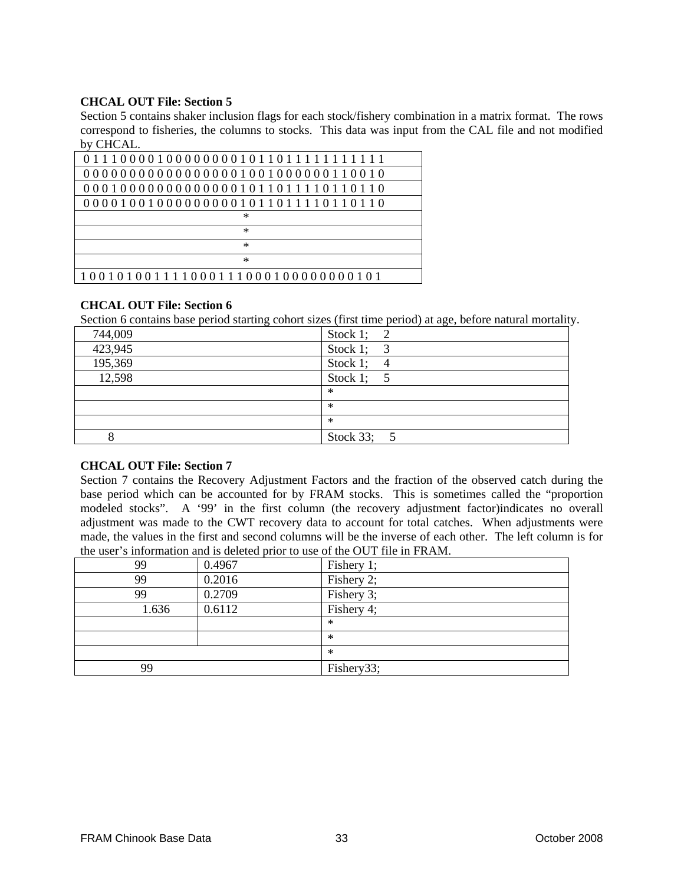**CHCAL OUT File: Section 5**

Section 5 contains shaker inclusion flags for each stock/fishery combination in a matrix format. The rows correspond to fisheries, the columns to stocks. This data was input from the CAL file and not modified by CHCAL.

| |
|---|
| 0 1 1 1 0 0 0 0 1 0 0 0 0 0 0 0 0 1 0 1 1 0 1 1 1 1 1 1 1 1 1 1 1 |
| 0 0 0 0 0 0 0 0 0 0 0 0 0 0 0 0 0 1 0 0 1 0 0 0 0 0 0 1 1 0 0 1 0 |
| 0 0 0 1 0 0 0 0 0 0 0 0 0 0 0 0 0 1 0 1 1 0 1 1 1 1 0 1 1 0 1 1 0 |
| 0 0 0 0 1 0 0 1 0 0 0 0 0 0 0 0 0 1 0 1 1 0 1 1 1 1 0 1 1 0 1 1 0 |
| * |
| * |
| * |
| * |
| 1 0 0 1 0 1 0 0 1 1 1 1 0 0 0 1 1 1 0 0 0 1 0 0 0 0 0 0 0 0 1 0 1 |

**CHCAL OUT File: Section 6**

Section 6 contains base period starting cohort sizes (first time period) at age, before natural mortality.

| | |
|---|---|
| 744,009 | Stock 1; 2 |
| 423,945 | Stock 1; 3 |
| 195,369 | Stock 1; 4 |
| 12,598 | Stock 1; 5 |
| | * |
| | * |
| | * |
| 8 | Stock 33; 5 |

**CHCAL OUT File: Section 7**

Section 7 contains the Recovery Adjustment Factors and the fraction of the observed catch during the base period which can be accounted for by FRAM stocks. This is sometimes called the "proportion modeled stocks". A '99' in the first column (the recovery adjustment factor)indicates no overall adjustment was made to the CWT recovery data to account for total catches. When adjustments were made, the values in the first and second columns will be the inverse of each other. The left column is for the user's information and is deleted prior to use of the OUT file in FRAM.

| | | |
|---|---|---|
| 99 | 0.4967 | Fishery 1; |
| 99 | 0.2016 | Fishery 2; |
| 99 | 0.2709 | Fishery 3; |
| 1.636 | 0.6112 | Fishery 4; |
| | | * |
| | | * |
| | | * |
| 99 | | Fishery33; |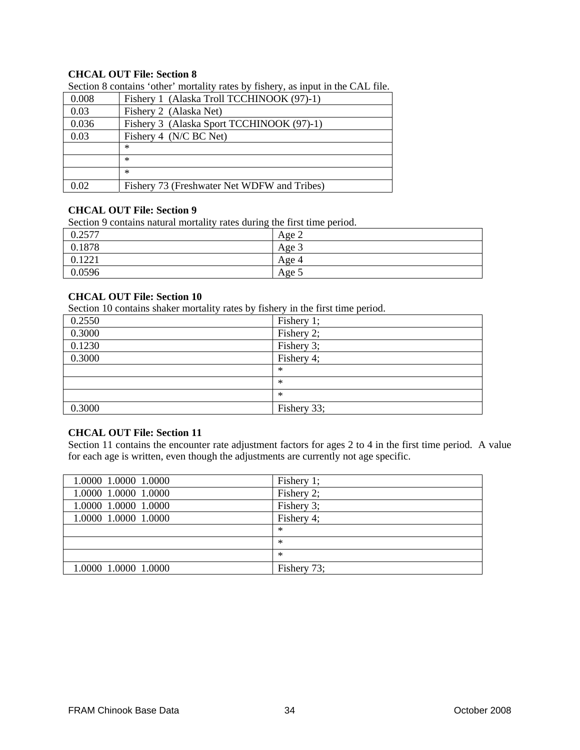**CHCAL OUT File: Section 8**

Section 8 contains 'other' mortality rates by fishery, as input in the CAL file.

| | |
|---|---|
| 0.008 | Fishery 1 (Alaska Troll TCCHINOOK (97)-1) |
| 0.03 | Fishery 2 (Alaska Net) |
| 0.036 | Fishery 3 (Alaska Sport TCCHINOOK (97)-1) |
| 0.03 | Fishery 4 (N/C BC Net) |
| | * |
| | * |
| | * |
| 0.02 | Fishery 73 (Freshwater Net WDFW and Tribes) |

**CHCAL OUT File: Section 9**

Section 9 contains natural mortality rates during the first time period.

| | |
|---|---|
| 0.2577 | Age 2 |
| 0.1878 | Age 3 |
| 0.1221 | Age 4 |
| 0.0596 | Age 5 |

**CHCAL OUT File: Section 10**

Section 10 contains shaker mortality rates by fishery in the first time period.

| | |
|---|---|
| 0.2550 | Fishery 1; |
| 0.3000 | Fishery 2; |
| 0.1230 | Fishery 3; |
| 0.3000 | Fishery 4; |
| | * |
| | * |
| | * |
| 0.3000 | Fishery 33; |

**CHCAL OUT File: Section 11**

Section 11 contains the encounter rate adjustment factors for ages 2 to 4 in the first time period. A value for each age is written, even though the adjustments are currently not age specific.

| | |
|---|---|
| 1.0000 1.0000 1.0000 | Fishery 1; |
| 1.0000 1.0000 1.0000 | Fishery 2; |
| 1.0000 1.0000 1.0000 | Fishery 3; |
| 1.0000 1.0000 1.0000 | Fishery 4; |
| | * |
| | * |
| | * |
| 1.0000 1.0000 1.0000 | Fishery 73; |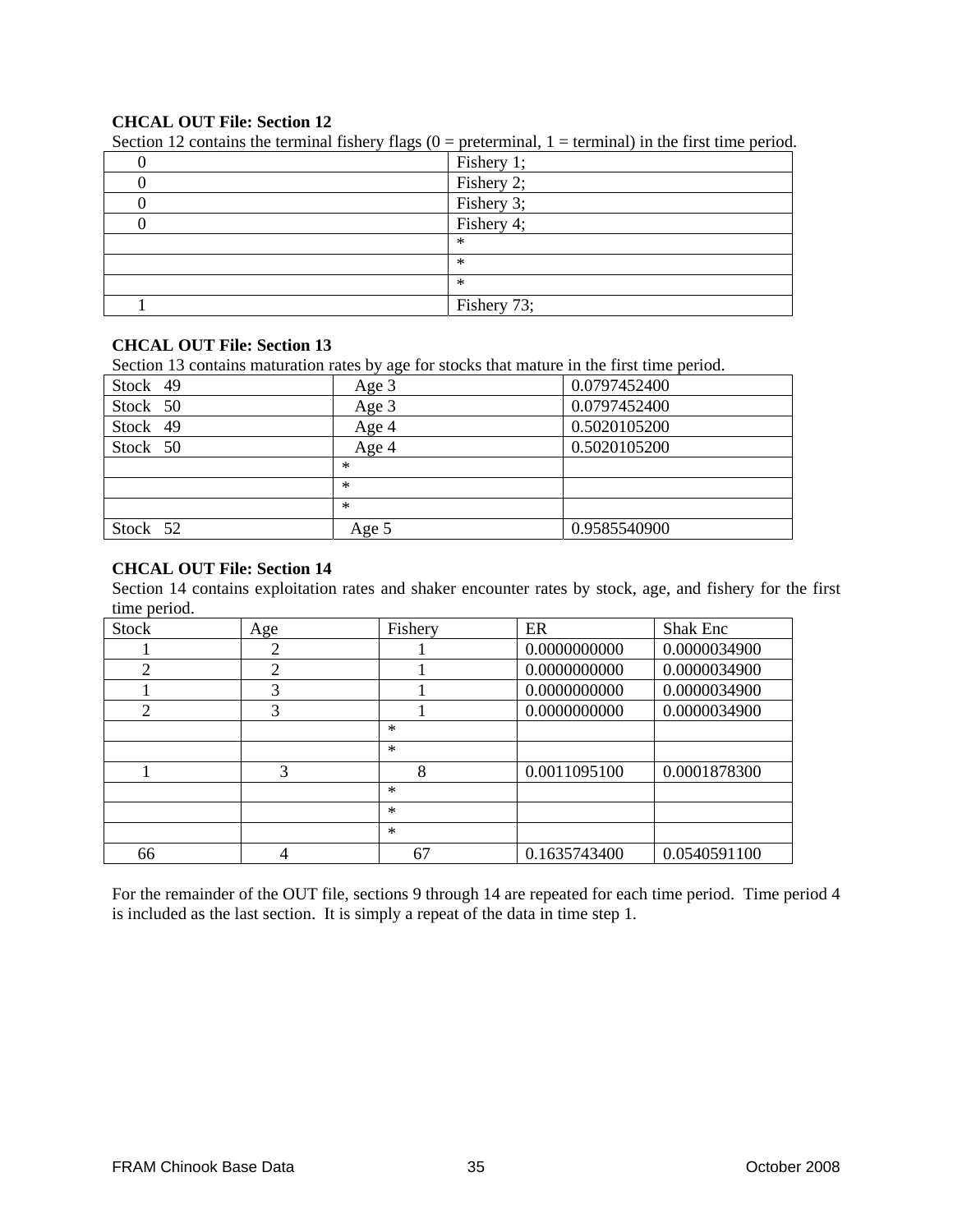**CHCAL OUT File: Section 12**

Section 12 contains the terminal fishery flags (0 = preterminal, 1 = terminal) in the first time period.

| | |
|---|---|
| 0 | Fishery 1; |
| 0 | Fishery 2; |
| 0 | Fishery 3; |
| 0 | Fishery 4; |
| | * |
| | * |
| | * |
| 1 | Fishery 73; |

**CHCAL OUT File: Section 13**

Section 13 contains maturation rates by age for stocks that mature in the first time period.

| | | |
|---|---|---|
| Stock 49 | Age 3 | 0.0797452400 |
| Stock 50 | Age 3 | 0.0797452400 |
| Stock 49 | Age 4 | 0.5020105200 |
| Stock 50 | Age 4 | 0.5020105200 |
| | * | |
| | * | |
| | * | |
| Stock 52 | Age 5 | 0.9585540900 |

**CHCAL OUT File: Section 14**

Section 14 contains exploitation rates and shaker encounter rates by stock, age, and fishery for the first time period.

| Stock | Age | Fishery | ER | Shak Enc |
|---|---|---|---|---|
| 1 | 2 | 1 | 0.0000000000 | 0.0000034900 |
| 2 | 2 | 1 | 0.0000000000 | 0.0000034900 |
| 1 | 3 | 1 | 0.0000000000 | 0.0000034900 |
| 2 | 3 | 1 | 0.0000000000 | 0.0000034900 |
| | | * | | |
| | | * | | |
| 1 | 3 | 8 | 0.0011095100 | 0.0001878300 |
| | | * | | |
| | | * | | |
| | | * | | |
| 66 | 4 | 67 | 0.1635743400 | 0.0540591100 |

For the remainder of the OUT file, sections 9 through 14 are repeated for each time period. Time period 4 is included as the last section. It is simply a repeat of the data in time step 1.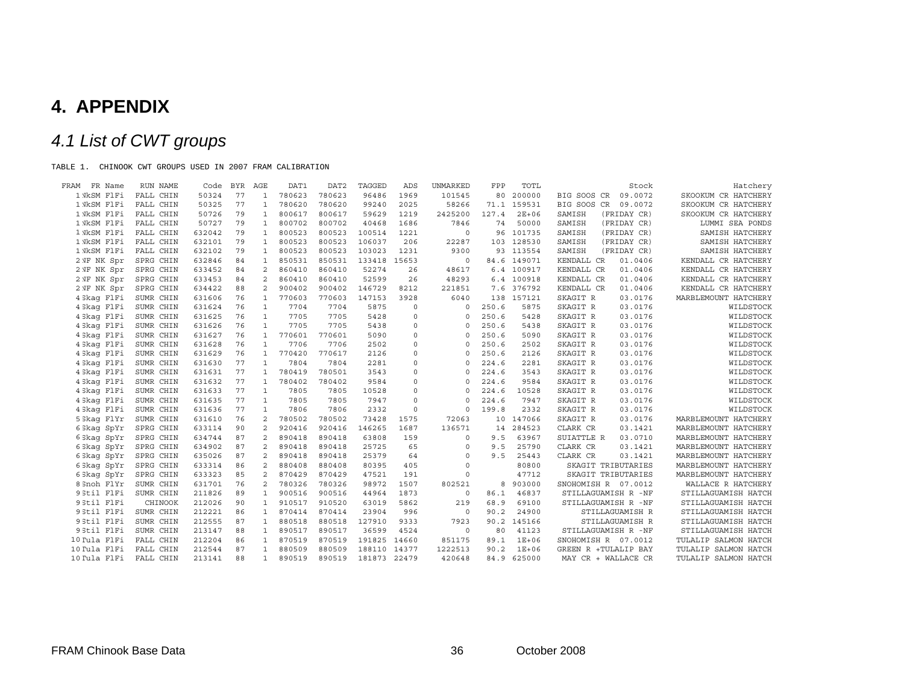# 4. APPENDIX

## *4.1 List of CWT groups*

TABLE 1. CHINOOK CWT GROUPS USED IN 2007 FRAM CALIBRATION

| FRAM | FR Name | RUN NAME | Code | BYR | AGE | DAT1 | DAT2 | TAGGED | ADS | UNMARKED | FPP | TOTL | Stock | Hatchery |
|---|---|---|---|---|---|---|---|---|---|---|---|---|---|---|
| 1 | NkSM FlFi | FALL CHIN | 50324 | 77 | 1 | 780623 | 780623 | 96486 | 1969 | 101545 | 80 | 200000 | BIG SOOS CR 09.0072 | SKOOKUM CR HATCHERY |
| 1 | NkSM FlFi | FALL CHIN | 50325 | 77 | 1 | 780620 | 780620 | 99240 | 2025 | 58266 | 71.1 | 159531 | BIG SOOS CR 09.0072 | SKOOKUM CR HATCHERY |
| 1 | NkSM FlFi | FALL CHIN | 50726 | 79 | 1 | 800617 | 800617 | 59629 | 1219 | 2425200 | 127.4 | 2E+06 | SAMISH (FRIDAY CR) | SKOOKUM CR HATCHERY |
| 1 | NkSM FlFi | FALL CHIN | 50727 | 79 | 1 | 800702 | 800702 | 40468 | 1686 | 7846 | 74 | 50000 | SAMISH (FRIDAY CR) | LUMMI SEA PONDS |
| 1 | NkSM FlFi | FALL CHIN | 632042 | 79 | 1 | 800523 | 800523 | 100514 | 1221 | 0 | 96 | 101735 | SAMISH (FRIDAY CR) | SAMISH HATCHERY |
| 1 | NkSM FlFi | FALL CHIN | 632101 | 79 | 1 | 800523 | 800523 | 106037 | 206 | 22287 | 103 | 128530 | SAMISH (FRIDAY CR) | SAMISH HATCHERY |
| 1 | NkSM FlFi | FALL CHIN | 632102 | 79 | 1 | 800523 | 800523 | 103023 | 1231 | 9300 | 93 | 113554 | SAMISH (FRIDAY CR) | SAMISH HATCHERY |
| 2 | NF NK Spr | SPRG CHIN | 632846 | 84 | 1 | 850531 | 850531 | 133418 | 15653 | 0 | 84.6 | 149071 | KENDALL CR 01.0406 | KENDALL CR HATCHERY |
| 2 | NF NK Spr | SPRG CHIN | 633452 | 84 | 2 | 860410 | 860410 | 52274 | 26 | 48617 | 6.4 | 100917 | KENDALL CR 01.0406 | KENDALL CR HATCHERY |
| 2 | NF NK Spr | SPRG CHIN | 633453 | 84 | 2 | 860410 | 860410 | 52599 | 26 | 48293 | 6.4 | 100918 | KENDALL CR 01.0406 | KENDALL CR HATCHERY |
| 2 | NF NK Spr | SPRG CHIN | 634422 | 88 | 2 | 900402 | 900402 | 146729 | 8212 | 221851 | 7.6 | 376792 | KENDALL CR 01.0406 | KENDALL CR HATCHERY |
| 4 | Skag FlFi | SUMR CHIN | 631606 | 76 | 1 | 770603 | 770603 | 147153 | 3928 | 6040 | 138 | 157121 | SKAGIT R 03.0176 | MARBLEMOUNT HATCHERY |
| 4 | Skag FlFi | SUMR CHIN | 631624 | 76 | 1 | 7704 | 7704 | 5875 | 0 | 0 | 250.6 | 5875 | SKAGIT R 03.0176 | WILDSTOCK |
| 4 | Skag FlFi | SUMR CHIN | 631625 | 76 | 1 | 7705 | 7705 | 5428 | 0 | 0 | 250.6 | 5428 | SKAGIT R 03.0176 | WILDSTOCK |
| 4 | Skag FlFi | SUMR CHIN | 631626 | 76 | 1 | 7705 | 7705 | 5438 | 0 | 0 | 250.6 | 5438 | SKAGIT R 03.0176 | WILDSTOCK |
| 4 | Skag FlFi | SUMR CHIN | 631627 | 76 | 1 | 770601 | 770601 | 5090 | 0 | 0 | 250.6 | 5090 | SKAGIT R 03.0176 | WILDSTOCK |
| 4 | Skag FlFi | SUMR CHIN | 631628 | 76 | 1 | 7706 | 7706 | 2502 | 0 | 0 | 250.6 | 2502 | SKAGIT R 03.0176 | WILDSTOCK |
| 4 | Skag FlFi | SUMR CHIN | 631629 | 76 | 1 | 770420 | 770617 | 2126 | 0 | 0 | 250.6 | 2126 | SKAGIT R 03.0176 | WILDSTOCK |
| 4 | Skag FlFi | SUMR CHIN | 631630 | 77 | 1 | 7804 | 7804 | 2281 | 0 | 0 | 224.6 | 2281 | SKAGIT R 03.0176 | WILDSTOCK |
| 4 | Skag FlFi | SUMR CHIN | 631631 | 77 | 1 | 780419 | 780501 | 3543 | 0 | 0 | 224.6 | 3543 | SKAGIT R 03.0176 | WILDSTOCK |
| 4 | Skag FlFi | SUMR CHIN | 631632 | 77 | 1 | 780402 | 780402 | 9584 | 0 | 0 | 224.6 | 9584 | SKAGIT R 03.0176 | WILDSTOCK |
| 4 | Skag FlFi | SUMR CHIN | 631633 | 77 | 1 | 7805 | 7805 | 10528 | 0 | 0 | 224.6 | 10528 | SKAGIT R 03.0176 | WILDSTOCK |
| 4 | Skag FlFi | SUMR CHIN | 631635 | 77 | 1 | 7805 | 7805 | 7947 | 0 | 0 | 224.6 | 7947 | SKAGIT R 03.0176 | WILDSTOCK |
| 4 | Skag FlFi | SUMR CHIN | 631636 | 77 | 1 | 7806 | 7806 | 2332 | 0 | 0 | 199.8 | 2332 | SKAGIT R 03.0176 | WILDSTOCK |
| 5 | Skag FlYr | SUMR CHIN | 631610 | 76 | 2 | 780502 | 780502 | 73428 | 1575 | 72063 | 10 | 147066 | SKAGIT R 03.0176 | MARBLEMOUNT HATCHERY |
| 6 | Skag SpYr | SPRG CHIN | 633114 | 90 | 2 | 920416 | 920416 | 146265 | 1687 | 136571 | 14 | 284523 | CLARK CR 03.1421 | MARBLEMOUNT HATCHERY |
| 6 | Skag SpYr | SPRG CHIN | 634744 | 87 | 2 | 890418 | 890418 | 63808 | 159 | 0 | 9.5 | 63967 | SUIATTLE R 03.0710 | MARBLEMOUNT HATCHERY |
| 6 | Skag SpYr | SPRG CHIN | 634902 | 87 | 2 | 890418 | 890418 | 25725 | 65 | 0 | 9.5 | 25790 | CLARK CR 03.1421 | MARBLEMOUNT HATCHERY |
| 6 | Skag SpYr | SPRG CHIN | 635026 | 87 | 2 | 890418 | 890418 | 25379 | 64 | 0 | 9.5 | 25443 | CLARK CR 03.1421 | MARBLEMOUNT HATCHERY |
| 6 | Skag SpYr | SPRG CHIN | 633314 | 86 | 2 | 880408 | 880408 | 80395 | 405 | 0 | | 80800 | SKAGIT TRIBUTARIES | MARBLEMOUNT HATCHERY |
| 6 | Skag SpYr | SPRG CHIN | 633323 | 85 | 2 | 870429 | 870429 | 47521 | 191 | 0 | | 47712 | SKAGIT TRIBUTARIES | MARBLEMOUNT HATCHERY |
| 8 | Snoh FlYr | SUMR CHIN | 631701 | 76 | 2 | 780326 | 780326 | 98972 | 1507 | 802521 | 8 | 903000 | SNOHOMISH R 07.0012 | WALLACE R HATCHERY |
| 9 | Stil FlFi | SUMR CHIN | 211826 | 89 | 1 | 900516 | 900516 | 44964 | 1873 | 0 | 86.1 | 46837 | STILLAGUAMISH R -NF | STILLAGUAMISH HATCH |
| 9 | Stil FlFi | CHINOOK | 212026 | 90 | 1 | 910517 | 910520 | 63019 | 5862 | 219 | 68.9 | 69100 | STILLAGUAMISH R -NF | STILLAGUAMISH HATCH |
| 9 | Stil FlFi | SUMR CHIN | 212221 | 86 | 1 | 870414 | 870414 | 23904 | 996 | 0 | 90.2 | 24900 | STILLAGUAMISH R | STILLAGUAMISH HATCH |
| 9 | Stil FlFi | SUMR CHIN | 212555 | 87 | 1 | 880518 | 880518 | 127910 | 9333 | 7923 | 90.2 | 145166 | STILLAGUAMISH R | STILLAGUAMISH HATCH |
| 9 | Stil FlFi | SUMR CHIN | 213147 | 88 | 1 | 890517 | 890517 | 36599 | 4524 | 0 | 80 | 41123 | STILLAGUAMISH R -NF | STILLAGUAMISH HATCH |
| 10 | Tula FlFi | FALL CHIN | 212204 | 86 | 1 | 870519 | 870519 | 191825 | 14660 | 851175 | 89.1 | 1E+06 | SNOHOMISH R 07.0012 | TULALIP SALMON HATCH |
| 10 | Tula FlFi | FALL CHIN | 212544 | 87 | 1 | 880509 | 880509 | 188110 | 14377 | 1222513 | 90.2 | 1E+06 | GREEN R +TULALIP BAY | TULALIP SALMON HATCH |
| 10 | Tula FlFi | FALL CHIN | 213141 | 88 | 1 | 890519 | 890519 | 181873 | 22479 | 420648 | 84.9 | 625000 | MAY CR + WALLACE CR | TULALIP SALMON HATCH |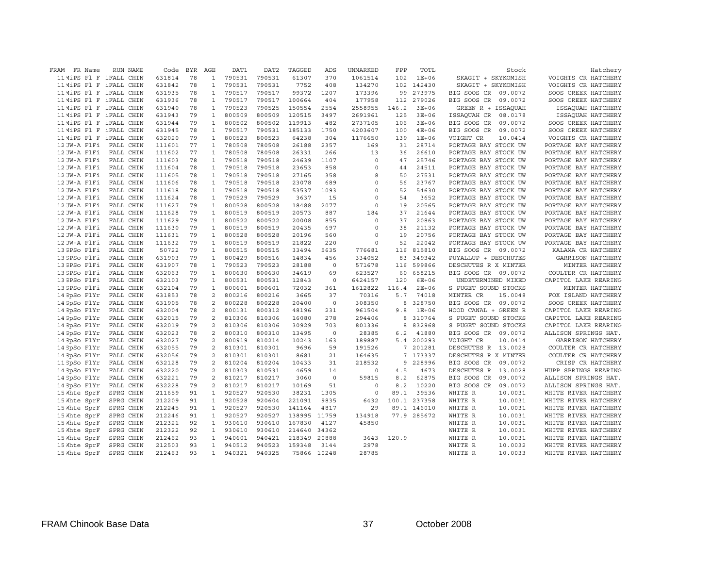| FRAM | FR Name | RUN NAME | Code | BYR | AGE | DAT1 | DAT2 | TAGGED | ADS | UNMARKED | FPP | TOTL | Stock | Hatchery |
|---|---|---|---|---|---|---|---|---|---|---|---|---|---|---|
| 11 | MiPS Fl F | iFALL CHIN | 631814 | 78 | 1 | 790531 | 790531 | 61307 | 370 | 1061514 | 102 | 1E+06 | SKAGIT + SKYKOMISH | VOIGHTS CR HATCHERY |
| 11 | MiPS Fl F | iFALL CHIN | 631842 | 78 | 1 | 790531 | 790531 | 7752 | 408 | 134270 | 102 | 142430 | SKAGIT + SKYKOMISH | VOIGHTS CR HATCHERY |
| 11 | MiPS Fl F | iFALL CHIN | 631935 | 78 | 1 | 790517 | 790517 | 99372 | 1207 | 173396 | 99 | 273975 | BIG SOOS CR 09.0072 | SOOS CREEK HATCHERY |
| 11 | MiPS Fl F | iFALL CHIN | 631936 | 78 | 1 | 790517 | 790517 | 100664 | 404 | 177958 | 112 | 279026 | BIG SOOS CR 09.0072 | SOOS CREEK HATCHERY |
| 11 | MiPS Fl F | iFALL CHIN | 631940 | 78 | 1 | 790523 | 790525 | 150554 | 2554 | 2558955 | 146.2 | 3E+06 | GREEN R + ISSAQUAH | ISSAQUAH HATCHERY |
| 11 | MiPS Fl F | iFALL CHIN | 631943 | 79 | 1 | 800509 | 800509 | 120515 | 3497 | 2691961 | 125 | 3E+06 | ISSAQUAH CR 08.0178 | ISSAQUAH HATCHERY |
| 11 | MiPS Fl F | iFALL CHIN | 631944 | 79 | 1 | 800502 | 800502 | 119913 | 482 | 2737105 | 106 | 3E+06 | BIG SOOS CR 09.0072 | SOOS CREEK HATCHERY |
| 11 | MiPS Fl F | iFALL CHIN | 631945 | 78 | 1 | 790517 | 790531 | 185133 | 1750 | 4203607 | 100 | 4E+06 | BIG SOOS CR 09.0072 | SOOS CREEK HATCHERY |
| 11 | MiPS Fl F | iFALL CHIN | 632020 | 79 | 1 | 800523 | 800523 | 64238 | 304 | 1176650 | 139 | 1E+06 | VOIGHT CR 10.0414 | VOIGHTS CR HATCHERY |
| 12 | UW-A FlFi | FALL CHIN | 111601 | 77 | 1 | 780508 | 780508 | 26188 | 2357 | 169 | 31 | 28714 | PORTAGE BAY STOCK UW | PORTAGE BAY HATCHERY |
| 12 | UW-A FlFi | FALL CHIN | 111602 | 77 | 1 | 780508 | 780508 | 26331 | 266 | 13 | 36 | 26610 | PORTAGE BAY STOCK UW | PORTAGE BAY HATCHERY |
| 12 | UW-A FlFi | FALL CHIN | 111603 | 78 | 1 | 790518 | 790518 | 24639 | 1107 | 0 | 47 | 25746 | PORTAGE BAY STOCK UW | PORTAGE BAY HATCHERY |
| 12 | UW-A FlFi | FALL CHIN | 111604 | 78 | 1 | 790518 | 790518 | 23653 | 858 | 0 | 44 | 24511 | PORTAGE BAY STOCK UW | PORTAGE BAY HATCHERY |
| 12 | UW-A FlFi | FALL CHIN | 111605 | 78 | 1 | 790518 | 790518 | 27165 | 358 | 8 | 50 | 27531 | PORTAGE BAY STOCK UW | PORTAGE BAY HATCHERY |
| 12 | UW-A FlFi | FALL CHIN | 111606 | 78 | 1 | 790518 | 790518 | 23078 | 689 | 0 | 56 | 23767 | PORTAGE BAY STOCK UW | PORTAGE BAY HATCHERY |
| 12 | UW-A FlFi | FALL CHIN | 111618 | 78 | 1 | 790518 | 790518 | 53537 | 1093 | 0 | 52 | 54630 | PORTAGE BAY STOCK UW | PORTAGE BAY HATCHERY |
| 12 | UW-A FlFi | FALL CHIN | 111624 | 78 | 1 | 790529 | 790529 | 3637 | 15 | 0 | 54 | 3652 | PORTAGE BAY STOCK UW | PORTAGE BAY HATCHERY |
| 12 | UW-A FlFi | FALL CHIN | 111627 | 79 | 1 | 800528 | 800528 | 18488 | 2077 | 0 | 19 | 20565 | PORTAGE BAY STOCK UW | PORTAGE BAY HATCHERY |
| 12 | UW-A FlFi | FALL CHIN | 111628 | 79 | 1 | 800519 | 800519 | 20573 | 887 | 184 | 37 | 21644 | PORTAGE BAY STOCK UW | PORTAGE BAY HATCHERY |
| 12 | UW-A FlFi | FALL CHIN | 111629 | 79 | 1 | 800522 | 800522 | 20008 | 855 | 0 | 37 | 20863 | PORTAGE BAY STOCK UW | PORTAGE BAY HATCHERY |
| 12 | UW-A FlFi | FALL CHIN | 111630 | 79 | 1 | 800519 | 800519 | 20435 | 697 | 0 | 38 | 21132 | PORTAGE BAY STOCK UW | PORTAGE BAY HATCHERY |
| 12 | UW-A FlFi | FALL CHIN | 111631 | 79 | 1 | 800528 | 800528 | 20196 | 560 | 0 | 19 | 20756 | PORTAGE BAY STOCK UW | PORTAGE BAY HATCHERY |
| 12 | UW-A FlFi | FALL CHIN | 111632 | 79 | 1 | 800519 | 800519 | 21822 | 220 | 0 | 52 | 22042 | PORTAGE BAY STOCK UW | PORTAGE BAY HATCHERY |
| 13 | SPSo FlFi | FALL CHIN | 50722 | 79 | 1 | 800515 | 800515 | 33494 | 5635 | 776681 | 116 | 815810 | BIG SOOS CR 09.0072 | KALAMA CR HATCHERY |
| 13 | SPSo FlFi | FALL CHIN | 631903 | 79 | 1 | 800429 | 800516 | 14834 | 456 | 334052 | 83 | 349342 | PUYALLUP + DESCHUTES | GARRISON HATCHERY |
| 13 | SPSo FlFi | FALL CHIN | 631907 | 78 | 1 | 790523 | 790523 | 28188 | 0 | 571678 | 116 | 599866 | DESCHUTES R X MINTER | MINTER HATCHERY |
| 13 | SPSo FlFi | FALL CHIN | 632063 | 79 | 1 | 800630 | 800630 | 34619 | 69 | 623527 | 60 | 658215 | BIG SOOS CR 09.0072 | COULTER CR HATCHERY |
| 13 | SPSo FlFi | FALL CHIN | 632103 | 79 | 1 | 800531 | 800531 | 12843 | 0 | 6424157 | 120 | 6E+06 | UNDETERMINED MIXED | CAPITOL LAKE REARING |
| 13 | SPSo FlFi | FALL CHIN | 632104 | 79 | 1 | 800601 | 800601 | 72032 | 361 | 1612822 | 116.4 | 2E+06 | S PUGET SOUND STOCKS | MINTER HATCHERY |
| 14 | SpSo FlYr | FALL CHIN | 631853 | 78 | 2 | 800216 | 800216 | 3665 | 37 | 70316 | 5.7 | 74018 | MINTER CR 15.0048 | FOX ISLAND HATCHERY |
| 14 | SpSo FlYr | FALL CHIN | 631905 | 78 | 2 | 800228 | 800228 | 20400 | 0 | 308350 | 8 | 328750 | BIG SOOS CR 09.0072 | SOOS CREEK HATCHERY |
| 14 | SpSo FlYr | FALL CHIN | 632004 | 78 | 2 | 800131 | 800312 | 48196 | 231 | 961504 | 9.8 | 1E+06 | HOOD CANAL + GREEN R | CAPITOL LAKE REARING |
| 14 | SpSo FlYr | FALL CHIN | 632015 | 79 | 2 | 810306 | 810306 | 16080 | 278 | 294406 | 8 | 310764 | S PUGET SOUND STOCKS | CAPITOL LAKE REARING |
| 14 | SpSo FlYr | FALL CHIN | 632019 | 79 | 2 | 810306 | 810306 | 30929 | 703 | 801336 | 8 | 832968 | S PUGET SOUND STOCKS | CAPITOL LAKE REARING |
| 14 | SpSo FlYr | FALL CHIN | 632023 | 78 | 2 | 800310 | 800310 | 13495 | 0 | 28385 | 6.2 | 41880 | BIG SOOS CR 09.0072 | ALLISON SPRINGS HAT. |
| 14 | SpSo FlYr | FALL CHIN | 632027 | 79 | 2 | 800919 | 810214 | 10243 | 163 | 189887 | 5.4 | 200293 | VOIGHT CR 10.0414 | GARRISON HATCHERY |
| 14 | SpSo FlYr | FALL CHIN | 632055 | 79 | 2 | 810301 | 810301 | 9696 | 59 | 191526 | 7 | 201281 | DESCHUTES R 13.0028 | COULTER CR HATCHERY |
| 14 | SpSo FlYr | FALL CHIN | 632056 | 79 | 2 | 810301 | 810301 | 8681 | 21 | 164635 | 7 | 173337 | DESCHUTES R X MINTER | COULTER CR HATCHERY |
| 11 | SpSo FlYr | FALL CHIN | 632128 | 79 | 2 | 810204 | 810204 | 10433 | 31 | 218532 | 9 | 228996 | BIG SOOS CR 09.0072 | CRISP CR HATCHERY |
| 14 | SpSo FlYr | FALL CHIN | 632220 | 79 | 2 | 810303 | 810531 | 4659 | 14 | 0 | 4.5 | 4673 | DESCHUTES R 13.0028 | HUPP SPRINGS REARING |
| 14 | SpSo FlYr | FALL CHIN | 632221 | 79 | 2 | 810217 | 810217 | 3060 | 0 | 59815 | 8.2 | 62875 | BIG SOOS CR 09.0072 | ALLISON SPRINGS HAT. |
| 14 | SpSo FlYr | FALL CHIN | 632228 | 79 | 2 | 810217 | 810217 | 10169 | 51 | 0 | 8.2 | 10220 | BIG SOOS CR 09.0072 | ALLISON SPRINGS HAT. |
| 15 | Whte SprF | SPRG CHIN | 211659 | 91 | 1 | 920527 | 920530 | 38231 | 1305 | 0 | 89.1 | 39536 | WHITE R 10.0031 | WHITE RIVER HATCHERY |
| 15 | Whte SprF | SPRG CHIN | 212209 | 91 | 1 | 920528 | 920604 | 221091 | 9835 | 6432 | 100.1 | 237358 | WHITE R 10.0031 | WHITE RIVER HATCHERY |
| 15 | Whte SprF | SPRG CHIN | 212245 | 91 | 1 | 920527 | 920530 | 141164 | 4817 | 29 | 89.1 | 146010 | WHITE R 10.0031 | WHITE RIVER HATCHERY |
| 15 | Whte SprF | SPRG CHIN | 212246 | 91 | 1 | 920527 | 920527 | 138995 | 11759 | 134918 | 77.9 | 285672 | WHITE R 10.0031 | WHITE RIVER HATCHERY |
| 15 | Whte SprF | SPRG CHIN | 212321 | 92 | 1 | 930610 | 930610 | 167830 | 4127 | 45850 | | | WHITE R 10.0031 | WHITE RIVER HATCHERY |
| 15 | Whte SprF | SPRG CHIN | 212322 | 92 | 1 | 930610 | 930610 | 214640 | 34362 | | | | WHITE R 10.0031 | WHITE RIVER HATCHERY |
| 15 | Whte SprF | SPRG CHIN | 212462 | 93 | 1 | 940601 | 940421 | 218349 | 20888 | 3643 | 120.9 | | WHITE R 10.0031 | WHITE RIVER HATCHERY |
| 15 | Whte SprF | SPRG CHIN | 212503 | 93 | 1 | 940512 | 940523 | 159348 | 3144 | 2978 | | | WHITE R 10.0032 | WHITE RIVER HATCHERY |
| 15 | Whte SprF | SPRG CHIN | 212463 | 93 | 1 | 940321 | 940325 | 75866 | 10248 | 28785 | | | WHITE R 10.0033 | WHITE RIVER HATCHERY |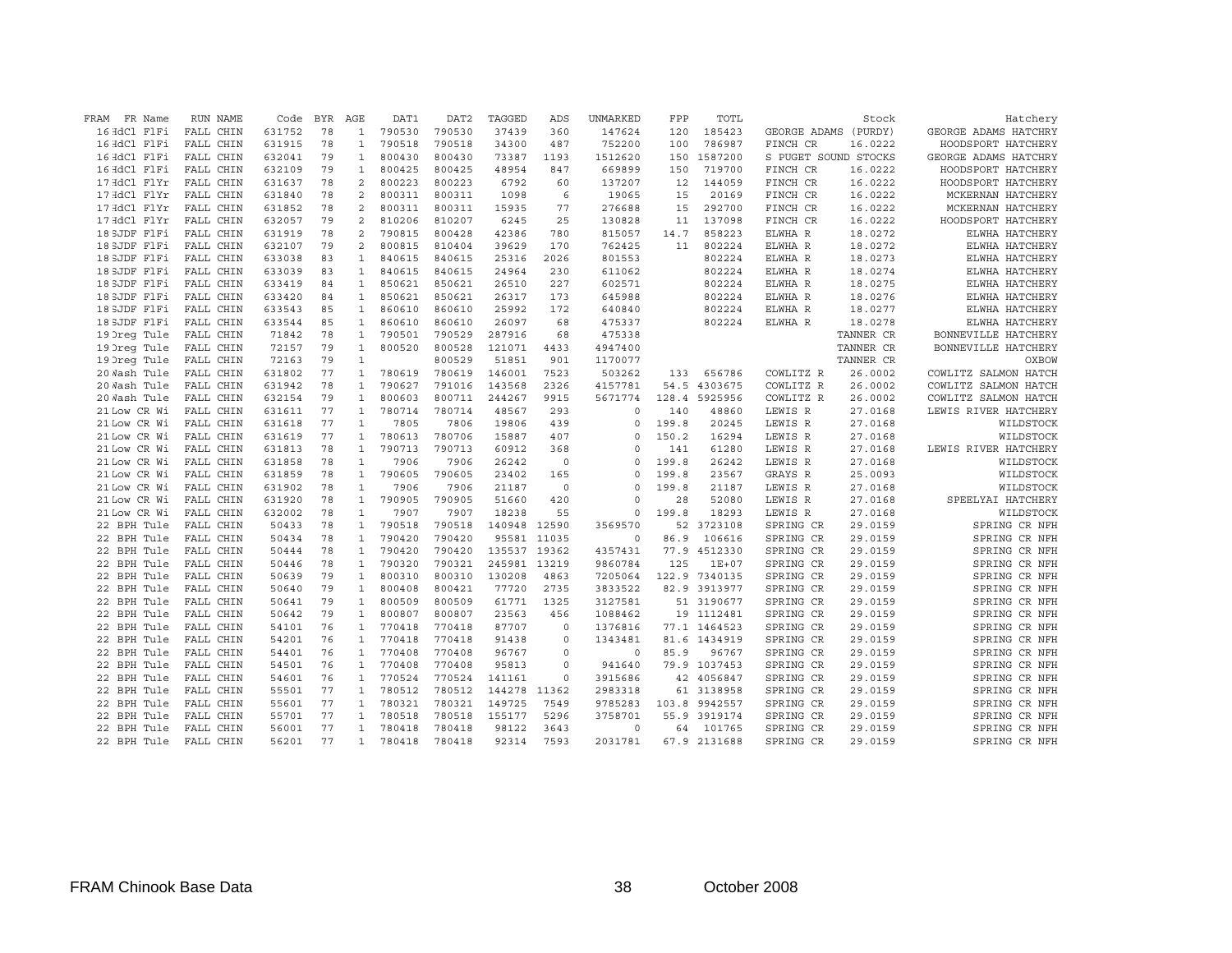| FRAM | FR Name | RUN NAME | Code | BYR | AGE | DAT1 | DAT2 | TAGGED | ADS | UNMARKED | FPP | TOTL | Stock | | Hatchery |
|---|---|---|---|---|---|---|---|---|---|---|---|---|---|---|---|
| 16 | HdCl FlFi | FALL CHIN | 631752 | 78 | 1 | 790530 | 790530 | 37439 | 360 | 147624 | 120 | 185423 | GEORGE ADAMS (PURDY) | | GEORGE ADAMS HATCHRY |
| 16 | HdCl FlFi | FALL CHIN | 631915 | 78 | 1 | 790518 | 790518 | 34300 | 487 | 752200 | 100 | 786987 | FINCH CR | 16.0222 | HOODSPORT HATCHERY |
| 16 | HdCl FlFi | FALL CHIN | 632041 | 79 | 1 | 800430 | 800430 | 73387 | 1193 | 1512620 | 150 | 1587200 | S PUGET SOUND STOCKS | | GEORGE ADAMS HATCHRY |
| 16 | HdCl FlFi | FALL CHIN | 632109 | 79 | 1 | 800425 | 800425 | 48954 | 847 | 669899 | 150 | 719700 | FINCH CR | 16.0222 | HOODSPORT HATCHERY |
| 17 | HdCl FlYr | FALL CHIN | 631637 | 78 | 2 | 800223 | 800223 | 6792 | 60 | 137207 | 12 | 144059 | FINCH CR | 16.0222 | HOODSPORT HATCHERY |
| 17 | HdCl FlYr | FALL CHIN | 631840 | 78 | 2 | 800311 | 800311 | 1098 | 6 | 19065 | 15 | 20169 | FINCH CR | 16.0222 | MCKERNAN HATCHERY |
| 17 | HdCl FlYr | FALL CHIN | 631852 | 78 | 2 | 800311 | 800311 | 15935 | 77 | 276688 | 15 | 292700 | FINCH CR | 16.0222 | MCKERNAN HATCHERY |
| 17 | HdCl FlYr | FALL CHIN | 632057 | 79 | 2 | 810206 | 810207 | 6245 | 25 | 130828 | 11 | 137098 | FINCH CR | 16.0222 | HOODSPORT HATCHERY |
| 18 | SJDF FlFi | FALL CHIN | 631919 | 78 | 2 | 790815 | 800428 | 42386 | 780 | 815057 | 14.7 | 858223 | ELWHA R | 18.0272 | ELWHA HATCHERY |
| 18 | SJDF FlFi | FALL CHIN | 632107 | 79 | 2 | 800815 | 810404 | 39629 | 170 | 762425 | 11 | 802224 | ELWHA R | 18.0272 | ELWHA HATCHERY |
| 18 | SJDF FlFi | FALL CHIN | 633038 | 83 | 1 | 840615 | 840615 | 25316 | 2026 | 801553 | | 802224 | ELWHA R | 18.0273 | ELWHA HATCHERY |
| 18 | SJDF FlFi | FALL CHIN | 633039 | 83 | 1 | 840615 | 840615 | 24964 | 230 | 611062 | | 802224 | ELWHA R | 18.0274 | ELWHA HATCHERY |
| 18 | SJDF FlFi | FALL CHIN | 633419 | 84 | 1 | 850621 | 850621 | 26510 | 227 | 602571 | | 802224 | ELWHA R | 18.0275 | ELWHA HATCHERY |
| 18 | SJDF FlFi | FALL CHIN | 633420 | 84 | 1 | 850621 | 850621 | 26317 | 173 | 645988 | | 802224 | ELWHA R | 18.0276 | ELWHA HATCHERY |
| 18 | SJDF FlFi | FALL CHIN | 633543 | 85 | 1 | 860610 | 860610 | 25992 | 172 | 640840 | | 802224 | ELWHA R | 18.0277 | ELWHA HATCHERY |
| 18 | SJDF FlFi | FALL CHIN | 633544 | 85 | 1 | 860610 | 860610 | 26097 | 68 | 475337 | | 802224 | ELWHA R | 18.0278 | ELWHA HATCHERY |
| 19 | Oreg Tule | FALL CHIN | 71842 | 78 | 1 | 790501 | 790529 | 287916 | 68 | 475338 | | | | TANNER CR | BONNEVILLE HATCHERY |
| 19 | Oreg Tule | FALL CHIN | 72157 | 79 | 1 | 800520 | 800528 | 121071 | 4433 | 4947400 | | | | TANNER CR | BONNEVILLE HATCHERY |
| 19 | Oreg Tule | FALL CHIN | 72163 | 79 | 1 | | 800529 | 51851 | 901 | 1170077 | | | | TANNER CR | OXBOW |
| 20 | Wash Tule | FALL CHIN | 631802 | 77 | 1 | 780619 | 780619 | 146001 | 7523 | 503262 | 133 | 656786 | COWLITZ R | 26.0002 | COWLITZ SALMON HATCH |
| 20 | Wash Tule | FALL CHIN | 631942 | 78 | 1 | 790627 | 791016 | 143568 | 2326 | 4157781 | 54.5 | 4303675 | COWLITZ R | 26.0002 | COWLITZ SALMON HATCH |
| 20 | Wash Tule | FALL CHIN | 632154 | 79 | 1 | 800603 | 800711 | 244267 | 9915 | 5671774 | 128.4 | 5925956 | COWLITZ R | 26.0002 | COWLITZ SALMON HATCH |
| 21 | Low CR Wi | FALL CHIN | 631611 | 77 | 1 | 780714 | 780714 | 48567 | 293 | 0 | 140 | 48860 | LEWIS R | 27.0168 | LEWIS RIVER HATCHERY |
| 21 | Low CR Wi | FALL CHIN | 631618 | 77 | 1 | 7805 | 7806 | 19806 | 439 | 0 | 199.8 | 20245 | LEWIS R | 27.0168 | WILDSTOCK |
| 21 | Low CR Wi | FALL CHIN | 631619 | 77 | 1 | 780613 | 780706 | 15887 | 407 | 0 | 150.2 | 16294 | LEWIS R | 27.0168 | WILDSTOCK |
| 21 | Low CR Wi | FALL CHIN | 631813 | 78 | 1 | 790713 | 790713 | 60912 | 368 | 0 | 141 | 61280 | LEWIS R | 27.0168 | LEWIS RIVER HATCHERY |
| 21 | Low CR Wi | FALL CHIN | 631858 | 78 | 1 | 7906 | 7906 | 26242 | 0 | 0 | 199.8 | 26242 | LEWIS R | 27.0168 | WILDSTOCK |
| 21 | Low CR Wi | FALL CHIN | 631859 | 78 | 1 | 790605 | 790605 | 23402 | 165 | 0 | 199.8 | 23567 | GRAYS R | 25.0093 | WILDSTOCK |
| 21 | Low CR Wi | FALL CHIN | 631902 | 78 | 1 | 7906 | 7906 | 21187 | 0 | 0 | 199.8 | 21187 | LEWIS R | 27.0168 | WILDSTOCK |
| 21 | Low CR Wi | FALL CHIN | 631920 | 78 | 1 | 790905 | 790905 | 51660 | 420 | 0 | 28 | 52080 | LEWIS R | 27.0168 | SPEELYAI HATCHERY |
| 21 | Low CR Wi | FALL CHIN | 632002 | 78 | 1 | 7907 | 7907 | 18238 | 55 | 0 | 199.8 | 18293 | LEWIS R | 27.0168 | WILDSTOCK |
| 22 | BPH Tule | FALL CHIN | 50433 | 78 | 1 | 790518 | 790518 | 140948 | 12590 | 3569570 | 52 | 3723108 | SPRING CR | 29.0159 | SPRING CR NFH |
| 22 | BPH Tule | FALL CHIN | 50434 | 78 | 1 | 790420 | 790420 | 95581 | 11035 | 0 | 86.9 | 106616 | SPRING CR | 29.0159 | SPRING CR NFH |
| 22 | BPH Tule | FALL CHIN | 50444 | 78 | 1 | 790420 | 790420 | 135537 | 19362 | 4357431 | 77.9 | 4512330 | SPRING CR | 29.0159 | SPRING CR NFH |
| 22 | BPH Tule | FALL CHIN | 50446 | 78 | 1 | 790320 | 790321 | 245981 | 13219 | 9860784 | 125 | 1E+07 | SPRING CR | 29.0159 | SPRING CR NFH |
| 22 | BPH Tule | FALL CHIN | 50639 | 79 | 1 | 800310 | 800310 | 130208 | 4863 | 7205064 | 122.9 | 7340135 | SPRING CR | 29.0159 | SPRING CR NFH |
| 22 | BPH Tule | FALL CHIN | 50640 | 79 | 1 | 800408 | 800421 | 77720 | 2735 | 3833522 | 82.9 | 3913977 | SPRING CR | 29.0159 | SPRING CR NFH |
| 22 | BPH Tule | FALL CHIN | 50641 | 79 | 1 | 800509 | 800509 | 61771 | 1325 | 3127581 | 51 | 3190677 | SPRING CR | 29.0159 | SPRING CR NFH |
| 22 | BPH Tule | FALL CHIN | 50642 | 79 | 1 | 800807 | 800807 | 23563 | 456 | 1088462 | 19 | 1112481 | SPRING CR | 29.0159 | SPRING CR NFH |
| 22 | BPH Tule | FALL CHIN | 54101 | 76 | 1 | 770418 | 770418 | 87707 | 0 | 1376816 | 77.1 | 1464523 | SPRING CR | 29.0159 | SPRING CR NFH |
| 22 | BPH Tule | FALL CHIN | 54201 | 76 | 1 | 770418 | 770418 | 91438 | 0 | 1343481 | 81.6 | 1434919 | SPRING CR | 29.0159 | SPRING CR NFH |
| 22 | BPH Tule | FALL CHIN | 54401 | 76 | 1 | 770408 | 770408 | 96767 | 0 | 0 | 85.9 | 96767 | SPRING CR | 29.0159 | SPRING CR NFH |
| 22 | BPH Tule | FALL CHIN | 54501 | 76 | 1 | 770408 | 770408 | 95813 | 0 | 941640 | 79.9 | 1037453 | SPRING CR | 29.0159 | SPRING CR NFH |
| 22 | BPH Tule | FALL CHIN | 54601 | 76 | 1 | 770524 | 770524 | 141161 | 0 | 3915686 | 42 | 4056847 | SPRING CR | 29.0159 | SPRING CR NFH |
| 22 | BPH Tule | FALL CHIN | 55501 | 77 | 1 | 780512 | 780512 | 144278 | 11362 | 2983318 | 61 | 3138958 | SPRING CR | 29.0159 | SPRING CR NFH |
| 22 | BPH Tule | FALL CHIN | 55601 | 77 | 1 | 780321 | 780321 | 149725 | 7549 | 9785283 | 103.8 | 9942557 | SPRING CR | 29.0159 | SPRING CR NFH |
| 22 | BPH Tule | FALL CHIN | 55701 | 77 | 1 | 780518 | 780518 | 155177 | 5296 | 3758701 | 55.9 | 3919174 | SPRING CR | 29.0159 | SPRING CR NFH |
| 22 | BPH Tule | FALL CHIN | 56001 | 77 | 1 | 780418 | 780418 | 98122 | 3643 | 0 | 64 | 101765 | SPRING CR | 29.0159 | SPRING CR NFH |
| 22 | BPH Tule | FALL CHIN | 56201 | 77 | 1 | 780418 | 780418 | 92314 | 7593 | 2031781 | 67.9 | 2131688 | SPRING CR | 29.0159 | SPRING CR NFH |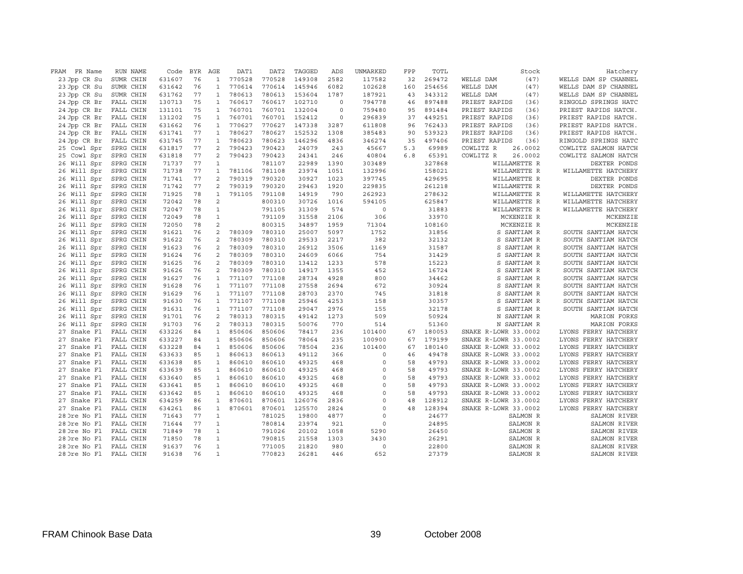| FRAM | FR Name | RUN NAME | Code | BYR | AGE | DAT1 | DAT2 | TAGGED | ADS | UNMARKED | FPP | TOTL | Stock | Hatchery |
|---|---|---|---|---|---|---|---|---|---|---|---|---|---|---|
| 23 | Upp CR Su | SUMR CHIN | 631607 | 76 | 1 | 770528 | 770528 | 149308 | 2582 | 117582 | 32 | 269472 | WELLS DAM (47) | WELLS DAM SP CHANNEL |
| 23 | Upp CR Su | SUMR CHIN | 631642 | 76 | 1 | 770614 | 770614 | 145946 | 6082 | 102628 | 160 | 254656 | WELLS DAM (47) | WELLS DAM SP CHANNEL |
| 23 | Upp CR Su | SUMR CHIN | 631762 | 77 | 1 | 780613 | 780613 | 153604 | 1787 | 187921 | 43 | 343312 | WELLS DAM (47) | WELLS DAM SP CHANNEL |
| 24 | Upp CR Br | FALL CHIN | 130713 | 75 | 1 | 760617 | 760617 | 102710 | 0 | 794778 | 46 | 897488 | PRIEST RAPIDS (36) | RINGOLD SPRINGS HATC |
| 24 | Upp CR Br | FALL CHIN | 131101 | 75 | 1 | 760701 | 760701 | 132004 | 0 | 759480 | 95 | 891484 | PRIEST RAPIDS (36) | PRIEST RAPIDS HATCH. |
| 24 | Upp CR Br | FALL CHIN | 131202 | 75 | 1 | 760701 | 760701 | 152412 | 0 | 296839 | 37 | 449251 | PRIEST RAPIDS (36) | PRIEST RAPIDS HATCH. |
| 24 | Upp CR Br | FALL CHIN | 631662 | 76 | 1 | 770627 | 770627 | 147338 | 3287 | 611808 | 96 | 762433 | PRIEST RAPIDS (36) | PRIEST RAPIDS HATCH. |
| 24 | Upp CR Br | FALL CHIN | 631741 | 77 | 1 | 780627 | 780627 | 152532 | 1308 | 385483 | 90 | 539323 | PRIEST RAPIDS (36) | PRIEST RAPIDS HATCH. |
| 24 | Upp CR Br | FALL CHIN | 631745 | 77 | 1 | 780623 | 780623 | 146296 | 4836 | 346274 | 35 | 497406 | PRIEST RAPIDS (36) | RINGOLD SPRINGS HATC |
| 25 | Cowl Spr | SPRG CHIN | 631817 | 77 | 2 | 790423 | 790423 | 24079 | 243 | 45667 | 5.3 | 69989 | COWLITZ R 26.0002 | COWLITZ SALMON HATCH |
| 25 | Cowl Spr | SPRG CHIN | 631818 | 77 | 2 | 790423 | 790423 | 24341 | 246 | 40804 | 6.8 | 65391 | COWLITZ R 26.0002 | COWLITZ SALMON HATCH |
| 26 | Will Spr | SPRG CHIN | 71737 | 77 | 1 | | 781107 | 22989 | 1390 | 303489 | | 327868 | WILLAMETTE R | DEXTER PONDS |
| 26 | Will Spr | SPRG CHIN | 71738 | 77 | 1 | 781106 | 781108 | 23974 | 1051 | 132996 | | 158021 | WILLAMETTE R | WILLAMETTE HATCHERY |
| 26 | Will Spr | SPRG CHIN | 71741 | 77 | 2 | 790319 | 790320 | 30927 | 1023 | 397745 | | 429695 | WILLAMETTE R | DEXTER PONDS |
| 26 | Will Spr | SPRG CHIN | 71742 | 77 | 2 | 790319 | 790320 | 29463 | 1920 | 229835 | | 261218 | WILLAMETTE R | DEXTER PONDS |
| 26 | Will Spr | SPRG CHIN | 71925 | 78 | 1 | 791105 | 791108 | 14919 | 790 | 262923 | | 278632 | WILLAMETTE R | WILLAMETTE HATCHERY |
| 26 | Will Spr | SPRG CHIN | 72042 | 78 | 2 | | 800310 | 30726 | 1016 | 594105 | | 625847 | WILLAMETTE R | WILLAMETTE HATCHERY |
| 26 | Will Spr | SPRG CHIN | 72047 | 78 | 1 | | 791105 | 31309 | 574 | 0 | | 31883 | WILLAMETTE R | WILLAMETTE HATCHERY |
| 26 | Will Spr | SPRG CHIN | 72049 | 78 | 1 | | 791109 | 31558 | 2106 | 306 | | 33970 | MCKENZIE R | MCKENZIE |
| 26 | Will Spr | SPRG CHIN | 72050 | 78 | 2 | | 800315 | 34897 | 1959 | 71304 | | 108160 | MCKENZIE R | MCKENZIE |
| 26 | Will Spr | SPRG CHIN | 91621 | 76 | 2 | 780309 | 780310 | 25007 | 5097 | 1752 | | 31856 | S SANTIAM R | SOUTH SANTIAM HATCH |
| 26 | Will Spr | SPRG CHIN | 91622 | 76 | 2 | 780309 | 780310 | 29533 | 2217 | 382 | | 32132 | S SANTIAM R | SOUTH SANTIAM HATCH |
| 26 | Will Spr | SPRG CHIN | 91623 | 76 | 2 | 780309 | 780310 | 26912 | 3506 | 1169 | | 31587 | S SANTIAM R | SOUTH SANTIAM HATCH |
| 26 | Will Spr | SPRG CHIN | 91624 | 76 | 2 | 780309 | 780310 | 24609 | 6066 | 754 | | 31429 | S SANTIAM R | SOUTH SANTIAM HATCH |
| 26 | Will Spr | SPRG CHIN | 91625 | 76 | 2 | 780309 | 780310 | 13412 | 1233 | 578 | | 15223 | S SANTIAM R | SOUTH SANTIAM HATCH |
| 26 | Will Spr | SPRG CHIN | 91626 | 76 | 2 | 780309 | 780310 | 14917 | 1355 | 452 | | 16724 | S SANTIAM R | SOUTH SANTIAM HATCH |
| 26 | Will Spr | SPRG CHIN | 91627 | 76 | 1 | 771107 | 771108 | 28734 | 4928 | 800 | | 34462 | S SANTIAM R | SOUTH SANTIAM HATCH |
| 26 | Will Spr | SPRG CHIN | 91628 | 76 | 1 | 771107 | 771108 | 27558 | 2694 | 672 | | 30924 | S SANTIAM R | SOUTH SANTIAM HATCH |
| 26 | Will Spr | SPRG CHIN | 91629 | 76 | 1 | 771107 | 771108 | 28703 | 2370 | 745 | | 31818 | S SANTIAM R | SOUTH SANTIAM HATCH |
| 26 | Will Spr | SPRG CHIN | 91630 | 76 | 1 | 771107 | 771108 | 25946 | 4253 | 158 | | 30357 | S SANTIAM R | SOUTH SANTIAM HATCH |
| 26 | Will Spr | SPRG CHIN | 91631 | 76 | 1 | 771107 | 771108 | 29047 | 2976 | 155 | | 32178 | S SANTIAM R | SOUTH SANTIAM HATCH |
| 26 | Will Spr | SPRG CHIN | 91701 | 76 | 2 | 780313 | 780315 | 49142 | 1273 | 509 | | 50924 | N SANTIAM R | MARION FORKS |
| 26 | Will Spr | SPRG CHIN | 91703 | 76 | 2 | 780313 | 780315 | 50076 | 770 | 514 | | 51360 | N SANTIAM R | MARION FORKS |
| 27 | Snake Fl | FALL CHIN | 633226 | 84 | 1 | 850606 | 850606 | 78417 | 236 | 101400 | 67 | 180053 | SNAKE R-LOWR 33.0002 | LYONS FERRY HATCHERY |
| 27 | Snake Fl | FALL CHIN | 633227 | 84 | 1 | 850606 | 850606 | 78064 | 235 | 100900 | 67 | 179199 | SNAKE R-LOWR 33.0002 | LYONS FERRY HATCHERY |
| 27 | Snake Fl | FALL CHIN | 633228 | 84 | 1 | 850606 | 850606 | 78504 | 236 | 101400 | 67 | 180140 | SNAKE R-LOWR 33.0002 | LYONS FERRY HATCHERY |
| 27 | Snake Fl | FALL CHIN | 633633 | 85 | 1 | 860613 | 860613 | 49112 | 366 | 0 | 46 | 49478 | SNAKE R-LOWR 33.0002 | LYONS FERRY HATCHERY |
| 27 | Snake Fl | FALL CHIN | 633638 | 85 | 1 | 860610 | 860610 | 49325 | 468 | 0 | 58 | 49793 | SNAKE R-LOWR 33.0002 | LYONS FERRY HATCHERY |
| 27 | Snake Fl | FALL CHIN | 633639 | 85 | 1 | 860610 | 860610 | 49325 | 468 | 0 | 58 | 49793 | SNAKE R-LOWR 33.0002 | LYONS FERRY HATCHERY |
| 27 | Snake Fl | FALL CHIN | 633640 | 85 | 1 | 860610 | 860610 | 49325 | 468 | 0 | 58 | 49793 | SNAKE R-LOWR 33.0002 | LYONS FERRY HATCHERY |
| 27 | Snake Fl | FALL CHIN | 633641 | 85 | 1 | 860610 | 860610 | 49325 | 468 | 0 | 58 | 49793 | SNAKE R-LOWR 33.0002 | LYONS FERRY HATCHERY |
| 27 | Snake Fl | FALL CHIN | 633642 | 85 | 1 | 860610 | 860610 | 49325 | 468 | 0 | 58 | 49793 | SNAKE R-LOWR 33.0002 | LYONS FERRY HATCHERY |
| 27 | Snake Fl | FALL CHIN | 634259 | 86 | 1 | 870601 | 870601 | 126076 | 2836 | 0 | 48 | 128912 | SNAKE R-LOWR 33.0002 | LYONS FERRY HATCHERY |
| 27 | Snake Fl | FALL CHIN | 634261 | 86 | 1 | 870601 | 870601 | 125570 | 2824 | 0 | 48 | 128394 | SNAKE R-LOWR 33.0002 | LYONS FERRY HATCHERY |
| 28 | Ore No Fl | FALL CHIN | 71643 | 77 | 1 | | 781025 | 19800 | 4877 | 0 | | 24677 | SALMON R | SALMON RIVER |
| 28 | Ore No Fl | FALL CHIN | 71644 | 77 | 1 | | 780814 | 23974 | 921 | 0 | | 24895 | SALMON R | SALMON RIVER |
| 28 | Ore No Fl | FALL CHIN | 71849 | 78 | 1 | | 791026 | 20102 | 1058 | 5290 | | 26450 | SALMON R | SALMON RIVER |
| 28 | Ore No Fl | FALL CHIN | 71850 | 78 | 1 | | 790815 | 21558 | 1303 | 3430 | | 26291 | SALMON R | SALMON RIVER |
| 28 | Ore No Fl | FALL CHIN | 91637 | 76 | 1 | | 771005 | 21820 | 980 | 0 | | 22800 | SALMON R | SALMON RIVER |
| 28 | Ore No Fl | FALL CHIN | 91638 | 76 | 1 | | 770823 | 26281 | 446 | 652 | | 27379 | SALMON R | SALMON RIVER |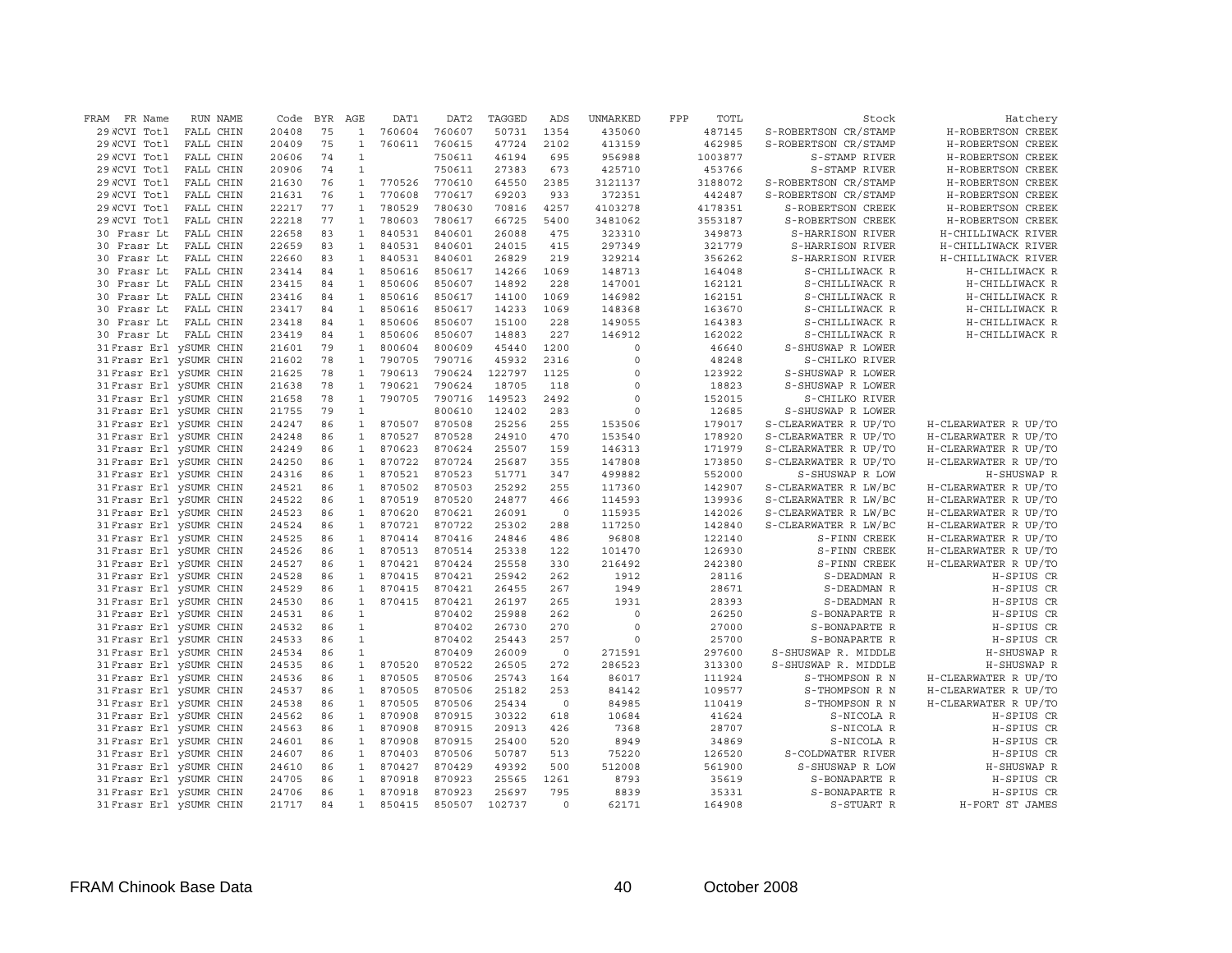| FRAM | FR Name | RUN NAME | Code | BYR | AGE | DAT1 | DAT2 | TAGGED | ADS | UNMARKED | FPP | TOTL | Stock | Hatchery |
|---|---|---|---|---|---|---|---|---|---|---|---|---|---|---|
| 29 | WCVI Totl | FALL CHIN | 20408 | 75 | 1 | 760604 | 760607 | 50731 | 1354 | 435060 | | 487145 | S-ROBERTSON CR/STAMP | H-ROBERTSON CREEK |
| 29 | WCVI Totl | FALL CHIN | 20409 | 75 | 1 | 760611 | 760615 | 47724 | 2102 | 413159 | | 462985 | S-ROBERTSON CR/STAMP | H-ROBERTSON CREEK |
| 29 | WCVI Totl | FALL CHIN | 20606 | 74 | 1 | | 750611 | 46194 | 695 | 956988 | | 1003877 | S-STAMP RIVER | H-ROBERTSON CREEK |
| 29 | WCVI Totl | FALL CHIN | 20906 | 74 | 1 | | 750611 | 27383 | 673 | 425710 | | 453766 | S-STAMP RIVER | H-ROBERTSON CREEK |
| 29 | WCVI Totl | FALL CHIN | 21630 | 76 | 1 | 770526 | 770610 | 64550 | 2385 | 3121137 | | 3188072 | S-ROBERTSON CR/STAMP | H-ROBERTSON CREEK |
| 29 | WCVI Totl | FALL CHIN | 21631 | 76 | 1 | 770608 | 770617 | 69203 | 933 | 372351 | | 442487 | S-ROBERTSON CR/STAMP | H-ROBERTSON CREEK |
| 29 | WCVI Totl | FALL CHIN | 22217 | 77 | 1 | 780529 | 780630 | 70816 | 4257 | 4103278 | | 4178351 | S-ROBERTSON CREEK | H-ROBERTSON CREEK |
| 29 | WCVI Totl | FALL CHIN | 22218 | 77 | 1 | 780603 | 780617 | 66725 | 5400 | 3481062 | | 3553187 | S-ROBERTSON CREEK | H-ROBERTSON CREEK |
| 30 | Frasr Lt | FALL CHIN | 22658 | 83 | 1 | 840531 | 840601 | 26088 | 475 | 323310 | | 349873 | S-HARRISON RIVER | H-CHILLIWACK RIVER |
| 30 | Frasr Lt | FALL CHIN | 22659 | 83 | 1 | 840531 | 840601 | 24015 | 415 | 297349 | | 321779 | S-HARRISON RIVER | H-CHILLIWACK RIVER |
| 30 | Frasr Lt | FALL CHIN | 22660 | 83 | 1 | 840531 | 840601 | 26829 | 219 | 329214 | | 356262 | S-HARRISON RIVER | H-CHILLIWACK RIVER |
| 30 | Frasr Lt | FALL CHIN | 23414 | 84 | 1 | 850616 | 850617 | 14266 | 1069 | 148713 | | 164048 | S-CHILLIWACK R | H-CHILLIWACK R |
| 30 | Frasr Lt | FALL CHIN | 23415 | 84 | 1 | 850606 | 850607 | 14892 | 228 | 147001 | | 162121 | S-CHILLIWACK R | H-CHILLIWACK R |
| 30 | Frasr Lt | FALL CHIN | 23416 | 84 | 1 | 850616 | 850617 | 14100 | 1069 | 146982 | | 162151 | S-CHILLIWACK R | H-CHILLIWACK R |
| 30 | Frasr Lt | FALL CHIN | 23417 | 84 | 1 | 850616 | 850617 | 14233 | 1069 | 148368 | | 163670 | S-CHILLIWACK R | H-CHILLIWACK R |
| 30 | Frasr Lt | FALL CHIN | 23418 | 84 | 1 | 850606 | 850607 | 15100 | 228 | 149055 | | 164383 | S-CHILLIWACK R | H-CHILLIWACK R |
| 30 | Frasr Lt | FALL CHIN | 23419 | 84 | 1 | 850606 | 850607 | 14883 | 227 | 146912 | | 162022 | S-CHILLIWACK R | H-CHILLIWACK R |
| 31 | Frasr Erl | ySUMR CHIN | 21601 | 79 | 1 | 800604 | 800609 | 45440 | 1200 | 0 | | 46640 | S-SHUSWAP R LOWER | |
| 31 | Frasr Erl | ySUMR CHIN | 21602 | 78 | 1 | 790705 | 790716 | 45932 | 2316 | 0 | | 48248 | S-CHILKO RIVER | |
| 31 | Frasr Erl | ySUMR CHIN | 21625 | 78 | 1 | 790613 | 790624 | 122797 | 1125 | 0 | | 123922 | S-SHUSWAP R LOWER | |
| 31 | Frasr Erl | ySUMR CHIN | 21638 | 78 | 1 | 790621 | 790624 | 18705 | 118 | 0 | | 18823 | S-SHUSWAP R LOWER | |
| 31 | Frasr Erl | ySUMR CHIN | 21658 | 78 | 1 | 790705 | 790716 | 149523 | 2492 | 0 | | 152015 | S-CHILKO RIVER | |
| 31 | Frasr Erl | ySUMR CHIN | 21755 | 79 | 1 | | 800610 | 12402 | 283 | 0 | | 12685 | S-SHUSWAP R LOWER | |
| 31 | Frasr Erl | ySUMR CHIN | 24247 | 86 | 1 | 870507 | 870508 | 25256 | 255 | 153506 | | 179017 | S-CLEARWATER R UP/TO | H-CLEARWATER R UP/TO |
| 31 | Frasr Erl | ySUMR CHIN | 24248 | 86 | 1 | 870527 | 870528 | 24910 | 470 | 153540 | | 178920 | S-CLEARWATER R UP/TO | H-CLEARWATER R UP/TO |
| 31 | Frasr Erl | ySUMR CHIN | 24249 | 86 | 1 | 870623 | 870624 | 25507 | 159 | 146313 | | 171979 | S-CLEARWATER R UP/TO | H-CLEARWATER R UP/TO |
| 31 | Frasr Erl | ySUMR CHIN | 24250 | 86 | 1 | 870722 | 870724 | 25687 | 355 | 147808 | | 173850 | S-CLEARWATER R UP/TO | H-CLEARWATER R UP/TO |
| 31 | Frasr Erl | ySUMR CHIN | 24316 | 86 | 1 | 870521 | 870523 | 51771 | 347 | 499882 | | 552000 | S-SHUSWAP R LOW | H-SHUSWAP R |
| 31 | Frasr Erl | ySUMR CHIN | 24521 | 86 | 1 | 870502 | 870503 | 25292 | 255 | 117360 | | 142907 | S-CLEARWATER R LW/BC | H-CLEARWATER R UP/TO |
| 31 | Frasr Erl | ySUMR CHIN | 24522 | 86 | 1 | 870519 | 870520 | 24877 | 466 | 114593 | | 139936 | S-CLEARWATER R LW/BC | H-CLEARWATER R UP/TO |
| 31 | Frasr Erl | ySUMR CHIN | 24523 | 86 | 1 | 870620 | 870621 | 26091 | 0 | 115935 | | 142026 | S-CLEARWATER R LW/BC | H-CLEARWATER R UP/TO |
| 31 | Frasr Erl | ySUMR CHIN | 24524 | 86 | 1 | 870721 | 870722 | 25302 | 288 | 117250 | | 142840 | S-CLEARWATER R LW/BC | H-CLEARWATER R UP/TO |
| 31 | Frasr Erl | ySUMR CHIN | 24525 | 86 | 1 | 870414 | 870416 | 24846 | 486 | 96808 | | 122140 | S-FINN CREEK | H-CLEARWATER R UP/TO |
| 31 | Frasr Erl | ySUMR CHIN | 24526 | 86 | 1 | 870513 | 870514 | 25338 | 122 | 101470 | | 126930 | S-FINN CREEK | H-CLEARWATER R UP/TO |
| 31 | Frasr Erl | ySUMR CHIN | 24527 | 86 | 1 | 870421 | 870424 | 25558 | 330 | 216492 | | 242380 | S-FINN CREEK | H-CLEARWATER R UP/TO |
| 31 | Frasr Erl | ySUMR CHIN | 24528 | 86 | 1 | 870415 | 870421 | 25942 | 262 | 1912 | | 28116 | S-DEADMAN R | H-SPIUS CR |
| 31 | Frasr Erl | ySUMR CHIN | 24529 | 86 | 1 | 870415 | 870421 | 26455 | 267 | 1949 | | 28671 | S-DEADMAN R | H-SPIUS CR |
| 31 | Frasr Erl | ySUMR CHIN | 24530 | 86 | 1 | 870415 | 870421 | 26197 | 265 | 1931 | | 28393 | S-DEADMAN R | H-SPIUS CR |
| 31 | Frasr Erl | ySUMR CHIN | 24531 | 86 | 1 | | 870402 | 25988 | 262 | 0 | | 26250 | S-BONAPARTE R | H-SPIUS CR |
| 31 | Frasr Erl | ySUMR CHIN | 24532 | 86 | 1 | | 870402 | 26730 | 270 | 0 | | 27000 | S-BONAPARTE R | H-SPIUS CR |
| 31 | Frasr Erl | ySUMR CHIN | 24533 | 86 | 1 | | 870402 | 25443 | 257 | 0 | | 25700 | S-BONAPARTE R | H-SPIUS CR |
| 31 | Frasr Erl | ySUMR CHIN | 24534 | 86 | 1 | | 870409 | 26009 | 0 | 271591 | | 297600 | S-SHUSWAP R. MIDDLE | H-SHUSWAP R |
| 31 | Frasr Erl | ySUMR CHIN | 24535 | 86 | 1 | 870520 | 870522 | 26505 | 272 | 286523 | | 313300 | S-SHUSWAP R. MIDDLE | H-SHUSWAP R |
| 31 | Frasr Erl | ySUMR CHIN | 24536 | 86 | 1 | 870505 | 870506 | 25743 | 164 | 86017 | | 111924 | S-THOMPSON R N | H-CLEARWATER R UP/TO |
| 31 | Frasr Erl | ySUMR CHIN | 24537 | 86 | 1 | 870505 | 870506 | 25182 | 253 | 84142 | | 109577 | S-THOMPSON R N | H-CLEARWATER R UP/TO |
| 31 | Frasr Erl | ySUMR CHIN | 24538 | 86 | 1 | 870505 | 870506 | 25434 | 0 | 84985 | | 110419 | S-THOMPSON R N | H-CLEARWATER R UP/TO |
| 31 | Frasr Erl | ySUMR CHIN | 24562 | 86 | 1 | 870908 | 870915 | 30322 | 618 | 10684 | | 41624 | S-NICOLA R | H-SPIUS CR |
| 31 | Frasr Erl | ySUMR CHIN | 24563 | 86 | 1 | 870908 | 870915 | 20913 | 426 | 7368 | | 28707 | S-NICOLA R | H-SPIUS CR |
| 31 | Frasr Erl | ySUMR CHIN | 24601 | 86 | 1 | 870908 | 870915 | 25400 | 520 | 8949 | | 34869 | S-NICOLA R | H-SPIUS CR |
| 31 | Frasr Erl | ySUMR CHIN | 24607 | 86 | 1 | 870403 | 870506 | 50787 | 513 | 75220 | | 126520 | S-COLDWATER RIVER | H-SPIUS CR |
| 31 | Frasr Erl | ySUMR CHIN | 24610 | 86 | 1 | 870427 | 870429 | 49392 | 500 | 512008 | | 561900 | S-SHUSWAP R LOW | H-SHUSWAP R |
| 31 | Frasr Erl | ySUMR CHIN | 24705 | 86 | 1 | 870918 | 870923 | 25565 | 1261 | 8793 | | 35619 | S-BONAPARTE R | H-SPIUS CR |
| 31 | Frasr Erl | ySUMR CHIN | 24706 | 86 | 1 | 870918 | 870923 | 25697 | 795 | 8839 | | 35331 | S-BONAPARTE R | H-SPIUS CR |
| 31 | Frasr Erl | ySUMR CHIN | 21717 | 84 | 1 | 850415 | 850507 | 102737 | 0 | 62171 | | 164908 | S-STUART R | H-FORT ST JAMES |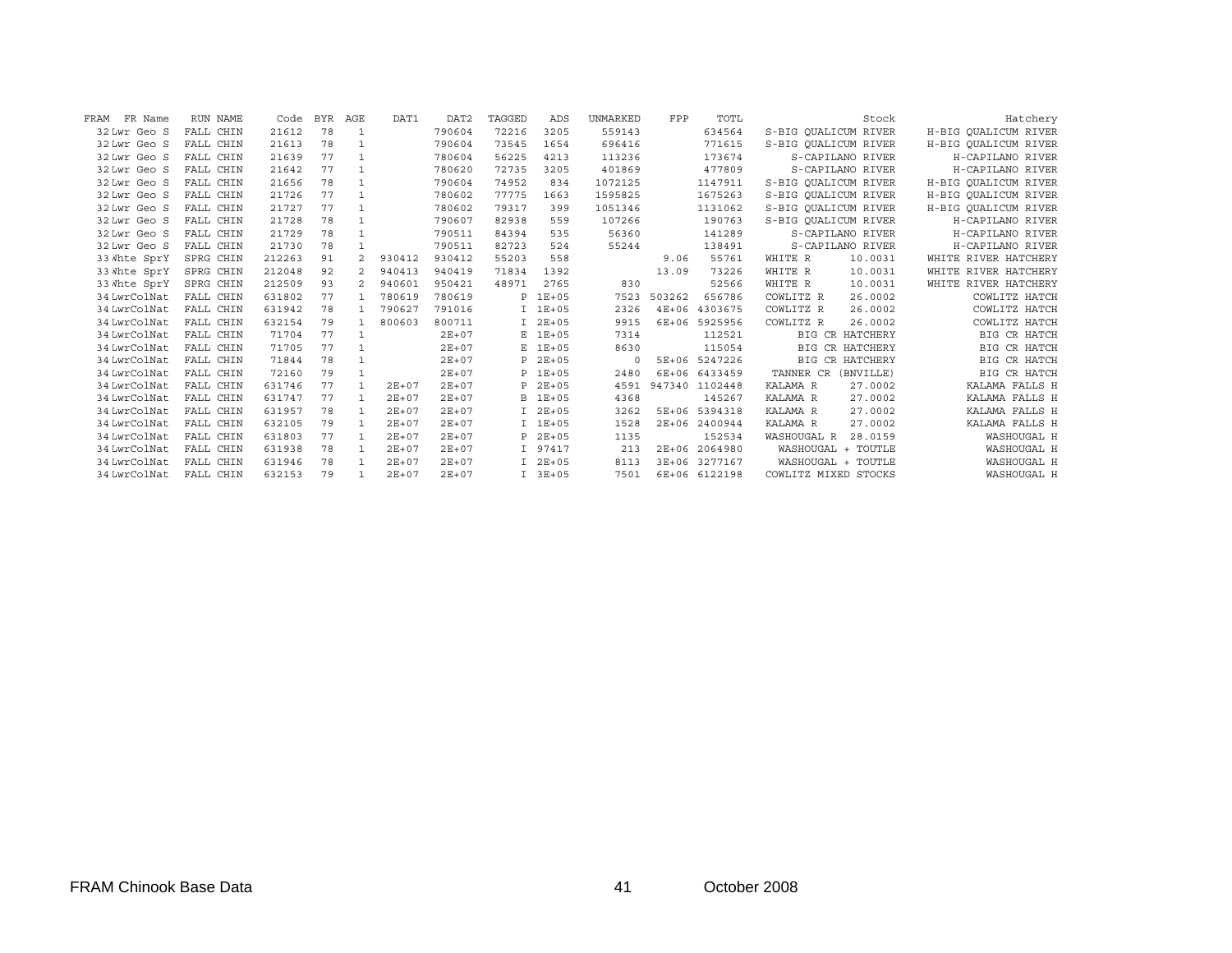| FRAM | FR Name | RUN NAME | Code | BYR | AGE | DAT1 | DAT2 | TAGGED | ADS | UNMARKED | FPP | TOTL | Stock | Hatchery |
|---|---|---|---|---|---|---|---|---|---|---|---|---|---|---|
| 32 | Lwr Geo S | FALL CHIN | 21612 | 78 | 1 | | 790604 | 72216 | 3205 | 559143 | | 634564 | S-BIG QUALICUM RIVER | H-BIG QUALICUM RIVER |
| 32 | Lwr Geo S | FALL CHIN | 21613 | 78 | 1 | | 790604 | 73545 | 1654 | 696416 | | 771615 | S-BIG QUALICUM RIVER | H-BIG QUALICUM RIVER |
| 32 | Lwr Geo S | FALL CHIN | 21639 | 77 | 1 | | 780604 | 56225 | 4213 | 113236 | | 173674 | S-CAPILANO RIVER | H-CAPILANO RIVER |
| 32 | Lwr Geo S | FALL CHIN | 21642 | 77 | 1 | | 780620 | 72735 | 3205 | 401869 | | 477809 | S-CAPILANO RIVER | H-CAPILANO RIVER |
| 32 | Lwr Geo S | FALL CHIN | 21656 | 78 | 1 | | 790604 | 74952 | 834 | 1072125 | | 1147911 | S-BIG QUALICUM RIVER | H-BIG QUALICUM RIVER |
| 32 | Lwr Geo S | FALL CHIN | 21726 | 77 | 1 | | 780602 | 77775 | 1663 | 1595825 | | 1675263 | S-BIG QUALICUM RIVER | H-BIG QUALICUM RIVER |
| 32 | Lwr Geo S | FALL CHIN | 21727 | 77 | 1 | | 780602 | 79317 | 399 | 1051346 | | 1131062 | S-BIG QUALICUM RIVER | H-BIG QUALICUM RIVER |
| 32 | Lwr Geo S | FALL CHIN | 21728 | 78 | 1 | | 790607 | 82938 | 559 | 107266 | | 190763 | S-BIG QUALICUM RIVER | H-CAPILANO RIVER |
| 32 | Lwr Geo S | FALL CHIN | 21729 | 78 | 1 | | 790511 | 84394 | 535 | 56360 | | 141289 | S-CAPILANO RIVER | H-CAPILANO RIVER |
| 32 | Lwr Geo S | FALL CHIN | 21730 | 78 | 1 | | 790511 | 82723 | 524 | 55244 | | 138491 | S-CAPILANO RIVER | H-CAPILANO RIVER |
| 33 | Whte SprY | SPRG CHIN | 212263 | 91 | 2 | 930412 | 930412 | 55203 | 558 | | 9.06 | 55761 | WHITE R 10.0031 | WHITE RIVER HATCHERY |
| 33 | Whte SprY | SPRG CHIN | 212048 | 92 | 2 | 940413 | 940419 | 71834 | 1392 | | 13.09 | 73226 | WHITE R 10.0031 | WHITE RIVER HATCHERY |
| 33 | Whte SprY | SPRG CHIN | 212509 | 93 | 2 | 940601 | 950421 | 48971 | 2765 | 830 | | 52566 | WHITE R 10.0031 | WHITE RIVER HATCHERY |
| 34 | LwrColNat | FALL CHIN | 631802 | 77 | 1 | 780619 | 780619 | | P 1E+05 | 7523 | 503262 | 656786 | COWLITZ R 26.0002 | COWLITZ HATCH |
| 34 | LwrColNat | FALL CHIN | 631942 | 78 | 1 | 790627 | 791016 | | I 1E+05 | 2326 | 4E+06 | 4303675 | COWLITZ R 26.0002 | COWLITZ HATCH |
| 34 | LwrColNat | FALL CHIN | 632154 | 79 | 1 | 800603 | 800711 | | I 2E+05 | 9915 | 6E+06 | 5925956 | COWLITZ R 26.0002 | COWLITZ HATCH |
| 34 | LwrColNat | FALL CHIN | 71704 | 77 | 1 | | 2E+07 | | E 1E+05 | 7314 | | 112521 | BIG CR HATCHERY | BIG CR HATCH |
| 34 | LwrColNat | FALL CHIN | 71705 | 77 | 1 | | 2E+07 | | E 1E+05 | 8630 | | 115054 | BIG CR HATCHERY | BIG CR HATCH |
| 34 | LwrColNat | FALL CHIN | 71844 | 78 | 1 | | 2E+07 | | P 2E+05 | 0 | 5E+06 | 5247226 | BIG CR HATCHERY | BIG CR HATCH |
| 34 | LwrColNat | FALL CHIN | 72160 | 79 | 1 | | 2E+07 | | P 1E+05 | 2480 | 6E+06 | 6433459 | TANNER CR (BNVILLE) | BIG CR HATCH |
| 34 | LwrColNat | FALL CHIN | 631746 | 77 | 1 | 2E+07 | 2E+07 | | P 2E+05 | 4591 | 947340 | 1102448 | KALAMA R 27.0002 | KALAMA FALLS H |
| 34 | LwrColNat | FALL CHIN | 631747 | 77 | 1 | 2E+07 | 2E+07 | | B 1E+05 | 4368 | | 145267 | KALAMA R 27.0002 | KALAMA FALLS H |
| 34 | LwrColNat | FALL CHIN | 631957 | 78 | 1 | 2E+07 | 2E+07 | | I 2E+05 | 3262 | 5E+06 | 5394318 | KALAMA R 27.0002 | KALAMA FALLS H |
| 34 | LwrColNat | FALL CHIN | 632105 | 79 | 1 | 2E+07 | 2E+07 | | I 1E+05 | 1528 | 2E+06 | 2400944 | KALAMA R 27.0002 | KALAMA FALLS H |
| 34 | LwrColNat | FALL CHIN | 631803 | 77 | 1 | 2E+07 | 2E+07 | | P 2E+05 | 1135 | | 152534 | WASHOUGAL R 28.0159 | WASHOUGAL H |
| 34 | LwrColNat | FALL CHIN | 631938 | 78 | 1 | 2E+07 | 2E+07 | | I 97417 | 213 | 2E+06 | 2064980 | WASHOUGAL + TOUTLE | WASHOUGAL H |
| 34 | LwrColNat | FALL CHIN | 631946 | 78 | 1 | 2E+07 | 2E+07 | | I 2E+05 | 8113 | 3E+06 | 3277167 | WASHOUGAL + TOUTLE | WASHOUGAL H |
| 34 | LwrColNat | FALL CHIN | 632153 | 79 | 1 | 2E+07 | 2E+07 | | I 3E+05 | 7501 | 6E+06 | 6122198 | COWLITZ MIXED STOCKS | WASHOUGAL H |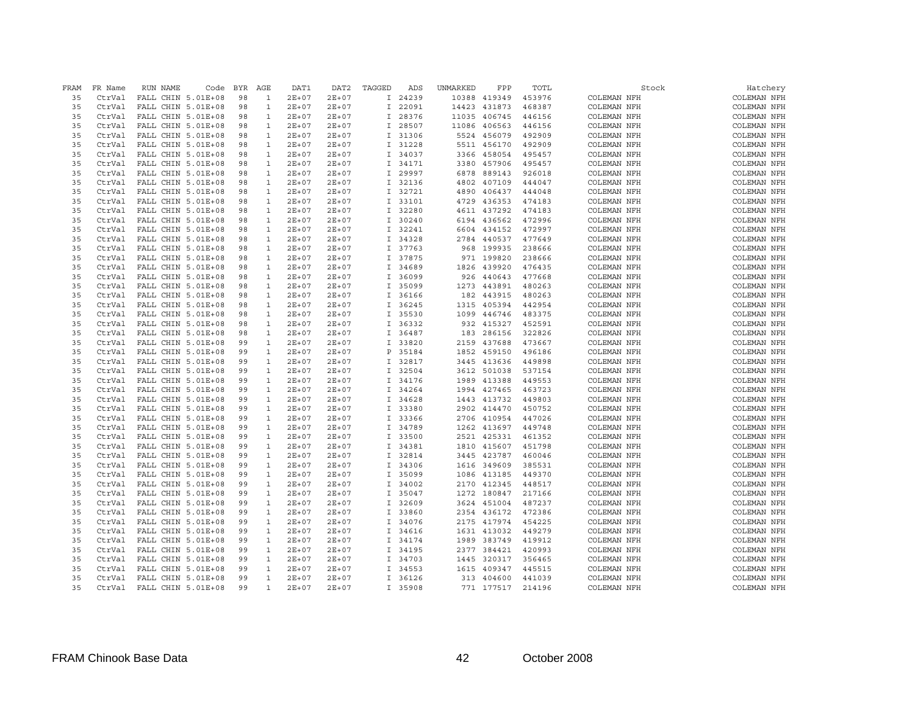| FRAM | FR Name | RUN NAME | Code | BYR | AGE | DAT1 | DAT2 | TAGGED | ADS | UNMARKED | FPP | TOTL | Stock | Hatchery |
|---|---|---|---|---|---|---|---|---|---|---|---|---|---|---|
| 35 | CtrVal | FALL CHIN | 5.01E+08 | 98 | 1 | 2E+07 | 2E+07 | I | 24239 | 10388 | 419349 | 453976 | COLEMAN NFH | COLEMAN NFH |
| 35 | CtrVal | FALL CHIN | 5.01E+08 | 98 | 1 | 2E+07 | 2E+07 | I | 22091 | 14423 | 431873 | 468387 | COLEMAN NFH | COLEMAN NFH |
| 35 | CtrVal | FALL CHIN | 5.01E+08 | 98 | 1 | 2E+07 | 2E+07 | I | 28376 | 11035 | 406745 | 446156 | COLEMAN NFH | COLEMAN NFH |
| 35 | CtrVal | FALL CHIN | 5.01E+08 | 98 | 1 | 2E+07 | 2E+07 | I | 28507 | 11086 | 406563 | 446156 | COLEMAN NFH | COLEMAN NFH |
| 35 | CtrVal | FALL CHIN | 5.01E+08 | 98 | 1 | 2E+07 | 2E+07 | I | 31306 | 5524 | 456079 | 492909 | COLEMAN NFH | COLEMAN NFH |
| 35 | CtrVal | FALL CHIN | 5.01E+08 | 98 | 1 | 2E+07 | 2E+07 | I | 31228 | 5511 | 456170 | 492909 | COLEMAN NFH | COLEMAN NFH |
| 35 | CtrVal | FALL CHIN | 5.01E+08 | 98 | 1 | 2E+07 | 2E+07 | I | 34037 | 3366 | 458054 | 495457 | COLEMAN NFH | COLEMAN NFH |
| 35 | CtrVal | FALL CHIN | 5.01E+08 | 98 | 1 | 2E+07 | 2E+07 | I | 34171 | 3380 | 457906 | 495457 | COLEMAN NFH | COLEMAN NFH |
| 35 | CtrVal | FALL CHIN | 5.01E+08 | 98 | 1 | 2E+07 | 2E+07 | I | 29997 | 6878 | 889143 | 926018 | COLEMAN NFH | COLEMAN NFH |
| 35 | CtrVal | FALL CHIN | 5.01E+08 | 98 | 1 | 2E+07 | 2E+07 | I | 32136 | 4802 | 407109 | 444047 | COLEMAN NFH | COLEMAN NFH |
| 35 | CtrVal | FALL CHIN | 5.01E+08 | 98 | 1 | 2E+07 | 2E+07 | I | 32721 | 4890 | 406437 | 444048 | COLEMAN NFH | COLEMAN NFH |
| 35 | CtrVal | FALL CHIN | 5.01E+08 | 98 | 1 | 2E+07 | 2E+07 | I | 33101 | 4729 | 436353 | 474183 | COLEMAN NFH | COLEMAN NFH |
| 35 | CtrVal | FALL CHIN | 5.01E+08 | 98 | 1 | 2E+07 | 2E+07 | I | 32280 | 4611 | 437292 | 474183 | COLEMAN NFH | COLEMAN NFH |
| 35 | CtrVal | FALL CHIN | 5.01E+08 | 98 | 1 | 2E+07 | 2E+07 | I | 30240 | 6194 | 436562 | 472996 | COLEMAN NFH | COLEMAN NFH |
| 35 | CtrVal | FALL CHIN | 5.01E+08 | 98 | 1 | 2E+07 | 2E+07 | I | 32241 | 6604 | 434152 | 472997 | COLEMAN NFH | COLEMAN NFH |
| 35 | CtrVal | FALL CHIN | 5.01E+08 | 98 | 1 | 2E+07 | 2E+07 | I | 34328 | 2784 | 440537 | 477649 | COLEMAN NFH | COLEMAN NFH |
| 35 | CtrVal | FALL CHIN | 5.01E+08 | 98 | 1 | 2E+07 | 2E+07 | I | 37763 | 968 | 199935 | 238666 | COLEMAN NFH | COLEMAN NFH |
| 35 | CtrVal | FALL CHIN | 5.01E+08 | 98 | 1 | 2E+07 | 2E+07 | I | 37875 | 971 | 199820 | 238666 | COLEMAN NFH | COLEMAN NFH |
| 35 | CtrVal | FALL CHIN | 5.01E+08 | 98 | 1 | 2E+07 | 2E+07 | I | 34689 | 1826 | 439920 | 476435 | COLEMAN NFH | COLEMAN NFH |
| 35 | CtrVal | FALL CHIN | 5.01E+08 | 98 | 1 | 2E+07 | 2E+07 | I | 36099 | 926 | 440643 | 477668 | COLEMAN NFH | COLEMAN NFH |
| 35 | CtrVal | FALL CHIN | 5.01E+08 | 98 | 1 | 2E+07 | 2E+07 | I | 35099 | 1273 | 443891 | 480263 | COLEMAN NFH | COLEMAN NFH |
| 35 | CtrVal | FALL CHIN | 5.01E+08 | 98 | 1 | 2E+07 | 2E+07 | I | 36166 | 182 | 443915 | 480263 | COLEMAN NFH | COLEMAN NFH |
| 35 | CtrVal | FALL CHIN | 5.01E+08 | 98 | 1 | 2E+07 | 2E+07 | I | 36245 | 1315 | 405394 | 442954 | COLEMAN NFH | COLEMAN NFH |
| 35 | CtrVal | FALL CHIN | 5.01E+08 | 98 | 1 | 2E+07 | 2E+07 | I | 35530 | 1099 | 446746 | 483375 | COLEMAN NFH | COLEMAN NFH |
| 35 | CtrVal | FALL CHIN | 5.01E+08 | 98 | 1 | 2E+07 | 2E+07 | I | 36332 | 932 | 415327 | 452591 | COLEMAN NFH | COLEMAN NFH |
| 35 | CtrVal | FALL CHIN | 5.01E+08 | 98 | 1 | 2E+07 | 2E+07 | I | 36487 | 183 | 286156 | 322826 | COLEMAN NFH | COLEMAN NFH |
| 35 | CtrVal | FALL CHIN | 5.01E+08 | 99 | 1 | 2E+07 | 2E+07 | I | 33820 | 2159 | 437688 | 473667 | COLEMAN NFH | COLEMAN NFH |
| 35 | CtrVal | FALL CHIN | 5.01E+08 | 99 | 1 | 2E+07 | 2E+07 | P | 35184 | 1852 | 459150 | 496186 | COLEMAN NFH | COLEMAN NFH |
| 35 | CtrVal | FALL CHIN | 5.01E+08 | 99 | 1 | 2E+07 | 2E+07 | I | 32817 | 3445 | 413636 | 449898 | COLEMAN NFH | COLEMAN NFH |
| 35 | CtrVal | FALL CHIN | 5.01E+08 | 99 | 1 | 2E+07 | 2E+07 | I | 32504 | 3612 | 501038 | 537154 | COLEMAN NFH | COLEMAN NFH |
| 35 | CtrVal | FALL CHIN | 5.01E+08 | 99 | 1 | 2E+07 | 2E+07 | I | 34176 | 1989 | 413388 | 449553 | COLEMAN NFH | COLEMAN NFH |
| 35 | CtrVal | FALL CHIN | 5.01E+08 | 99 | 1 | 2E+07 | 2E+07 | I | 34264 | 1994 | 427465 | 463723 | COLEMAN NFH | COLEMAN NFH |
| 35 | CtrVal | FALL CHIN | 5.01E+08 | 99 | 1 | 2E+07 | 2E+07 | I | 34628 | 1443 | 413732 | 449803 | COLEMAN NFH | COLEMAN NFH |
| 35 | CtrVal | FALL CHIN | 5.01E+08 | 99 | 1 | 2E+07 | 2E+07 | I | 33380 | 2902 | 414470 | 450752 | COLEMAN NFH | COLEMAN NFH |
| 35 | CtrVal | FALL CHIN | 5.01E+08 | 99 | 1 | 2E+07 | 2E+07 | I | 33366 | 2706 | 410954 | 447026 | COLEMAN NFH | COLEMAN NFH |
| 35 | CtrVal | FALL CHIN | 5.01E+08 | 99 | 1 | 2E+07 | 2E+07 | I | 34789 | 1262 | 413697 | 449748 | COLEMAN NFH | COLEMAN NFH |
| 35 | CtrVal | FALL CHIN | 5.01E+08 | 99 | 1 | 2E+07 | 2E+07 | I | 33500 | 2521 | 425331 | 461352 | COLEMAN NFH | COLEMAN NFH |
| 35 | CtrVal | FALL CHIN | 5.01E+08 | 99 | 1 | 2E+07 | 2E+07 | I | 34381 | 1810 | 415607 | 451798 | COLEMAN NFH | COLEMAN NFH |
| 35 | CtrVal | FALL CHIN | 5.01E+08 | 99 | 1 | 2E+07 | 2E+07 | I | 32814 | 3445 | 423787 | 460046 | COLEMAN NFH | COLEMAN NFH |
| 35 | CtrVal | FALL CHIN | 5.01E+08 | 99 | 1 | 2E+07 | 2E+07 | I | 34306 | 1616 | 349609 | 385531 | COLEMAN NFH | COLEMAN NFH |
| 35 | CtrVal | FALL CHIN | 5.01E+08 | 99 | 1 | 2E+07 | 2E+07 | I | 35099 | 1086 | 413185 | 449370 | COLEMAN NFH | COLEMAN NFH |
| 35 | CtrVal | FALL CHIN | 5.01E+08 | 99 | 1 | 2E+07 | 2E+07 | I | 34002 | 2170 | 412345 | 448517 | COLEMAN NFH | COLEMAN NFH |
| 35 | CtrVal | FALL CHIN | 5.01E+08 | 99 | 1 | 2E+07 | 2E+07 | I | 35047 | 1272 | 180847 | 217166 | COLEMAN NFH | COLEMAN NFH |
| 35 | CtrVal | FALL CHIN | 5.01E+08 | 99 | 1 | 2E+07 | 2E+07 | I | 32609 | 3624 | 451004 | 487237 | COLEMAN NFH | COLEMAN NFH |
| 35 | CtrVal | FALL CHIN | 5.01E+08 | 99 | 1 | 2E+07 | 2E+07 | I | 33860 | 2354 | 436172 | 472386 | COLEMAN NFH | COLEMAN NFH |
| 35 | CtrVal | FALL CHIN | 5.01E+08 | 99 | 1 | 2E+07 | 2E+07 | I | 34076 | 2175 | 417974 | 454225 | COLEMAN NFH | COLEMAN NFH |
| 35 | CtrVal | FALL CHIN | 5.01E+08 | 99 | 1 | 2E+07 | 2E+07 | I | 34616 | 1631 | 413032 | 449279 | COLEMAN NFH | COLEMAN NFH |
| 35 | CtrVal | FALL CHIN | 5.01E+08 | 99 | 1 | 2E+07 | 2E+07 | I | 34174 | 1989 | 383749 | 419912 | COLEMAN NFH | COLEMAN NFH |
| 35 | CtrVal | FALL CHIN | 5.01E+08 | 99 | 1 | 2E+07 | 2E+07 | I | 34195 | 2377 | 384421 | 420993 | COLEMAN NFH | COLEMAN NFH |
| 35 | CtrVal | FALL CHIN | 5.01E+08 | 99 | 1 | 2E+07 | 2E+07 | I | 34703 | 1445 | 320317 | 356465 | COLEMAN NFH | COLEMAN NFH |
| 35 | CtrVal | FALL CHIN | 5.01E+08 | 99 | 1 | 2E+07 | 2E+07 | I | 34553 | 1615 | 409347 | 445515 | COLEMAN NFH | COLEMAN NFH |
| 35 | CtrVal | FALL CHIN | 5.01E+08 | 99 | 1 | 2E+07 | 2E+07 | I | 36126 | 313 | 404600 | 441039 | COLEMAN NFH | COLEMAN NFH |
| 35 | CtrVal | FALL CHIN | 5.01E+08 | 99 | 1 | 2E+07 | 2E+07 | I | 35908 | 771 | 177517 | 214196 | COLEMAN NFH | COLEMAN NFH |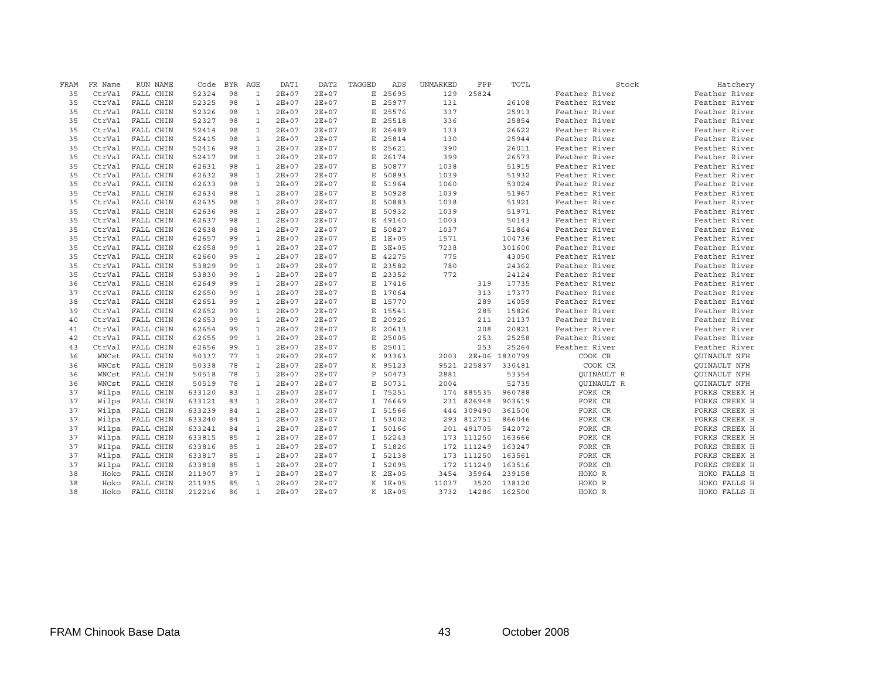| FRAM | FR Name | RUN NAME | Code | BYR | AGE | DAT1 | DAT2 | TAGGED | ADS | UNMARKED | FPP | TOTL | Stock | Hatchery |
|---|---|---|---|---|---|---|---|---|---|---|---|---|---|---|
| 35 | CtrVal | FALL CHIN | 52324 | 98 | 1 | 2E+07 | 2E+07 | E | 25695 | 129 | 25824 | | Feather River | Feather River |
| 35 | CtrVal | FALL CHIN | 52325 | 98 | 1 | 2E+07 | 2E+07 | E | 25977 | 131 | | 26108 | Feather River | Feather River |
| 35 | CtrVal | FALL CHIN | 52326 | 98 | 1 | 2E+07 | 2E+07 | E | 25576 | 337 | | 25913 | Feather River | Feather River |
| 35 | CtrVal | FALL CHIN | 52327 | 98 | 1 | 2E+07 | 2E+07 | E | 25518 | 336 | | 25854 | Feather River | Feather River |
| 35 | CtrVal | FALL CHIN | 52414 | 98 | 1 | 2E+07 | 2E+07 | E | 26489 | 133 | | 26622 | Feather River | Feather River |
| 35 | CtrVal | FALL CHIN | 52415 | 98 | 1 | 2E+07 | 2E+07 | E | 25814 | 130 | | 25944 | Feather River | Feather River |
| 35 | CtrVal | FALL CHIN | 52416 | 98 | 1 | 2E+07 | 2E+07 | E | 25621 | 390 | | 26011 | Feather River | Feather River |
| 35 | CtrVal | FALL CHIN | 52417 | 98 | 1 | 2E+07 | 2E+07 | E | 26174 | 399 | | 26573 | Feather River | Feather River |
| 35 | CtrVal | FALL CHIN | 62631 | 98 | 1 | 2E+07 | 2E+07 | E | 50877 | 1038 | | 51915 | Feather River | Feather River |
| 35 | CtrVal | FALL CHIN | 62632 | 98 | 1 | 2E+07 | 2E+07 | E | 50893 | 1039 | | 51932 | Feather River | Feather River |
| 35 | CtrVal | FALL CHIN | 62633 | 98 | 1 | 2E+07 | 2E+07 | E | 51964 | 1060 | | 53024 | Feather River | Feather River |
| 35 | CtrVal | FALL CHIN | 62634 | 98 | 1 | 2E+07 | 2E+07 | E | 50928 | 1039 | | 51967 | Feather River | Feather River |
| 35 | CtrVal | FALL CHIN | 62635 | 98 | 1 | 2E+07 | 2E+07 | E | 50883 | 1038 | | 51921 | Feather River | Feather River |
| 35 | CtrVal | FALL CHIN | 62636 | 98 | 1 | 2E+07 | 2E+07 | E | 50932 | 1039 | | 51971 | Feather River | Feather River |
| 35 | CtrVal | FALL CHIN | 62637 | 98 | 1 | 2E+07 | 2E+07 | E | 49140 | 1003 | | 50143 | Feather River | Feather River |
| 35 | CtrVal | FALL CHIN | 62638 | 98 | 1 | 2E+07 | 2E+07 | E | 50827 | 1037 | | 51864 | Feather River | Feather River |
| 35 | CtrVal | FALL CHIN | 62657 | 99 | 1 | 2E+07 | 2E+07 | E | 1E+05 | 1571 | | 104736 | Feather River | Feather River |
| 35 | CtrVal | FALL CHIN | 62658 | 99 | 1 | 2E+07 | 2E+07 | E | 3E+05 | 7238 | | 301600 | Feather River | Feather River |
| 35 | CtrVal | FALL CHIN | 62660 | 99 | 1 | 2E+07 | 2E+07 | E | 42275 | 775 | | 43050 | Feather River | Feather River |
| 35 | CtrVal | FALL CHIN | 53829 | 99 | 1 | 2E+07 | 2E+07 | E | 23582 | 780 | | 24362 | Feather River | Feather River |
| 35 | CtrVal | FALL CHIN | 53830 | 99 | 1 | 2E+07 | 2E+07 | E | 23352 | 772 | | 24124 | Feather River | Feather River |
| 36 | CtrVal | FALL CHIN | 62649 | 99 | 1 | 2E+07 | 2E+07 | E | 17416 | | 319 | 17735 | Feather River | Feather River |
| 37 | CtrVal | FALL CHIN | 62650 | 99 | 1 | 2E+07 | 2E+07 | E | 17064 | | 313 | 17377 | Feather River | Feather River |
| 38 | CtrVal | FALL CHIN | 62651 | 99 | 1 | 2E+07 | 2E+07 | E | 15770 | | 289 | 16059 | Feather River | Feather River |
| 39 | CtrVal | FALL CHIN | 62652 | 99 | 1 | 2E+07 | 2E+07 | E | 15541 | | 285 | 15826 | Feather River | Feather River |
| 40 | CtrVal | FALL CHIN | 62653 | 99 | 1 | 2E+07 | 2E+07 | E | 20926 | | 211 | 21137 | Feather River | Feather River |
| 41 | CtrVal | FALL CHIN | 62654 | 99 | 1 | 2E+07 | 2E+07 | E | 20613 | | 208 | 20821 | Feather River | Feather River |
| 42 | CtrVal | FALL CHIN | 62655 | 99 | 1 | 2E+07 | 2E+07 | E | 25005 | | 253 | 25258 | Feather River | Feather River |
| 43 | CtrVal | FALL CHIN | 62656 | 99 | 1 | 2E+07 | 2E+07 | E | 25011 | | 253 | 25264 | Feather River | Feather River |
| 36 | WNCst | FALL CHIN | 50337 | 77 | 1 | 2E+07 | 2E+07 | K | 93363 | 2003 | 2E+06 | 1830799 | COOK CR | QUINAULT NFH |
| 36 | WNCst | FALL CHIN | 50338 | 78 | 1 | 2E+07 | 2E+07 | K | 95123 | 9521 | 225837 | 330481 | COOK CR | QUINAULT NFH |
| 36 | WNCst | FALL CHIN | 50518 | 78 | 1 | 2E+07 | 2E+07 | P | 50473 | 2881 | | 53354 | QUINAULT R | QUINAULT NFH |
| 36 | WNCst | FALL CHIN | 50519 | 78 | 1 | 2E+07 | 2E+07 | E | 50731 | 2004 | | 52735 | QUINAULT R | QUINAULT NFH |
| 37 | Wilpa | FALL CHIN | 633120 | 83 | 1 | 2E+07 | 2E+07 | I | 75251 | 174 | 885535 | 960788 | FORK CR | FORKS CREEK H |
| 37 | Wilpa | FALL CHIN | 633121 | 83 | 1 | 2E+07 | 2E+07 | I | 76669 | 231 | 826948 | 903619 | FORK CR | FORKS CREEK H |
| 37 | Wilpa | FALL CHIN | 633239 | 84 | 1 | 2E+07 | 2E+07 | I | 51566 | 444 | 309490 | 361500 | FORK CR | FORKS CREEK H |
| 37 | Wilpa | FALL CHIN | 633240 | 84 | 1 | 2E+07 | 2E+07 | I | 53002 | 293 | 812751 | 866046 | FORK CR | FORKS CREEK H |
| 37 | Wilpa | FALL CHIN | 633241 | 84 | 1 | 2E+07 | 2E+07 | I | 50166 | 201 | 491705 | 542072 | FORK CR | FORKS CREEK H |
| 37 | Wilpa | FALL CHIN | 633815 | 85 | 1 | 2E+07 | 2E+07 | I | 52243 | 173 | 111250 | 163666 | FORK CR | FORKS CREEK H |
| 37 | Wilpa | FALL CHIN | 633816 | 85 | 1 | 2E+07 | 2E+07 | I | 51826 | 172 | 111249 | 163247 | FORK CR | FORKS CREEK H |
| 37 | Wilpa | FALL CHIN | 633817 | 85 | 1 | 2E+07 | 2E+07 | I | 52138 | 173 | 111250 | 163561 | FORK CR | FORKS CREEK H |
| 37 | Wilpa | FALL CHIN | 633818 | 85 | 1 | 2E+07 | 2E+07 | I | 52095 | 172 | 111249 | 163516 | FORK CR | FORKS CREEK H |
| 38 | Hoko | FALL CHIN | 211907 | 87 | 1 | 2E+07 | 2E+07 | K | 2E+05 | 3454 | 35964 | 239158 | HOKO R | HOKO FALLS H |
| 38 | Hoko | FALL CHIN | 211935 | 85 | 1 | 2E+07 | 2E+07 | K | 1E+05 | 11037 | 3520 | 138120 | HOKO R | HOKO FALLS H |
| 38 | Hoko | FALL CHIN | 212216 | 86 | 1 | 2E+07 | 2E+07 | K | 1E+05 | 3732 | 14286 | 162500 | HOKO R | HOKO FALLS H |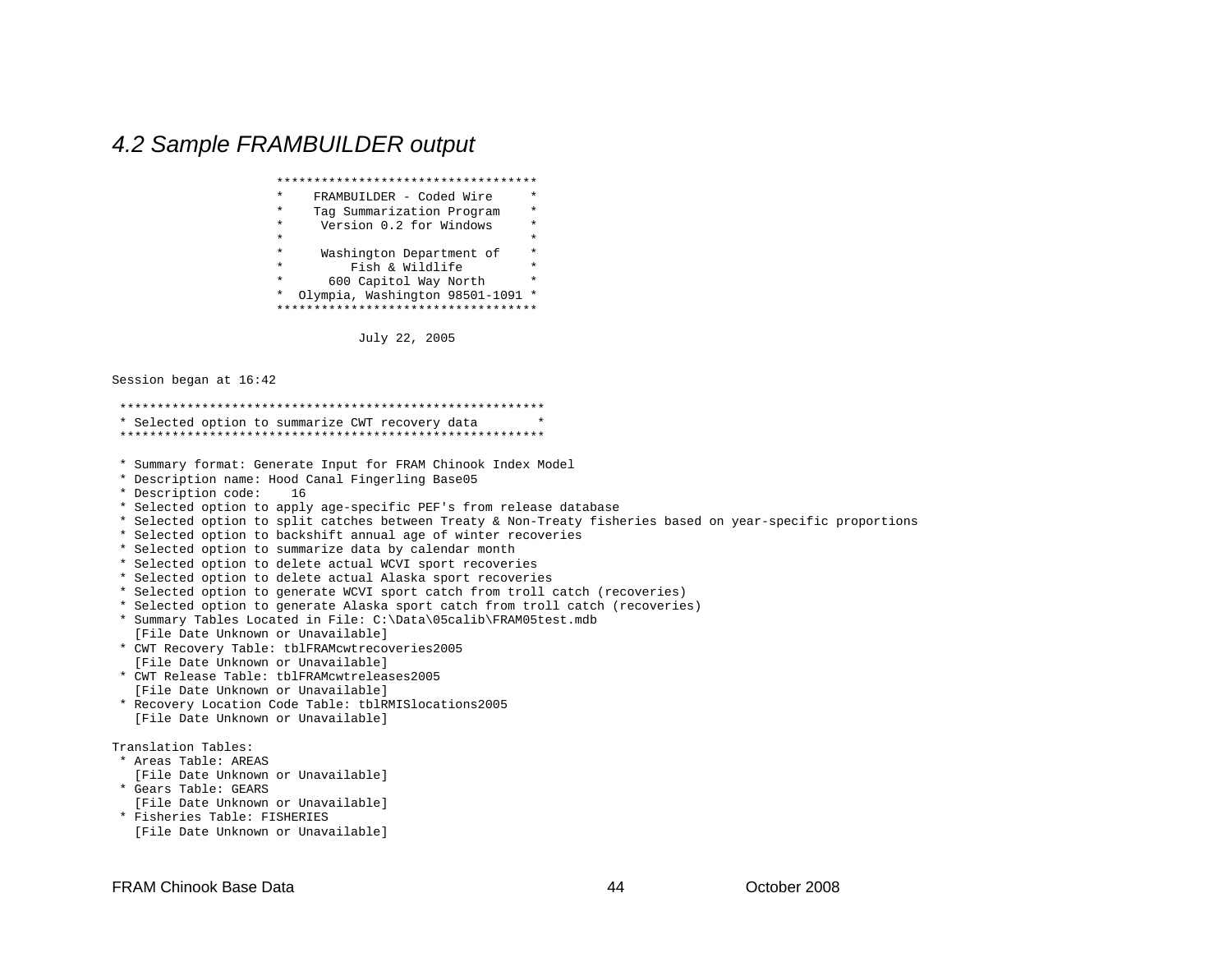### *4.2 Sample FRAMBUILDER output*

```
                      **********************************
                      *    FRAMBUILDER - Coded Wire     *
                      *    Tag Summarization Program    *
                      *     Version 0.2 for Windows     *
                      *                                 *
                      *     Washington Department of    *
                      *         Fish & Wildlife         *
                      *      600 Capitol Way North      *
                      *  Olympia, Washington 98501-1091 *
                      **********************************

                                 July 22, 2005


Session began at 16:42

 *********************************************************
 * Selected option to summarize CWT recovery data        *
 *********************************************************

 * Summary format: Generate Input for FRAM Chinook Index Model
 * Description name: Hood Canal Fingerling Base05
 * Description code:    16
 * Selected option to apply age-specific PEF's from release database
 * Selected option to split catches between Treaty & Non-Treaty fisheries based on year-specific proportions
 * Selected option to backshift annual age of winter recoveries
 * Selected option to summarize data by calendar month
 * Selected option to delete actual WCVI sport recoveries
 * Selected option to delete actual Alaska sport recoveries
 * Selected option to generate WCVI sport catch from troll catch (recoveries)
 * Selected option to generate Alaska sport catch from troll catch (recoveries)
 * Summary Tables Located in File: C:\Data\05calib\FRAM05test.mdb
   [File Date Unknown or Unavailable]
 * CWT Recovery Table: tblFRAMcwtrecoveries2005
   [File Date Unknown or Unavailable]
 * CWT Release Table: tblFRAMcwtreleases2005
   [File Date Unknown or Unavailable]
 * Recovery Location Code Table: tblRMISlocations2005
   [File Date Unknown or Unavailable]

Translation Tables:
 * Areas Table: AREAS
   [File Date Unknown or Unavailable]
 * Gears Table: GEARS
   [File Date Unknown or Unavailable]
 * Fisheries Table: FISHERIES
   [File Date Unknown or Unavailable]
```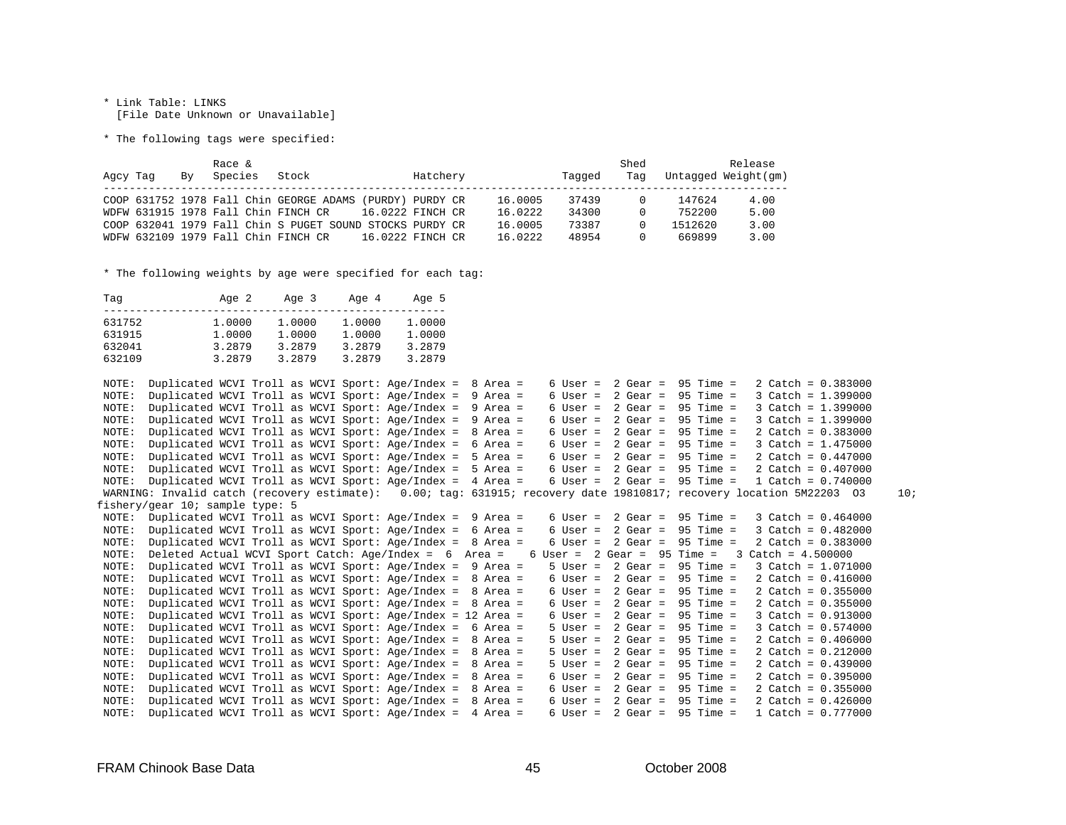* Link Table: LINKS
  [File Date Unknown or Unavailable]

* The following tags were specified:

| Agcy | Tag | By | Race & Species | Stock | Hatchery | | Tagged | Shed Tag | Untagged | Release Weight(gm) |
|---|---|---|---|---|---|---|---|---|---|---|
| COOP | 631752 | 1978 | Fall Chin | GEORGE ADAMS (PURDY) | PURDY CR | 16.0005 | 37439 | 0 | 147624 | 4.00 |
| WDFW | 631915 | 1978 | Fall Chin | FINCH CR 16.0222 | FINCH CR | 16.0222 | 34300 | 0 | 752200 | 5.00 |
| COOP | 632041 | 1979 | Fall Chin | S PUGET SOUND STOCKS | PURDY CR | 16.0005 | 73387 | 0 | 1512620 | 3.00 |
| WDFW | 632109 | 1979 | Fall Chin | FINCH CR 16.0222 | FINCH CR | 16.0222 | 48954 | 0 | 669899 | 3.00 |

* The following weights by age were specified for each tag:

| Tag | Age 2 | Age 3 | Age 4 | Age 5 |
|---|---|---|---|---|
| 631752 | 1.0000 | 1.0000 | 1.0000 | 1.0000 |
| 631915 | 1.0000 | 1.0000 | 1.0000 | 1.0000 |
| 632041 | 3.2879 | 3.2879 | 3.2879 | 3.2879 |
| 632109 | 3.2879 | 3.2879 | 3.2879 | 3.2879 |

```
NOTE:  Duplicated WCVI Troll as WCVI Sport: Age/Index =  8 Area =    6 User =  2 Gear =  95 Time =   2 Catch = 0.383000
NOTE:  Duplicated WCVI Troll as WCVI Sport: Age/Index =  9 Area =    6 User =  2 Gear =  95 Time =   3 Catch = 1.399000
NOTE:  Duplicated WCVI Troll as WCVI Sport: Age/Index =  9 Area =    6 User =  2 Gear =  95 Time =   3 Catch = 1.399000
NOTE:  Duplicated WCVI Troll as WCVI Sport: Age/Index =  9 Area =    6 User =  2 Gear =  95 Time =   3 Catch = 1.399000
NOTE:  Duplicated WCVI Troll as WCVI Sport: Age/Index =  8 Area =    6 User =  2 Gear =  95 Time =   2 Catch = 0.383000
NOTE:  Duplicated WCVI Troll as WCVI Sport: Age/Index =  6 Area =    6 User =  2 Gear =  95 Time =   3 Catch = 1.475000
NOTE:  Duplicated WCVI Troll as WCVI Sport: Age/Index =  5 Area =    6 User =  2 Gear =  95 Time =   2 Catch = 0.447000
NOTE:  Duplicated WCVI Troll as WCVI Sport: Age/Index =  5 Area =    6 User =  2 Gear =  95 Time =   2 Catch = 0.407000
NOTE:  Duplicated WCVI Troll as WCVI Sport: Age/Index =  4 Area =    6 User =  2 Gear =  95 Time =   1 Catch = 0.740000
WARNING: Invalid catch (recovery estimate):   0.00; tag: 631915; recovery date 19810817; recovery location 5M22203  O3     10;
fishery/gear 10; sample type: 5
NOTE:  Duplicated WCVI Troll as WCVI Sport: Age/Index =  9 Area =    6 User =  2 Gear =  95 Time =   3 Catch = 0.464000
NOTE:  Duplicated WCVI Troll as WCVI Sport: Age/Index =  6 Area =    6 User =  2 Gear =  95 Time =   3 Catch = 0.482000
NOTE:  Duplicated WCVI Troll as WCVI Sport: Age/Index =  8 Area =    6 User =  2 Gear =  95 Time =   2 Catch = 0.383000
NOTE:  Deleted Actual WCVI Sport Catch: Age/Index =  6  Area =    6 User =  2 Gear =  95 Time =   3 Catch = 4.500000
NOTE:  Duplicated WCVI Troll as WCVI Sport: Age/Index =  9 Area =    5 User =  2 Gear =  95 Time =   3 Catch = 1.071000
NOTE:  Duplicated WCVI Troll as WCVI Sport: Age/Index =  8 Area =    6 User =  2 Gear =  95 Time =   2 Catch = 0.416000
NOTE:  Duplicated WCVI Troll as WCVI Sport: Age/Index =  8 Area =    6 User =  2 Gear =  95 Time =   2 Catch = 0.355000
NOTE:  Duplicated WCVI Troll as WCVI Sport: Age/Index =  8 Area =    6 User =  2 Gear =  95 Time =   2 Catch = 0.355000
NOTE:  Duplicated WCVI Troll as WCVI Sport: Age/Index = 12 Area =    6 User =  2 Gear =  95 Time =   3 Catch = 0.913000
NOTE:  Duplicated WCVI Troll as WCVI Sport: Age/Index =  6 Area =    5 User =  2 Gear =  95 Time =   3 Catch = 0.574000
NOTE:  Duplicated WCVI Troll as WCVI Sport: Age/Index =  8 Area =    5 User =  2 Gear =  95 Time =   2 Catch = 0.406000
NOTE:  Duplicated WCVI Troll as WCVI Sport: Age/Index =  8 Area =    5 User =  2 Gear =  95 Time =   2 Catch = 0.212000
NOTE:  Duplicated WCVI Troll as WCVI Sport: Age/Index =  8 Area =    5 User =  2 Gear =  95 Time =   2 Catch = 0.439000
NOTE:  Duplicated WCVI Troll as WCVI Sport: Age/Index =  8 Area =    6 User =  2 Gear =  95 Time =   2 Catch = 0.395000
NOTE:  Duplicated WCVI Troll as WCVI Sport: Age/Index =  8 Area =    6 User =  2 Gear =  95 Time =   2 Catch = 0.355000
NOTE:  Duplicated WCVI Troll as WCVI Sport: Age/Index =  8 Area =    6 User =  2 Gear =  95 Time =   2 Catch = 0.426000
NOTE:  Duplicated WCVI Troll as WCVI Sport: Age/Index =  4 Area =    6 User =  2 Gear =  95 Time =   1 Catch = 0.777000
```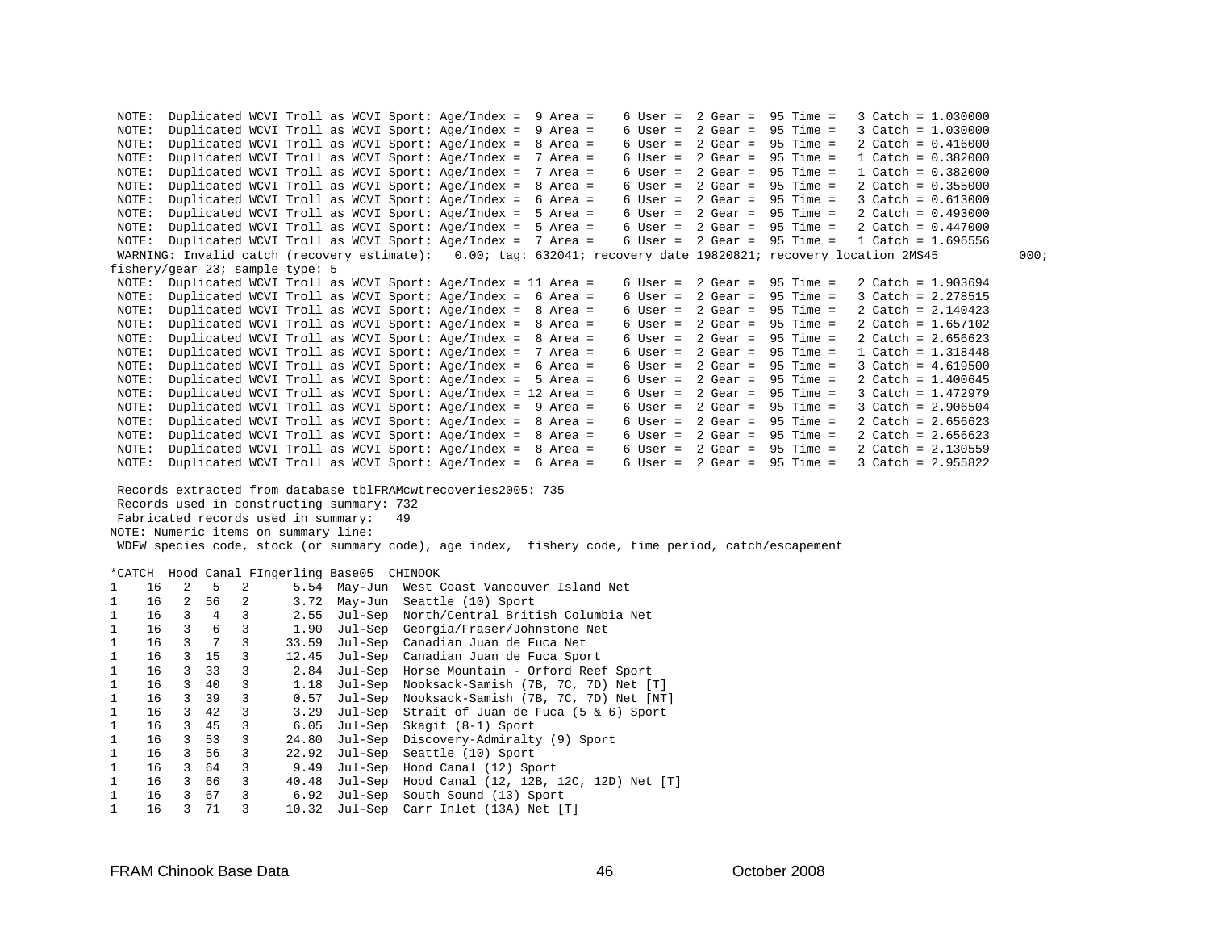```
 NOTE:  Duplicated WCVI Troll as WCVI Sport: Age/Index =  9 Area =    6 User =  2 Gear =  95 Time =   3 Catch = 1.030000
 NOTE:  Duplicated WCVI Troll as WCVI Sport: Age/Index =  9 Area =    6 User =  2 Gear =  95 Time =   3 Catch = 1.030000
 NOTE:  Duplicated WCVI Troll as WCVI Sport: Age/Index =  8 Area =    6 User =  2 Gear =  95 Time =   2 Catch = 0.416000
 NOTE:  Duplicated WCVI Troll as WCVI Sport: Age/Index =  7 Area =    6 User =  2 Gear =  95 Time =   1 Catch = 0.382000
 NOTE:  Duplicated WCVI Troll as WCVI Sport: Age/Index =  7 Area =    6 User =  2 Gear =  95 Time =   1 Catch = 0.382000
 NOTE:  Duplicated WCVI Troll as WCVI Sport: Age/Index =  8 Area =    6 User =  2 Gear =  95 Time =   2 Catch = 0.355000
 NOTE:  Duplicated WCVI Troll as WCVI Sport: Age/Index =  6 Area =    6 User =  2 Gear =  95 Time =   3 Catch = 0.613000
 NOTE:  Duplicated WCVI Troll as WCVI Sport: Age/Index =  5 Area =    6 User =  2 Gear =  95 Time =   2 Catch = 0.493000
 NOTE:  Duplicated WCVI Troll as WCVI Sport: Age/Index =  5 Area =    6 User =  2 Gear =  95 Time =   2 Catch = 0.447000
 NOTE:  Duplicated WCVI Troll as WCVI Sport: Age/Index =  7 Area =    6 User =  2 Gear =  95 Time =   1 Catch = 1.696556
 WARNING: Invalid catch (recovery estimate):   0.00; tag: 632041; recovery date 19820821; recovery location 2MS45          000;
fishery/gear 23; sample type: 5
 NOTE:  Duplicated WCVI Troll as WCVI Sport: Age/Index = 11 Area =    6 User =  2 Gear =  95 Time =   2 Catch = 1.903694
 NOTE:  Duplicated WCVI Troll as WCVI Sport: Age/Index =  6 Area =    6 User =  2 Gear =  95 Time =   3 Catch = 2.278515
 NOTE:  Duplicated WCVI Troll as WCVI Sport: Age/Index =  8 Area =    6 User =  2 Gear =  95 Time =   2 Catch = 2.140423
 NOTE:  Duplicated WCVI Troll as WCVI Sport: Age/Index =  8 Area =    6 User =  2 Gear =  95 Time =   2 Catch = 1.657102
 NOTE:  Duplicated WCVI Troll as WCVI Sport: Age/Index =  8 Area =    6 User =  2 Gear =  95 Time =   2 Catch = 2.656623
 NOTE:  Duplicated WCVI Troll as WCVI Sport: Age/Index =  7 Area =    6 User =  2 Gear =  95 Time =   1 Catch = 1.318448
 NOTE:  Duplicated WCVI Troll as WCVI Sport: Age/Index =  6 Area =    6 User =  2 Gear =  95 Time =   3 Catch = 4.619500
 NOTE:  Duplicated WCVI Troll as WCVI Sport: Age/Index =  5 Area =    6 User =  2 Gear =  95 Time =   2 Catch = 1.400645
 NOTE:  Duplicated WCVI Troll as WCVI Sport: Age/Index = 12 Area =    6 User =  2 Gear =  95 Time =   3 Catch = 1.472979
 NOTE:  Duplicated WCVI Troll as WCVI Sport: Age/Index =  9 Area =    6 User =  2 Gear =  95 Time =   3 Catch = 2.906504
 NOTE:  Duplicated WCVI Troll as WCVI Sport: Age/Index =  8 Area =    6 User =  2 Gear =  95 Time =   2 Catch = 2.656623
 NOTE:  Duplicated WCVI Troll as WCVI Sport: Age/Index =  8 Area =    6 User =  2 Gear =  95 Time =   2 Catch = 2.656623
 NOTE:  Duplicated WCVI Troll as WCVI Sport: Age/Index =  8 Area =    6 User =  2 Gear =  95 Time =   2 Catch = 2.130559
 NOTE:  Duplicated WCVI Troll as WCVI Sport: Age/Index =  6 Area =    6 User =  2 Gear =  95 Time =   3 Catch = 2.955822

 Records extracted from database tblFRAMcwtrecoveries2005: 735
 Records used in constructing summary: 732
 Fabricated records used in summary:   49
NOTE: Numeric items on summary line:
 WDFW species code, stock (or summary code), age index,  fishery code, time period, catch/escapement

*CATCH  Hood Canal FIngerling Base05  CHINOOK
1    16   2   5   2      5.54  May-Jun  West Coast Vancouver Island Net
1    16   2  56   2      3.72  May-Jun  Seattle (10) Sport
1    16   3   4   3      2.55  Jul-Sep  North/Central British Columbia Net
1    16   3   6   3      1.90  Jul-Sep  Georgia/Fraser/Johnstone Net
1    16   3   7   3     33.59  Jul-Sep  Canadian Juan de Fuca Net
1    16   3  15   3     12.45  Jul-Sep  Canadian Juan de Fuca Sport
1    16   3  33   3      2.84  Jul-Sep  Horse Mountain - Orford Reef Sport
1    16   3  40   3      1.18  Jul-Sep  Nooksack-Samish (7B, 7C, 7D) Net [T]
1    16   3  39   3      0.57  Jul-Sep  Nooksack-Samish (7B, 7C, 7D) Net [NT]
1    16   3  42   3      3.29  Jul-Sep  Strait of Juan de Fuca (5 & 6) Sport
1    16   3  45   3      6.05  Jul-Sep  Skagit (8-1) Sport
1    16   3  53   3     24.80  Jul-Sep  Discovery-Admiralty (9) Sport
1    16   3  56   3     22.92  Jul-Sep  Seattle (10) Sport
1    16   3  64   3      9.49  Jul-Sep  Hood Canal (12) Sport
1    16   3  66   3     40.48  Jul-Sep  Hood Canal (12, 12B, 12C, 12D) Net [T]
1    16   3  67   3      6.92  Jul-Sep  South Sound (13) Sport
1    16   3  71   3     10.32  Jul-Sep  Carr Inlet (13A) Net [T]
```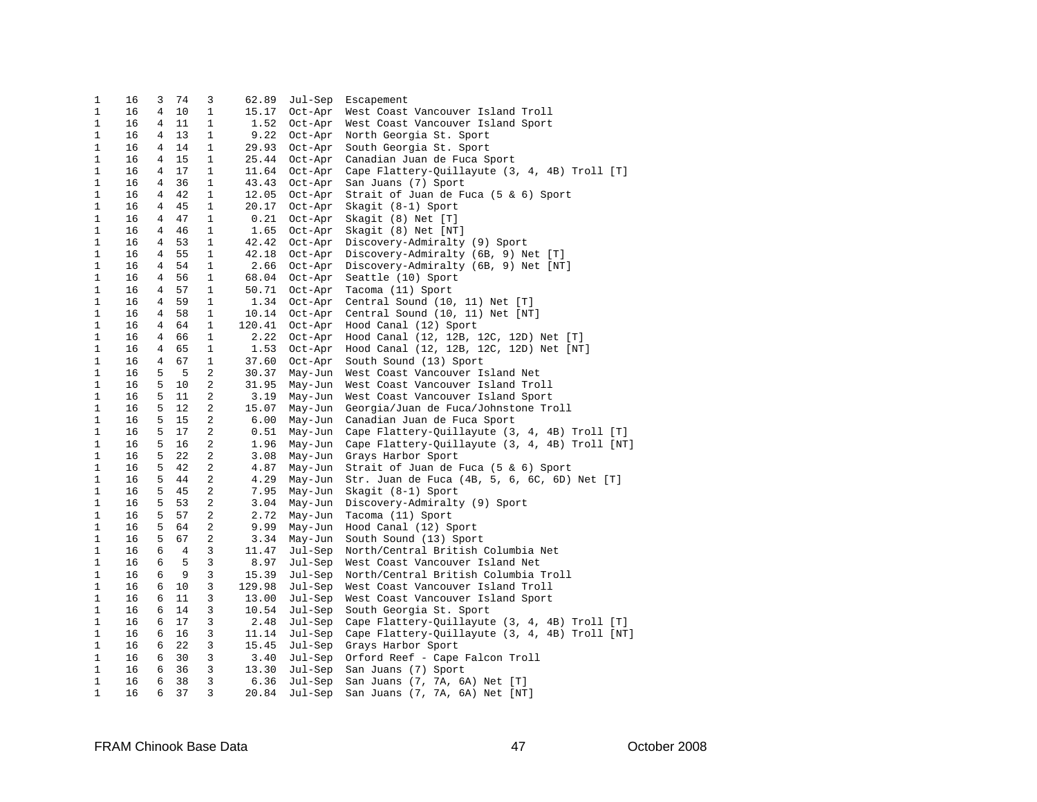```
1    16   3  74   3     62.89  Jul-Sep  Escapement
1    16   4  10   1     15.17  Oct-Apr  West Coast Vancouver Island Troll
1    16   4  11   1      1.52  Oct-Apr  West Coast Vancouver Island Sport
1    16   4  13   1      9.22  Oct-Apr  North Georgia St. Sport
1    16   4  14   1     29.93  Oct-Apr  South Georgia St. Sport
1    16   4  15   1     25.44  Oct-Apr  Canadian Juan de Fuca Sport
1    16   4  17   1     11.64  Oct-Apr  Cape Flattery-Quillayute (3, 4, 4B) Troll [T]
1    16   4  36   1     43.43  Oct-Apr  San Juans (7) Sport
1    16   4  42   1     12.05  Oct-Apr  Strait of Juan de Fuca (5 & 6) Sport
1    16   4  45   1     20.17  Oct-Apr  Skagit (8-1) Sport
1    16   4  47   1      0.21  Oct-Apr  Skagit (8) Net [T]
1    16   4  46   1      1.65  Oct-Apr  Skagit (8) Net [NT]
1    16   4  53   1     42.42  Oct-Apr  Discovery-Admiralty (9) Sport
1    16   4  55   1     42.18  Oct-Apr  Discovery-Admiralty (6B, 9) Net [T]
1    16   4  54   1      2.66  Oct-Apr  Discovery-Admiralty (6B, 9) Net [NT]
1    16   4  56   1     68.04  Oct-Apr  Seattle (10) Sport
1    16   4  57   1     50.71  Oct-Apr  Tacoma (11) Sport
1    16   4  59   1      1.34  Oct-Apr  Central Sound (10, 11) Net [T]
1    16   4  58   1     10.14  Oct-Apr  Central Sound (10, 11) Net [NT]
1    16   4  64   1    120.41  Oct-Apr  Hood Canal (12) Sport
1    16   4  66   1      2.22  Oct-Apr  Hood Canal (12, 12B, 12C, 12D) Net [T]
1    16   4  65   1      1.53  Oct-Apr  Hood Canal (12, 12B, 12C, 12D) Net [NT]
1    16   4  67   1     37.60  Oct-Apr  South Sound (13) Sport
1    16   5   5   2     30.37  May-Jun  West Coast Vancouver Island Net
1    16   5  10   2     31.95  May-Jun  West Coast Vancouver Island Troll
1    16   5  11   2      3.19  May-Jun  West Coast Vancouver Island Sport
1    16   5  12   2     15.07  May-Jun  Georgia/Juan de Fuca/Johnstone Troll
1    16   5  15   2      6.00  May-Jun  Canadian Juan de Fuca Sport
1    16   5  17   2      0.51  May-Jun  Cape Flattery-Quillayute (3, 4, 4B) Troll [T]
1    16   5  16   2      1.96  May-Jun  Cape Flattery-Quillayute (3, 4, 4B) Troll [NT]
1    16   5  22   2      3.08  May-Jun  Grays Harbor Sport
1    16   5  42   2      4.87  May-Jun  Strait of Juan de Fuca (5 & 6) Sport
1    16   5  44   2      4.29  May-Jun  Str. Juan de Fuca (4B, 5, 6, 6C, 6D) Net [T]
1    16   5  45   2      7.95  May-Jun  Skagit (8-1) Sport
1    16   5  53   2      3.04  May-Jun  Discovery-Admiralty (9) Sport
1    16   5  57   2      2.72  May-Jun  Tacoma (11) Sport
1    16   5  64   2      9.99  May-Jun  Hood Canal (12) Sport
1    16   5  67   2      3.34  May-Jun  South Sound (13) Sport
1    16   6   4   3     11.47  Jul-Sep  North/Central British Columbia Net
1    16   6   5   3      8.97  Jul-Sep  West Coast Vancouver Island Net
1    16   6   9   3     15.39  Jul-Sep  North/Central British Columbia Troll
1    16   6  10   3    129.98  Jul-Sep  West Coast Vancouver Island Troll
1    16   6  11   3     13.00  Jul-Sep  West Coast Vancouver Island Sport
1    16   6  14   3     10.54  Jul-Sep  South Georgia St. Sport
1    16   6  17   3      2.48  Jul-Sep  Cape Flattery-Quillayute (3, 4, 4B) Troll [T]
1    16   6  16   3     11.14  Jul-Sep  Cape Flattery-Quillayute (3, 4, 4B) Troll [NT]
1    16   6  22   3     15.45  Jul-Sep  Grays Harbor Sport
1    16   6  30   3      3.40  Jul-Sep  Orford Reef - Cape Falcon Troll
1    16   6  36   3     13.30  Jul-Sep  San Juans (7) Sport
1    16   6  38   3      6.36  Jul-Sep  San Juans (7, 7A, 6A) Net [T]
1    16   6  37   3     20.84  Jul-Sep  San Juans (7, 7A, 6A) Net [NT]
```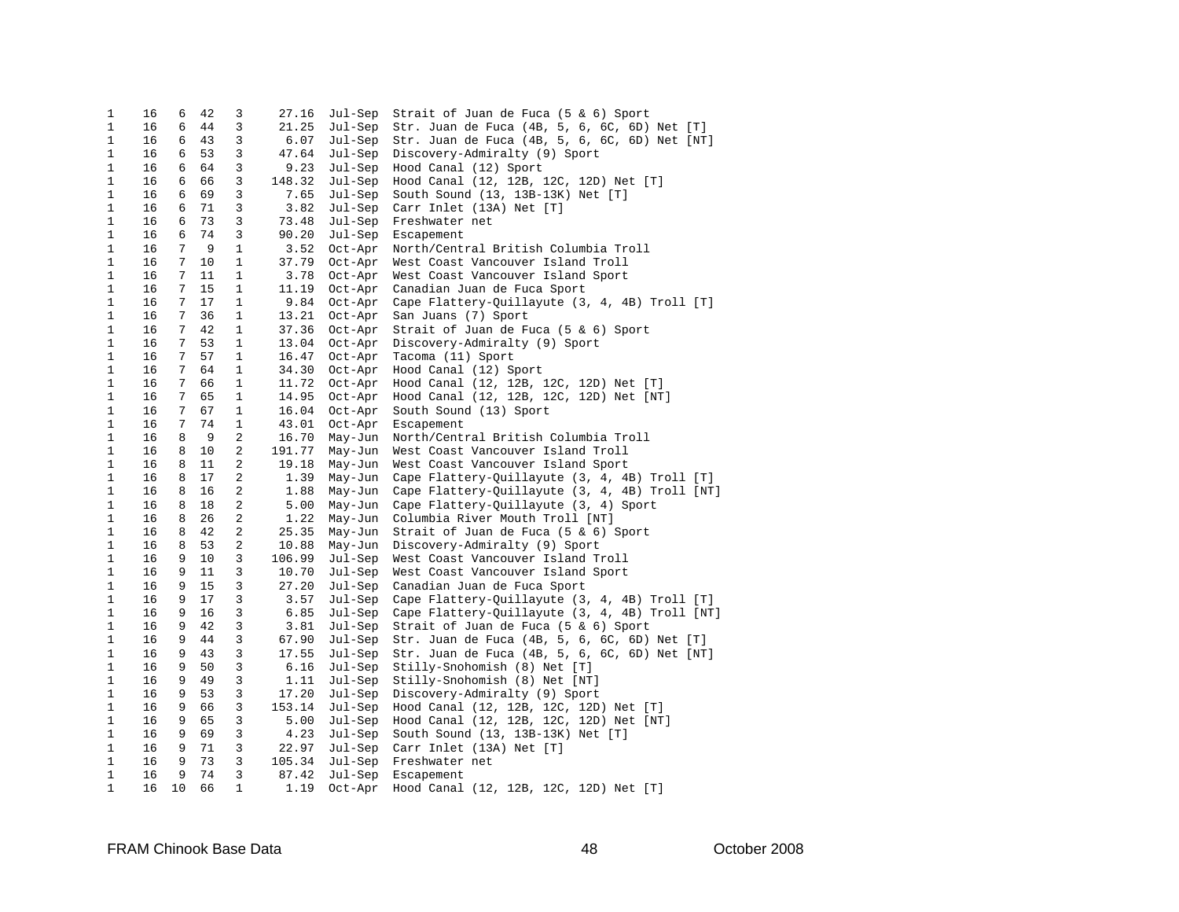```
1    16   6  42   3     27.16  Jul-Sep  Strait of Juan de Fuca (5 & 6) Sport
1    16   6  44   3     21.25  Jul-Sep  Str. Juan de Fuca (4B, 5, 6, 6C, 6D) Net [T]
1    16   6  43   3      6.07  Jul-Sep  Str. Juan de Fuca (4B, 5, 6, 6C, 6D) Net [NT]
1    16   6  53   3     47.64  Jul-Sep  Discovery-Admiralty (9) Sport
1    16   6  64   3      9.23  Jul-Sep  Hood Canal (12) Sport
1    16   6  66   3    148.32  Jul-Sep  Hood Canal (12, 12B, 12C, 12D) Net [T]
1    16   6  69   3      7.65  Jul-Sep  South Sound (13, 13B-13K) Net [T]
1    16   6  71   3      3.82  Jul-Sep  Carr Inlet (13A) Net [T]
1    16   6  73   3     73.48  Jul-Sep  Freshwater net
1    16   6  74   3     90.20  Jul-Sep  Escapement
1    16   7   9   1      3.52  Oct-Apr  North/Central British Columbia Troll
1    16   7  10   1     37.79  Oct-Apr  West Coast Vancouver Island Troll
1    16   7  11   1      3.78  Oct-Apr  West Coast Vancouver Island Sport
1    16   7  15   1     11.19  Oct-Apr  Canadian Juan de Fuca Sport
1    16   7  17   1      9.84  Oct-Apr  Cape Flattery-Quillayute (3, 4, 4B) Troll [T]
1    16   7  36   1     13.21  Oct-Apr  San Juans (7) Sport
1    16   7  42   1     37.36  Oct-Apr  Strait of Juan de Fuca (5 & 6) Sport
1    16   7  53   1     13.04  Oct-Apr  Discovery-Admiralty (9) Sport
1    16   7  57   1     16.47  Oct-Apr  Tacoma (11) Sport
1    16   7  64   1     34.30  Oct-Apr  Hood Canal (12) Sport
1    16   7  66   1     11.72  Oct-Apr  Hood Canal (12, 12B, 12C, 12D) Net [T]
1    16   7  65   1     14.95  Oct-Apr  Hood Canal (12, 12B, 12C, 12D) Net [NT]
1    16   7  67   1     16.04  Oct-Apr  South Sound (13) Sport
1    16   7  74   1     43.01  Oct-Apr  Escapement
1    16   8   9   2     16.70  May-Jun  North/Central British Columbia Troll
1    16   8  10   2    191.77  May-Jun  West Coast Vancouver Island Troll
1    16   8  11   2     19.18  May-Jun  West Coast Vancouver Island Sport
1    16   8  17   2      1.39  May-Jun  Cape Flattery-Quillayute (3, 4, 4B) Troll [T]
1    16   8  16   2      1.88  May-Jun  Cape Flattery-Quillayute (3, 4, 4B) Troll [NT]
1    16   8  18   2      5.00  May-Jun  Cape Flattery-Quillayute (3, 4) Sport
1    16   8  26   2      1.22  May-Jun  Columbia River Mouth Troll [NT]
1    16   8  42   2     25.35  May-Jun  Strait of Juan de Fuca (5 & 6) Sport
1    16   8  53   2     10.88  May-Jun  Discovery-Admiralty (9) Sport
1    16   9  10   3    106.99  Jul-Sep  West Coast Vancouver Island Troll
1    16   9  11   3     10.70  Jul-Sep  West Coast Vancouver Island Sport
1    16   9  15   3     27.20  Jul-Sep  Canadian Juan de Fuca Sport
1    16   9  17   3      3.57  Jul-Sep  Cape Flattery-Quillayute (3, 4, 4B) Troll [T]
1    16   9  16   3      6.85  Jul-Sep  Cape Flattery-Quillayute (3, 4, 4B) Troll [NT]
1    16   9  42   3      3.81  Jul-Sep  Strait of Juan de Fuca (5 & 6) Sport
1    16   9  44   3     67.90  Jul-Sep  Str. Juan de Fuca (4B, 5, 6, 6C, 6D) Net [T]
1    16   9  43   3     17.55  Jul-Sep  Str. Juan de Fuca (4B, 5, 6, 6C, 6D) Net [NT]
1    16   9  50   3      6.16  Jul-Sep  Stilly-Snohomish (8) Net [T]
1    16   9  49   3      1.11  Jul-Sep  Stilly-Snohomish (8) Net [NT]
1    16   9  53   3     17.20  Jul-Sep  Discovery-Admiralty (9) Sport
1    16   9  66   3    153.14  Jul-Sep  Hood Canal (12, 12B, 12C, 12D) Net [T]
1    16   9  65   3      5.00  Jul-Sep  Hood Canal (12, 12B, 12C, 12D) Net [NT]
1    16   9  69   3      4.23  Jul-Sep  South Sound (13, 13B-13K) Net [T]
1    16   9  71   3     22.97  Jul-Sep  Carr Inlet (13A) Net [T]
1    16   9  73   3    105.34  Jul-Sep  Freshwater net
1    16   9  74   3     87.42  Jul-Sep  Escapement
1    16  10  66   1      1.19  Oct-Apr  Hood Canal (12, 12B, 12C, 12D) Net [T]
```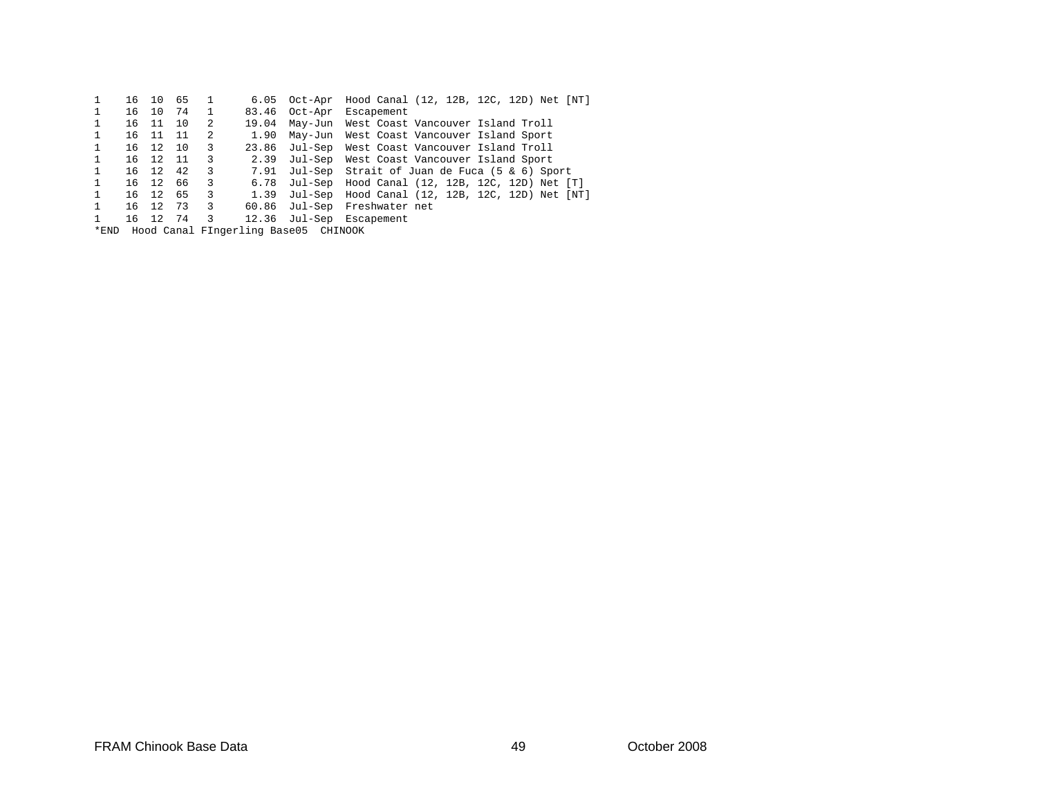```
1    16  10  65   1      6.05  Oct-Apr  Hood Canal (12, 12B, 12C, 12D) Net [NT]
1    16  10  74   1     83.46  Oct-Apr  Escapement
1    16  11  10   2     19.04  May-Jun  West Coast Vancouver Island Troll
1    16  11  11   2      1.90  May-Jun  West Coast Vancouver Island Sport
1    16  12  10   3     23.86  Jul-Sep  West Coast Vancouver Island Troll
1    16  12  11   3      2.39  Jul-Sep  West Coast Vancouver Island Sport
1    16  12  42   3      7.91  Jul-Sep  Strait of Juan de Fuca (5 & 6) Sport
1    16  12  66   3      6.78  Jul-Sep  Hood Canal (12, 12B, 12C, 12D) Net [T]
1    16  12  65   3      1.39  Jul-Sep  Hood Canal (12, 12B, 12C, 12D) Net [NT]
1    16  12  73   3     60.86  Jul-Sep  Freshwater net
1    16  12  74   3     12.36  Jul-Sep  Escapement
*END  Hood Canal FIngerling Base05  CHINOOK
```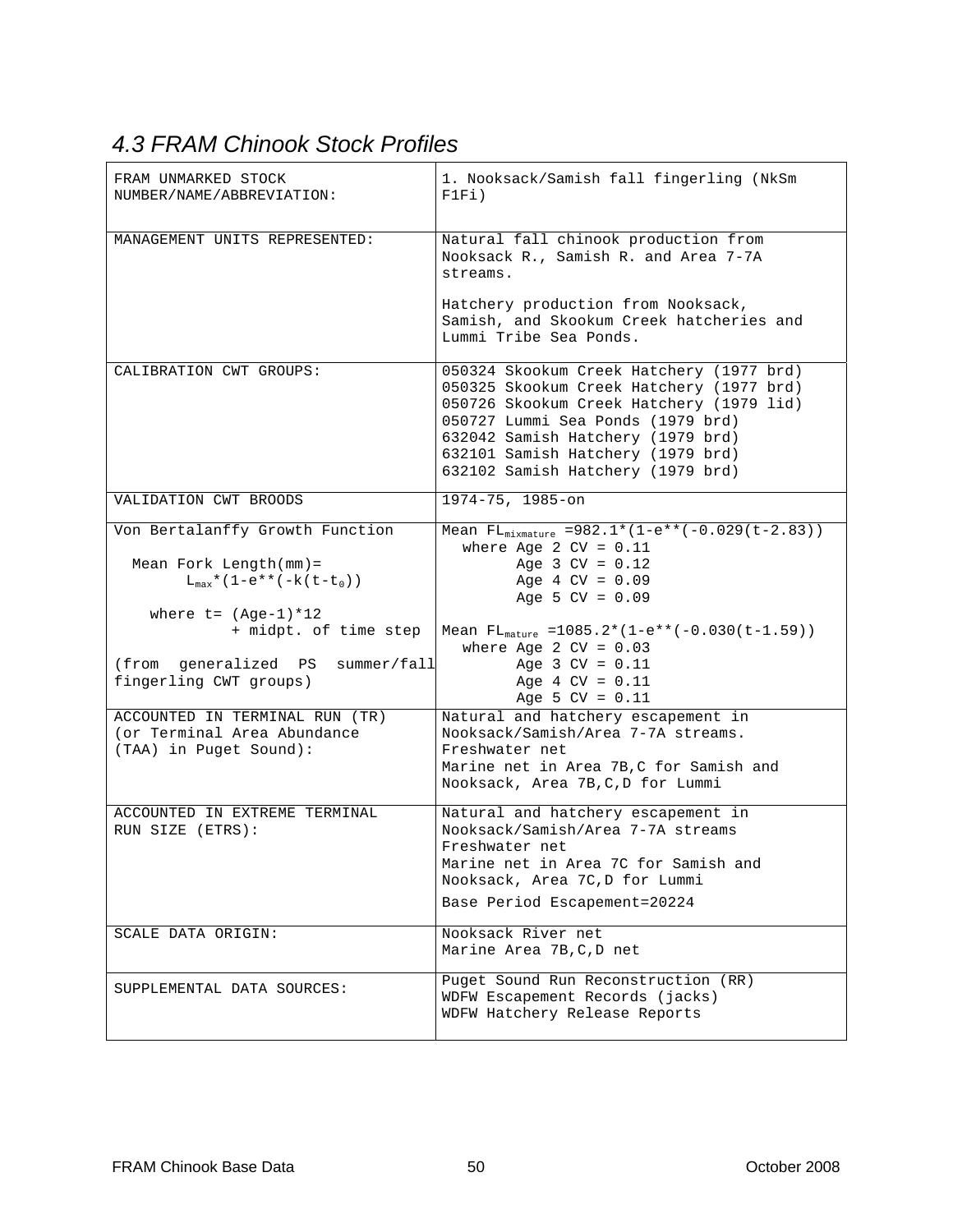## *4.3 FRAM Chinook Stock Profiles*

| FRAM UNMARKED STOCK NUMBER/NAME/ABBREVIATION: | 1. Nooksack/Samish fall fingerling (NkSm F1Fi) |
|---|---|
| MANAGEMENT UNITS REPRESENTED: | Natural fall chinook production from Nooksack R., Samish R. and Area 7-7A streams.<br><br>Hatchery production from Nooksack, Samish, and Skookum Creek hatcheries and Lummi Tribe Sea Ponds. |
| CALIBRATION CWT GROUPS: | 050324 Skookum Creek Hatchery (1977 brd)<br>050325 Skookum Creek Hatchery (1977 brd)<br>050726 Skookum Creek Hatchery (1979 lid)<br>050727 Lummi Sea Ponds (1979 brd)<br>632042 Samish Hatchery (1979 brd)<br>632101 Samish Hatchery (1979 brd)<br>632102 Samish Hatchery (1979 brd) |
| VALIDATION CWT BROODS | 1974-75, 1985-on |
| Von Bertalanffy Growth Function<br><br>Mean Fork Length(mm)= $L_{max}$*(1-e**(-k(t-$t_0$))<br><br>where t= (Age-1)*12 + midpt. of time step<br><br>(from generalized PS summer/fall fingerling CWT groups) | Mean $FL_{mixmature}$ =982.1*(1-e**(-0.029(t-2.83))<br>where Age 2 CV = 0.11<br>Age 3 CV = 0.12<br>Age 4 CV = 0.09<br>Age 5 CV = 0.09<br><br>Mean $FL_{mature}$ =1085.2*(1-e**(-0.030(t-1.59))<br>where Age 2 CV = 0.03<br>Age 3 CV = 0.11<br>Age 4 CV = 0.11<br>Age 5 CV = 0.11 |
| ACCOUNTED IN TERMINAL RUN (TR) (or Terminal Area Abundance (TAA) in Puget Sound): | Natural and hatchery escapement in Nooksack/Samish/Area 7-7A streams.<br>Freshwater net<br>Marine net in Area 7B,C for Samish and Nooksack, Area 7B,C,D for Lummi |
| ACCOUNTED IN EXTREME TERMINAL RUN SIZE (ETRS): | Natural and hatchery escapement in Nooksack/Samish/Area 7-7A streams<br>Freshwater net<br>Marine net in Area 7C for Samish and Nooksack, Area 7C,D for Lummi<br><br>Base Period Escapement=20224 |
| SCALE DATA ORIGIN: | Nooksack River net<br>Marine Area 7B,C,D net |
| SUPPLEMENTAL DATA SOURCES: | Puget Sound Run Reconstruction (RR)<br>WDFW Escapement Records (jacks)<br>WDFW Hatchery Release Reports |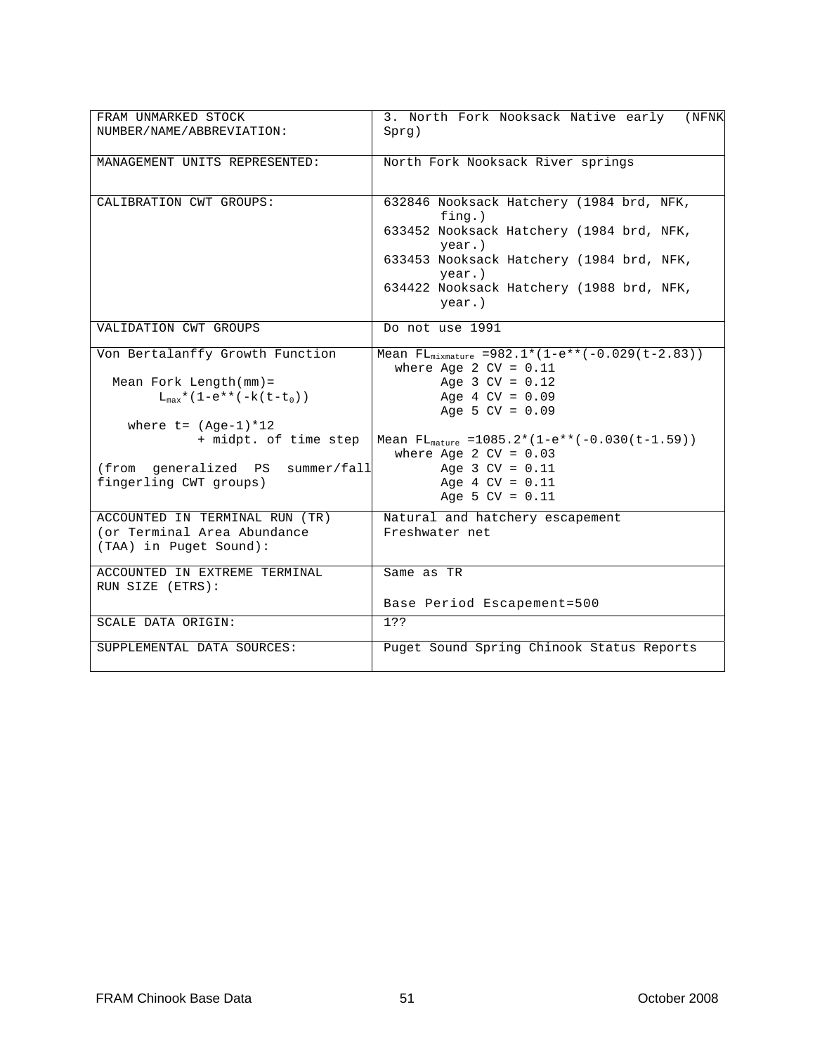| FRAM UNMARKED STOCK NUMBER/NAME/ABBREVIATION: | 3. North Fork Nooksack Native early (NFNK Sprg) |
|---|---|
| MANAGEMENT UNITS REPRESENTED: | North Fork Nooksack River springs |
| CALIBRATION CWT GROUPS: | 632846 Nooksack Hatchery (1984 brd, NFK, fing.)<br>633452 Nooksack Hatchery (1984 brd, NFK, year.)<br>633453 Nooksack Hatchery (1984 brd, NFK, year.)<br>634422 Nooksack Hatchery (1988 brd, NFK, year.) |
| VALIDATION CWT GROUPS | Do not use 1991 |
| Von Bertalanffy Growth Function<br><br>Mean Fork Length(mm)= $L_{max}$*(1-e**(-k(t-$t_0$))<br><br>where t= (Age-1)*12 + midpt. of time step<br><br>(from generalized PS summer/fall fingerling CWT groups) | Mean $FL_{mixmature}$ =982.1*(1-e**(-0.029(t-2.83))<br>where Age 2 CV = 0.11<br>Age 3 CV = 0.12<br>Age 4 CV = 0.09<br>Age 5 CV = 0.09<br><br>Mean $FL_{mature}$ =1085.2*(1-e**(-0.030(t-1.59))<br>where Age 2 CV = 0.03<br>Age 3 CV = 0.11<br>Age 4 CV = 0.11<br>Age 5 CV = 0.11 |
| ACCOUNTED IN TERMINAL RUN (TR) (or Terminal Area Abundance (TAA) in Puget Sound): | Natural and hatchery escapement<br>Freshwater net |
| ACCOUNTED IN EXTREME TERMINAL RUN SIZE (ETRS): | Same as TR<br><br>Base Period Escapement=500 |
| SCALE DATA ORIGIN: | 1?? |
| SUPPLEMENTAL DATA SOURCES: | Puget Sound Spring Chinook Status Reports |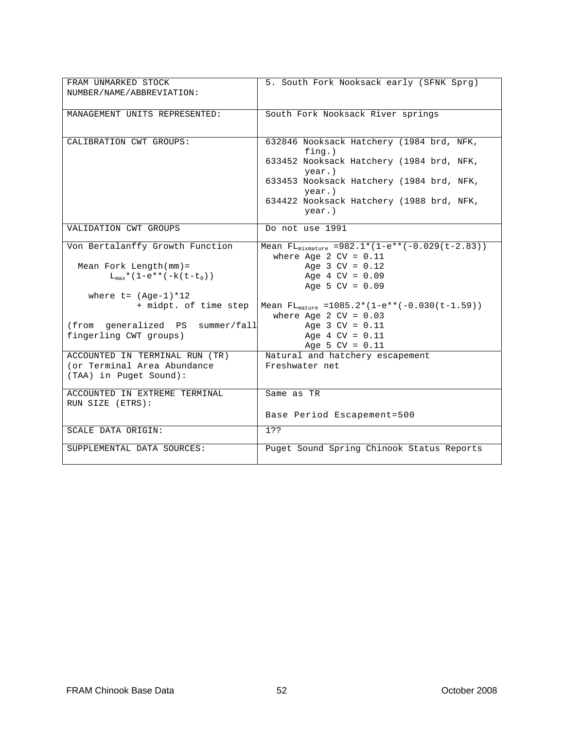| | |
|---|---|
| FRAM UNMARKED STOCK NUMBER/NAME/ABBREVIATION: | 5. South Fork Nooksack early (SFNK Sprg) |
| MANAGEMENT UNITS REPRESENTED: | South Fork Nooksack River springs |
| CALIBRATION CWT GROUPS: | 632846 Nooksack Hatchery (1984 brd, NFK, fing.)<br>633452 Nooksack Hatchery (1984 brd, NFK, year.)<br>633453 Nooksack Hatchery (1984 brd, NFK, year.)<br>634422 Nooksack Hatchery (1988 brd, NFK, year.) |
| VALIDATION CWT GROUPS | Do not use 1991 |
| Von Bertalanffy Growth Function<br><br>Mean Fork Length(mm)= $L_{max}$*(1-e**(-k(t-$t_0$))<br><br>where t= (Age-1)*12 + midpt. of time step<br><br>(from generalized PS summer/fall fingerling CWT groups) | Mean $FL_{mixmature}$ =982.1*(1-e**(-0.029(t-2.83))<br>where Age 2 CV = 0.11<br>Age 3 CV = 0.12<br>Age 4 CV = 0.09<br>Age 5 CV = 0.09<br><br>Mean $FL_{mature}$ =1085.2*(1-e**(-0.030(t-1.59))<br>where Age 2 CV = 0.03<br>Age 3 CV = 0.11<br>Age 4 CV = 0.11<br>Age 5 CV = 0.11 |
| ACCOUNTED IN TERMINAL RUN (TR) (or Terminal Area Abundance (TAA) in Puget Sound): | Natural and hatchery escapement<br>Freshwater net |
| ACCOUNTED IN EXTREME TERMINAL RUN SIZE (ETRS): | Same as TR<br><br>Base Period Escapement=500 |
| SCALE DATA ORIGIN: | 1?? |
| SUPPLEMENTAL DATA SOURCES: | Puget Sound Spring Chinook Status Reports |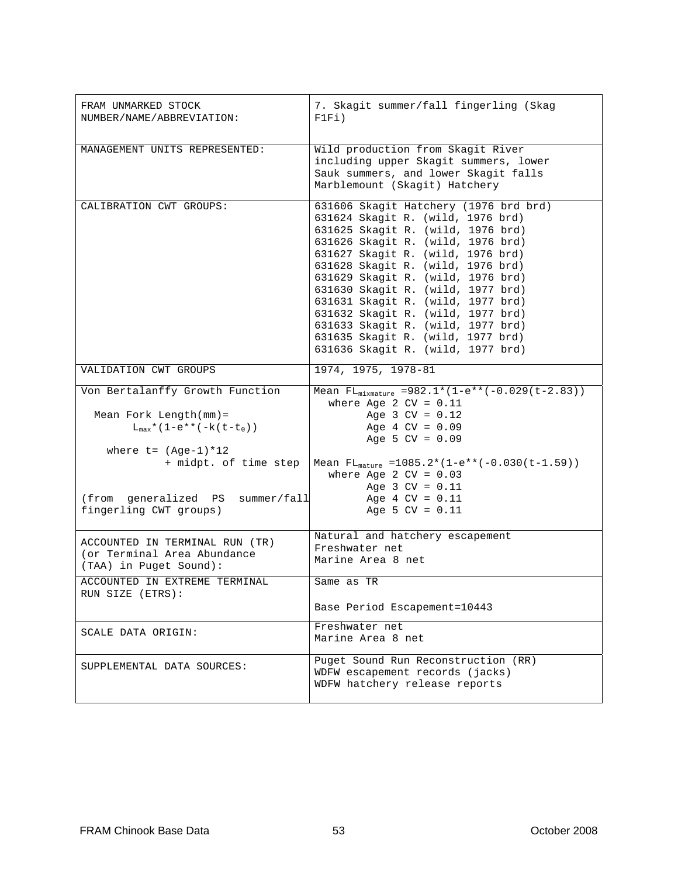| | |
|---|---|
| FRAM UNMARKED STOCK NUMBER/NAME/ABBREVIATION: | 7. Skagit summer/fall fingerling (Skag F1Fi) |
| MANAGEMENT UNITS REPRESENTED: | Wild production from Skagit River including upper Skagit summers, lower Sauk summers, and lower Skagit falls Marblemount (Skagit) Hatchery |
| CALIBRATION CWT GROUPS: | 631606 Skagit Hatchery (1976 brd brd)<br>631624 Skagit R. (wild, 1976 brd)<br>631625 Skagit R. (wild, 1976 brd)<br>631626 Skagit R. (wild, 1976 brd)<br>631627 Skagit R. (wild, 1976 brd)<br>631628 Skagit R. (wild, 1976 brd)<br>631629 Skagit R. (wild, 1976 brd)<br>631630 Skagit R. (wild, 1977 brd)<br>631631 Skagit R. (wild, 1977 brd)<br>631632 Skagit R. (wild, 1977 brd)<br>631633 Skagit R. (wild, 1977 brd)<br>631635 Skagit R. (wild, 1977 brd)<br>631636 Skagit R. (wild, 1977 brd) |
| VALIDATION CWT GROUPS | 1974, 1975, 1978-81 |
| Von Bertalanffy Growth Function<br><br>Mean Fork Length(mm)= $L_{max}*(1-e**(-k(t-t_0))$<br><br>where t= (Age-1)*12 + midpt. of time step<br><br>(from generalized PS summer/fall fingerling CWT groups) | Mean $FL_{mixmature}$ =982.1*(1-e**(-0.029(t-2.83))<br>where Age 2 CV = 0.11<br>Age 3 CV = 0.12<br>Age 4 CV = 0.09<br>Age 5 CV = 0.09<br><br>Mean $FL_{mature}$ =1085.2*(1-e**(-0.030(t-1.59))<br>where Age 2 CV = 0.03<br>Age 3 CV = 0.11<br>Age 4 CV = 0.11<br>Age 5 CV = 0.11 |
| ACCOUNTED IN TERMINAL RUN (TR) (or Terminal Area Abundance (TAA) in Puget Sound): | Natural and hatchery escapement<br>Freshwater net<br>Marine Area 8 net |
| ACCOUNTED IN EXTREME TERMINAL RUN SIZE (ETRS): | Same as TR<br><br>Base Period Escapement=10443 |
| SCALE DATA ORIGIN: | Freshwater net<br>Marine Area 8 net |
| SUPPLEMENTAL DATA SOURCES: | Puget Sound Run Reconstruction (RR)<br>WDFW escapement records (jacks)<br>WDFW hatchery release reports |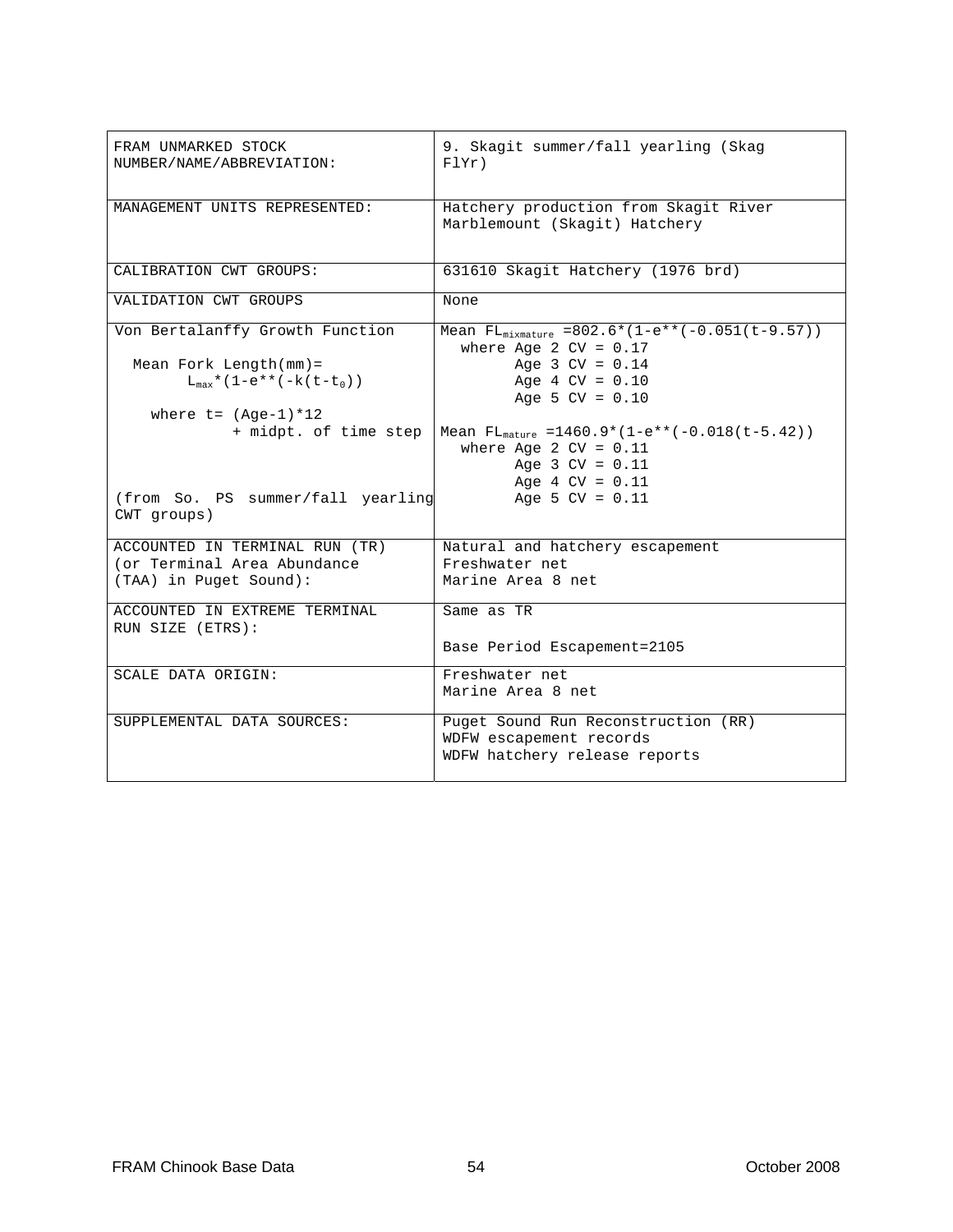| FRAM UNMARKED STOCK NUMBER/NAME/ABBREVIATION: | 9. Skagit summer/fall yearling (Skag FlYr) |
|---|---|
| MANAGEMENT UNITS REPRESENTED: | Hatchery production from Skagit River Marblemount (Skagit) Hatchery |
| CALIBRATION CWT GROUPS: | 631610 Skagit Hatchery (1976 brd) |
| VALIDATION CWT GROUPS | None |
| Von Bertalanffy Growth Function<br><br>Mean Fork Length(mm)= $L_{max}$*(1-e**(-k(t-$t_0$))<br><br>where t= (Age-1)*12 + midpt. of time step<br><br>(from So. PS summer/fall yearling CWT groups) | Mean $FL_{mixmature}$ =802.6*(1-e**(-0.051(t-9.57))<br>where Age 2 CV = 0.17<br>Age 3 CV = 0.14<br>Age 4 CV = 0.10<br>Age 5 CV = 0.10<br><br>Mean $FL_{mature}$ =1460.9*(1-e**(-0.018(t-5.42))<br>where Age 2 CV = 0.11<br>Age 3 CV = 0.11<br>Age 4 CV = 0.11<br>Age 5 CV = 0.11 |
| ACCOUNTED IN TERMINAL RUN (TR) (or Terminal Area Abundance (TAA) in Puget Sound): | Natural and hatchery escapement<br>Freshwater net<br>Marine Area 8 net |
| ACCOUNTED IN EXTREME TERMINAL RUN SIZE (ETRS): | Same as TR<br><br>Base Period Escapement=2105 |
| SCALE DATA ORIGIN: | Freshwater net<br>Marine Area 8 net |
| SUPPLEMENTAL DATA SOURCES: | Puget Sound Run Reconstruction (RR)<br>WDFW escapement records<br>WDFW hatchery release reports |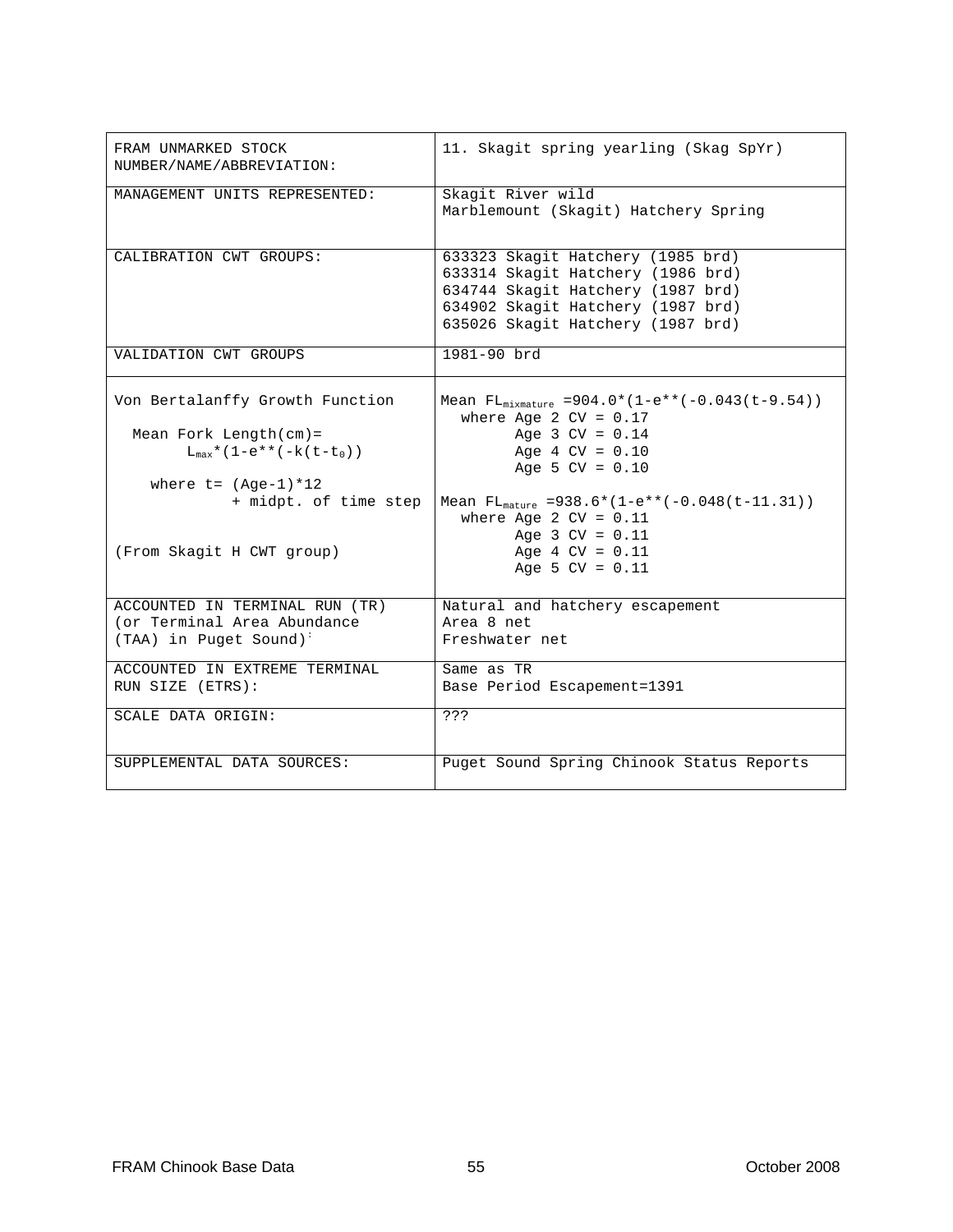| FRAM UNMARKED STOCK NUMBER/NAME/ABBREVIATION: | 11. Skagit spring yearling (Skag SpYr) |
|---|---|
| MANAGEMENT UNITS REPRESENTED: | Skagit River wild<br>Marblemount (Skagit) Hatchery Spring |
| CALIBRATION CWT GROUPS: | 633323 Skagit Hatchery (1985 brd)<br>633314 Skagit Hatchery (1986 brd)<br>634744 Skagit Hatchery (1987 brd)<br>634902 Skagit Hatchery (1987 brd)<br>635026 Skagit Hatchery (1987 brd) |
| VALIDATION CWT GROUPS | 1981-90 brd |
| Von Bertalanffy Growth Function<br><br>Mean Fork Length(cm)= $L_{max}$*(1-e**(-k(t-$t_0$))<br><br>where t= (Age-1)*12 + midpt. of time step<br><br>(From Skagit H CWT group) | Mean $FL_{mixmature}$ =904.0*(1-e**(-0.043(t-9.54))<br>where Age 2 CV = 0.17<br>Age 3 CV = 0.14<br>Age 4 CV = 0.10<br>Age 5 CV = 0.10<br><br>Mean $FL_{mature}$ =938.6*(1-e**(-0.048(t-11.31))<br>where Age 2 CV = 0.11<br>Age 3 CV = 0.11<br>Age 4 CV = 0.11<br>Age 5 CV = 0.11 |
| ACCOUNTED IN TERMINAL RUN (TR) (or Terminal Area Abundance (TAA) in Puget Sound): | Natural and hatchery escapement<br>Area 8 net<br>Freshwater net |
| ACCOUNTED IN EXTREME TERMINAL RUN SIZE (ETRS): | Same as TR<br>Base Period Escapement=1391 |
| SCALE DATA ORIGIN: | ??? |
| SUPPLEMENTAL DATA SOURCES: | Puget Sound Spring Chinook Status Reports |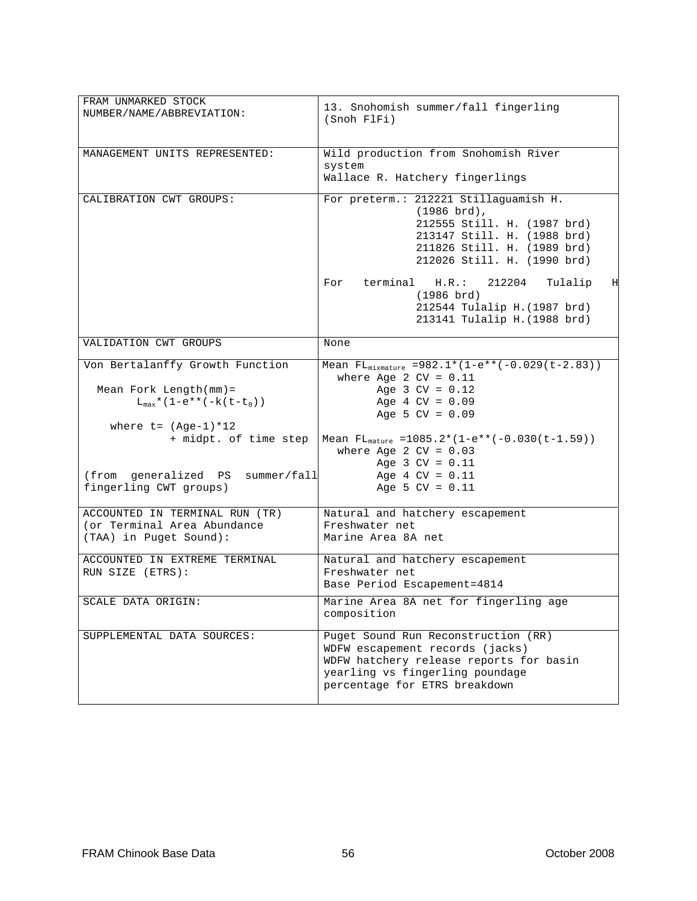| FRAM UNMARKED STOCK NUMBER/NAME/ABBREVIATION: | 13. Snohomish summer/fall fingerling (Snoh FlFi) |
|---|---|
| MANAGEMENT UNITS REPRESENTED: | Wild production from Snohomish River system<br>Wallace R. Hatchery fingerlings |
| CALIBRATION CWT GROUPS: | For preterm.: 212221 Stillaguamish H. (1986 brd),<br>212555 Still. H. (1987 brd)<br>213147 Still. H. (1988 brd)<br>211826 Still. H. (1989 brd)<br>212026 Still. H. (1990 brd)<br><br>For terminal H.R.: 212204 Tulalip H (1986 brd)<br>212544 Tulalip H.(1987 brd)<br>213141 Tulalip H.(1988 brd) |
| VALIDATION CWT GROUPS | None |
| Von Bertalanffy Growth Function<br><br>Mean Fork Length(mm)= $L_{max}*(1-e**(-k(t-t_0))$<br><br>where t= (Age-1)*12 + midpt. of time step<br><br>(from generalized PS summer/fall fingerling CWT groups) | Mean $FL_{mixmature}$ =982.1*(1-e**(-0.029(t-2.83))<br>where Age 2 CV = 0.11<br>Age 3 CV = 0.12<br>Age 4 CV = 0.09<br>Age 5 CV = 0.09<br><br>Mean $FL_{mature}$ =1085.2*(1-e**(-0.030(t-1.59))<br>where Age 2 CV = 0.03<br>Age 3 CV = 0.11<br>Age 4 CV = 0.11<br>Age 5 CV = 0.11 |
| ACCOUNTED IN TERMINAL RUN (TR) (or Terminal Area Abundance (TAA) in Puget Sound): | Natural and hatchery escapement<br>Freshwater net<br>Marine Area 8A net |
| ACCOUNTED IN EXTREME TERMINAL RUN SIZE (ETRS): | Natural and hatchery escapement<br>Freshwater net<br>Base Period Escapement=4814 |
| SCALE DATA ORIGIN: | Marine Area 8A net for fingerling age composition |
| SUPPLEMENTAL DATA SOURCES: | Puget Sound Run Reconstruction (RR)<br>WDFW escapement records (jacks)<br>WDFW hatchery release reports for basin yearling vs fingerling poundage percentage for ETRS breakdown |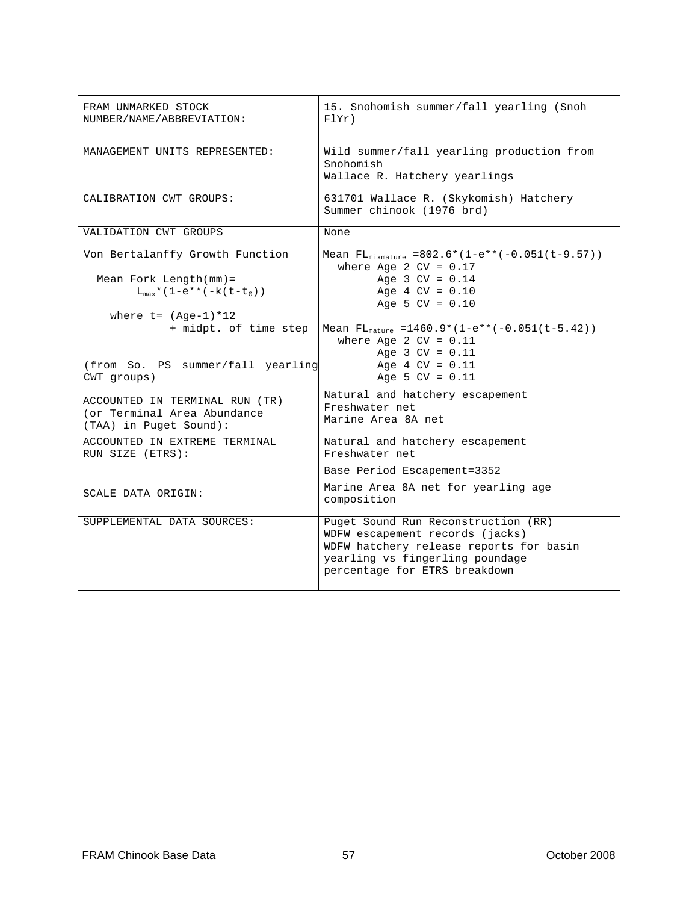| FRAM UNMARKED STOCK NUMBER/NAME/ABBREVIATION: | 15. Snohomish summer/fall yearling (Snoh FlYr) |
|---|---|
| MANAGEMENT UNITS REPRESENTED: | Wild summer/fall yearling production from Snohomish<br>Wallace R. Hatchery yearlings |
| CALIBRATION CWT GROUPS: | 631701 Wallace R. (Skykomish) Hatchery Summer chinook (1976 brd) |
| VALIDATION CWT GROUPS | None |
| Von Bertalanffy Growth Function<br><br>Mean Fork Length(mm)= $L_{max}$*(1-e**(-k(t-$t_0$))<br><br>where t= (Age-1)*12 + midpt. of time step<br><br>(from So. PS summer/fall yearling CWT groups) | Mean $FL_{mixmature}$ =802.6*(1-e**(-0.051(t-9.57))<br>where Age 2 CV = 0.17<br>Age 3 CV = 0.14<br>Age 4 CV = 0.10<br>Age 5 CV = 0.10<br><br>Mean $FL_{mature}$ =1460.9*(1-e**(-0.051(t-5.42))<br>where Age 2 CV = 0.11<br>Age 3 CV = 0.11<br>Age 4 CV = 0.11<br>Age 5 CV = 0.11 |
| ACCOUNTED IN TERMINAL RUN (TR) (or Terminal Area Abundance (TAA) in Puget Sound): | Natural and hatchery escapement<br>Freshwater net<br>Marine Area 8A net |
| ACCOUNTED IN EXTREME TERMINAL RUN SIZE (ETRS): | Natural and hatchery escapement<br>Freshwater net<br>Base Period Escapement=3352 |
| SCALE DATA ORIGIN: | Marine Area 8A net for yearling age composition |
| SUPPLEMENTAL DATA SOURCES: | Puget Sound Run Reconstruction (RR)<br>WDFW escapement records (jacks)<br>WDFW hatchery release reports for basin yearling vs fingerling poundage percentage for ETRS breakdown |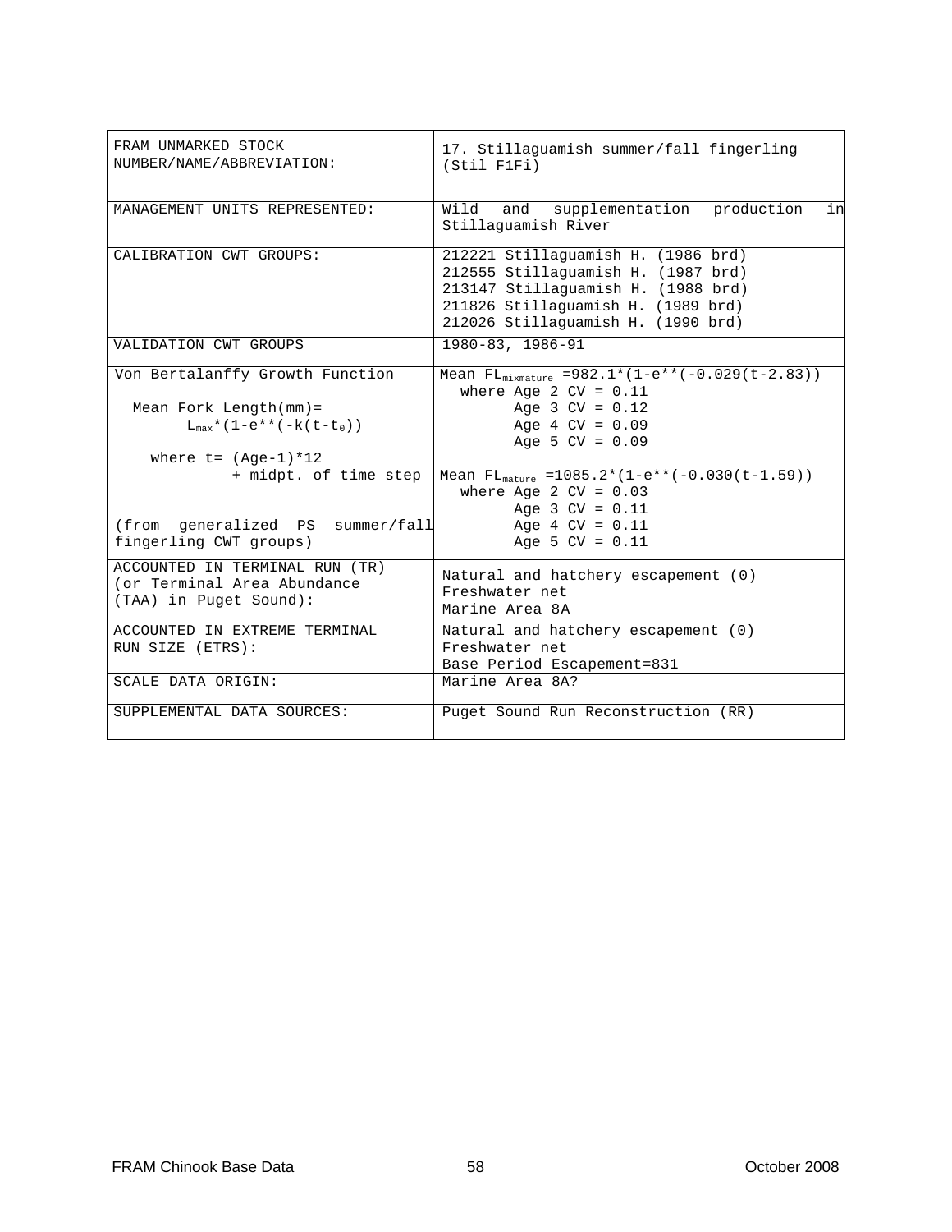| FRAM UNMARKED STOCK NUMBER/NAME/ABBREVIATION: | 17. Stillaguamish summer/fall fingerling (Stil F1Fi) |
|---|---|
| MANAGEMENT UNITS REPRESENTED: | Wild and supplementation production in Stillaguamish River |
| CALIBRATION CWT GROUPS: | 212221 Stillaguamish H. (1986 brd)<br>212555 Stillaguamish H. (1987 brd)<br>213147 Stillaguamish H. (1988 brd)<br>211826 Stillaguamish H. (1989 brd)<br>212026 Stillaguamish H. (1990 brd) |
| VALIDATION CWT GROUPS | 1980-83, 1986-91 |
| Von Bertalanffy Growth Function<br><br>Mean Fork Length(mm)= $L_{max}*(1-e**(-k(t-t_0))$<br><br>where t= (Age-1)*12 + midpt. of time step<br><br>(from generalized PS summer/fall fingerling CWT groups) | Mean $FL_{mixmature}$ =982.1*(1-e**(-0.029(t-2.83))<br>where Age 2 CV = 0.11<br>Age 3 CV = 0.12<br>Age 4 CV = 0.09<br>Age 5 CV = 0.09<br><br>Mean $FL_{mature}$ =1085.2*(1-e**(-0.030(t-1.59))<br>where Age 2 CV = 0.03<br>Age 3 CV = 0.11<br>Age 4 CV = 0.11<br>Age 5 CV = 0.11 |
| ACCOUNTED IN TERMINAL RUN (TR) (or Terminal Area Abundance (TAA) in Puget Sound): | Natural and hatchery escapement (0)<br>Freshwater net<br>Marine Area 8A |
| ACCOUNTED IN EXTREME TERMINAL RUN SIZE (ETRS): | Natural and hatchery escapement (0)<br>Freshwater net<br>Base Period Escapement=831 |
| SCALE DATA ORIGIN: | Marine Area 8A? |
| SUPPLEMENTAL DATA SOURCES: | Puget Sound Run Reconstruction (RR) |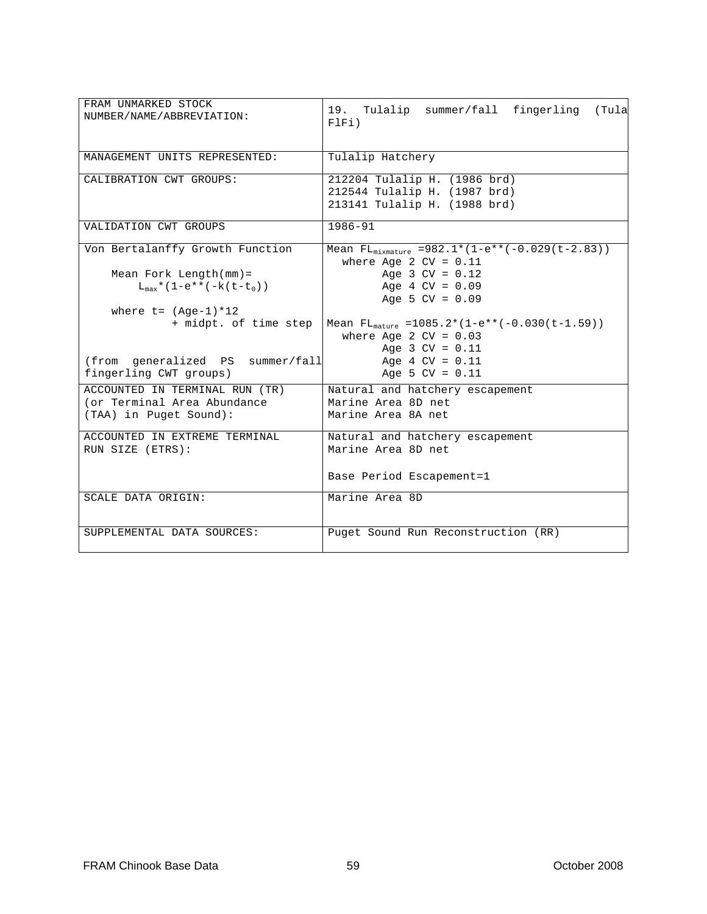| FRAM UNMARKED STOCK NUMBER/NAME/ABBREVIATION: | 19. Tulalip summer/fall fingerling (Tula FlFi) |
|---|---|
| MANAGEMENT UNITS REPRESENTED: | Tulalip Hatchery |
| CALIBRATION CWT GROUPS: | 212204 Tulalip H. (1986 brd)<br>212544 Tulalip H. (1987 brd)<br>213141 Tulalip H. (1988 brd) |
| VALIDATION CWT GROUPS | 1986-91 |
| Von Bertalanffy Growth Function<br><br>Mean Fork Length(mm)=<br>$L_{max}$*(1-e**(-k(t-$t_0$))<br><br>where t= (Age-1)*12<br>+ midpt. of time step<br><br>(from generalized PS summer/fall fingerling CWT groups) | Mean $FL_{mixmature}$ =982.1*(1-e**(-0.029(t-2.83))<br>where Age 2 CV = 0.11<br>Age 3 CV = 0.12<br>Age 4 CV = 0.09<br>Age 5 CV = 0.09<br><br>Mean $FL_{mature}$ =1085.2*(1-e**(-0.030(t-1.59))<br>where Age 2 CV = 0.03<br>Age 3 CV = 0.11<br>Age 4 CV = 0.11<br>Age 5 CV = 0.11 |
| ACCOUNTED IN TERMINAL RUN (TR) (or Terminal Area Abundance (TAA) in Puget Sound): | Natural and hatchery escapement<br>Marine Area 8D net<br>Marine Area 8A net |
| ACCOUNTED IN EXTREME TERMINAL RUN SIZE (ETRS): | Natural and hatchery escapement<br>Marine Area 8D net<br><br>Base Period Escapement=1 |
| SCALE DATA ORIGIN: | Marine Area 8D |
| SUPPLEMENTAL DATA SOURCES: | Puget Sound Run Reconstruction (RR) |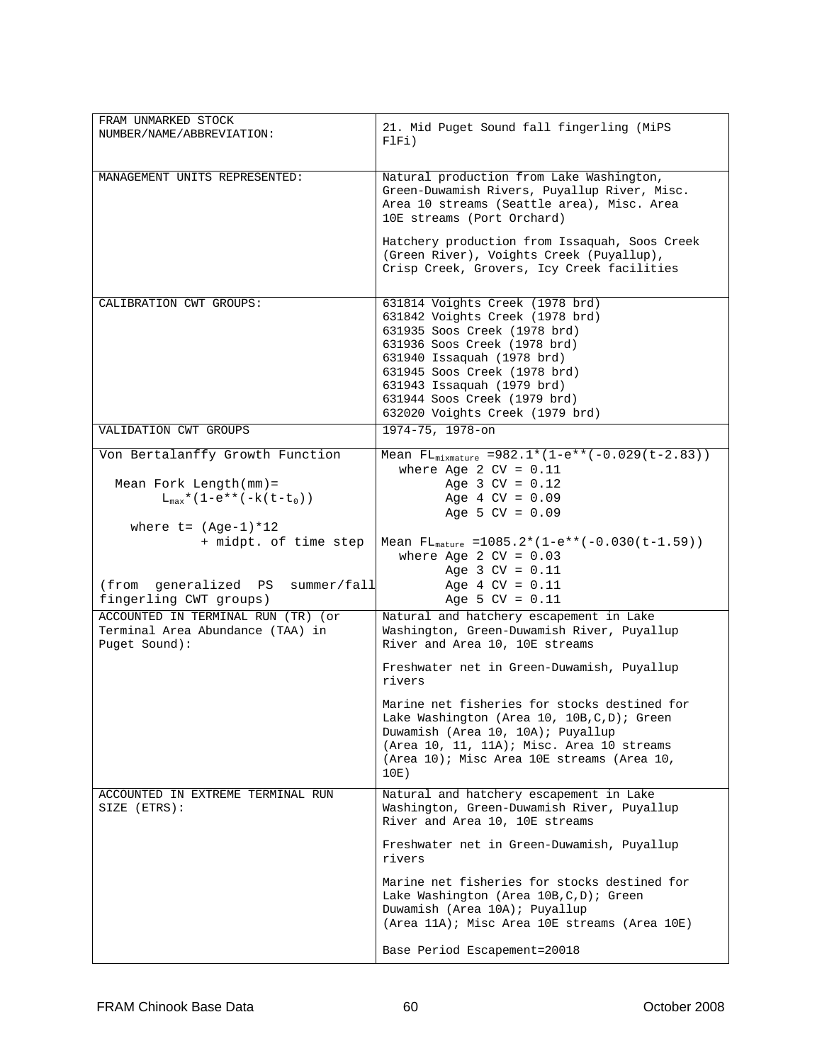| FRAM UNMARKED STOCK NUMBER/NAME/ABBREVIATION: | 21. Mid Puget Sound fall fingerling (MiPS FlFi) |
|---|---|
| MANAGEMENT UNITS REPRESENTED: | Natural production from Lake Washington, Green-Duwamish Rivers, Puyallup River, Misc. Area 10 streams (Seattle area), Misc. Area 10E streams (Port Orchard)<br><br>Hatchery production from Issaquah, Soos Creek (Green River), Voights Creek (Puyallup), Crisp Creek, Grovers, Icy Creek facilities |
| CALIBRATION CWT GROUPS: | 631814 Voights Creek (1978 brd)<br>631842 Voights Creek (1978 brd)<br>631935 Soos Creek (1978 brd)<br>631936 Soos Creek (1978 brd)<br>631940 Issaquah (1978 brd)<br>631945 Soos Creek (1978 brd)<br>631943 Issaquah (1979 brd)<br>631944 Soos Creek (1979 brd)<br>632020 Voights Creek (1979 brd) |
| VALIDATION CWT GROUPS | 1974-75, 1978-on |
| Von Bertalanffy Growth Function<br><br>Mean Fork Length(mm)= $L_{max}$*(1-e**(-k(t-$t_0$))<br><br>where t= (Age-1)*12 + midpt. of time step<br><br>(from generalized PS summer/fall fingerling CWT groups) | Mean $FL_{mixmature}$ =982.1*(1-e**(-0.029(t-2.83))<br>where Age 2 CV = 0.11<br>Age 3 CV = 0.12<br>Age 4 CV = 0.09<br>Age 5 CV = 0.09<br><br>Mean $FL_{mature}$ =1085.2*(1-e**(-0.030(t-1.59))<br>where Age 2 CV = 0.03<br>Age 3 CV = 0.11<br>Age 4 CV = 0.11<br>Age 5 CV = 0.11 |
| ACCOUNTED IN TERMINAL RUN (TR) (or Terminal Area Abundance (TAA) in Puget Sound): | Natural and hatchery escapement in Lake Washington, Green-Duwamish River, Puyallup River and Area 10, 10E streams<br><br>Freshwater net in Green-Duwamish, Puyallup rivers<br><br>Marine net fisheries for stocks destined for Lake Washington (Area 10, 10B,C,D); Green Duwamish (Area 10, 10A); Puyallup (Area 10, 11, 11A); Misc. Area 10 streams (Area 10); Misc Area 10E streams (Area 10, 10E) |
| ACCOUNTED IN EXTREME TERMINAL RUN SIZE (ETRS): | Natural and hatchery escapement in Lake Washington, Green-Duwamish River, Puyallup River and Area 10, 10E streams<br><br>Freshwater net in Green-Duwamish, Puyallup rivers<br><br>Marine net fisheries for stocks destined for Lake Washington (Area 10B,C,D); Green Duwamish (Area 10A); Puyallup (Area 11A); Misc Area 10E streams (Area 10E)<br><br>Base Period Escapement=20018 |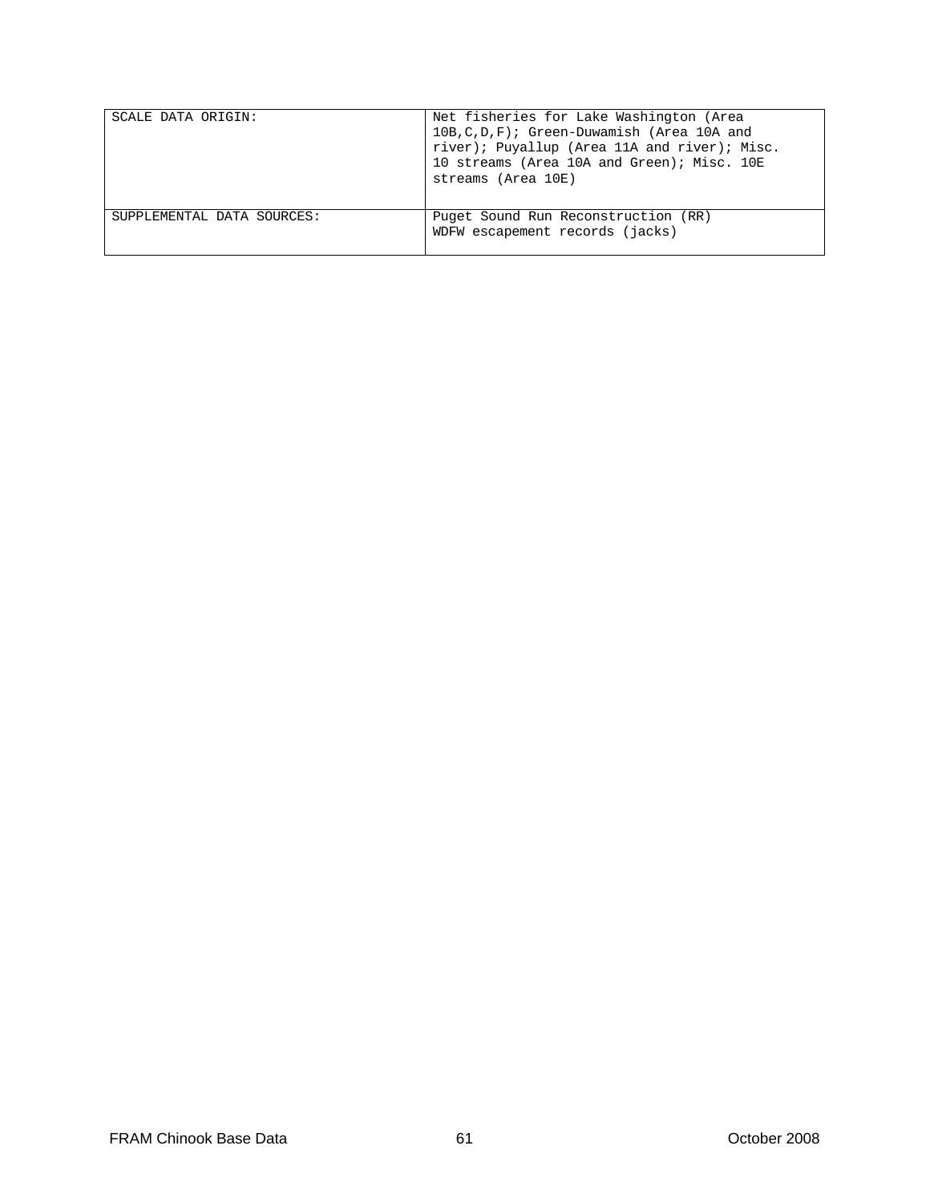| | |
|---|---|
| SCALE DATA ORIGIN: | Net fisheries for Lake Washington (Area 10B,C,D,F); Green-Duwamish (Area 10A and river); Puyallup (Area 11A and river); Misc. 10 streams (Area 10A and Green); Misc. 10E streams (Area 10E) |
| SUPPLEMENTAL DATA SOURCES: | Puget Sound Run Reconstruction (RR)<br>WDFW escapement records (jacks) |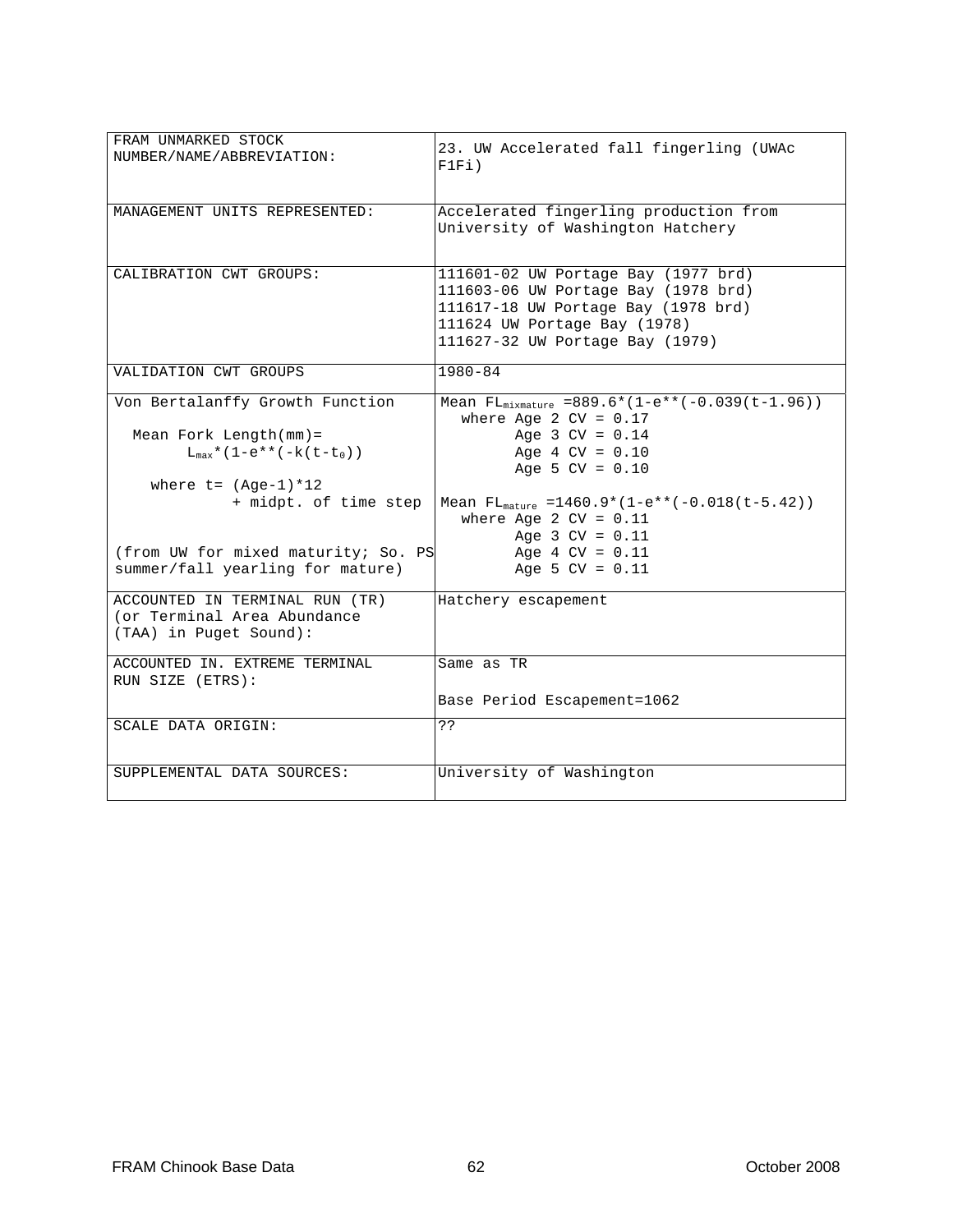| FRAM UNMARKED STOCK NUMBER/NAME/ABBREVIATION: | 23. UW Accelerated fall fingerling (UWAc F1Fi) |
|---|---|
| MANAGEMENT UNITS REPRESENTED: | Accelerated fingerling production from University of Washington Hatchery |
| CALIBRATION CWT GROUPS: | 111601-02 UW Portage Bay (1977 brd)<br>111603-06 UW Portage Bay (1978 brd)<br>111617-18 UW Portage Bay (1978 brd)<br>111624 UW Portage Bay (1978)<br>111627-32 UW Portage Bay (1979) |
| VALIDATION CWT GROUPS | 1980-84 |
| Von Bertalanffy Growth Function<br><br>Mean Fork Length(mm)= $L_{max}$*(1-e**(-k(t-$t_0$))<br><br>where t= (Age-1)*12 + midpt. of time step<br><br>(from UW for mixed maturity; So. PS summer/fall yearling for mature) | Mean $FL_{mixmature}$ =889.6*(1-e**(-0.039(t-1.96))<br>where Age 2 CV = 0.17<br>Age 3 CV = 0.14<br>Age 4 CV = 0.10<br>Age 5 CV = 0.10<br><br>Mean $FL_{mature}$ =1460.9*(1-e**(-0.018(t-5.42))<br>where Age 2 CV = 0.11<br>Age 3 CV = 0.11<br>Age 4 CV = 0.11<br>Age 5 CV = 0.11 |
| ACCOUNTED IN TERMINAL RUN (TR) (or Terminal Area Abundance (TAA) in Puget Sound): | Hatchery escapement |
| ACCOUNTED IN. EXTREME TERMINAL RUN SIZE (ETRS): | Same as TR<br><br>Base Period Escapement=1062 |
| SCALE DATA ORIGIN: | ?? |
| SUPPLEMENTAL DATA SOURCES: | University of Washington |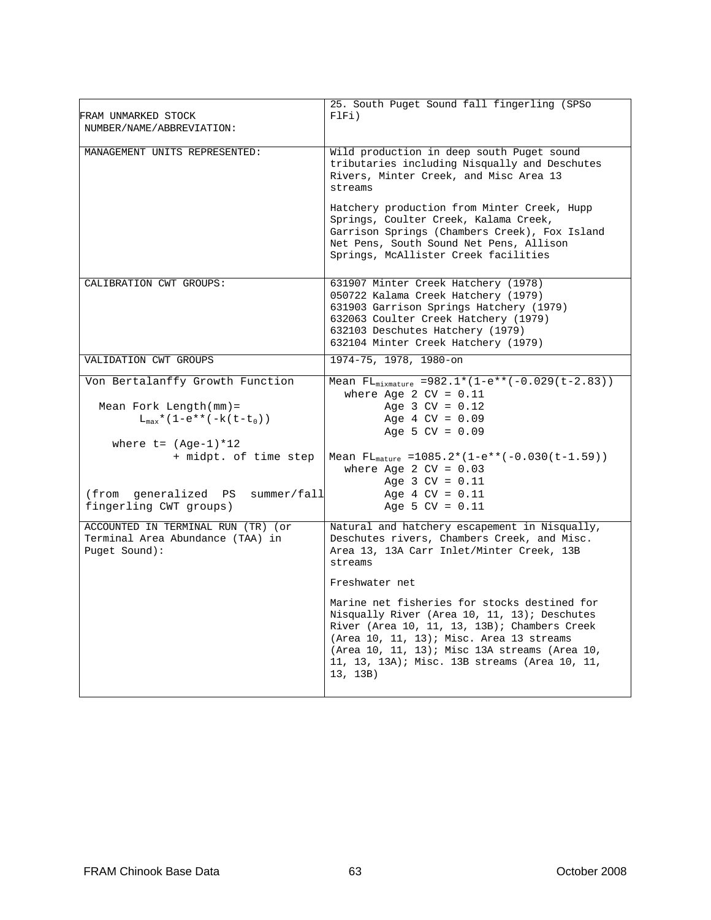| FRAM UNMARKED STOCK NUMBER/NAME/ABBREVIATION: | 25. South Puget Sound fall fingerling (SPSo FlFi) |
|---|---|
| MANAGEMENT UNITS REPRESENTED: | Wild production in deep south Puget sound tributaries including Nisqually and Deschutes Rivers, Minter Creek, and Misc Area 13 streams<br><br>Hatchery production from Minter Creek, Hupp Springs, Coulter Creek, Kalama Creek, Garrison Springs (Chambers Creek), Fox Island Net Pens, South Sound Net Pens, Allison Springs, McAllister Creek facilities |
| CALIBRATION CWT GROUPS: | 631907 Minter Creek Hatchery (1978)<br>050722 Kalama Creek Hatchery (1979)<br>631903 Garrison Springs Hatchery (1979)<br>632063 Coulter Creek Hatchery (1979)<br>632103 Deschutes Hatchery (1979)<br>632104 Minter Creek Hatchery (1979) |
| VALIDATION CWT GROUPS | 1974-75, 1978, 1980-on |
| Von Bertalanffy Growth Function<br><br>Mean Fork Length(mm)= $L_{max}$*(1-e**(-k(t-$t_0$))<br><br>where t= (Age-1)*12 + midpt. of time step<br><br>(from generalized PS summer/fall fingerling CWT groups) | Mean $FL_{mixmature}$ =982.1*(1-e**(-0.029(t-2.83))<br>where Age 2 CV = 0.11<br>Age 3 CV = 0.12<br>Age 4 CV = 0.09<br>Age 5 CV = 0.09<br><br>Mean $FL_{mature}$ =1085.2*(1-e**(-0.030(t-1.59))<br>where Age 2 CV = 0.03<br>Age 3 CV = 0.11<br>Age 4 CV = 0.11<br>Age 5 CV = 0.11 |
| ACCOUNTED IN TERMINAL RUN (TR) (or Terminal Area Abundance (TAA) in Puget Sound): | Natural and hatchery escapement in Nisqually, Deschutes rivers, Chambers Creek, and Misc. Area 13, 13A Carr Inlet/Minter Creek, 13B streams<br><br>Freshwater net<br><br>Marine net fisheries for stocks destined for Nisqually River (Area 10, 11, 13); Deschutes River (Area 10, 11, 13, 13B); Chambers Creek (Area 10, 11, 13); Misc. Area 13 streams (Area 10, 11, 13); Misc 13A streams (Area 10, 11, 13, 13A); Misc. 13B streams (Area 10, 11, 13, 13B) |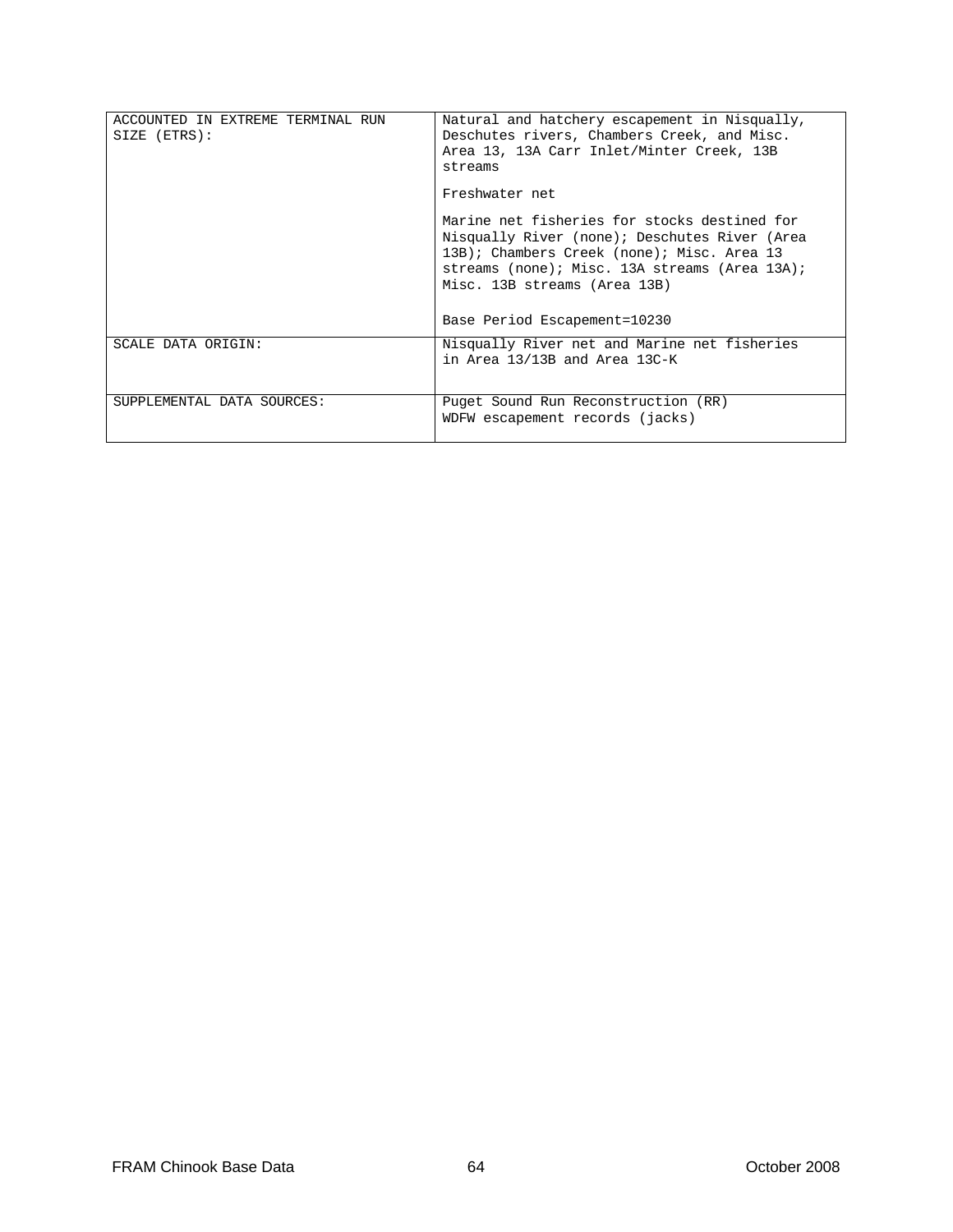| | |
|---|---|
| ACCOUNTED IN EXTREME TERMINAL RUN SIZE (ETRS): | Natural and hatchery escapement in Nisqually, Deschutes rivers, Chambers Creek, and Misc. Area 13, 13A Carr Inlet/Minter Creek, 13B streams<br><br>Freshwater net<br><br>Marine net fisheries for stocks destined for Nisqually River (none); Deschutes River (Area 13B); Chambers Creek (none); Misc. Area 13 streams (none); Misc. 13A streams (Area 13A); Misc. 13B streams (Area 13B)<br><br>Base Period Escapement=10230 |
| SCALE DATA ORIGIN: | Nisqually River net and Marine net fisheries in Area 13/13B and Area 13C-K |
| SUPPLEMENTAL DATA SOURCES: | Puget Sound Run Reconstruction (RR)<br>WDFW escapement records (jacks) |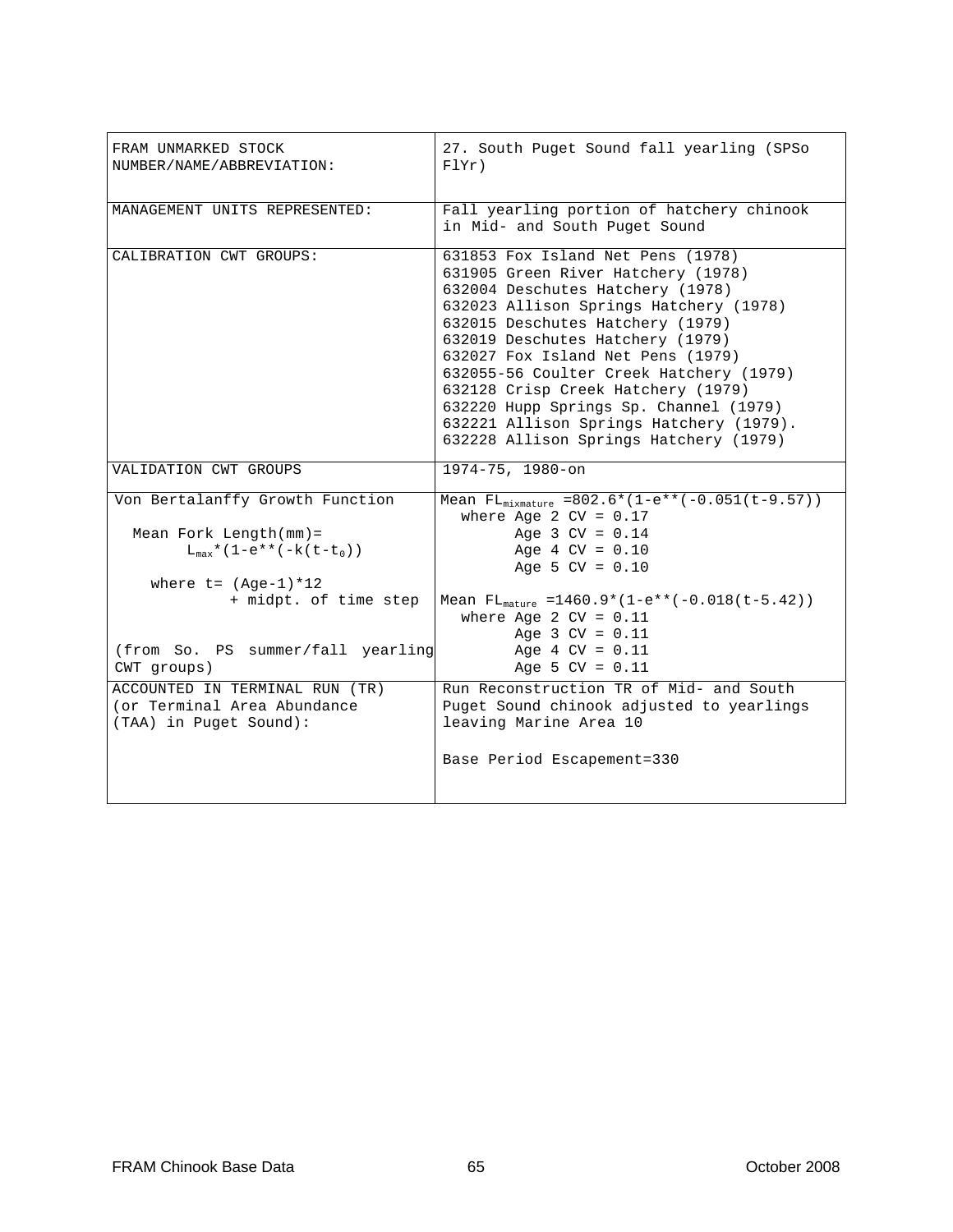| FRAM UNMARKED STOCK NUMBER/NAME/ABBREVIATION: | 27. South Puget Sound fall yearling (SPSo FlYr) |
|---|---|
| MANAGEMENT UNITS REPRESENTED: | Fall yearling portion of hatchery chinook in Mid- and South Puget Sound |
| CALIBRATION CWT GROUPS: | 631853 Fox Island Net Pens (1978)<br>631905 Green River Hatchery (1978)<br>632004 Deschutes Hatchery (1978)<br>632023 Allison Springs Hatchery (1978)<br>632015 Deschutes Hatchery (1979)<br>632019 Deschutes Hatchery (1979)<br>632027 Fox Island Net Pens (1979)<br>632055-56 Coulter Creek Hatchery (1979)<br>632128 Crisp Creek Hatchery (1979)<br>632220 Hupp Springs Sp. Channel (1979)<br>632221 Allison Springs Hatchery (1979).<br>632228 Allison Springs Hatchery (1979) |
| VALIDATION CWT GROUPS | 1974-75, 1980-on |
| Von Bertalanffy Growth Function<br><br>Mean Fork Length(mm)= $L_{max}$*(1-e**(-k(t-$t_0$))<br><br>where t= (Age-1)*12 + midpt. of time step<br><br>(from So. PS summer/fall yearling CWT groups) | Mean $FL_{mixmature}$ =802.6*(1-e**(-0.051(t-9.57))<br>where Age 2 CV = 0.17<br>Age 3 CV = 0.14<br>Age 4 CV = 0.10<br>Age 5 CV = 0.10<br><br>Mean $FL_{mature}$ =1460.9*(1-e**(-0.018(t-5.42))<br>where Age 2 CV = 0.11<br>Age 3 CV = 0.11<br>Age 4 CV = 0.11<br>Age 5 CV = 0.11 |
| ACCOUNTED IN TERMINAL RUN (TR) (or Terminal Area Abundance (TAA) in Puget Sound): | Run Reconstruction TR of Mid- and South Puget Sound chinook adjusted to yearlings leaving Marine Area 10<br><br>Base Period Escapement=330 |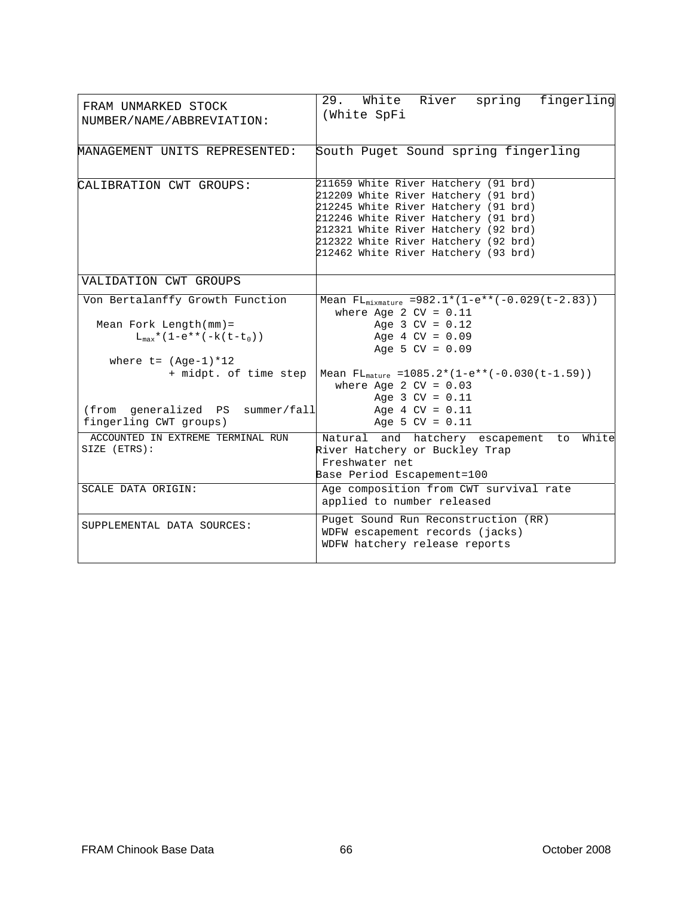| FRAM UNMARKED STOCK NUMBER/NAME/ABBREVIATION: | 29. White River spring fingerling (White SpFi |
| --- | --- |
| MANAGEMENT UNITS REPRESENTED: | South Puget Sound spring fingerling |
| CALIBRATION CWT GROUPS: | 211659 White River Hatchery (91 brd)<br>212209 White River Hatchery (91 brd)<br>212245 White River Hatchery (91 brd)<br>212246 White River Hatchery (91 brd)<br>212321 White River Hatchery (92 brd)<br>212322 White River Hatchery (92 brd)<br>212462 White River Hatchery (93 brd) |
| VALIDATION CWT GROUPS | |
| Von Bertalanffy Growth Function<br><br>Mean Fork Length(mm)= $L_{max}$*(1-e**(-k(t-$t_0$))<br><br>where t= (Age-1)*12 + midpt. of time step<br><br>(from generalized PS summer/fall fingerling CWT groups) | Mean $FL_{mixmature}$ =982.1*(1-e**(-0.029(t-2.83))<br>where Age 2 CV = 0.11<br>Age 3 CV = 0.12<br>Age 4 CV = 0.09<br>Age 5 CV = 0.09<br><br>Mean $FL_{mature}$ =1085.2*(1-e**(-0.030(t-1.59))<br>where Age 2 CV = 0.03<br>Age 3 CV = 0.11<br>Age 4 CV = 0.11<br>Age 5 CV = 0.11 |
| ACCOUNTED IN EXTREME TERMINAL RUN SIZE (ETRS): | Natural and hatchery escapement to White River Hatchery or Buckley Trap<br>Freshwater net<br>Base Period Escapement=100 |
| SCALE DATA ORIGIN: | Age composition from CWT survival rate applied to number released |
| SUPPLEMENTAL DATA SOURCES: | Puget Sound Run Reconstruction (RR)<br>WDFW escapement records (jacks)<br>WDFW hatchery release reports |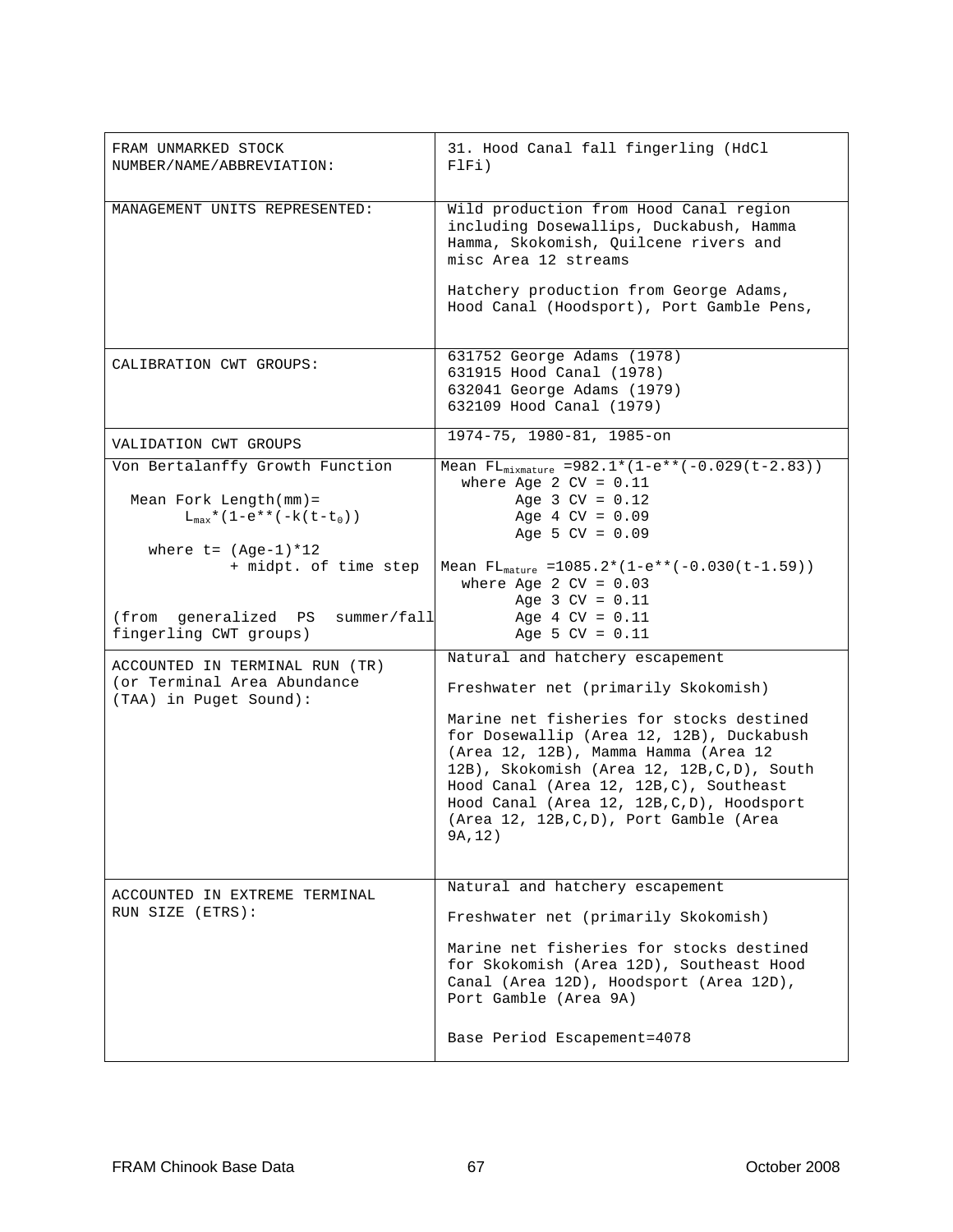| FRAM UNMARKED STOCK NUMBER/NAME/ABBREVIATION: | 31. Hood Canal fall fingerling (HdCl FlFi) |
|---|---|
| MANAGEMENT UNITS REPRESENTED: | Wild production from Hood Canal region including Dosewallips, Duckabush, Hamma Hamma, Skokomish, Quilcene rivers and misc Area 12 streams<br><br>Hatchery production from George Adams, Hood Canal (Hoodsport), Port Gamble Pens, |
| CALIBRATION CWT GROUPS: | 631752 George Adams (1978)<br>631915 Hood Canal (1978)<br>632041 George Adams (1979)<br>632109 Hood Canal (1979) |
| VALIDATION CWT GROUPS | 1974-75, 1980-81, 1985-on |
| Von Bertalanffy Growth Function<br><br>Mean Fork Length(mm)= $L_{max}$*(1-e**(-k(t-$t_0$))<br><br>where t= (Age-1)*12 + midpt. of time step<br><br>(from generalized PS summer/fall fingerling CWT groups) | Mean $FL_{mixmature}$ =982.1*(1-e**(-0.029(t-2.83))<br>where Age 2 CV = 0.11<br>Age 3 CV = 0.12<br>Age 4 CV = 0.09<br>Age 5 CV = 0.09<br><br>Mean $FL_{mature}$ =1085.2*(1-e**(-0.030(t-1.59))<br>where Age 2 CV = 0.03<br>Age 3 CV = 0.11<br>Age 4 CV = 0.11<br>Age 5 CV = 0.11 |
| ACCOUNTED IN TERMINAL RUN (TR) (or Terminal Area Abundance (TAA) in Puget Sound): | Natural and hatchery escapement<br><br>Freshwater net (primarily Skokomish)<br><br>Marine net fisheries for stocks destined for Dosewallip (Area 12, 12B), Duckabush (Area 12, 12B), Mamma Hamma (Area 12 12B), Skokomish (Area 12, 12B,C,D), South Hood Canal (Area 12, 12B,C), Southeast Hood Canal (Area 12, 12B,C,D), Hoodsport (Area 12, 12B,C,D), Port Gamble (Area 9A,12) |
| ACCOUNTED IN EXTREME TERMINAL RUN SIZE (ETRS): | Natural and hatchery escapement<br><br>Freshwater net (primarily Skokomish)<br><br>Marine net fisheries for stocks destined for Skokomish (Area 12D), Southeast Hood Canal (Area 12D), Hoodsport (Area 12D), Port Gamble (Area 9A)<br><br>Base Period Escapement=4078 |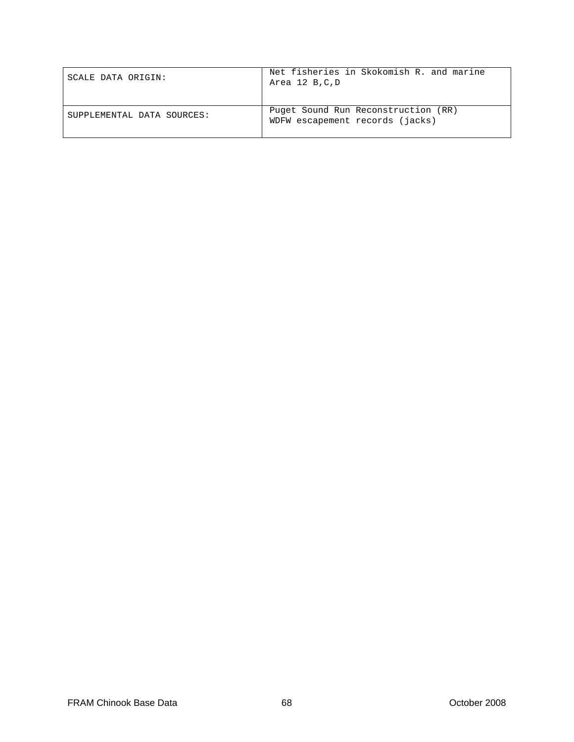| | |
|---|---|
| SCALE DATA ORIGIN: | Net fisheries in Skokomish R. and marine Area 12 B,C,D |
| SUPPLEMENTAL DATA SOURCES: | Puget Sound Run Reconstruction (RR)<br>WDFW escapement records (jacks) |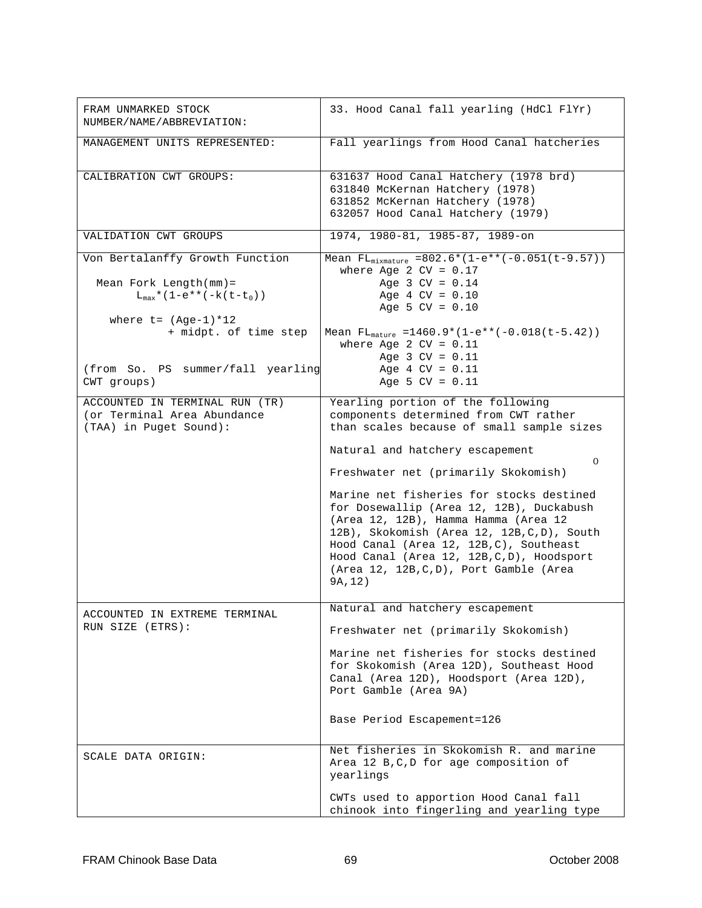| FRAM UNMARKED STOCK NUMBER/NAME/ABBREVIATION: | 33. Hood Canal fall yearling (HdCl FlYr) |
|---|---|
| MANAGEMENT UNITS REPRESENTED: | Fall yearlings from Hood Canal hatcheries |
| CALIBRATION CWT GROUPS: | 631637 Hood Canal Hatchery (1978 brd)<br>631840 McKernan Hatchery (1978)<br>631852 McKernan Hatchery (1978)<br>632057 Hood Canal Hatchery (1979) |
| VALIDATION CWT GROUPS | 1974, 1980-81, 1985-87, 1989-on |
| Von Bertalanffy Growth Function<br><br>Mean Fork Length(mm)= $L_{max}$*(1-e**(-k(t-$t_0$))<br><br>where t= (Age-1)*12 + midpt. of time step<br><br>(from So. PS summer/fall yearling CWT groups) | Mean $FL_{mixmature}$ =802.6*(1-e**(-0.051(t-9.57))<br>where Age 2 CV = 0.17<br>Age 3 CV = 0.14<br>Age 4 CV = 0.10<br>Age 5 CV = 0.10<br><br>Mean $FL_{mature}$ =1460.9*(1-e**(-0.018(t-5.42))<br>where Age 2 CV = 0.11<br>Age 3 CV = 0.11<br>Age 4 CV = 0.11<br>Age 5 CV = 0.11 |
| ACCOUNTED IN TERMINAL RUN (TR) (or Terminal Area Abundance (TAA) in Puget Sound): | Yearling portion of the following components determined from CWT rather than scales because of small sample sizes<br><br>Natural and hatchery escapement<br><br>Freshwater net (primarily Skokomish)<br><br>Marine net fisheries for stocks destined for Dosewallip (Area 12, 12B), Duckabush (Area 12, 12B), Hamma Hamma (Area 12 12B), Skokomish (Area 12, 12B,C,D), South Hood Canal (Area 12, 12B,C), Southeast Hood Canal (Area 12, 12B,C,D), Hoodsport (Area 12, 12B,C,D), Port Gamble (Area 9A,12) |
| ACCOUNTED IN EXTREME TERMINAL RUN SIZE (ETRS): | Natural and hatchery escapement<br><br>Freshwater net (primarily Skokomish)<br><br>Marine net fisheries for stocks destined for Skokomish (Area 12D), Southeast Hood Canal (Area 12D), Hoodsport (Area 12D), Port Gamble (Area 9A)<br><br>Base Period Escapement=126 |
| SCALE DATA ORIGIN: | Net fisheries in Skokomish R. and marine Area 12 B,C,D for age composition of yearlings<br><br>CWTs used to apportion Hood Canal fall chinook into fingerling and yearling type |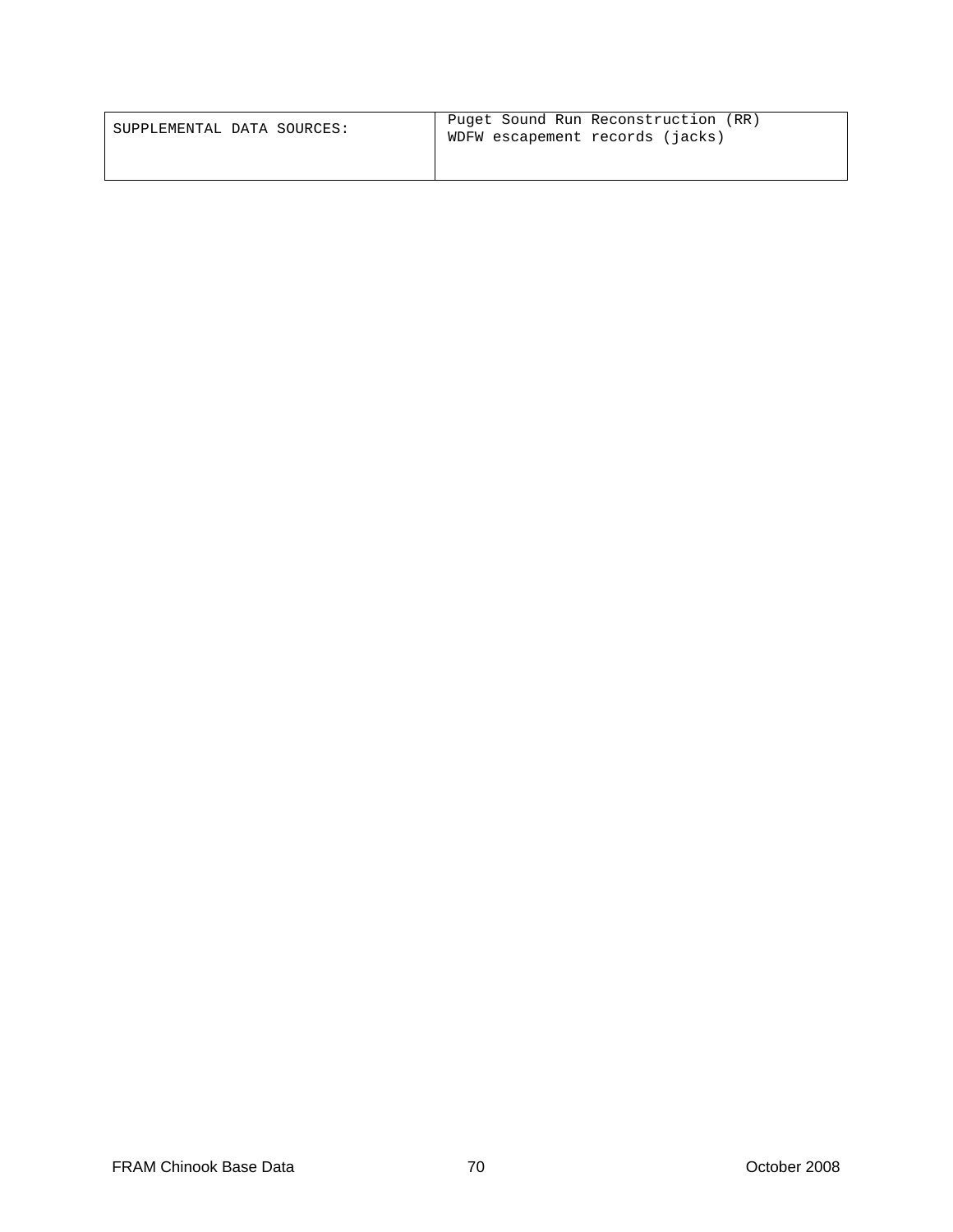| SUPPLEMENTAL DATA SOURCES: | Puget Sound Run Reconstruction (RR)<br>WDFW escapement records (jacks) |
| --- | --- |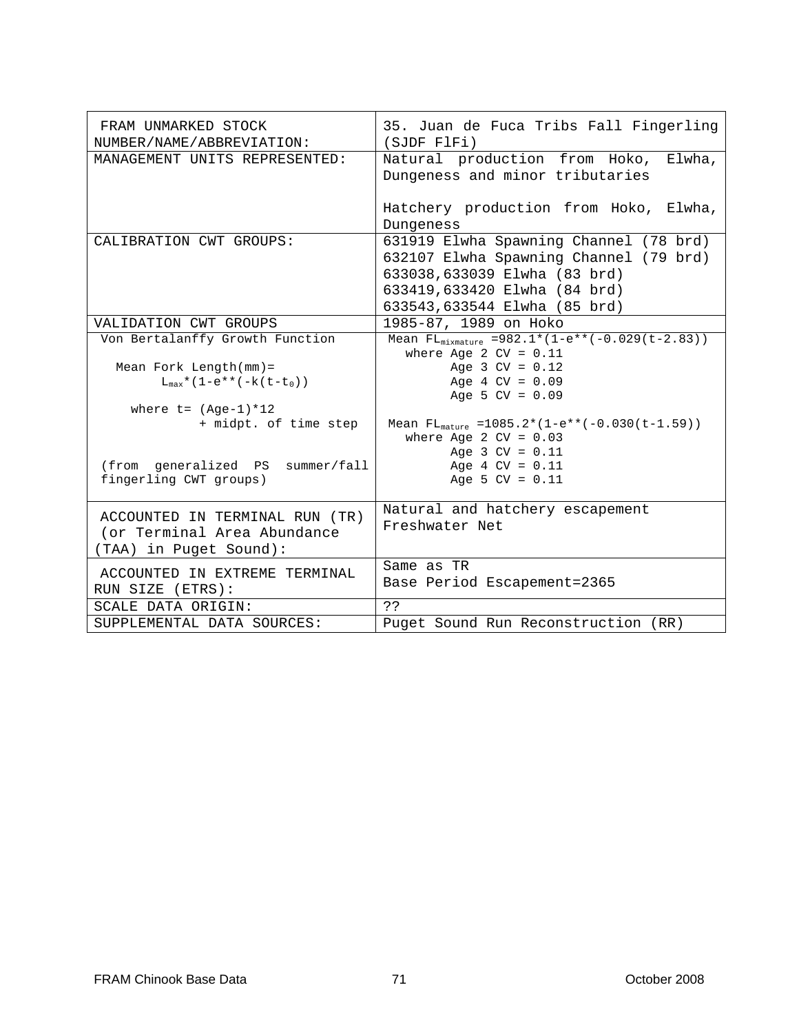| FRAM UNMARKED STOCK NUMBER/NAME/ABBREVIATION: | 35. Juan de Fuca Tribs Fall Fingerling (SJDF FlFi) |
|---|---|
| MANAGEMENT UNITS REPRESENTED: | Natural production from Hoko, Elwha, Dungeness and minor tributaries<br><br>Hatchery production from Hoko, Elwha, Dungeness |
| CALIBRATION CWT GROUPS: | 631919 Elwha Spawning Channel (78 brd)<br>632107 Elwha Spawning Channel (79 brd)<br>633038,633039 Elwha (83 brd)<br>633419,633420 Elwha (84 brd)<br>633543,633544 Elwha (85 brd) |
| VALIDATION CWT GROUPS | 1985-87, 1989 on Hoko |
| Von Bertalanffy Growth Function<br><br>Mean Fork Length(mm)= $L_{max}*(1-e^{**}(-k(t-t_0))$<br><br>where t= (Age-1)*12 + midpt. of time step<br><br>(from generalized PS summer/fall fingerling CWT groups) | Mean $FL_{mixmature}$ =982.1*(1-e**(-0.029(t-2.83))<br>where Age 2 CV = 0.11<br>Age 3 CV = 0.12<br>Age 4 CV = 0.09<br>Age 5 CV = 0.09<br><br>Mean $FL_{mature}$ =1085.2*(1-e**(-0.030(t-1.59))<br>where Age 2 CV = 0.03<br>Age 3 CV = 0.11<br>Age 4 CV = 0.11<br>Age 5 CV = 0.11 |
| ACCOUNTED IN TERMINAL RUN (TR) (or Terminal Area Abundance (TAA) in Puget Sound): | Natural and hatchery escapement<br>Freshwater Net |
| ACCOUNTED IN EXTREME TERMINAL RUN SIZE (ETRS): | Same as TR<br>Base Period Escapement=2365 |
| SCALE DATA ORIGIN: | ?? |
| SUPPLEMENTAL DATA SOURCES: | Puget Sound Run Reconstruction (RR) |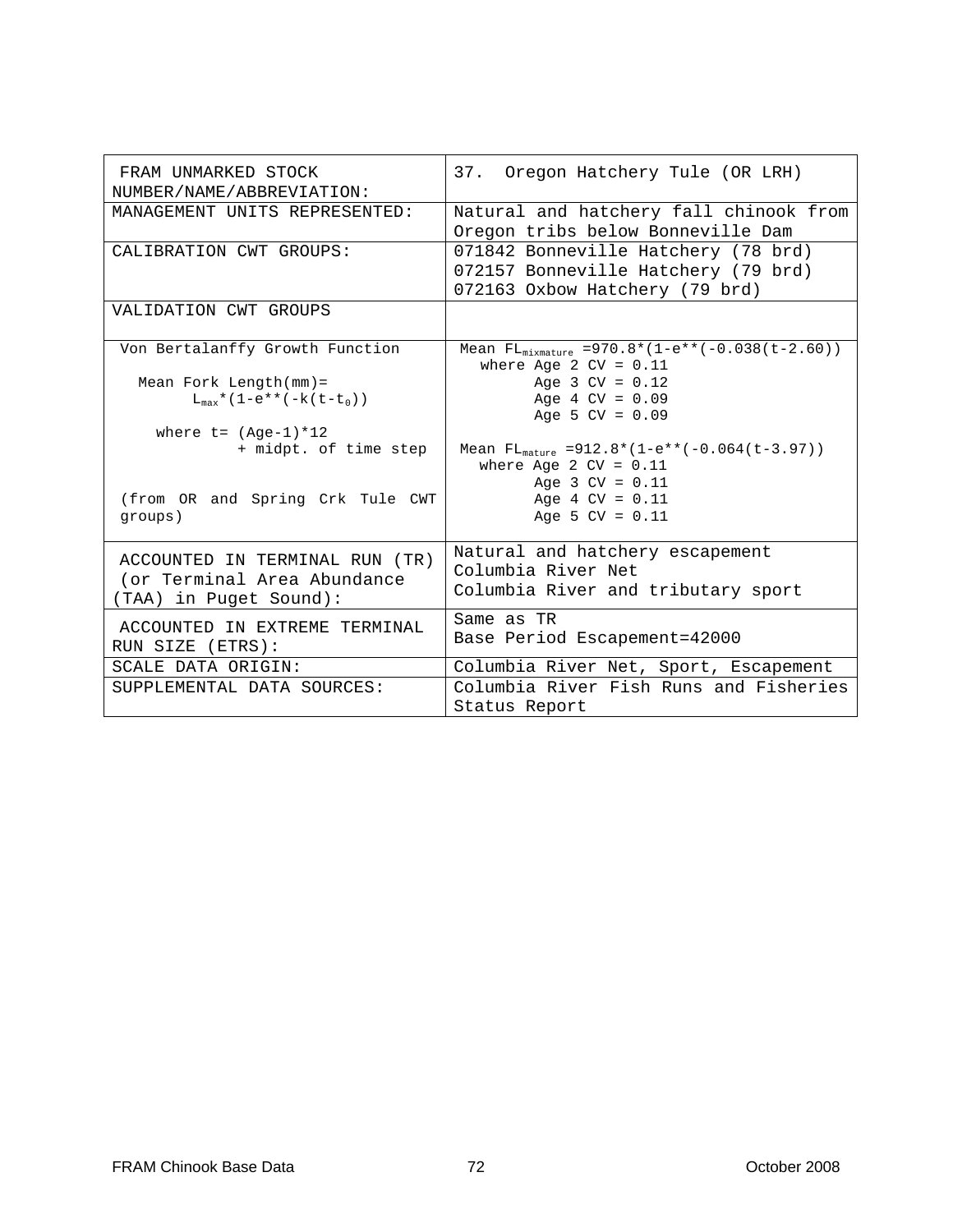| FRAM UNMARKED STOCK NUMBER/NAME/ABBREVIATION: | 37. Oregon Hatchery Tule (OR LRH) |
|---|---|
| MANAGEMENT UNITS REPRESENTED: | Natural and hatchery fall chinook from Oregon tribs below Bonneville Dam |
| CALIBRATION CWT GROUPS: | 071842 Bonneville Hatchery (78 brd)<br>072157 Bonneville Hatchery (79 brd)<br>072163 Oxbow Hatchery (79 brd) |
| VALIDATION CWT GROUPS | |
| Von Bertalanffy Growth Function<br><br>Mean Fork Length(mm)= $L_{max}*(1-e^{**}(-k(t-t_0))$<br><br>where t= (Age-1)*12 + midpt. of time step<br><br>(from OR and Spring Crk Tule CWT groups) | Mean $FL_{mixmature}$ =970.8*(1-e**(-0.038(t-2.60))<br>where Age 2 CV = 0.11<br>Age 3 CV = 0.12<br>Age 4 CV = 0.09<br>Age 5 CV = 0.09<br><br>Mean $FL_{mature}$ =912.8*(1-e**(-0.064(t-3.97))<br>where Age 2 CV = 0.11<br>Age 3 CV = 0.11<br>Age 4 CV = 0.11<br>Age 5 CV = 0.11 |
| ACCOUNTED IN TERMINAL RUN (TR) (or Terminal Area Abundance (TAA) in Puget Sound): | Natural and hatchery escapement<br>Columbia River Net<br>Columbia River and tributary sport |
| ACCOUNTED IN EXTREME TERMINAL RUN SIZE (ETRS): | Same as TR<br>Base Period Escapement=42000 |
| SCALE DATA ORIGIN: | Columbia River Net, Sport, Escapement |
| SUPPLEMENTAL DATA SOURCES: | Columbia River Fish Runs and Fisheries Status Report |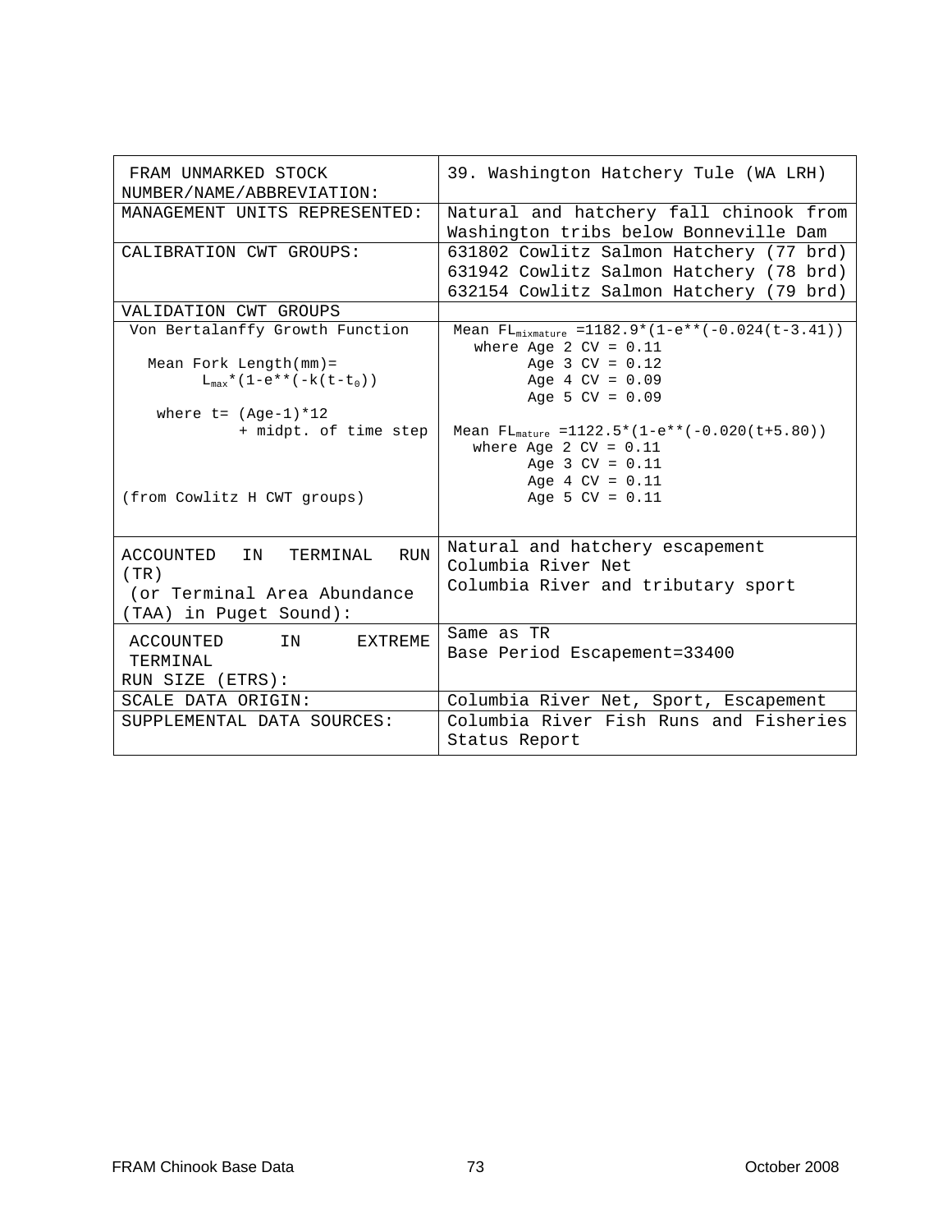| FRAM UNMARKED STOCK NUMBER/NAME/ABBREVIATION: | 39. Washington Hatchery Tule (WA LRH) |
|---|---|
| MANAGEMENT UNITS REPRESENTED: | Natural and hatchery fall chinook from Washington tribs below Bonneville Dam |
| CALIBRATION CWT GROUPS: | 631802 Cowlitz Salmon Hatchery (77 brd)<br>631942 Cowlitz Salmon Hatchery (78 brd)<br>632154 Cowlitz Salmon Hatchery (79 brd) |
| VALIDATION CWT GROUPS | |
| Von Bertalanffy Growth Function<br><br>Mean Fork Length(mm)= $L_{max}$*(1-e**(-k(t-$t_0$))<br><br>where t= (Age-1)*12 + midpt. of time step<br><br>(from Cowlitz H CWT groups) | Mean $FL_{mixmature}$ =1182.9*(1-e**(-0.024(t-3.41))<br>where Age 2 CV = 0.11<br>Age 3 CV = 0.12<br>Age 4 CV = 0.09<br>Age 5 CV = 0.09<br><br>Mean $FL_{mature}$ =1122.5*(1-e**(-0.020(t+5.80))<br>where Age 2 CV = 0.11<br>Age 3 CV = 0.11<br>Age 4 CV = 0.11<br>Age 5 CV = 0.11 |
| ACCOUNTED IN TERMINAL RUN (TR) (or Terminal Area Abundance (TAA) in Puget Sound): | Natural and hatchery escapement<br>Columbia River Net<br>Columbia River and tributary sport |
| ACCOUNTED IN EXTREME TERMINAL RUN SIZE (ETRS): | Same as TR<br>Base Period Escapement=33400 |
| SCALE DATA ORIGIN: | Columbia River Net, Sport, Escapement |
| SUPPLEMENTAL DATA SOURCES: | Columbia River Fish Runs and Fisheries Status Report |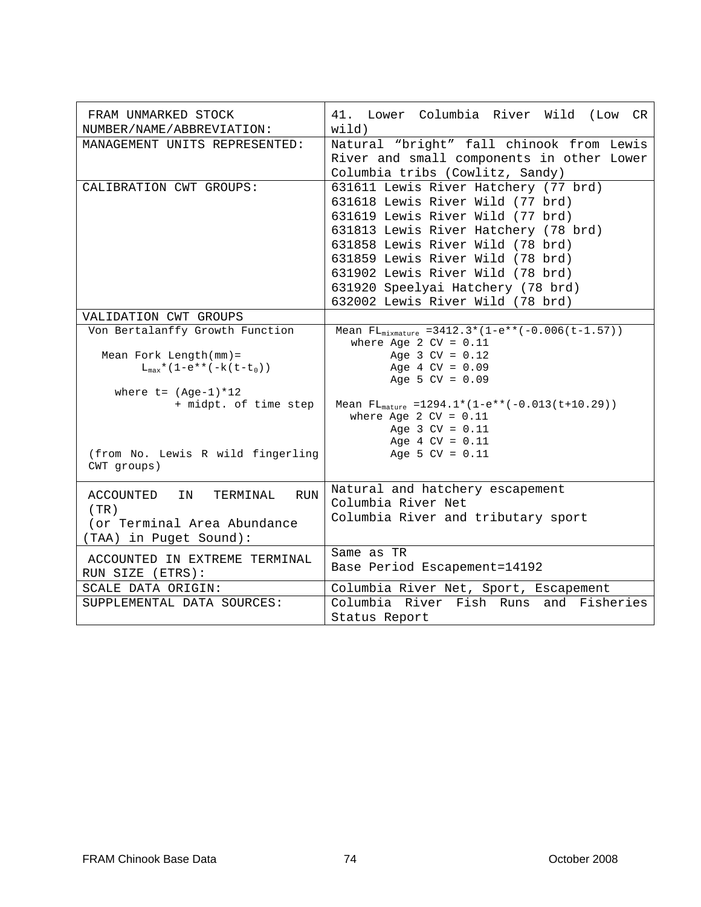| FRAM UNMARKED STOCK NUMBER/NAME/ABBREVIATION: | 41. Lower Columbia River Wild (Low CR wild) |
|---|---|
| MANAGEMENT UNITS REPRESENTED: | Natural “bright” fall chinook from Lewis River and small components in other Lower Columbia tribs (Cowlitz, Sandy) |
| CALIBRATION CWT GROUPS: | 631611 Lewis River Hatchery (77 brd)<br>631618 Lewis River Wild (77 brd)<br>631619 Lewis River Wild (77 brd)<br>631813 Lewis River Hatchery (78 brd)<br>631858 Lewis River Wild (78 brd)<br>631859 Lewis River Wild (78 brd)<br>631902 Lewis River Wild (78 brd)<br>631920 Speelyai Hatchery (78 brd)<br>632002 Lewis River Wild (78 brd) |
| VALIDATION CWT GROUPS | |
| Von Bertalanffy Growth Function<br><br>Mean Fork Length(mm)= $L_{max}$*(1-e**(-k(t-$t_0$))<br><br>where t= (Age-1)*12 + midpt. of time step<br><br>(from No. Lewis R wild fingerling CWT groups) | Mean $FL_{mixmature}$ =3412.3*(1-e**(-0.006(t-1.57))<br>where Age 2 CV = 0.11<br>Age 3 CV = 0.12<br>Age 4 CV = 0.09<br>Age 5 CV = 0.09<br><br>Mean $FL_{mature}$ =1294.1*(1-e**(-0.013(t+10.29))<br>where Age 2 CV = 0.11<br>Age 3 CV = 0.11<br>Age 4 CV = 0.11<br>Age 5 CV = 0.11 |
| ACCOUNTED IN TERMINAL RUN (TR) (or Terminal Area Abundance (TAA) in Puget Sound): | Natural and hatchery escapement<br>Columbia River Net<br>Columbia River and tributary sport |
| ACCOUNTED IN EXTREME TERMINAL RUN SIZE (ETRS): | Same as TR<br>Base Period Escapement=14192 |
| SCALE DATA ORIGIN: | Columbia River Net, Sport, Escapement |
| SUPPLEMENTAL DATA SOURCES: | Columbia River Fish Runs and Fisheries Status Report |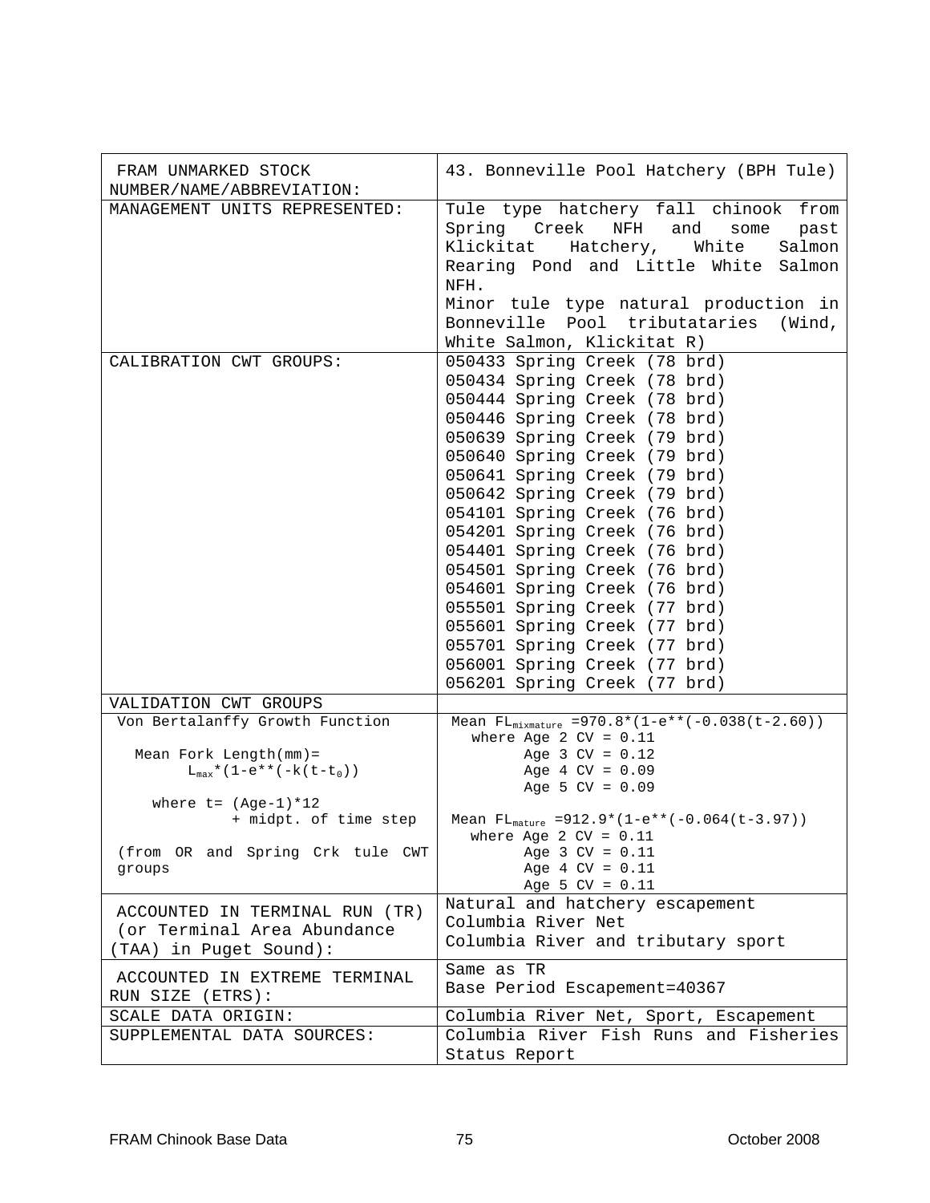| FRAM UNMARKED STOCK NUMBER/NAME/ABBREVIATION: | 43. Bonneville Pool Hatchery (BPH Tule) |
|---|---|
| MANAGEMENT UNITS REPRESENTED: | Tule type hatchery fall chinook from Spring Creek NFH and some past Klickitat Hatchery, White Salmon Rearing Pond and Little White Salmon NFH.<br>Minor tule type natural production in Bonneville Pool tributataries (Wind, White Salmon, Klickitat R) |
| CALIBRATION CWT GROUPS: | 050433 Spring Creek (78 brd)<br>050434 Spring Creek (78 brd)<br>050444 Spring Creek (78 brd)<br>050446 Spring Creek (78 brd)<br>050639 Spring Creek (79 brd)<br>050640 Spring Creek (79 brd)<br>050641 Spring Creek (79 brd)<br>050642 Spring Creek (79 brd)<br>054101 Spring Creek (76 brd)<br>054201 Spring Creek (76 brd)<br>054401 Spring Creek (76 brd)<br>054501 Spring Creek (76 brd)<br>054601 Spring Creek (76 brd)<br>055501 Spring Creek (77 brd)<br>055601 Spring Creek (77 brd)<br>055701 Spring Creek (77 brd)<br>056001 Spring Creek (77 brd)<br>056201 Spring Creek (77 brd) |
| VALIDATION CWT GROUPS | |
| Von Bertalanffy Growth Function<br><br>Mean Fork Length(mm)= $L_{max}*(1-e**(-k(t-t_0))$<br><br>where t= (Age-1)*12 + midpt. of time step<br><br>(from OR and Spring Crk tule CWT groups | Mean $FL_{mixmature}$ =970.8*(1-e**(-0.038(t-2.60))<br>where Age 2 CV = 0.11<br>Age 3 CV = 0.12<br>Age 4 CV = 0.09<br>Age 5 CV = 0.09<br><br>Mean $FL_{mature}$ =912.9*(1-e**(-0.064(t-3.97))<br>where Age 2 CV = 0.11<br>Age 3 CV = 0.11<br>Age 4 CV = 0.11<br>Age 5 CV = 0.11 |
| ACCOUNTED IN TERMINAL RUN (TR) (or Terminal Area Abundance (TAA) in Puget Sound): | Natural and hatchery escapement<br>Columbia River Net<br>Columbia River and tributary sport |
| ACCOUNTED IN EXTREME TERMINAL RUN SIZE (ETRS): | Same as TR<br>Base Period Escapement=40367 |
| SCALE DATA ORIGIN: | Columbia River Net, Sport, Escapement |
| SUPPLEMENTAL DATA SOURCES: | Columbia River Fish Runs and Fisheries Status Report |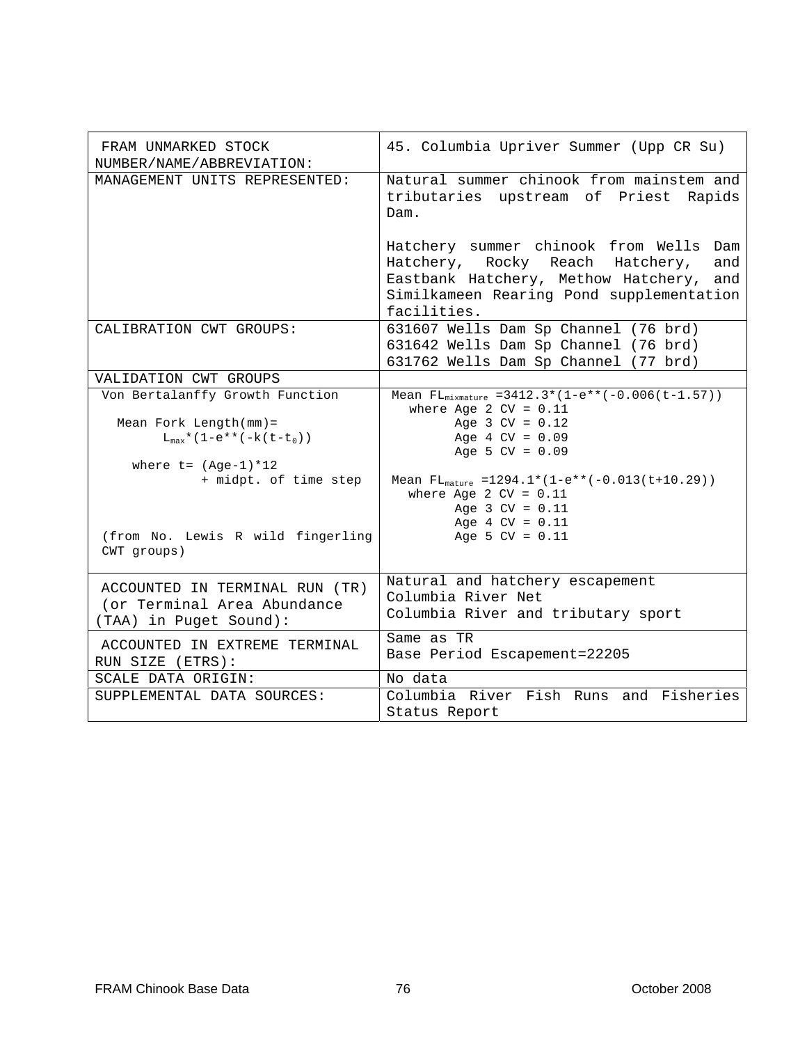| FRAM UNMARKED STOCK NUMBER/NAME/ABBREVIATION: | 45. Columbia Upriver Summer (Upp CR Su) |
|---|---|
| MANAGEMENT UNITS REPRESENTED: | Natural summer chinook from mainstem and tributaries upstream of Priest Rapids Dam.<br><br>Hatchery summer chinook from Wells Dam Hatchery, Rocky Reach Hatchery, and Eastbank Hatchery, Methow Hatchery, and Similkameen Rearing Pond supplementation facilities. |
| CALIBRATION CWT GROUPS: | 631607 Wells Dam Sp Channel (76 brd)<br>631642 Wells Dam Sp Channel (76 brd)<br>631762 Wells Dam Sp Channel (77 brd) |
| VALIDATION CWT GROUPS | |
| Von Bertalanffy Growth Function<br><br>Mean Fork Length(mm)= $L_{max}$*(1-e**(-k(t-$t_0$))<br><br>where t= (Age-1)*12 + midpt. of time step<br><br>(from No. Lewis R wild fingerling CWT groups) | Mean $FL_{mixmature}$ =3412.3*(1-e**(-0.006(t-1.57))<br>where Age 2 CV = 0.11<br>Age 3 CV = 0.12<br>Age 4 CV = 0.09<br>Age 5 CV = 0.09<br><br>Mean $FL_{mature}$ =1294.1*(1-e**(-0.013(t+10.29))<br>where Age 2 CV = 0.11<br>Age 3 CV = 0.11<br>Age 4 CV = 0.11<br>Age 5 CV = 0.11 |
| ACCOUNTED IN TERMINAL RUN (TR) (or Terminal Area Abundance (TAA) in Puget Sound): | Natural and hatchery escapement<br>Columbia River Net<br>Columbia River and tributary sport |
| ACCOUNTED IN EXTREME TERMINAL RUN SIZE (ETRS): | Same as TR<br>Base Period Escapement=22205 |
| SCALE DATA ORIGIN: | No data |
| SUPPLEMENTAL DATA SOURCES: | Columbia River Fish Runs and Fisheries Status Report |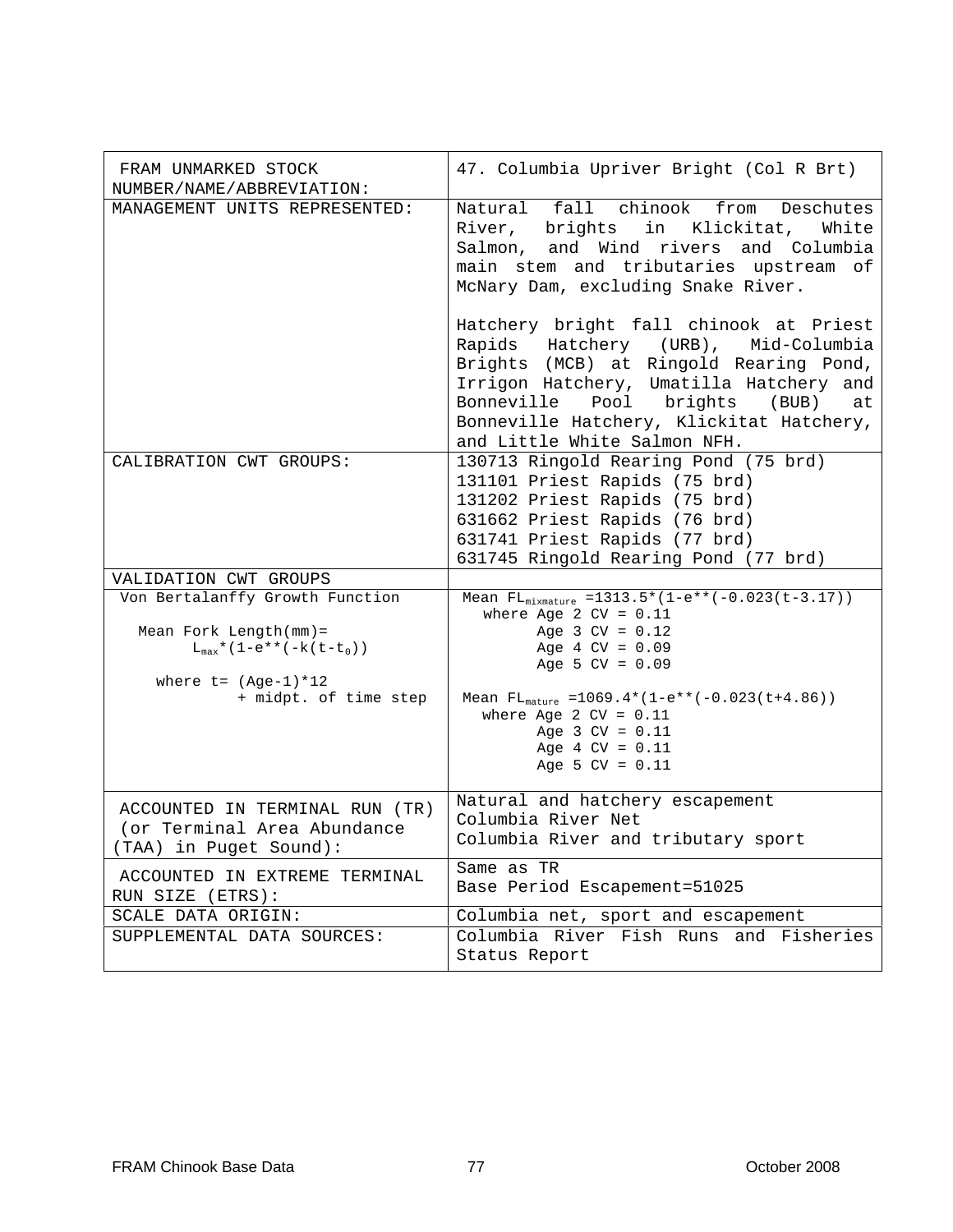| FRAM UNMARKED STOCK NUMBER/NAME/ABBREVIATION: | 47. Columbia Upriver Bright (Col R Brt) |
|---|---|
| MANAGEMENT UNITS REPRESENTED: | Natural fall chinook from Deschutes River, brights in Klickitat, White Salmon, and Wind rivers and Columbia main stem and tributaries upstream of McNary Dam, excluding Snake River.<br><br>Hatchery bright fall chinook at Priest Rapids Hatchery (URB), Mid-Columbia Brights (MCB) at Ringold Rearing Pond, Irrigon Hatchery, Umatilla Hatchery and Bonneville Pool brights (BUB) at Bonneville Hatchery, Klickitat Hatchery, and Little White Salmon NFH. |
| CALIBRATION CWT GROUPS: | 130713 Ringold Rearing Pond (75 brd)<br>131101 Priest Rapids (75 brd)<br>131202 Priest Rapids (75 brd)<br>631662 Priest Rapids (76 brd)<br>631741 Priest Rapids (77 brd)<br>631745 Ringold Rearing Pond (77 brd) |
| VALIDATION CWT GROUPS | |
| Von Bertalanffy Growth Function<br><br>Mean Fork Length(mm)= $L_{max}$*(1-e**(-k(t-$t_0$))<br><br>where t= (Age-1)*12 + midpt. of time step | Mean $FL_{mixmature}$ =1313.5*(1-e**(-0.023(t-3.17))<br>where Age 2 CV = 0.11<br>Age 3 CV = 0.12<br>Age 4 CV = 0.09<br>Age 5 CV = 0.09<br><br>Mean $FL_{mature}$ =1069.4*(1-e**(-0.023(t+4.86))<br>where Age 2 CV = 0.11<br>Age 3 CV = 0.11<br>Age 4 CV = 0.11<br>Age 5 CV = 0.11 |
| ACCOUNTED IN TERMINAL RUN (TR) (or Terminal Area Abundance (TAA) in Puget Sound): | Natural and hatchery escapement<br>Columbia River Net<br>Columbia River and tributary sport |
| ACCOUNTED IN EXTREME TERMINAL RUN SIZE (ETRS): | Same as TR<br>Base Period Escapement=51025 |
| SCALE DATA ORIGIN: | Columbia net, sport and escapement |
| SUPPLEMENTAL DATA SOURCES: | Columbia River Fish Runs and Fisheries Status Report |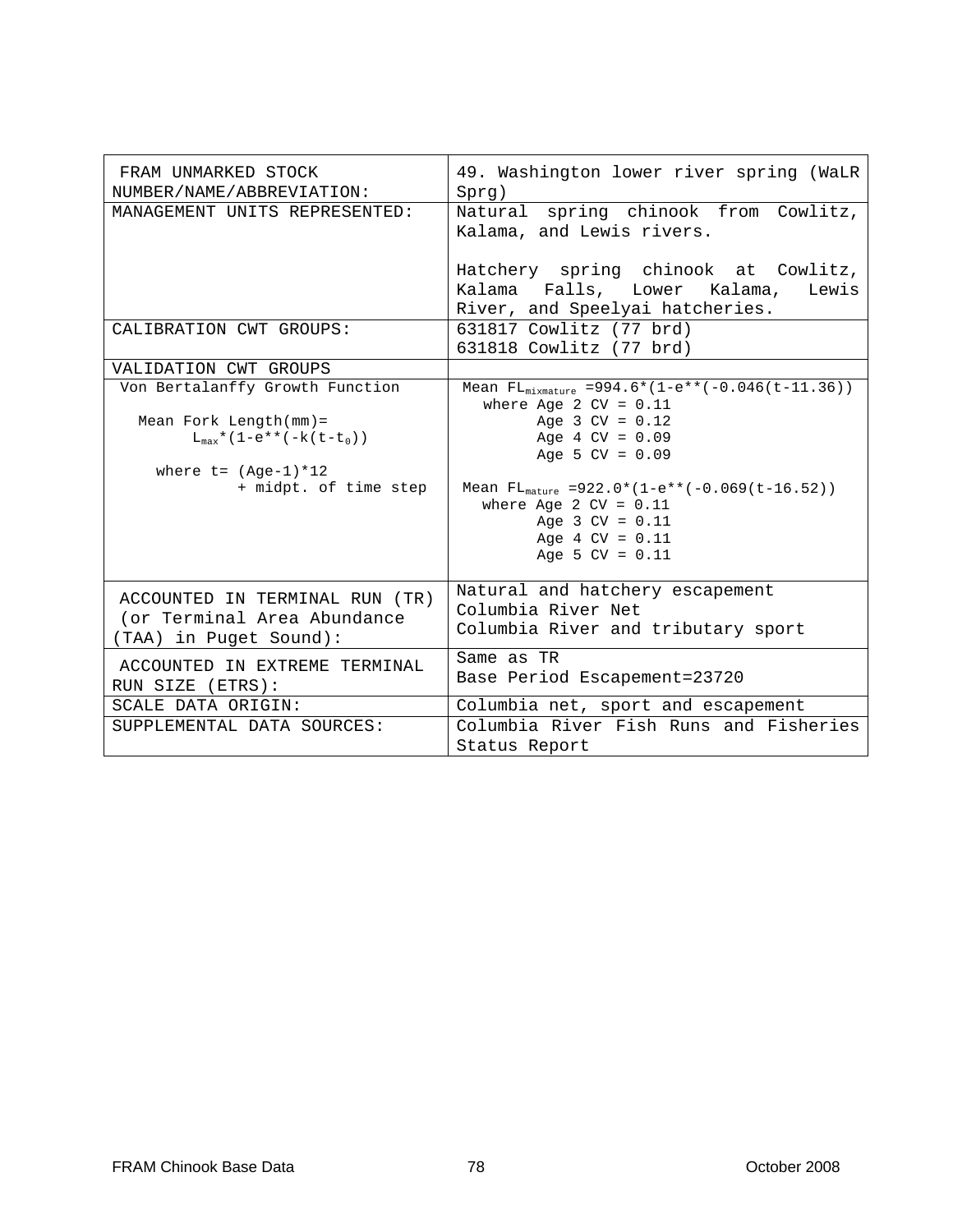| FRAM UNMARKED STOCK NUMBER/NAME/ABBREVIATION: | 49. Washington lower river spring (WaLR Sprg) |
|---|---|
| MANAGEMENT UNITS REPRESENTED: | Natural spring chinook from Cowlitz, Kalama, and Lewis rivers.<br><br>Hatchery spring chinook at Cowlitz, Kalama Falls, Lower Kalama, Lewis River, and Speelyai hatcheries. |
| CALIBRATION CWT GROUPS: | 631817 Cowlitz (77 brd)<br>631818 Cowlitz (77 brd) |
| VALIDATION CWT GROUPS | |
| Von Bertalanffy Growth Function<br><br>Mean Fork Length(mm)= $L_{max}$*(1-e**(-k(t-$t_0$))<br><br>where t= (Age-1)*12 + midpt. of time step | Mean $FL_{mixmature}$ =994.6*(1-e**(-0.046(t-11.36))<br>where Age 2 CV = 0.11<br>Age 3 CV = 0.12<br>Age 4 CV = 0.09<br>Age 5 CV = 0.09<br><br>Mean $FL_{mature}$ =922.0*(1-e**(-0.069(t-16.52))<br>where Age 2 CV = 0.11<br>Age 3 CV = 0.11<br>Age 4 CV = 0.11<br>Age 5 CV = 0.11 |
| ACCOUNTED IN TERMINAL RUN (TR) (or Terminal Area Abundance (TAA) in Puget Sound): | Natural and hatchery escapement<br>Columbia River Net<br>Columbia River and tributary sport |
| ACCOUNTED IN EXTREME TERMINAL RUN SIZE (ETRS): | Same as TR<br>Base Period Escapement=23720 |
| SCALE DATA ORIGIN: | Columbia net, sport and escapement |
| SUPPLEMENTAL DATA SOURCES: | Columbia River Fish Runs and Fisheries Status Report |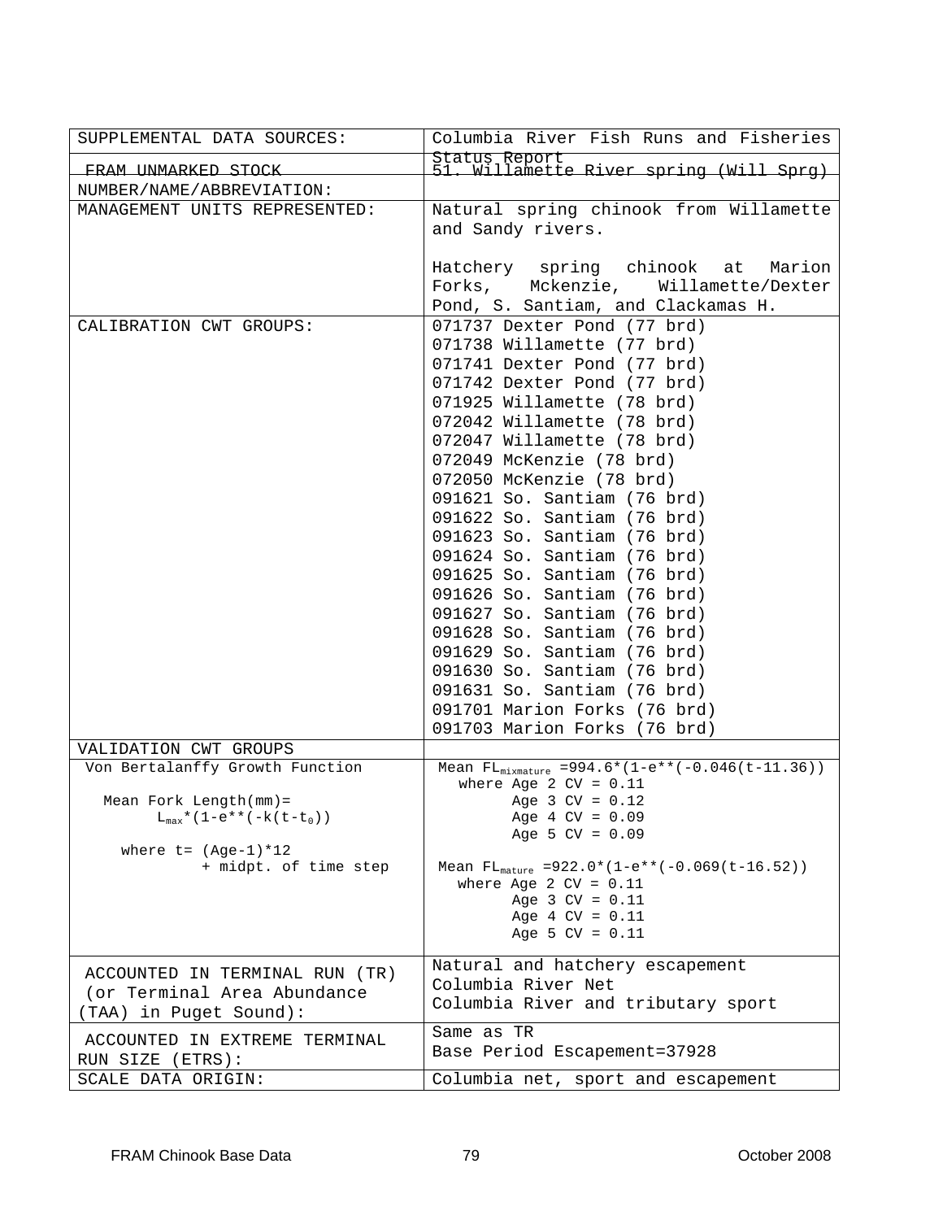| | |
|---|---|
| SUPPLEMENTAL DATA SOURCES: | Columbia River Fish Runs and Fisheries Status Report |
| FRAM UNMARKED STOCK NUMBER/NAME/ABBREVIATION: | 51. Willamette River spring (Will Sprg) |
| MANAGEMENT UNITS REPRESENTED: | Natural spring chinook from Willamette and Sandy rivers.<br><br>Hatchery spring chinook at Marion Forks, Mckenzie, Willamette/Dexter Pond, S. Santiam, and Clackamas H. |
| CALIBRATION CWT GROUPS: | 071737 Dexter Pond (77 brd)<br>071738 Willamette (77 brd)<br>071741 Dexter Pond (77 brd)<br>071742 Dexter Pond (77 brd)<br>071925 Willamette (78 brd)<br>072042 Willamette (78 brd)<br>072047 Willamette (78 brd)<br>072049 McKenzie (78 brd)<br>072050 McKenzie (78 brd)<br>091621 So. Santiam (76 brd)<br>091622 So. Santiam (76 brd)<br>091623 So. Santiam (76 brd)<br>091624 So. Santiam (76 brd)<br>091625 So. Santiam (76 brd)<br>091626 So. Santiam (76 brd)<br>091627 So. Santiam (76 brd)<br>091628 So. Santiam (76 brd)<br>091629 So. Santiam (76 brd)<br>091630 So. Santiam (76 brd)<br>091631 So. Santiam (76 brd)<br>091701 Marion Forks (76 brd)<br>091703 Marion Forks (76 brd) |
| VALIDATION CWT GROUPS | |
| Von Bertalanffy Growth Function<br><br>Mean Fork Length(mm)= $L_{max}$*(1-e**(-k(t-$t_0$))<br><br>where t= (Age-1)*12 + midpt. of time step | Mean $FL_{mixmature}$ =994.6*(1-e**(-0.046(t-11.36))<br>where Age 2 CV = 0.11<br>Age 3 CV = 0.12<br>Age 4 CV = 0.09<br>Age 5 CV = 0.09<br><br>Mean $FL_{mature}$ =922.0*(1-e**(-0.069(t-16.52))<br>where Age 2 CV = 0.11<br>Age 3 CV = 0.11<br>Age 4 CV = 0.11<br>Age 5 CV = 0.11 |
| ACCOUNTED IN TERMINAL RUN (TR) (or Terminal Area Abundance (TAA) in Puget Sound): | Natural and hatchery escapement<br>Columbia River Net<br>Columbia River and tributary sport |
| ACCOUNTED IN EXTREME TERMINAL RUN SIZE (ETRS): | Same as TR<br>Base Period Escapement=37928 |
| SCALE DATA ORIGIN: | Columbia net, sport and escapement |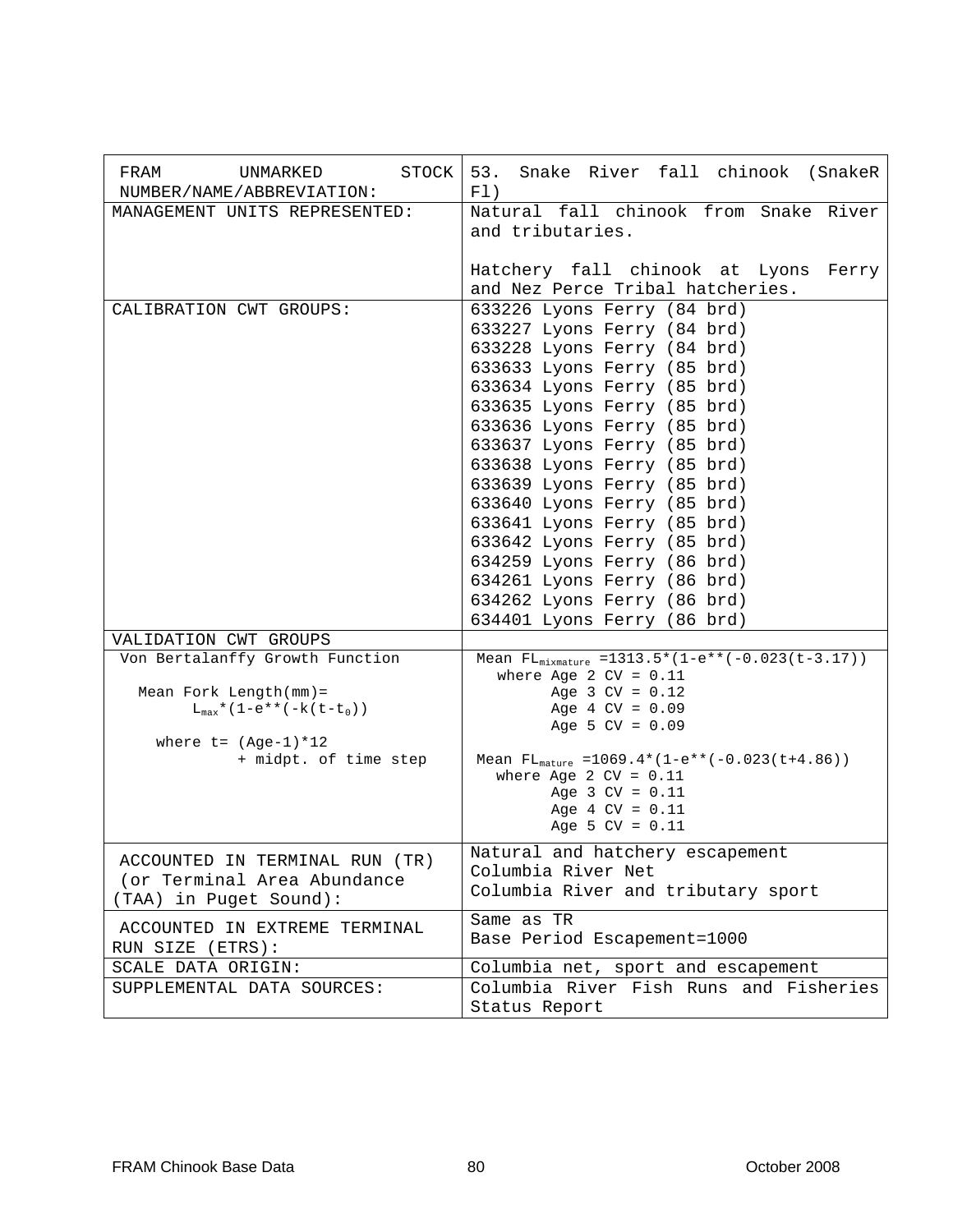| FRAM UNMARKED STOCK NUMBER/NAME/ABBREVIATION: | 53. Snake River fall chinook (SnakeR Fl) |
|---|---|
| MANAGEMENT UNITS REPRESENTED: | Natural fall chinook from Snake River and tributaries.<br><br>Hatchery fall chinook at Lyons Ferry and Nez Perce Tribal hatcheries. |
| CALIBRATION CWT GROUPS: | 633226 Lyons Ferry (84 brd)<br>633227 Lyons Ferry (84 brd)<br>633228 Lyons Ferry (84 brd)<br>633633 Lyons Ferry (85 brd)<br>633634 Lyons Ferry (85 brd)<br>633635 Lyons Ferry (85 brd)<br>633636 Lyons Ferry (85 brd)<br>633637 Lyons Ferry (85 brd)<br>633638 Lyons Ferry (85 brd)<br>633639 Lyons Ferry (85 brd)<br>633640 Lyons Ferry (85 brd)<br>633641 Lyons Ferry (85 brd)<br>633642 Lyons Ferry (85 brd)<br>634259 Lyons Ferry (86 brd)<br>634261 Lyons Ferry (86 brd)<br>634262 Lyons Ferry (86 brd)<br>634401 Lyons Ferry (86 brd) |
| VALIDATION CWT GROUPS | |
| Von Bertalanffy Growth Function<br><br>Mean Fork Length(mm)=<br>$L_{max}$*(1-e**(-k(t-$t_0$))<br><br>where t= (Age-1)*12<br>+ midpt. of time step | Mean $FL_{mixmature}$ =1313.5*(1-e**(-0.023(t-3.17))<br>where Age 2 CV = 0.11<br>Age 3 CV = 0.12<br>Age 4 CV = 0.09<br>Age 5 CV = 0.09<br><br>Mean $FL_{mature}$ =1069.4*(1-e**(-0.023(t+4.86))<br>where Age 2 CV = 0.11<br>Age 3 CV = 0.11<br>Age 4 CV = 0.11<br>Age 5 CV = 0.11 |
| ACCOUNTED IN TERMINAL RUN (TR) (or Terminal Area Abundance (TAA) in Puget Sound): | Natural and hatchery escapement<br>Columbia River Net<br>Columbia River and tributary sport |
| ACCOUNTED IN EXTREME TERMINAL RUN SIZE (ETRS): | Same as TR<br>Base Period Escapement=1000 |
| SCALE DATA ORIGIN: | Columbia net, sport and escapement |
| SUPPLEMENTAL DATA SOURCES: | Columbia River Fish Runs and Fisheries Status Report |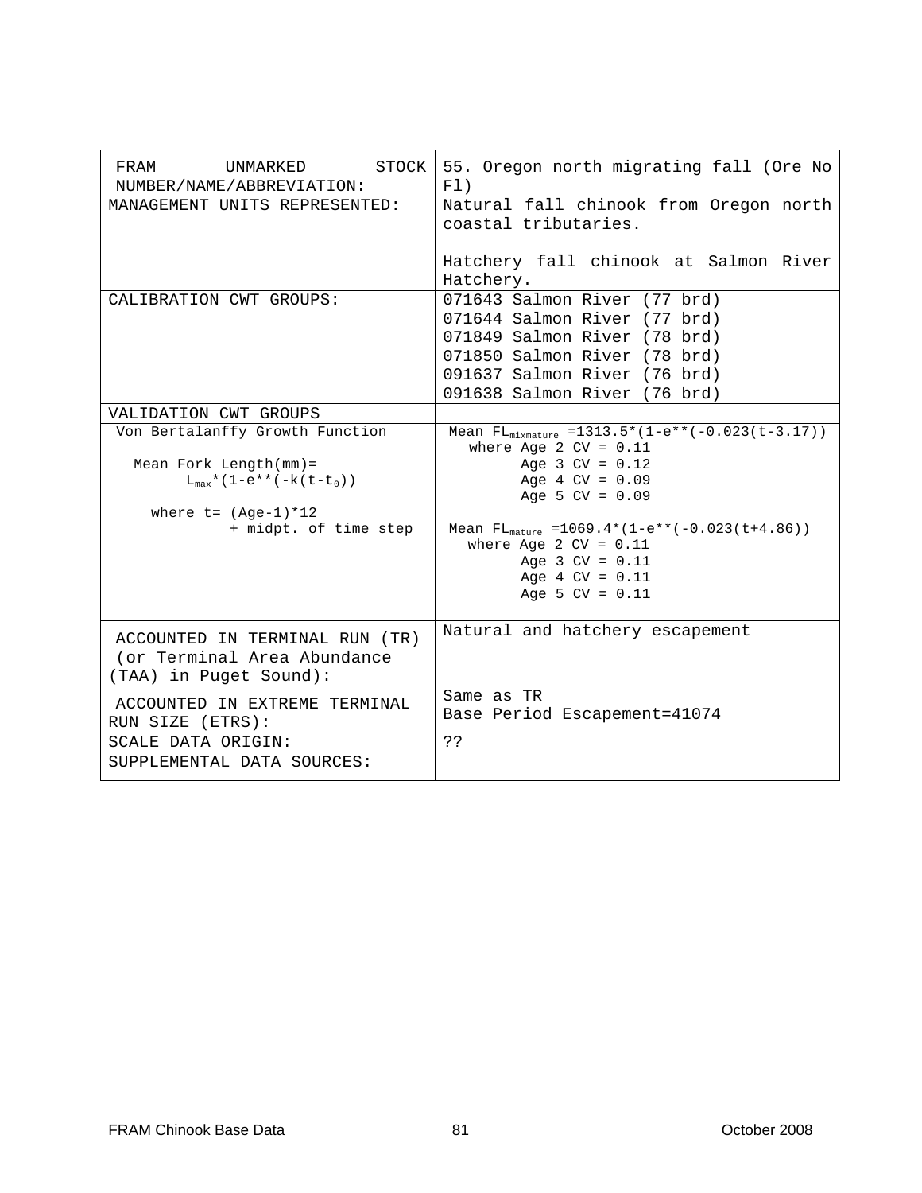| FRAM UNMARKED STOCK NUMBER/NAME/ABBREVIATION: | 55. Oregon north migrating fall (Ore No Fl) |
|---|---|
| MANAGEMENT UNITS REPRESENTED: | Natural fall chinook from Oregon north coastal tributaries.<br><br>Hatchery fall chinook at Salmon River Hatchery. |
| CALIBRATION CWT GROUPS: | 071643 Salmon River (77 brd)<br>071644 Salmon River (77 brd)<br>071849 Salmon River (78 brd)<br>071850 Salmon River (78 brd)<br>091637 Salmon River (76 brd)<br>091638 Salmon River (76 brd) |
| VALIDATION CWT GROUPS | |
| Von Bertalanffy Growth Function<br><br>Mean Fork Length(mm)= $L_{max}$*(1-e**(-k(t-$t_0$))<br><br>where t= (Age-1)*12 + midpt. of time step | Mean $FL_{mixmature}$ =1313.5*(1-e**(-0.023(t-3.17))<br>where Age 2 CV = 0.11<br>Age 3 CV = 0.12<br>Age 4 CV = 0.09<br>Age 5 CV = 0.09<br><br>Mean $FL_{mature}$ =1069.4*(1-e**(-0.023(t+4.86))<br>where Age 2 CV = 0.11<br>Age 3 CV = 0.11<br>Age 4 CV = 0.11<br>Age 5 CV = 0.11 |
| ACCOUNTED IN TERMINAL RUN (TR) (or Terminal Area Abundance (TAA) in Puget Sound): | Natural and hatchery escapement |
| ACCOUNTED IN EXTREME TERMINAL RUN SIZE (ETRS): | Same as TR<br>Base Period Escapement=41074 |
| SCALE DATA ORIGIN: | ?? |
| SUPPLEMENTAL DATA SOURCES: | |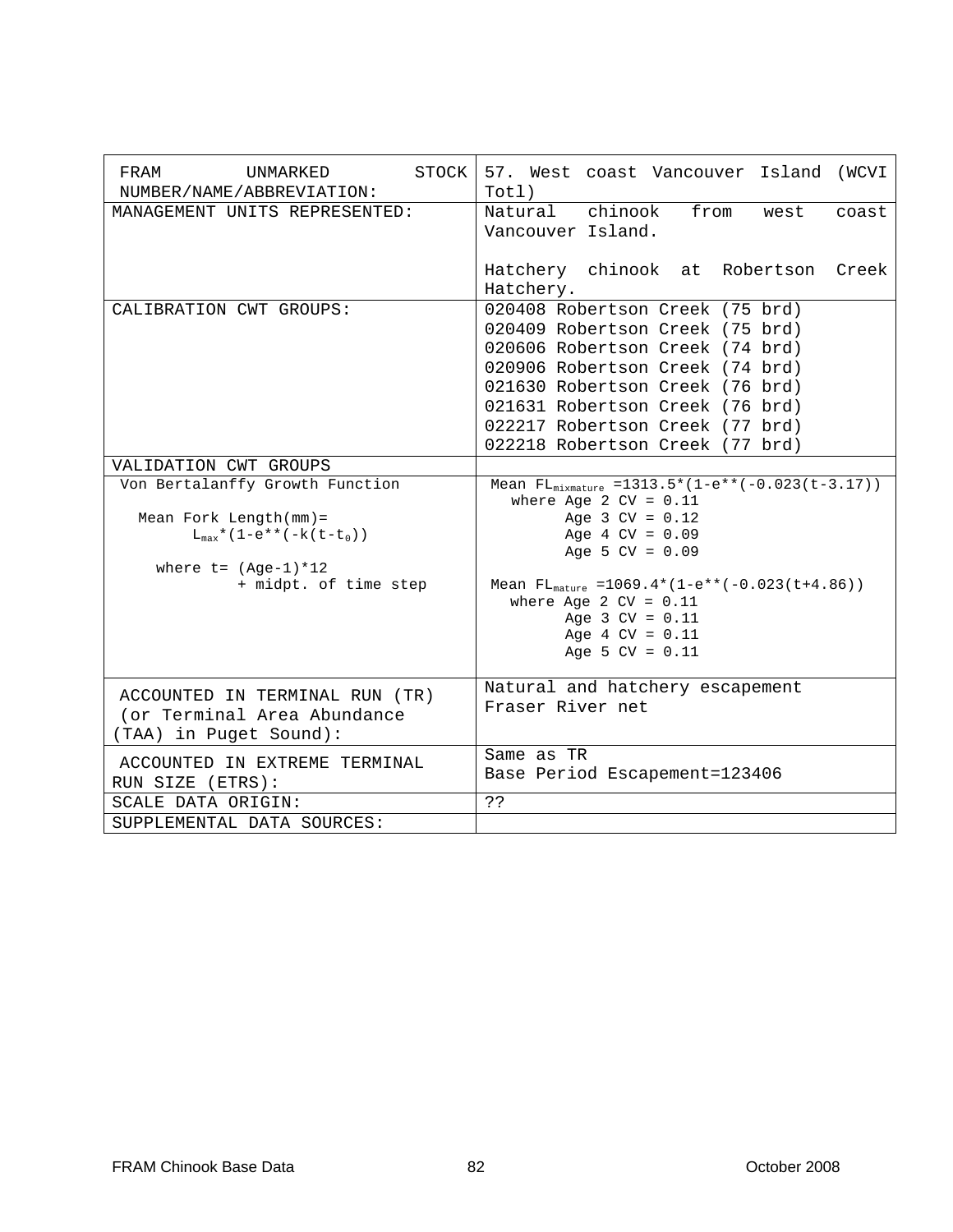| FRAM UNMARKED STOCK NUMBER/NAME/ABBREVIATION: | 57. West coast Vancouver Island (WCVI Totl) |
|---|---|
| MANAGEMENT UNITS REPRESENTED: | Natural chinook from west coast Vancouver Island.<br><br>Hatchery chinook at Robertson Creek Hatchery. |
| CALIBRATION CWT GROUPS: | 020408 Robertson Creek (75 brd)<br>020409 Robertson Creek (75 brd)<br>020606 Robertson Creek (74 brd)<br>020906 Robertson Creek (74 brd)<br>021630 Robertson Creek (76 brd)<br>021631 Robertson Creek (76 brd)<br>022217 Robertson Creek (77 brd)<br>022218 Robertson Creek (77 brd) |
| VALIDATION CWT GROUPS | |
| Von Bertalanffy Growth Function<br><br>Mean Fork Length(mm)= $L_{max}*(1-e**(-k(t-t_0))$<br><br>where t= (Age-1)*12 + midpt. of time step | Mean $FL_{mixmature}$ =1313.5*(1-e**(-0.023(t-3.17))<br>where Age 2 CV = 0.11<br>Age 3 CV = 0.12<br>Age 4 CV = 0.09<br>Age 5 CV = 0.09<br><br>Mean $FL_{mature}$ =1069.4*(1-e**(-0.023(t+4.86))<br>where Age 2 CV = 0.11<br>Age 3 CV = 0.11<br>Age 4 CV = 0.11<br>Age 5 CV = 0.11 |
| ACCOUNTED IN TERMINAL RUN (TR) (or Terminal Area Abundance (TAA) in Puget Sound): | Natural and hatchery escapement<br>Fraser River net |
| ACCOUNTED IN EXTREME TERMINAL RUN SIZE (ETRS): | Same as TR<br>Base Period Escapement=123406 |
| SCALE DATA ORIGIN: | ?? |
| SUPPLEMENTAL DATA SOURCES: | |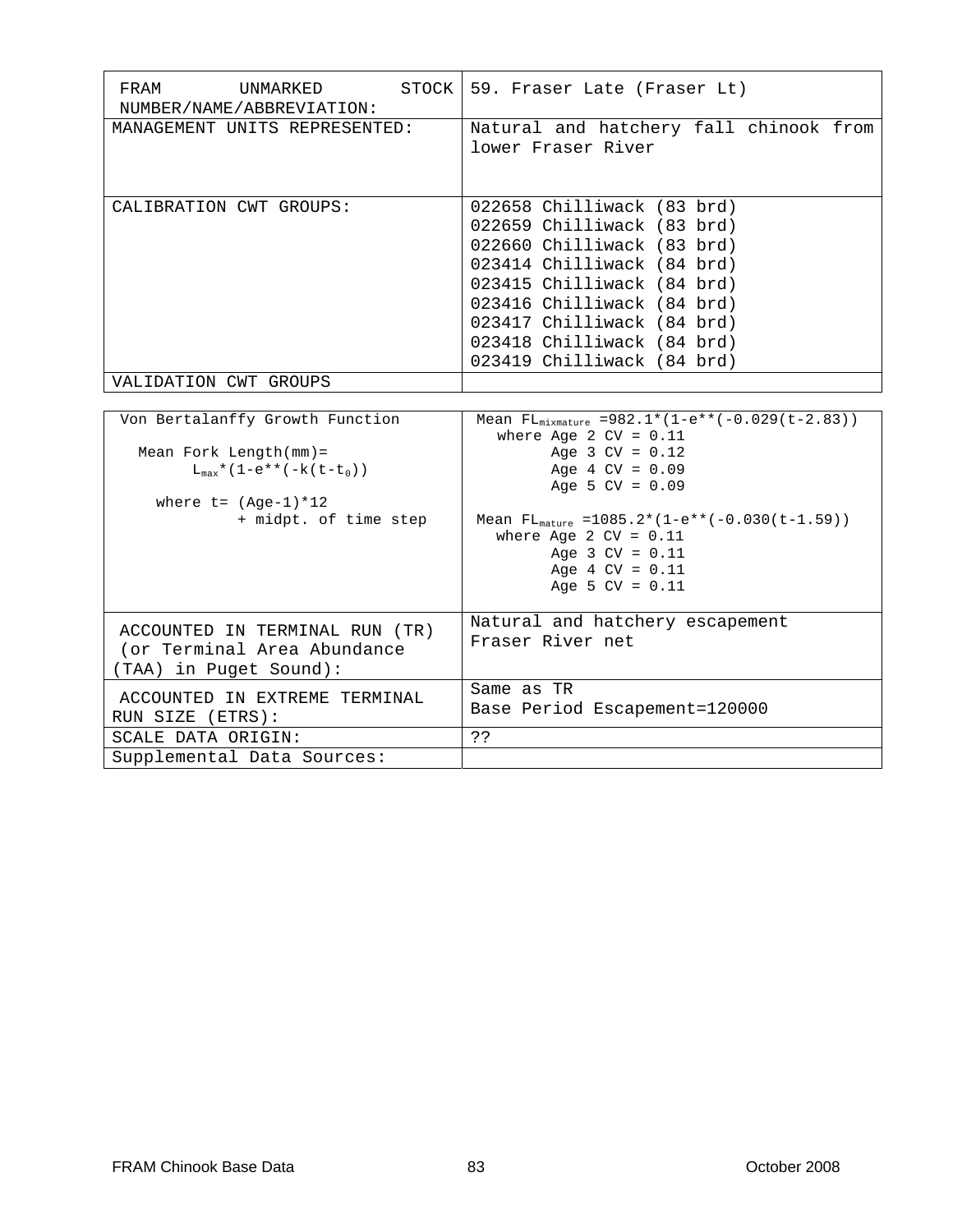| FRAM UNMARKED STOCK NUMBER/NAME/ABBREVIATION: | 59. Fraser Late (Fraser Lt) |
|---|---|
| MANAGEMENT UNITS REPRESENTED: | Natural and hatchery fall chinook from lower Fraser River |
| CALIBRATION CWT GROUPS: | 022658 Chilliwack (83 brd)<br>022659 Chilliwack (83 brd)<br>022660 Chilliwack (83 brd)<br>023414 Chilliwack (84 brd)<br>023415 Chilliwack (84 brd)<br>023416 Chilliwack (84 brd)<br>023417 Chilliwack (84 brd)<br>023418 Chilliwack (84 brd)<br>023419 Chilliwack (84 brd) |
| VALIDATION CWT GROUPS | |

| Von Bertalanffy Growth Function<br><br>Mean Fork Length(mm)= $L_{max}$*(1-e**(-k(t-$t_0$))<br><br>where t= (Age-1)*12 + midpt. of time step | Mean $FL_{mixmature}$ =982.1*(1-e**(-0.029(t-2.83))<br>where Age 2 CV = 0.11<br>Age 3 CV = 0.12<br>Age 4 CV = 0.09<br>Age 5 CV = 0.09<br><br>Mean $FL_{mature}$ =1085.2*(1-e**(-0.030(t-1.59))<br>where Age 2 CV = 0.11<br>Age 3 CV = 0.11<br>Age 4 CV = 0.11<br>Age 5 CV = 0.11 |
|---|---|
| ACCOUNTED IN TERMINAL RUN (TR) (or Terminal Area Abundance (TAA) in Puget Sound): | Natural and hatchery escapement<br>Fraser River net |
| ACCOUNTED IN EXTREME TERMINAL RUN SIZE (ETRS): | Same as TR<br>Base Period Escapement=120000 |
| SCALE DATA ORIGIN: | ?? |
| Supplemental Data Sources: | |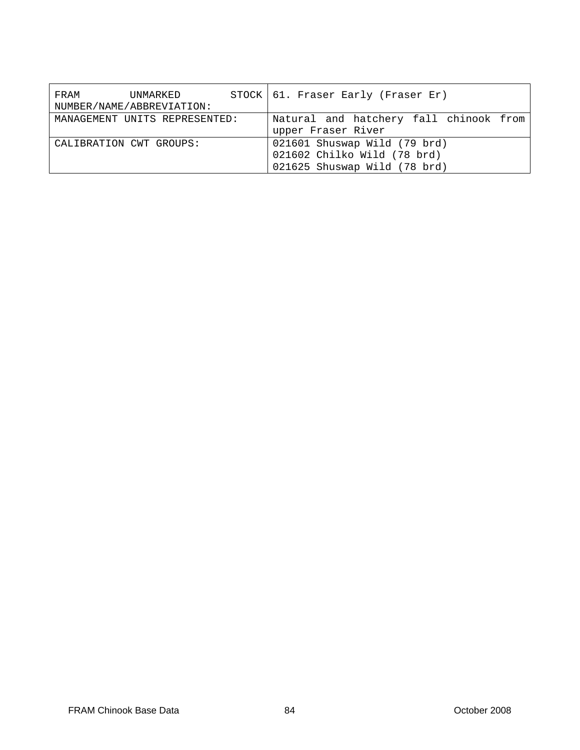| FRAM UNMARKED STOCK NUMBER/NAME/ABBREVIATION: | 61. Fraser Early (Fraser Er) |
|---|---|
| MANAGEMENT UNITS REPRESENTED: | Natural and hatchery fall chinook from upper Fraser River |
| CALIBRATION CWT GROUPS: | 021601 Shuswap Wild (79 brd)<br>021602 Chilko Wild (78 brd)<br>021625 Shuswap Wild (78 brd) |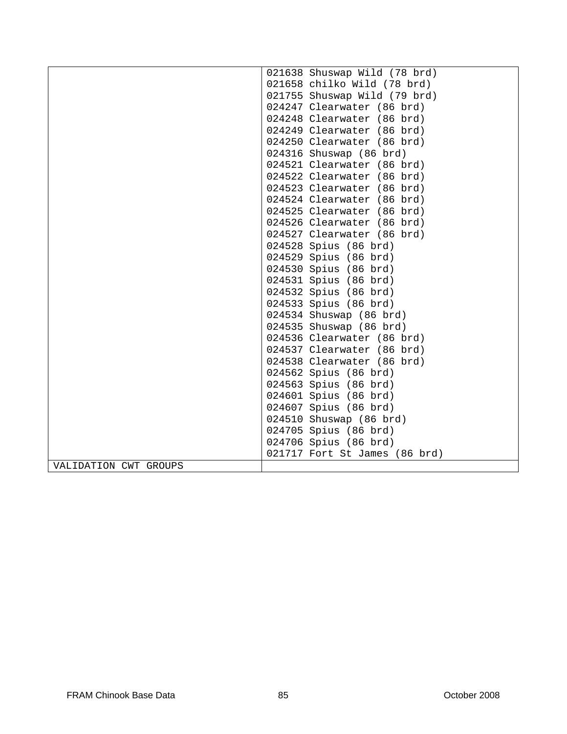| | |
|---|---|
| | 021638 Shuswap Wild (78 brd)<br>021658 chilko Wild (78 brd)<br>021755 Shuswap Wild (79 brd)<br>024247 Clearwater (86 brd)<br>024248 Clearwater (86 brd)<br>024249 Clearwater (86 brd)<br>024250 Clearwater (86 brd)<br>024316 Shuswap (86 brd)<br>024521 Clearwater (86 brd)<br>024522 Clearwater (86 brd)<br>024523 Clearwater (86 brd)<br>024524 Clearwater (86 brd)<br>024525 Clearwater (86 brd)<br>024526 Clearwater (86 brd)<br>024527 Clearwater (86 brd)<br>024528 Spius (86 brd)<br>024529 Spius (86 brd)<br>024530 Spius (86 brd)<br>024531 Spius (86 brd)<br>024532 Spius (86 brd)<br>024533 Spius (86 brd)<br>024534 Shuswap (86 brd)<br>024535 Shuswap (86 brd)<br>024536 Clearwater (86 brd)<br>024537 Clearwater (86 brd)<br>024538 Clearwater (86 brd)<br>024562 Spius (86 brd)<br>024563 Spius (86 brd)<br>024601 Spius (86 brd)<br>024607 Spius (86 brd)<br>024510 Shuswap (86 brd)<br>024705 Spius (86 brd)<br>024706 Spius (86 brd)<br>021717 Fort St James (86 brd) |
| VALIDATION CWT GROUPS | |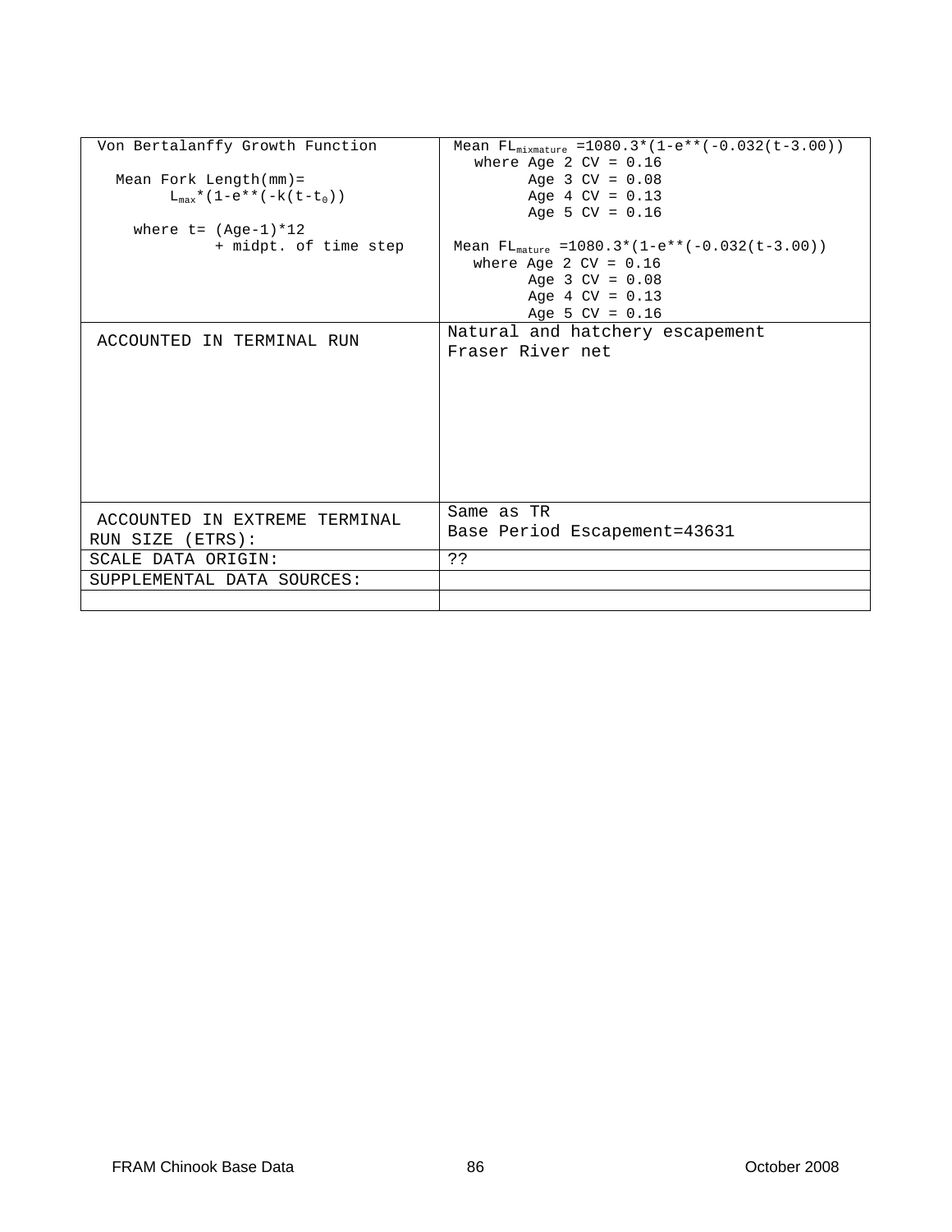| Von Bertalanffy Growth Function<br><br>Mean Fork Length(mm)= $L_{max}$*(1-e**(-k(t-$t_0$))<br><br>where t= (Age-1)*12 + midpt. of time step | Mean $FL_{mixmature}$ =1080.3*(1-e**(-0.032(t-3.00))<br>where Age 2 CV = 0.16<br>Age 3 CV = 0.08<br>Age 4 CV = 0.13<br>Age 5 CV = 0.16<br><br>Mean $FL_{mature}$ =1080.3*(1-e**(-0.032(t-3.00))<br>where Age 2 CV = 0.16<br>Age 3 CV = 0.08<br>Age 4 CV = 0.13<br>Age 5 CV = 0.16 |
|---|---|
| ACCOUNTED IN TERMINAL RUN | Natural and hatchery escapement<br>Fraser River net |
| ACCOUNTED IN EXTREME TERMINAL RUN SIZE (ETRS): | Same as TR<br>Base Period Escapement=43631 |
| SCALE DATA ORIGIN: | ?? |
| SUPPLEMENTAL DATA SOURCES: | |
| | |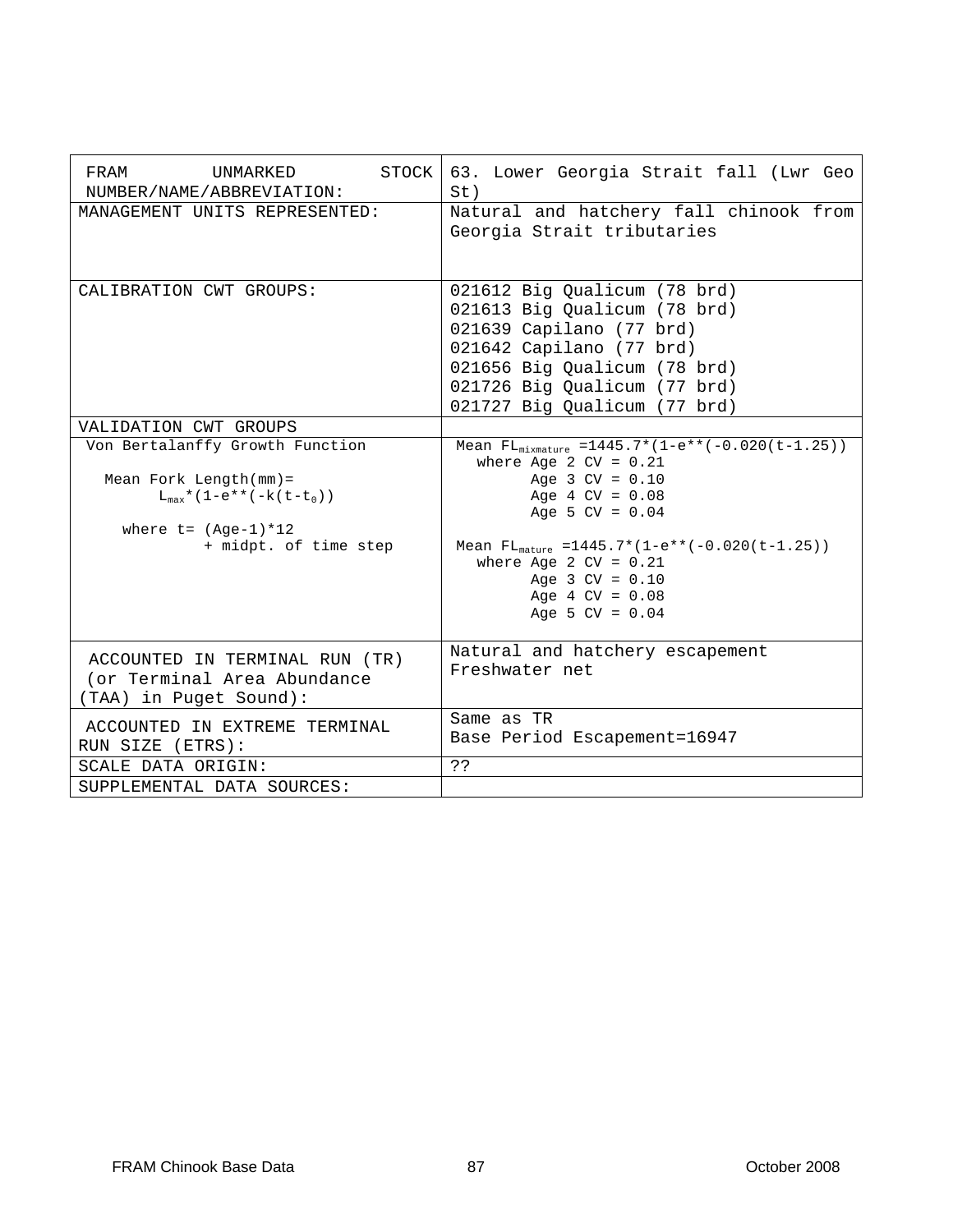| FRAM UNMARKED STOCK NUMBER/NAME/ABBREVIATION: | 63. Lower Georgia Strait fall (Lwr Geo St) |
| --- | --- |
| MANAGEMENT UNITS REPRESENTED: | Natural and hatchery fall chinook from Georgia Strait tributaries |
| CALIBRATION CWT GROUPS: | 021612 Big Qualicum (78 brd)<br>021613 Big Qualicum (78 brd)<br>021639 Capilano (77 brd)<br>021642 Capilano (77 brd)<br>021656 Big Qualicum (78 brd)<br>021726 Big Qualicum (77 brd)<br>021727 Big Qualicum (77 brd) |
| VALIDATION CWT GROUPS | |
| Von Bertalanffy Growth Function<br><br>Mean Fork Length(mm)= $L_{max}$\*(1-e\*\*(-k(t-$t_0$))<br><br>where t= (Age-1)\*12 + midpt. of time step | Mean $FL_{mixmature}$ =1445.7\*(1-e\*\*(-0.020(t-1.25))<br>where Age 2 CV = 0.21<br>Age 3 CV = 0.10<br>Age 4 CV = 0.08<br>Age 5 CV = 0.04<br><br>Mean $FL_{mature}$ =1445.7\*(1-e\*\*(-0.020(t-1.25))<br>where Age 2 CV = 0.21<br>Age 3 CV = 0.10<br>Age 4 CV = 0.08<br>Age 5 CV = 0.04 |
| ACCOUNTED IN TERMINAL RUN (TR) (or Terminal Area Abundance (TAA) in Puget Sound): | Natural and hatchery escapement<br>Freshwater net |
| ACCOUNTED IN EXTREME TERMINAL RUN SIZE (ETRS): | Same as TR<br>Base Period Escapement=16947 |
| SCALE DATA ORIGIN: | ?? |
| SUPPLEMENTAL DATA SOURCES: | |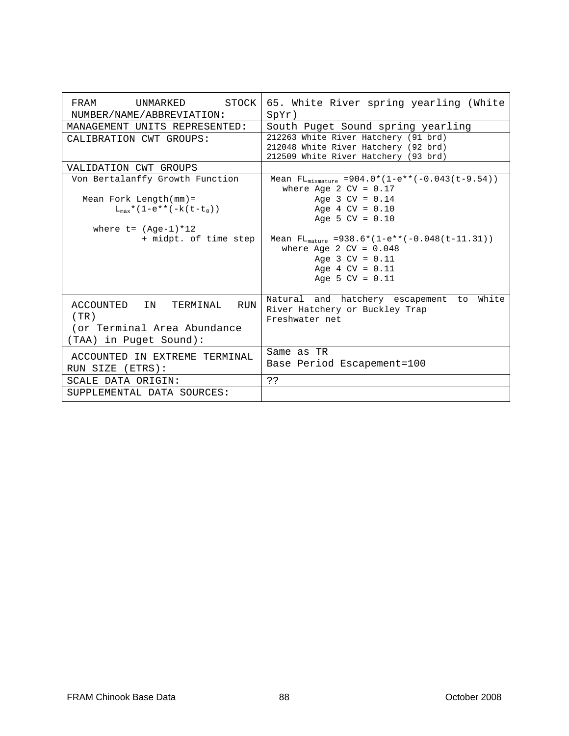| FRAM UNMARKED STOCK NUMBER/NAME/ABBREVIATION: | 65. White River spring yearling (White SpYr) |
| --- | --- |
| MANAGEMENT UNITS REPRESENTED: | South Puget Sound spring yearling |
| CALIBRATION CWT GROUPS: | 212263 White River Hatchery (91 brd)<br>212048 White River Hatchery (92 brd)<br>212509 White River Hatchery (93 brd) |
| VALIDATION CWT GROUPS | |
| Von Bertalanffy Growth Function<br><br>Mean Fork Length(mm)= $L_{max}$*(1-e**(-k(t-$t_0$))<br><br>where t= (Age-1)*12 + midpt. of time step | Mean $FL_{mixmature}$ =904.0*(1-e**(-0.043(t-9.54))<br>where Age 2 CV = 0.17<br>Age 3 CV = 0.14<br>Age 4 CV = 0.10<br>Age 5 CV = 0.10<br><br>Mean $FL_{mature}$ =938.6*(1-e**(-0.048(t-11.31))<br>where Age 2 CV = 0.048<br>Age 3 CV = 0.11<br>Age 4 CV = 0.11<br>Age 5 CV = 0.11 |
| ACCOUNTED IN TERMINAL RUN (TR)<br>(or Terminal Area Abundance (TAA) in Puget Sound): | Natural and hatchery escapement to White River Hatchery or Buckley Trap<br>Freshwater net |
| ACCOUNTED IN EXTREME TERMINAL RUN SIZE (ETRS): | Same as TR<br>Base Period Escapement=100 |
| SCALE DATA ORIGIN: | ?? |
| SUPPLEMENTAL DATA SOURCES: | |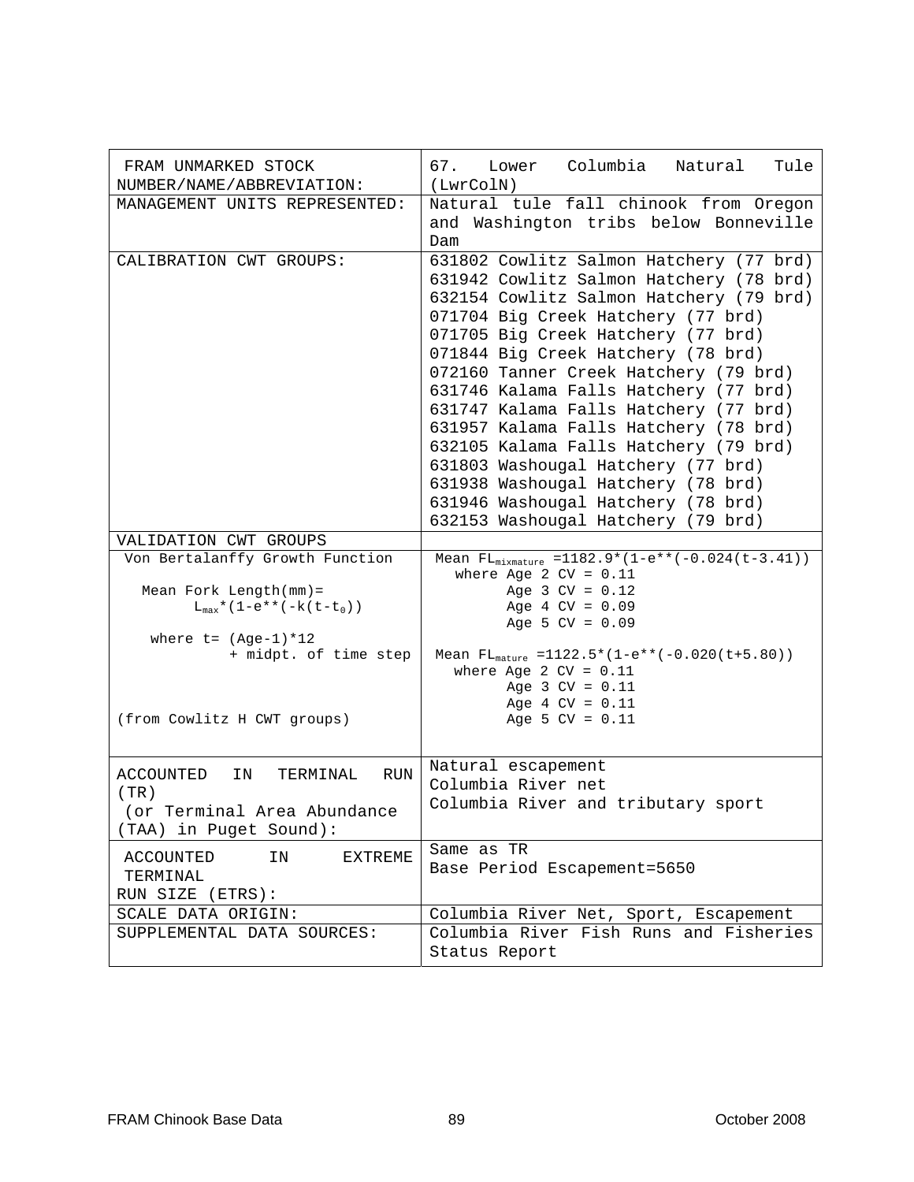| FRAM UNMARKED STOCK NUMBER/NAME/ABBREVIATION: | 67. Lower Columbia Natural Tule (LwrColN) |
|---|---|
| MANAGEMENT UNITS REPRESENTED: | Natural tule fall chinook from Oregon and Washington tribs below Bonneville Dam |
| CALIBRATION CWT GROUPS: | 631802 Cowlitz Salmon Hatchery (77 brd)<br>631942 Cowlitz Salmon Hatchery (78 brd)<br>632154 Cowlitz Salmon Hatchery (79 brd)<br>071704 Big Creek Hatchery (77 brd)<br>071705 Big Creek Hatchery (77 brd)<br>071844 Big Creek Hatchery (78 brd)<br>072160 Tanner Creek Hatchery (79 brd)<br>631746 Kalama Falls Hatchery (77 brd)<br>631747 Kalama Falls Hatchery (77 brd)<br>631957 Kalama Falls Hatchery (78 brd)<br>632105 Kalama Falls Hatchery (79 brd)<br>631803 Washougal Hatchery (77 brd)<br>631938 Washougal Hatchery (78 brd)<br>631946 Washougal Hatchery (78 brd)<br>632153 Washougal Hatchery (79 brd) |
| VALIDATION CWT GROUPS | |
| Von Bertalanffy Growth Function<br><br>Mean Fork Length(mm)= $L_{max}*(1-e**(-k(t-t_0))$<br><br>where t= (Age-1)*12 + midpt. of time step<br><br>(from Cowlitz H CWT groups) | Mean $FL_{mixmature}$ =1182.9*(1-e**(-0.024(t-3.41))<br>where Age 2 CV = 0.11<br>Age 3 CV = 0.12<br>Age 4 CV = 0.09<br>Age 5 CV = 0.09<br><br>Mean $FL_{mature}$ =1122.5*(1-e**(-0.020(t+5.80))<br>where Age 2 CV = 0.11<br>Age 3 CV = 0.11<br>Age 4 CV = 0.11<br>Age 5 CV = 0.11 |
| ACCOUNTED IN TERMINAL RUN (TR)<br>(or Terminal Area Abundance (TAA) in Puget Sound): | Natural escapement<br>Columbia River net<br>Columbia River and tributary sport |
| ACCOUNTED IN EXTREME TERMINAL RUN SIZE (ETRS): | Same as TR<br>Base Period Escapement=5650 |
| SCALE DATA ORIGIN: | Columbia River Net, Sport, Escapement |
| SUPPLEMENTAL DATA SOURCES: | Columbia River Fish Runs and Fisheries Status Report |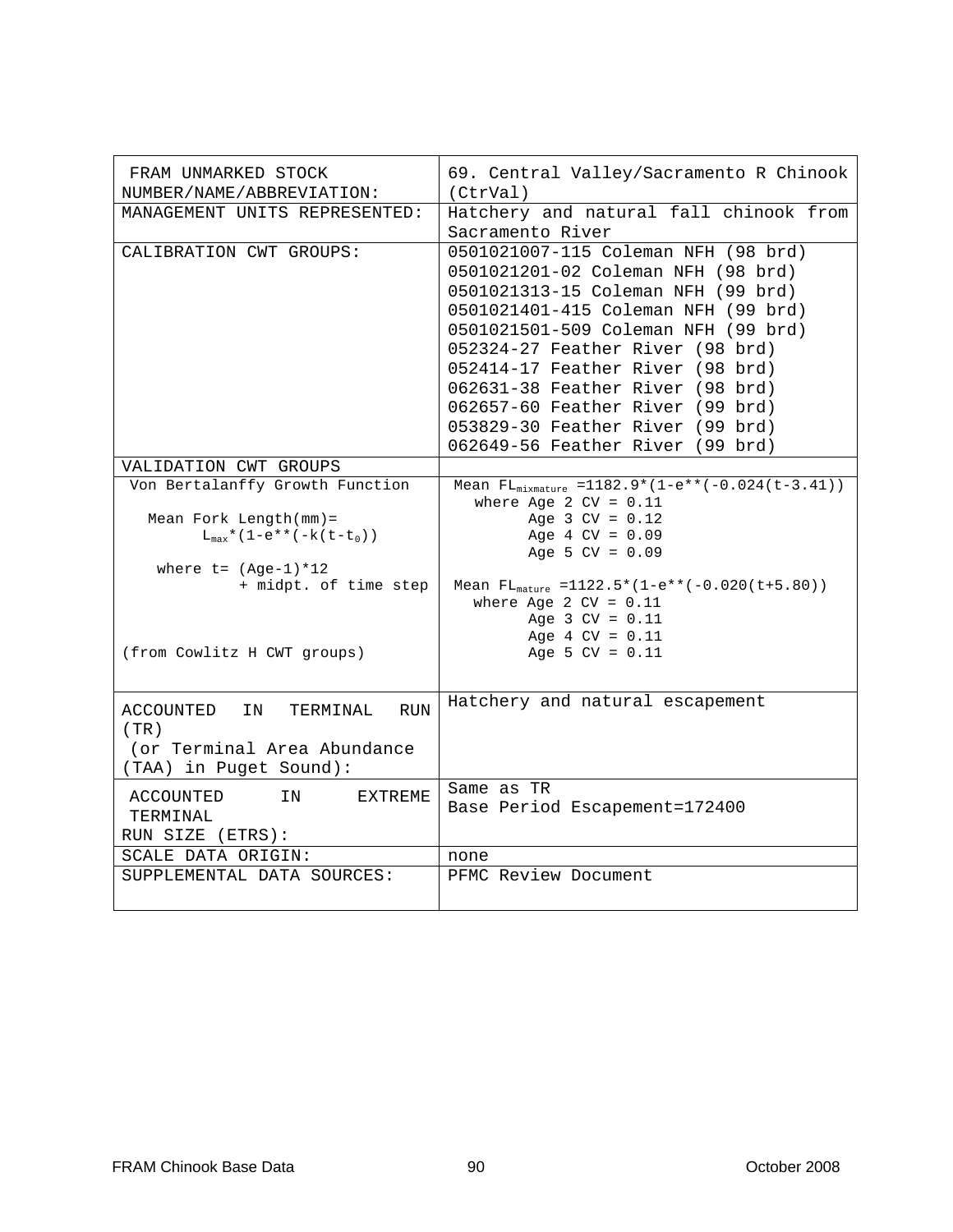| FRAM UNMARKED STOCK NUMBER/NAME/ABBREVIATION: | 69. Central Valley/Sacramento R Chinook (CtrVal) |
|---|---|
| MANAGEMENT UNITS REPRESENTED: | Hatchery and natural fall chinook from Sacramento River |
| CALIBRATION CWT GROUPS: | 0501021007-115 Coleman NFH (98 brd)<br>0501021201-02 Coleman NFH (98 brd)<br>0501021313-15 Coleman NFH (99 brd)<br>0501021401-415 Coleman NFH (99 brd)<br>0501021501-509 Coleman NFH (99 brd)<br>052324-27 Feather River (98 brd)<br>052414-17 Feather River (98 brd)<br>062631-38 Feather River (98 brd)<br>062657-60 Feather River (99 brd)<br>053829-30 Feather River (99 brd)<br>062649-56 Feather River (99 brd) |
| VALIDATION CWT GROUPS | |
| Von Bertalanffy Growth Function<br><br>Mean Fork Length(mm)= $L_{max}$*(1-e**(-k(t-$t_0$))<br><br>where t= (Age-1)*12 + midpt. of time step<br><br>(from Cowlitz H CWT groups) | Mean $FL_{mixmature}$ =1182.9*(1-e**(-0.024(t-3.41))<br>where Age 2 CV = 0.11<br>Age 3 CV = 0.12<br>Age 4 CV = 0.09<br>Age 5 CV = 0.09<br><br>Mean $FL_{mature}$ =1122.5*(1-e**(-0.020(t+5.80))<br>where Age 2 CV = 0.11<br>Age 3 CV = 0.11<br>Age 4 CV = 0.11<br>Age 5 CV = 0.11 |
| ACCOUNTED IN TERMINAL RUN (TR) (or Terminal Area Abundance (TAA) in Puget Sound): | Hatchery and natural escapement |
| ACCOUNTED IN EXTREME TERMINAL RUN SIZE (ETRS): | Same as TR<br>Base Period Escapement=172400 |
| SCALE DATA ORIGIN: | none |
| SUPPLEMENTAL DATA SOURCES: | PFMC Review Document |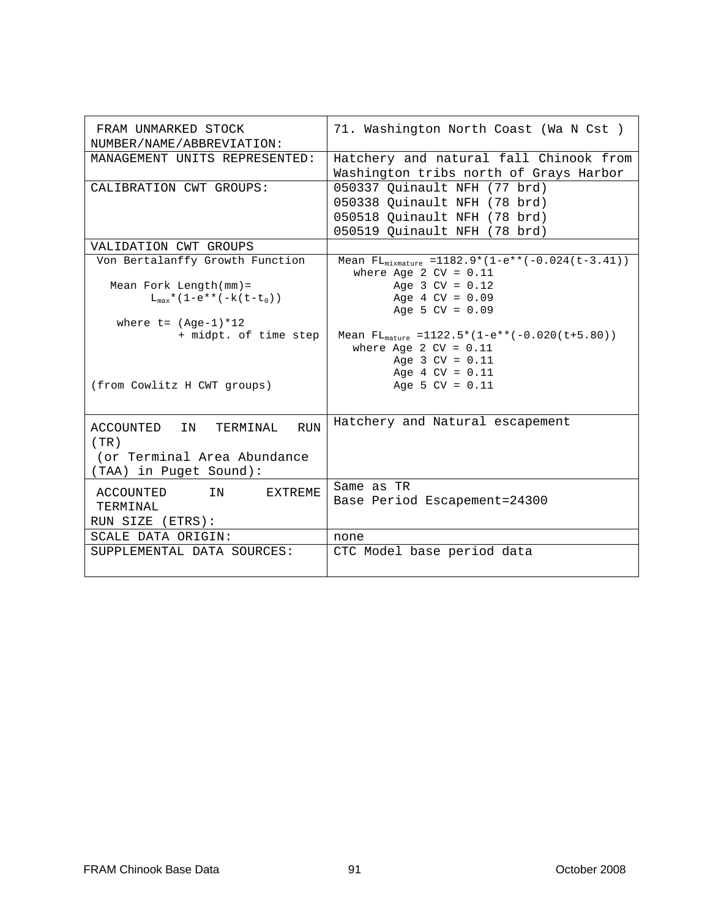| FRAM UNMARKED STOCK NUMBER/NAME/ABBREVIATION: | 71. Washington North Coast (Wa N Cst ) |
|---|---|
| MANAGEMENT UNITS REPRESENTED: | Hatchery and natural fall Chinook from Washington tribs north of Grays Harbor |
| CALIBRATION CWT GROUPS: | 050337 Quinault NFH (77 brd)<br>050338 Quinault NFH (78 brd)<br>050518 Quinault NFH (78 brd)<br>050519 Quinault NFH (78 brd) |
| VALIDATION CWT GROUPS | |
| Von Bertalanffy Growth Function<br><br>Mean Fork Length(mm)= $L_{max}*(1-e**(-k(t-t_0))$<br><br>where t= (Age-1)*12 + midpt. of time step<br><br>(from Cowlitz H CWT groups) | Mean $FL_{mixmature}$ =1182.9*(1-e**(-0.024(t-3.41))<br>where Age 2 CV = 0.11<br>Age 3 CV = 0.12<br>Age 4 CV = 0.09<br>Age 5 CV = 0.09<br><br>Mean $FL_{mature}$ =1122.5*(1-e**(-0.020(t+5.80))<br>where Age 2 CV = 0.11<br>Age 3 CV = 0.11<br>Age 4 CV = 0.11<br>Age 5 CV = 0.11 |
| ACCOUNTED IN TERMINAL RUN (TR)<br>(or Terminal Area Abundance (TAA) in Puget Sound): | Hatchery and Natural escapement |
| ACCOUNTED IN EXTREME TERMINAL RUN SIZE (ETRS): | Same as TR<br>Base Period Escapement=24300 |
| SCALE DATA ORIGIN: | none |
| SUPPLEMENTAL DATA SOURCES: | CTC Model base period data |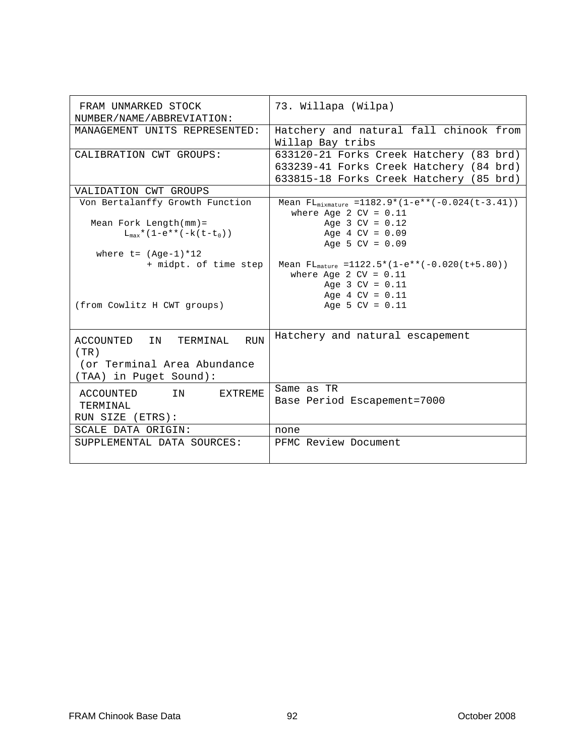| FRAM UNMARKED STOCK NUMBER/NAME/ABBREVIATION: | 73. Willapa (Wilpa) |
|---|---|
| MANAGEMENT UNITS REPRESENTED: | Hatchery and natural fall chinook from Willap Bay tribs |
| CALIBRATION CWT GROUPS: | 633120-21 Forks Creek Hatchery (83 brd)<br>633239-41 Forks Creek Hatchery (84 brd)<br>633815-18 Forks Creek Hatchery (85 brd) |
| VALIDATION CWT GROUPS | |
| Von Bertalanffy Growth Function<br><br>Mean Fork Length(mm)= $L_{max}$*(1-e**(-k(t-$t_0$))<br><br>where t= (Age-1)*12 + midpt. of time step<br><br>(from Cowlitz H CWT groups) | Mean $FL_{mixmature}$ =1182.9*(1-e**(-0.024(t-3.41))<br>where Age 2 CV = 0.11<br>Age 3 CV = 0.12<br>Age 4 CV = 0.09<br>Age 5 CV = 0.09<br><br>Mean $FL_{mature}$ =1122.5*(1-e**(-0.020(t+5.80))<br>where Age 2 CV = 0.11<br>Age 3 CV = 0.11<br>Age 4 CV = 0.11<br>Age 5 CV = 0.11 |
| ACCOUNTED IN TERMINAL RUN (TR) (or Terminal Area Abundance (TAA) in Puget Sound): | Hatchery and natural escapement |
| ACCOUNTED IN EXTREME TERMINAL RUN SIZE (ETRS): | Same as TR<br>Base Period Escapement=7000 |
| SCALE DATA ORIGIN: | none |
| SUPPLEMENTAL DATA SOURCES: | PFMC Review Document |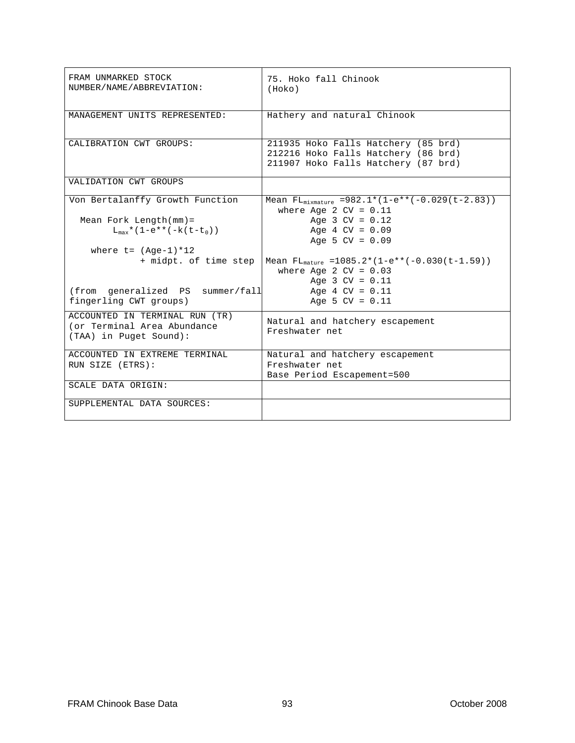| FRAM UNMARKED STOCK NUMBER/NAME/ABBREVIATION: | 75. Hoko fall Chinook<br>(Hoko) |
|---|---|
| MANAGEMENT UNITS REPRESENTED: | Hathery and natural Chinook |
| CALIBRATION CWT GROUPS: | 211935 Hoko Falls Hatchery (85 brd)<br>212216 Hoko Falls Hatchery (86 brd)<br>211907 Hoko Falls Hatchery (87 brd) |
| VALIDATION CWT GROUPS | |
| Von Bertalanffy Growth Function<br><br>Mean Fork Length(mm)= $L_{max}$*(1-e**(-k(t-$t_0$))<br><br>where t= (Age-1)*12 + midpt. of time step<br><br>(from generalized PS summer/fall fingerling CWT groups) | Mean $FL_{mixmature}$ =982.1*(1-e**(-0.029(t-2.83))<br>where Age 2 CV = 0.11<br>Age 3 CV = 0.12<br>Age 4 CV = 0.09<br>Age 5 CV = 0.09<br><br>Mean $FL_{mature}$ =1085.2*(1-e**(-0.030(t-1.59))<br>where Age 2 CV = 0.03<br>Age 3 CV = 0.11<br>Age 4 CV = 0.11<br>Age 5 CV = 0.11 |
| ACCOUNTED IN TERMINAL RUN (TR) (or Terminal Area Abundance (TAA) in Puget Sound): | Natural and hatchery escapement<br>Freshwater net |
| ACCOUNTED IN EXTREME TERMINAL RUN SIZE (ETRS): | Natural and hatchery escapement<br>Freshwater net<br>Base Period Escapement=500 |
| SCALE DATA ORIGIN: | |
| SUPPLEMENTAL DATA SOURCES: | |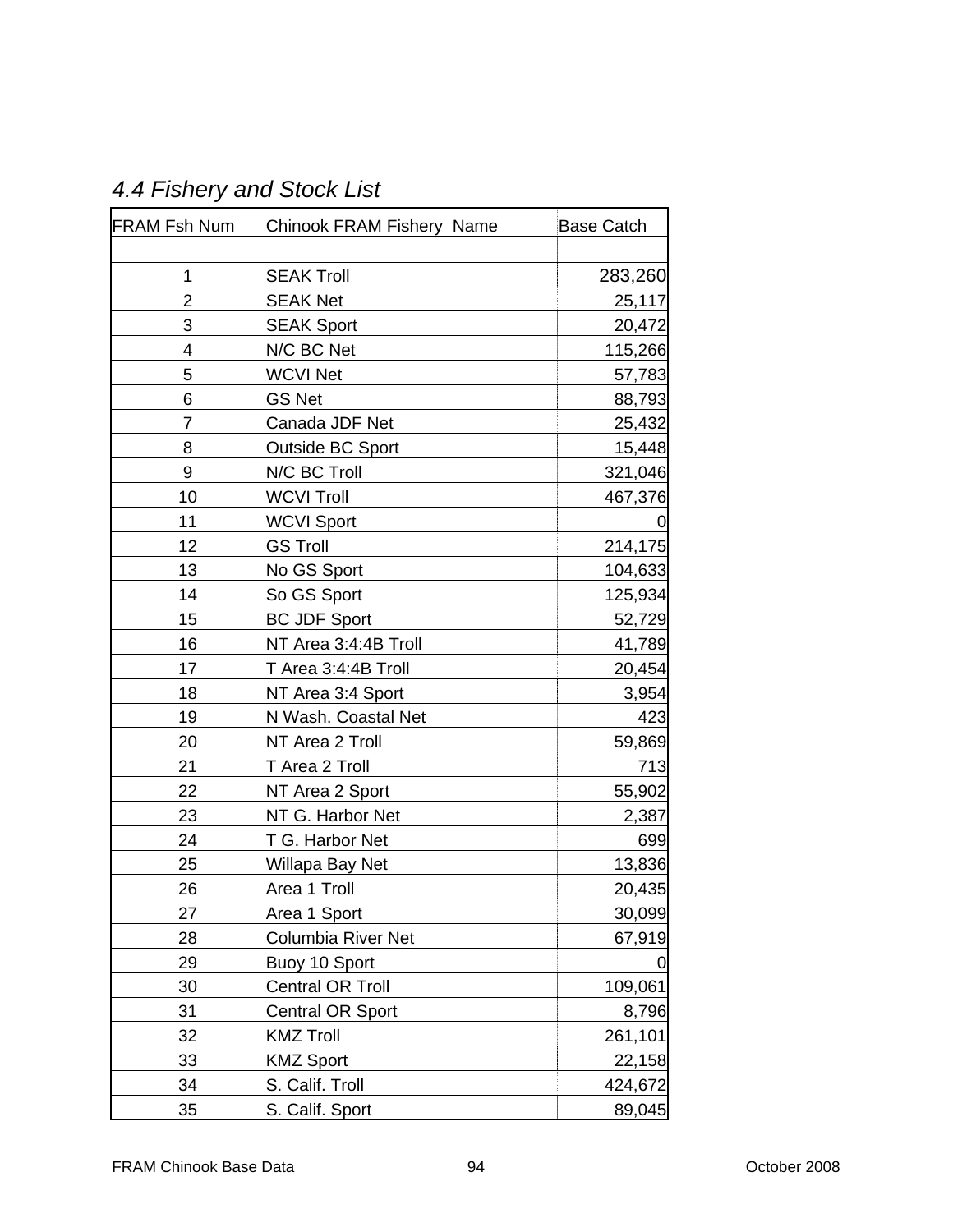## *4.4 Fishery and Stock List*

| FRAM Fsh Num | Chinook FRAM Fishery Name | Base Catch |
|---|---|---|
| | | |
| 1 | SEAK Troll | 283,260 |
| 2 | SEAK Net | 25,117 |
| 3 | SEAK Sport | 20,472 |
| 4 | N/C BC Net | 115,266 |
| 5 | WCVI Net | 57,783 |
| 6 | GS Net | 88,793 |
| 7 | Canada JDF Net | 25,432 |
| 8 | Outside BC Sport | 15,448 |
| 9 | N/C BC Troll | 321,046 |
| 10 | WCVI Troll | 467,376 |
| 11 | WCVI Sport | 0 |
| 12 | GS Troll | 214,175 |
| 13 | No GS Sport | 104,633 |
| 14 | So GS Sport | 125,934 |
| 15 | BC JDF Sport | 52,729 |
| 16 | NT Area 3:4:4B Troll | 41,789 |
| 17 | T Area 3:4:4B Troll | 20,454 |
| 18 | NT Area 3:4 Sport | 3,954 |
| 19 | N Wash. Coastal Net | 423 |
| 20 | NT Area 2 Troll | 59,869 |
| 21 | T Area 2 Troll | 713 |
| 22 | NT Area 2 Sport | 55,902 |
| 23 | NT G. Harbor Net | 2,387 |
| 24 | T G. Harbor Net | 699 |
| 25 | Willapa Bay Net | 13,836 |
| 26 | Area 1 Troll | 20,435 |
| 27 | Area 1 Sport | 30,099 |
| 28 | Columbia River Net | 67,919 |
| 29 | Buoy 10 Sport | 0 |
| 30 | Central OR Troll | 109,061 |
| 31 | Central OR Sport | 8,796 |
| 32 | KMZ Troll | 261,101 |
| 33 | KMZ Sport | 22,158 |
| 34 | S. Calif. Troll | 424,672 |
| 35 | S. Calif. Sport | 89,045 |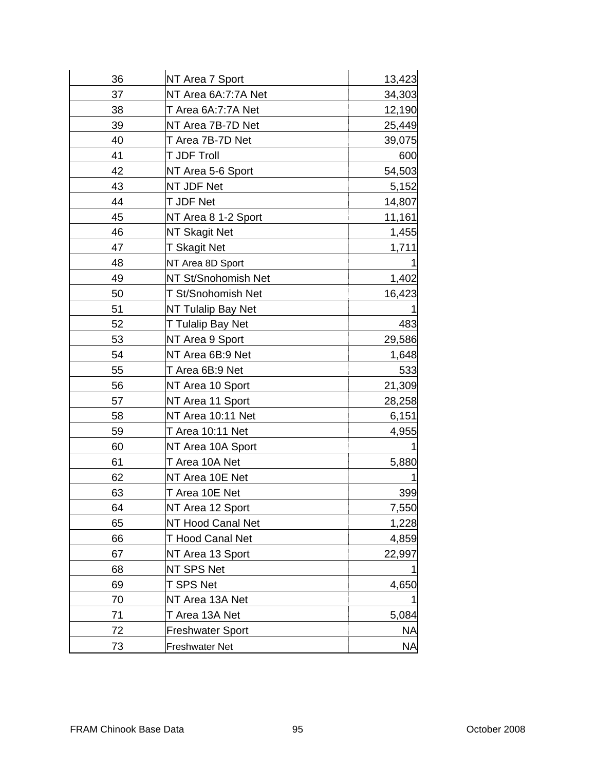| | | |
|---|---|---|
| 36 | NT Area 7 Sport | 13,423 |
| 37 | NT Area 6A:7:7A Net | 34,303 |
| 38 | T Area 6A:7:7A Net | 12,190 |
| 39 | NT Area 7B-7D Net | 25,449 |
| 40 | T Area 7B-7D Net | 39,075 |
| 41 | T JDF Troll | 600 |
| 42 | NT Area 5-6 Sport | 54,503 |
| 43 | NT JDF Net | 5,152 |
| 44 | T JDF Net | 14,807 |
| 45 | NT Area 8 1-2 Sport | 11,161 |
| 46 | NT Skagit Net | 1,455 |
| 47 | T Skagit Net | 1,711 |
| 48 | NT Area 8D Sport | 1 |
| 49 | NT St/Snohomish Net | 1,402 |
| 50 | T St/Snohomish Net | 16,423 |
| 51 | NT Tulalip Bay Net | 1 |
| 52 | T Tulalip Bay Net | 483 |
| 53 | NT Area 9 Sport | 29,586 |
| 54 | NT Area 6B:9 Net | 1,648 |
| 55 | T Area 6B:9 Net | 533 |
| 56 | NT Area 10 Sport | 21,309 |
| 57 | NT Area 11 Sport | 28,258 |
| 58 | NT Area 10:11 Net | 6,151 |
| 59 | T Area 10:11 Net | 4,955 |
| 60 | NT Area 10A Sport | 1 |
| 61 | T Area 10A Net | 5,880 |
| 62 | NT Area 10E Net | 1 |
| 63 | T Area 10E Net | 399 |
| 64 | NT Area 12 Sport | 7,550 |
| 65 | NT Hood Canal Net | 1,228 |
| 66 | T Hood Canal Net | 4,859 |
| 67 | NT Area 13 Sport | 22,997 |
| 68 | NT SPS Net | 1 |
| 69 | T SPS Net | 4,650 |
| 70 | NT Area 13A Net | 1 |
| 71 | T Area 13A Net | 5,084 |
| 72 | Freshwater Sport | NA |
| 73 | Freshwater Net | NA |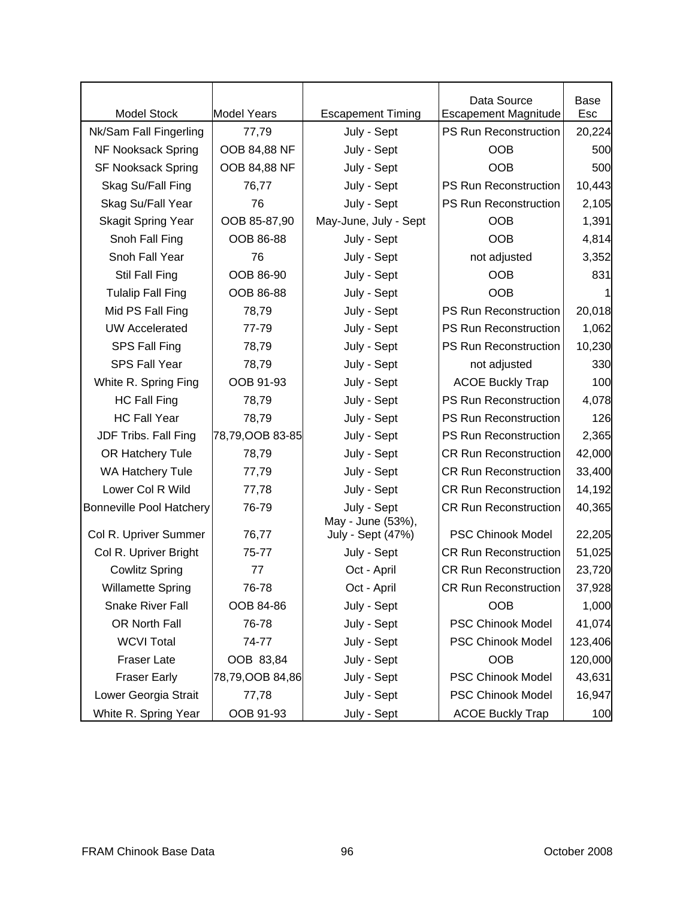| Model Stock | Model Years | Escapement Timing | Data Source Escapement Magnitude | Base Esc |
|---|---|---|---|---|
| Nk/Sam Fall Fingerling | 77,79 | July - Sept | PS Run Reconstruction | 20,224 |
| NF Nooksack Spring | OOB 84,88 NF | July - Sept | OOB | 500 |
| SF Nooksack Spring | OOB 84,88 NF | July - Sept | OOB | 500 |
| Skag Su/Fall Fing | 76,77 | July - Sept | PS Run Reconstruction | 10,443 |
| Skag Su/Fall Year | 76 | July - Sept | PS Run Reconstruction | 2,105 |
| Skagit Spring Year | OOB 85-87,90 | May-June, July - Sept | OOB | 1,391 |
| Snoh Fall Fing | OOB 86-88 | July - Sept | OOB | 4,814 |
| Snoh Fall Year | 76 | July - Sept | not adjusted | 3,352 |
| Stil Fall Fing | OOB 86-90 | July - Sept | OOB | 831 |
| Tulalip Fall Fing | OOB 86-88 | July - Sept | OOB | 1 |
| Mid PS Fall Fing | 78,79 | July - Sept | PS Run Reconstruction | 20,018 |
| UW Accelerated | 77-79 | July - Sept | PS Run Reconstruction | 1,062 |
| SPS Fall Fing | 78,79 | July - Sept | PS Run Reconstruction | 10,230 |
| SPS Fall Year | 78,79 | July - Sept | not adjusted | 330 |
| White R. Spring Fing | OOB 91-93 | July - Sept | ACOE Buckly Trap | 100 |
| HC Fall Fing | 78,79 | July - Sept | PS Run Reconstruction | 4,078 |
| HC Fall Year | 78,79 | July - Sept | PS Run Reconstruction | 126 |
| JDF Tribs. Fall Fing | 78,79,OOB 83-85 | July - Sept | PS Run Reconstruction | 2,365 |
| OR Hatchery Tule | 78,79 | July - Sept | CR Run Reconstruction | 42,000 |
| WA Hatchery Tule | 77,79 | July - Sept | CR Run Reconstruction | 33,400 |
| Lower Col R Wild | 77,78 | July - Sept | CR Run Reconstruction | 14,192 |
| Bonneville Pool Hatchery | 76-79 | July - Sept | CR Run Reconstruction | 40,365 |
| Col R. Upriver Summer | 76,77 | May - June (53%), July - Sept (47%) | PSC Chinook Model | 22,205 |
| Col R. Upriver Bright | 75-77 | July - Sept | CR Run Reconstruction | 51,025 |
| Cowlitz Spring | 77 | Oct - April | CR Run Reconstruction | 23,720 |
| Willamette Spring | 76-78 | Oct - April | CR Run Reconstruction | 37,928 |
| Snake River Fall | OOB 84-86 | July - Sept | OOB | 1,000 |
| OR North Fall | 76-78 | July - Sept | PSC Chinook Model | 41,074 |
| WCVI Total | 74-77 | July - Sept | PSC Chinook Model | 123,406 |
| Fraser Late | OOB 83,84 | July - Sept | OOB | 120,000 |
| Fraser Early | 78,79,OOB 84,86 | July - Sept | PSC Chinook Model | 43,631 |
| Lower Georgia Strait | 77,78 | July - Sept | PSC Chinook Model | 16,947 |
| White R. Spring Year | OOB 91-93 | July - Sept | ACOE Buckly Trap | 100 |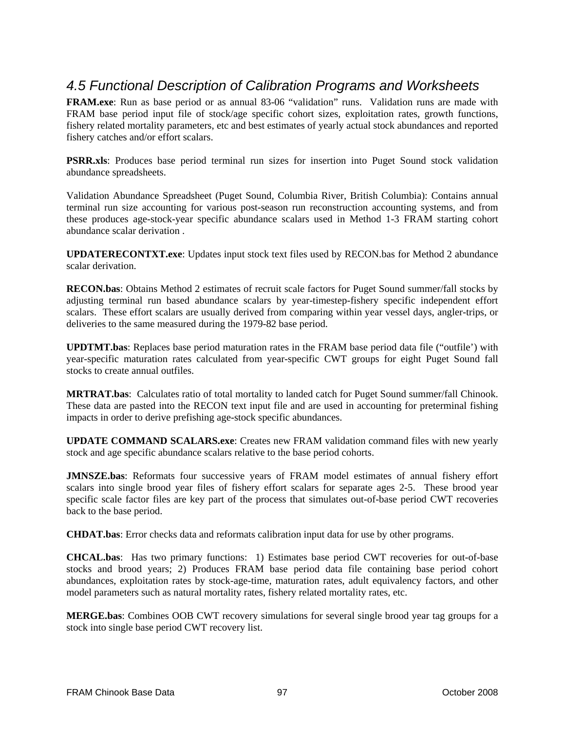## 4.5 Functional Description of Calibration Programs and Worksheets

**FRAM.exe**: Run as base period or as annual 83-06 "validation" runs. Validation runs are made with FRAM base period input file of stock/age specific cohort sizes, exploitation rates, growth functions, fishery related mortality parameters, etc and best estimates of yearly actual stock abundances and reported fishery catches and/or effort scalars.

**PSRR.xls**: Produces base period terminal run sizes for insertion into Puget Sound stock validation abundance spreadsheets.

Validation Abundance Spreadsheet (Puget Sound, Columbia River, British Columbia): Contains annual terminal run size accounting for various post-season run reconstruction accounting systems, and from these produces age-stock-year specific abundance scalars used in Method 1-3 FRAM starting cohort abundance scalar derivation .

**UPDATERECONTXT.exe**: Updates input stock text files used by RECON.bas for Method 2 abundance scalar derivation.

**RECON.bas**: Obtains Method 2 estimates of recruit scale factors for Puget Sound summer/fall stocks by adjusting terminal run based abundance scalars by year-timestep-fishery specific independent effort scalars. These effort scalars are usually derived from comparing within year vessel days, angler-trips, or deliveries to the same measured during the 1979-82 base period.

**UPDTMT.bas**: Replaces base period maturation rates in the FRAM base period data file ("outfile') with year-specific maturation rates calculated from year-specific CWT groups for eight Puget Sound fall stocks to create annual outfiles.

**MRTRAT.bas**: Calculates ratio of total mortality to landed catch for Puget Sound summer/fall Chinook. These data are pasted into the RECON text input file and are used in accounting for preterminal fishing impacts in order to derive prefishing age-stock specific abundances.

**UPDATE COMMAND SCALARS.exe**: Creates new FRAM validation command files with new yearly stock and age specific abundance scalars relative to the base period cohorts.

**JMNSZE.bas**: Reformats four successive years of FRAM model estimates of annual fishery effort scalars into single brood year files of fishery effort scalars for separate ages 2-5. These brood year specific scale factor files are key part of the process that simulates out-of-base period CWT recoveries back to the base period.

**CHDAT.bas**: Error checks data and reformats calibration input data for use by other programs.

**CHCAL.bas**: Has two primary functions: 1) Estimates base period CWT recoveries for out-of-base stocks and brood years; 2) Produces FRAM base period data file containing base period cohort abundances, exploitation rates by stock-age-time, maturation rates, adult equivalency factors, and other model parameters such as natural mortality rates, fishery related mortality rates, etc.

**MERGE.bas**: Combines OOB CWT recovery simulations for several single brood year tag groups for a stock into single base period CWT recovery list.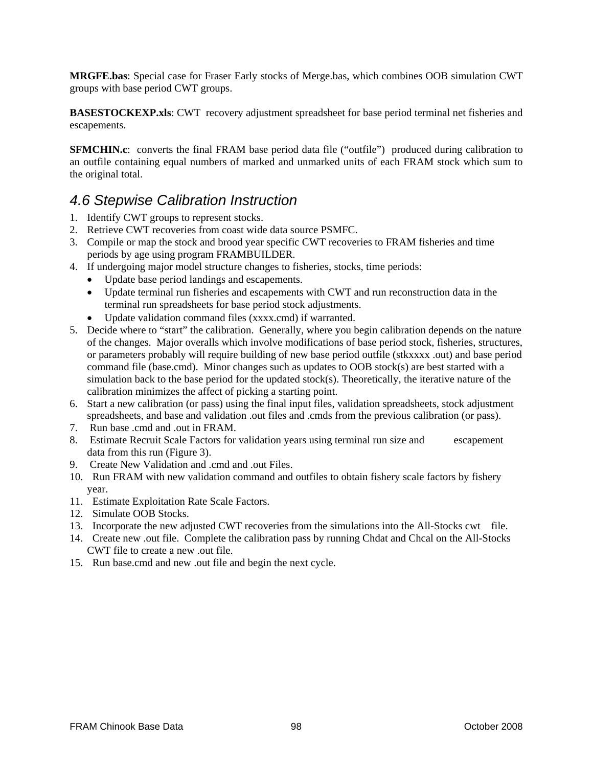**MRGFE.bas**: Special case for Fraser Early stocks of Merge.bas, which combines OOB simulation CWT groups with base period CWT groups.

**BASESTOCKEXP.xls**: CWT recovery adjustment spreadsheet for base period terminal net fisheries and escapements.

**SFMCHIN.c**: converts the final FRAM base period data file ("outfile") produced during calibration to an outfile containing equal numbers of marked and unmarked units of each FRAM stock which sum to the original total.

## *4.6 Stepwise Calibration Instruction*

1. Identify CWT groups to represent stocks.
2. Retrieve CWT recoveries from coast wide data source PSMFC.
3. Compile or map the stock and brood year specific CWT recoveries to FRAM fisheries and time periods by age using program FRAMBUILDER.
4. If undergoing major model structure changes to fisheries, stocks, time periods:
   - Update base period landings and escapements.
   - Update terminal run fisheries and escapements with CWT and run reconstruction data in the terminal run spreadsheets for base period stock adjustments.
   - Update validation command files (xxxx.cmd) if warranted.
5. Decide where to "start" the calibration. Generally, where you begin calibration depends on the nature of the changes. Major overalls which involve modifications of base period stock, fisheries, structures, or parameters probably will require building of new base period outfile (stkxxxx .out) and base period command file (base.cmd). Minor changes such as updates to OOB stock(s) are best started with a simulation back to the base period for the updated stock(s). Theoretically, the iterative nature of the calibration minimizes the affect of picking a starting point.
6. Start a new calibration (or pass) using the final input files, validation spreadsheets, stock adjustment spreadsheets, and base and validation .out files and .cmds from the previous calibration (or pass).
7. Run base .cmd and .out in FRAM.
8. Estimate Recruit Scale Factors for validation years using terminal run size and escapement data from this run (Figure 3).
9. Create New Validation and .cmd and .out Files.
10. Run FRAM with new validation command and outfiles to obtain fishery scale factors by fishery year.
11. Estimate Exploitation Rate Scale Factors.
12. Simulate OOB Stocks.
13. Incorporate the new adjusted CWT recoveries from the simulations into the All-Stocks cwt file.
14. Create new .out file. Complete the calibration pass by running Chdat and Chcal on the All-Stocks CWT file to create a new .out file.
15. Run base.cmd and new .out file and begin the next cycle.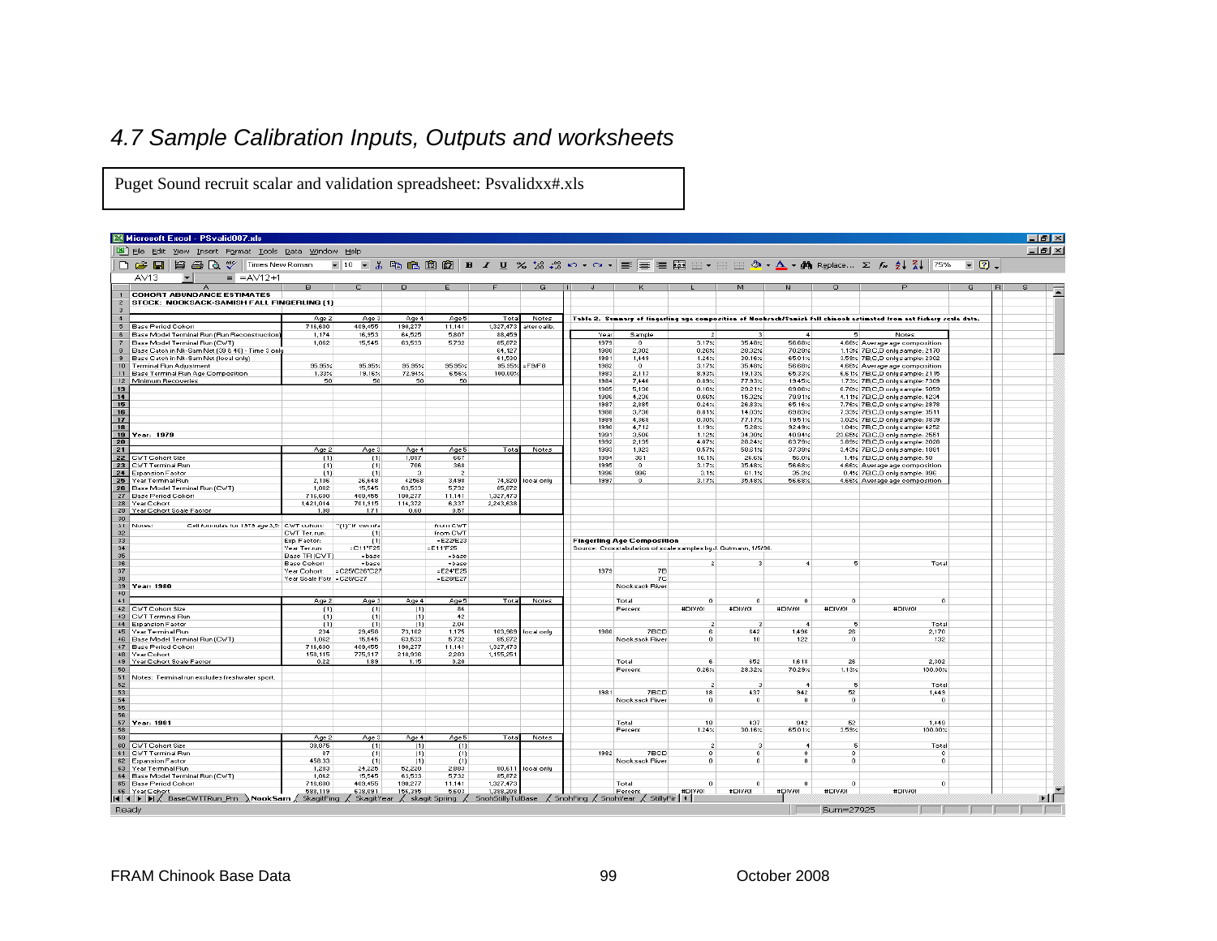## 4.7 Sample Calibration Inputs, Outputs and worksheets

Puget Sound recruit scalar and validation spreadsheet: Psvalidxx#.xls

Microsoft Excel - PSvalid007.xls

AV13 = =AV12+1

**COHORT ABUNDANCE ESTIMATES**

**STOCK: NOOKSACK-SAMISH FALL FINGERLING (1)**

| | Age 2 | Age 3 | Age 4 | Age 5 | Total | Notes |
|---|---|---|---|---|---|---|
| Base Period Cohort | 716,690 | 409,455 | 190,277 | 11,141 | 1,327,473 | after calib. |
| Base Model Terminal Run (Run Reconstruction) | 1,174 | 16,953 | 64,525 | 5,807 | 88,459 | |
| Base Model Terminal Run (CWT) | 1,062 | 15,545 | 63,523 | 5,732 | 85,872 | |
| Base Catch in Nk-Sam Net (39 & 40) - Time 3 only | | | | | 64,127 | |
| Base Catch in Nk-Sam Net (local only) | | | | | 61,530 | |
| Terminal Run Adjustment | 95.95% | 95.95% | 95.95% | 95.95% | 95.95% | =F9/F8 |
| Base Terminal Run Age Composition | 1.33% | 19.16% | 72.94% | 6.56% | 100.00% | |
| Minimum Recoveries | 50 | 50 | 50 | 50 | | |

**Year: 1979**

| | Age 2 | Age 3 | Age 4 | Age 5 | Total | Notes |
|---|---|---|---|---|---|---|
| CWT Cohort Size | (1) | (1) | 1,897 | 667 | | |
| CWT Terminal Run | (1) | (1) | 706 | 368 | | |
| Expansion Factor | (1) | (1) | 3 | 2 | | |
| Year Terminal Run | 2,106 | 26,648 | 42568 | 3498 | 74,820 | local only |
| Base Model Terminal Run (CWT) | 1,062 | 15,545 | 63,523 | 5,732 | 85,872 | |
| Base Period Cohort | 716,690 | 409,455 | 190,277 | 11,141 | 1,327,473 | |
| Year Cohort | 1,421,014 | 701,915 | 114,372 | 6,337 | 2,243,638 | |
| Year Cohort Scale Factor | 1.98 | 1.71 | 0.60 | 0.57 | | |

Notes: Cell formulas for 1979 age 3,5:

| | | |
|---|---|---|
| CWT cohort: | "(1)" if cwt n/a | from CWT |
| CWT Ter. run: | (1) | from CWT |
| Exp. Factor: | (1) | =E22/E23 |
| Year Ter.run: | =C11*F25 | =E11*F25 |
| Base TR (CWT) | =base | =base |
| Base Cohort | =base | =base |
| Year Cohort: | =C25/C26*C27 | =E24*E25 |
| Year Scale Fctr: | =C28/C27 | =E28/E27 |

**Year: 1980**

| | Age 2 | Age 3 | Age 4 | Age 5 | Total | Notes |
|---|---|---|---|---|---|---|
| CWT Cohort Size | (1) | (1) | (1) | 86 | | |
| CWT Terminal Run | (1) | (1) | (1) | 42 | | |
| Expansion Factor | (1) | (1) | (1) | 2.04 | | |
| Year Terminal Run | 234 | 29,458 | 73,102 | 1,175 | 103,969 | local only |
| Base Model Terminal Run (CWT) | 1,062 | 15,545 | 63,523 | 5,732 | 85,872 | |
| Base Period Cohort | 716,690 | 409,455 | 190,277 | 11,141 | 1,327,473 | |
| Year Cohort | 158,115 | 775,917 | 218,936 | 2,283 | 1,155,251 | |
| Year Cohort Scale Factor | 0.22 | 1.89 | 1.15 | 0.20 | | |

Notes: Terminal run excludes freshwater sport.

**Year: 1981**

| | Age 2 | Age 3 | Age 4 | Age 5 | Total | Notes |
|---|---|---|---|---|---|---|
| CWT Cohort Size | 39,975 | (1) | (1) | (1) | | |
| CWT Terminal Run | 87 | (1) | (1) | (1) | | |
| Expansion Factor | 458.33 | (1) | (1) | (1) | | |
| Year Terminal Run | 1,293 | 24,226 | 52,220 | 2,863 | 80,611 | local only |
| Base Model Terminal Run (CWT) | 1,062 | 15,545 | 63,523 | 5,732 | 85,872 | |
| Base Period Cohort | 716,690 | 409,455 | 190,277 | 11,141 | 1,327,473 | |
| Year Cohort | 589,119 | 638,091 | 156,395 | 5,603 | 1,389,208 | |

**Table 2. Summary of fingerling age composition of Nooksack/Samish fall chinook estimated from net fishery scale data.**

| Year | Sample | 2 | 3 | 4 | 5 | Notes |
|---|---|---|---|---|---|---|
| 1979 | 0 | 3.17% | 35.48% | 56.68% | 4.66% | Average age composition |
| 1980 | 2,302 | 0.26% | 28.32% | 70.29% | 1.13% | 7B,C,D only sample: 2170 |
| 1981 | 1,449 | 1.24% | 30.16% | 65.01% | 3.59% | 7B,C,D only sample: 2302 |
| 1982 | 0 | 3.17% | 35.48% | 56.68% | 4.66% | Average age composition |
| 1983 | 2,117 | 8.93% | 19.13% | 65.33% | 6.61% | 7B,C,D only sample: 2116 |
| 1984 | 7,446 | 0.89% | 77.93% | 19.45% | 1.73% | 7B,C,D only sample: 7309 |
| 1985 | 5,136 | 0.18% | 29.21% | 69.86% | 0.76% | 7B,C,D only sample: 5059 |
| 1986 | 4,236 | 0.66% | 15.32% | 79.91% | 4.11% | 7B,C,D only sample: 4234 |
| 1987 | 2,885 | 0.24% | 26.83% | 65.16% | 7.76% | 7B,C,D only sample: 2878 |
| 1988 | 3,736 | 0.81% | 14.03% | 69.83% | 7.33% | 7B,C,D only sample: 3511 |
| 1989 | 4,368 | 0.30% | 77.17% | 19.51% | 3.02% | 7B,C,D only sample: 3839 |
| 1990 | 4,712 | 1.19% | 5.28% | 92.49% | 1.04% | 7B,C,D only sample: 4252 |
| 1991 | 3,506 | 1.12% | 34.30% | 40.94% | 23.65% | 7B,C,D only sample: 2551 |
| 1992 | 2,135 | 4.07% | 28.24% | 63.79% | 3.89% | 7B,C,D only sample: 2028 |
| 1993 | 1,920 | 0.57% | 56.81% | 37.39% | 3.43% | 7B,C,D only sample: 1981 |
| 1994 | 351 | 16.1% | 26.5% | 56.0% | 1.4% | 7B,C,D only sample: 58 |
| 1995 | 0 | 3.17% | 35.48% | 56.68% | 4.66% | Average age composition |
| 1996 | 996 | 3.1% | 61.1% | 35.3% | 0.4% | 7B,C,D only sample: 996 |
| 1997 | 0 | 3.17% | 35.48% | 56.68% | 4.66% | Average age composition |

**Fingerling Age Composition**

Source: Crosstabulation of scale samples by J. Gutmann, 1/5/96.

| Year | Area | 2 | 3 | 4 | 5 | Total |
|---|---|---|---|---|---|---|
| 1979 | 7B | | | | | |
| | 7C | | | | | |
| | Nooksack River | | | | | |
| | Total | 0 | 0 | 0 | 0 | 0 |
| | Percent | #DIV/0! | #DIV/0! | #DIV/0! | #DIV/0! | #DIV/0! |
| | | 2 | 3 | 4 | 5 | Total |
| 1980 | 7BCD | 6 | 642 | 1496 | 26 | 2,170 |
| | Nooksack River | 0 | 10 | 122 | 0 | 132 |
| | Total | 6 | 652 | 1618 | 26 | 2,302 |
| | Percent | 0.26% | 28.32% | 70.29% | 1.13% | 100.00% |
| | | 2 | 3 | 4 | 5 | Total |
| 1981 | 7BCD | 18 | 437 | 942 | 52 | 1,449 |
| | Nooksack River | 0 | 0 | 0 | 0 | 0 |
| | Total | 18 | 437 | 942 | 52 | 1,449 |
| | Percent | 1.24% | 30.16% | 65.01% | 3.59% | 100.00% |
| | | 2 | 3 | 4 | 5 | Total |
| 1982 | 7BCD | 0 | 0 | 0 | 0 | 0 |
| | Nooksack River | 0 | 0 | 0 | 0 | 0 |
| | Total | 0 | 0 | 0 | 0 | 0 |
| | Percent | #DIV/0! | #DIV/0! | #DIV/0! | #DIV/0! | #DIV/0! |

Sheet tabs: BaseCWTTRun_Prn | NookSam | SkagitFing | SkagitYear | skagit Spring | SnohStillyTulBase | SnohFing | SnohYear | StillyFir

Ready — Sum=27925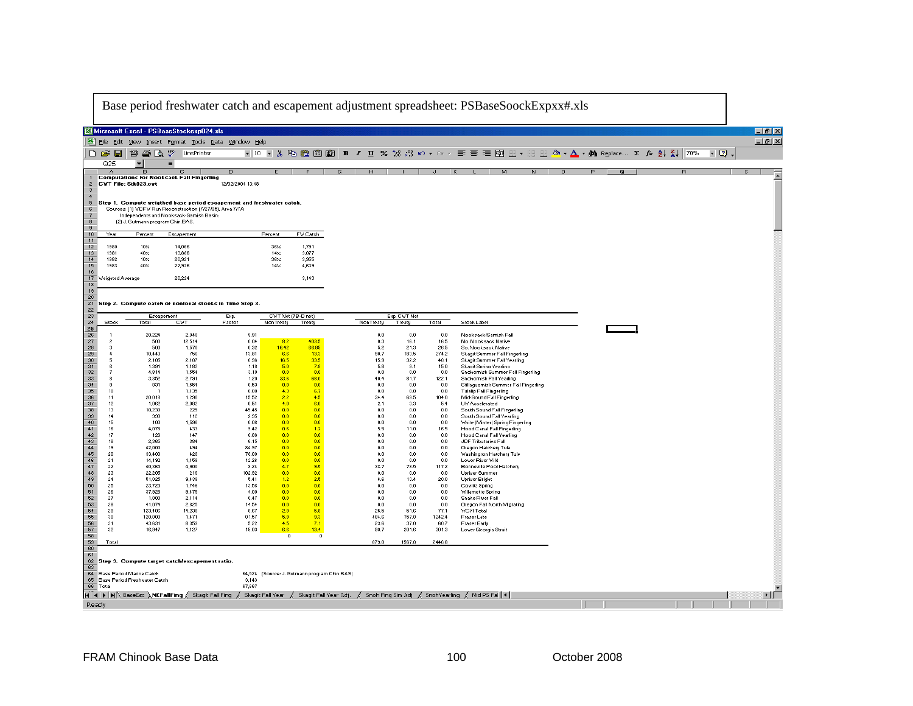Base period freshwater catch and escapement adjustment spreadsheet: PSBaseSoockExpxx#.xls

**Computations for Nooksack Fall Fingerling**

CWT File: Stk023.cwt 12/02/2004 13:48

**Step 1. Compute weigthed base period escapement and freshwater catch.**

Sources: (1) WDFW Run Reconstruction (7/27/95), Area 7/7A Independents and Nooksack-Samish Basin;
(2) J. Gutmann program Chin.BAS.

| Year | Percent | Escapement | Percent | FW Catch |
|---|---|---|---|---|
| 1980 | 10% | 14,066 | 36% | 1,791 |
| 1981 | 40% | 13,886 | 14% | 3,077 |
| 1982 | 10% | 20,921 | 36% | 3,955 |
| 1983 | 40% | 27,926 | 14% | 4,639 |
| Weighted Average | | 20,224 | | 3,143 |

**Step 2. Compute catch of nonlocal stocks in Time Step 3.**

| Stock | Escapement Total | Escapement CWT | Exp. Factor | CWT Net (7B-D net) NonTreaty | CWT Net (7B-D net) Treaty | Exp. CWT Net NonTreaty | Exp. CWT Net Treaty | Exp. CWT Net Total | Stock Label |
|---|---|---|---|---|---|---|---|---|---|
| 1 | 20,224 | 2,040 | 9.91 | | | 0.0 | 0.0 | 0.0 | Nooksack/Samish Fall |
| 2 | 500 | 12,514 | 0.04 | 8.2 | 403.5 | 0.3 | 16.1 | 16.5 | No.Nooksack Native |
| 3 | 500 | 1,579 | 0.32 | 16.42 | 36.65 | 5.2 | 21.3 | 26.5 | So.Nooksack Native |
| 4 | 10,443 | 756 | 13.81 | 6.6 | 13.3 | 90.7 | 183.5 | 274.2 | Skagit Summer Fall Fingerling |
| 5 | 2,105 | 2,187 | 0.96 | 16.5 | 33.5 | 15.9 | 32.2 | 48.1 | Skagit Summer Fall Yearling |
| 6 | 1,391 | 1,102 | 1.18 | 5.0 | 7.8 | 5.9 | 9.1 | 15.0 | Skagit Spring Yearling |
| 7 | 4,814 | 1,554 | 3.10 | 0.0 | 0.0 | 0.0 | 0.0 | 0.0 | Snohomish Summer Fall Fingerling |
| 8 | 3,352 | 2,791 | 1.20 | 33.6 | 68.0 | 40.4 | 81.7 | 122.1 | Snohomish Fall Yearling |
| 9 | 831 | 1,554 | 0.53 | 0.0 | 0.0 | 0.0 | 0.0 | 0.0 | Stillaguamish Summer Fall Fingerling |
| 10 | 1 | 1,135 | 0.00 | 4.3 | 6.7 | 0.0 | 0.0 | 0.0 | Tulalip Fall Fingerling |
| 11 | 20,018 | 1,290 | 15.52 | 2.2 | 4.5 | 34.4 | 69.5 | 104.0 | Mid-Sound Fall Fingerling |
| 12 | 1,062 | 2,082 | 0.51 | 4.0 | 6.6 | 2.1 | 3.3 | 5.4 | UW Accelerated |
| 13 | 10,230 | 225 | 45.45 | 0.0 | 0.0 | 0.0 | 0.0 | 0.0 | South Sound Fall Fingerling |
| 14 | 330 | 112 | 2.95 | 0.0 | 0.0 | 0.0 | 0.0 | 0.0 | South Sound Fall Yearling |
| 15 | 100 | 1,596 | 0.06 | 0.0 | 0.0 | 0.0 | 0.0 | 0.0 | White (Minter) Spring Fingerling |
| 16 | 4,078 | 433 | 9.42 | 0.6 | 1.2 | 5.5 | 11.0 | 16.5 | Hood Canal Fall Fingerling |
| 17 | 128 | 147 | 0.88 | 0.0 | 0.0 | 0.0 | 0.0 | 0.0 | Hood Canal Fall Yearling |
| 18 | 2,365 | 384 | 6.16 | 0.0 | 0.0 | 0.0 | 0.0 | 0.0 | JDF Tributaries Fall |
| 19 | 42,000 | 494 | 84.97 | 0.0 | 0.0 | 0.0 | 0.0 | 0.0 | Oregon Hatchery Tule |
| 20 | 33,400 | 428 | 78.00 | 0.0 | 0.0 | 0.0 | 0.0 | 0.0 | Washington Hatchery Tule |
| 21 | 14,192 | 1,158 | 12.26 | 0.0 | 0.0 | 0.0 | 0.0 | 0.0 | Lower River Wild |
| 22 | 40,365 | 4,900 | 8.24 | 4.1 | 9.5 | 33.7 | 78.5 | 117.2 | Bonneville Pool Hatchery |
| 23 | 22,205 | 216 | 102.80 | 0.0 | 0.0 | 0.0 | 0.0 | 0.0 | Upriver Summer |
| 24 | 51,025 | 9,438 | 5.41 | 1.2 | 2.5 | 6.6 | 13.4 | 20.0 | Upriver Bright |
| 25 | 23,720 | 1,746 | 13.58 | 0.0 | 0.0 | 0.0 | 0.0 | 0.0 | Cowlitz Spring |
| 26 | 37,928 | 9,475 | 4.00 | 0.0 | 0.0 | 0.0 | 0.0 | 0.0 | Willamette Spring |
| 27 | 1,000 | 2,114 | 0.47 | 0.0 | 0.0 | 0.0 | 0.0 | 0.0 | Snake River Fall |
| 28 | 41,074 | 2,825 | 14.54 | 0.0 | 0.0 | 0.0 | 0.0 | 0.0 | Oregon Fall North Migrating |
| 29 | 123,406 | 14,239 | 8.67 | 2.9 | 5.9 | 25.5 | 51.6 | 77.1 | WCVI Total |
| 30 | 120,000 | 1,471 | 81.57 | 5.9 | 9.3 | 484.6 | 757.8 | 1242.4 | Fraser Late |
| 31 | 43,631 | 8,359 | 5.22 | 4.5 | 7.1 | 23.6 | 37.0 | 60.7 | Fraser Early |
| 32 | 16,947 | 1,127 | 15.03 | 6.6 | 13.4 | 99.7 | 201.6 | 301.3 | Lower Georgia Strait |
| | | | | 0 | 0 | | | | |
| Total | | | | | | 873.0 | 1567.8 | 2440.8 | |

**Step 3. Compute target catch/escapement ratio.**

| | | |
|---|---|---|
| Base Period Marine Catch | 64,524 | (Source: J. Gutmann program Chin.BAS) |
| Base Period Freshwater Catch | 3,143 | |
| Total | 67,667 | |

Sheet tabs: BaseEsc, NKFallFing, Skagit Fall Fing, Skagit Fall Year, Skagit Fall Year Adj., Snoh Fing Sim Adj, SnohYearling, Mid PS Fal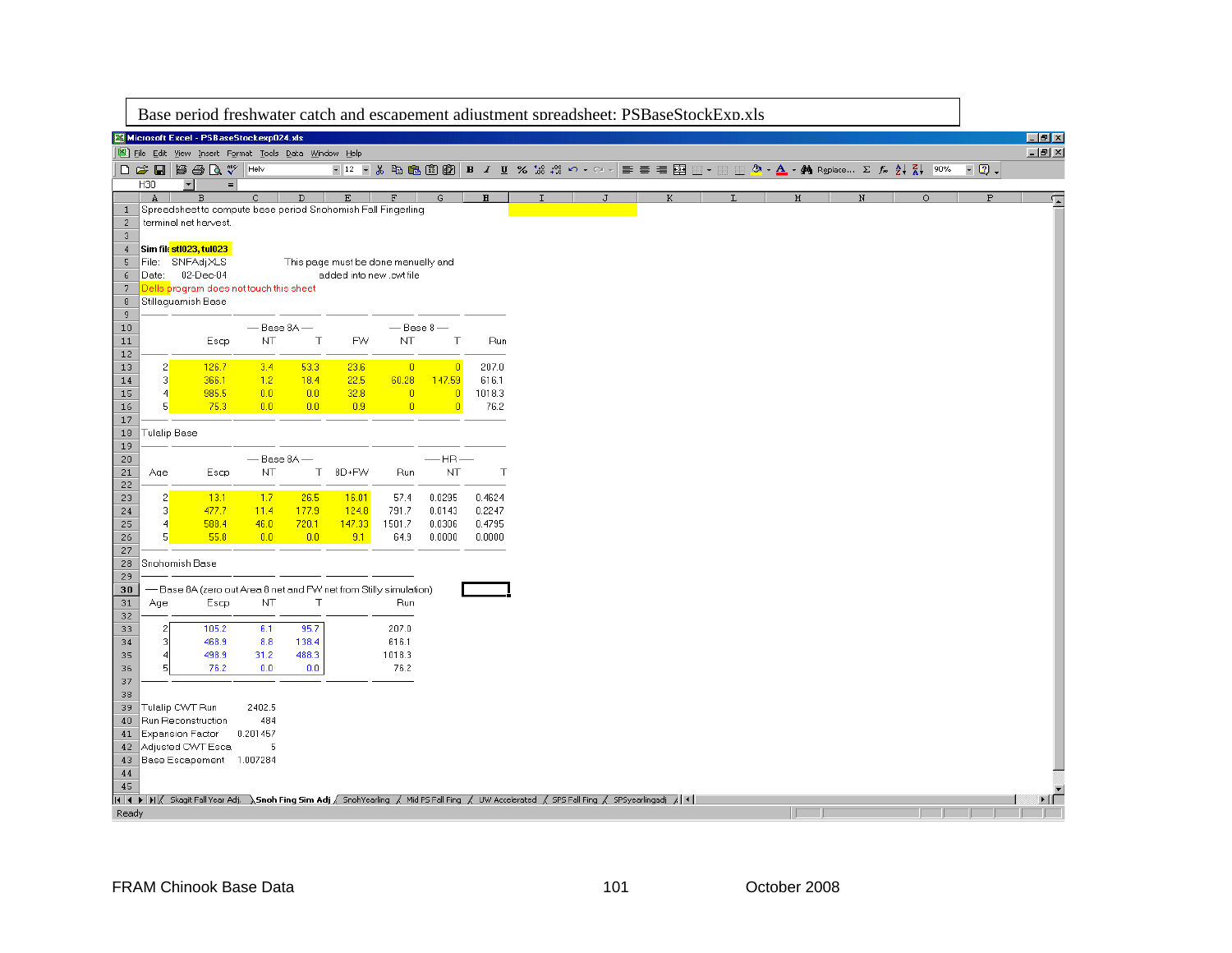Base period freshwater catch and escapement adjustment spreadsheet: PSBaseStockExp.xls

Microsoft Excel - PSBaseStockexp024.xls

Spreadsheet to compute base period Snohomish Fall Fingerling terminal net harvest.

**Sim file** stl023, tul023

File: SNFAdj.XLS

Date: 02-Dec-04

This page must be done manually and added into new .cwt file

Dells program does not touch this sheet

Stillaguamish Base

| | Escp | Base 8A NT | Base 8A T | FW | Base 8 NT | Base 8 T | Run |
|---|---|---|---|---|---|---|---|
| 2 | 126.7 | 3.4 | 53.3 | 23.6 | 0 | 0 | 207.0 |
| 3 | 366.1 | 1.2 | 18.4 | 22.5 | 60.28 | 147.59 | 616.1 |
| 4 | 985.5 | 0.0 | 0.0 | 32.8 | 0 | 0 | 1018.3 |
| 5 | 75.3 | 0.0 | 0.0 | 0.9 | 0 | 0 | 76.2 |

Tulalip Base

| Age | Escp | Base 8A NT | Base 8A T | 8D+FW | Run | HR NT | HR T |
|---|---|---|---|---|---|---|---|
| 2 | 13.1 | 1.7 | 26.5 | 16.01 | 57.4 | 0.0295 | 0.4624 |
| 3 | 477.7 | 11.4 | 177.9 | 124.8 | 791.7 | 0.0143 | 0.2247 |
| 4 | 588.4 | 46.0 | 720.1 | 147.33 | 1501.7 | 0.0306 | 0.4795 |
| 5 | 55.8 | 0.0 | 0.0 | 9.1 | 64.9 | 0.0000 | 0.0000 |

Snohomish Base

Base 8A (zero out Area 8 net and FW net from Stilly simulation)

| Age | Escp | NT | T | Run |
|---|---|---|---|---|
| 2 | 105.2 | 6.1 | 95.7 | 207.0 |
| 3 | 468.9 | 8.8 | 138.4 | 616.1 |
| 4 | 498.9 | 31.2 | 488.3 | 1018.3 |
| 5 | 76.2 | 0.0 | 0.0 | 76.2 |

| | |
|---|---|
| Tulalip CWT Run | 2402.5 |
| Run Reconstruction | 484 |
| Expansion Factor | 0.201457 |
| Adjusted CWT Esca | 5 |
| Base Escapement | 1.007284 |

Sheet tabs: Skagit Fall Year Adj. | Snoh Fing Sim Adj | SnohYearling | Mid PS Fall Fing | UW Accelerated | SPS Fall Fing | SPSyearlingadj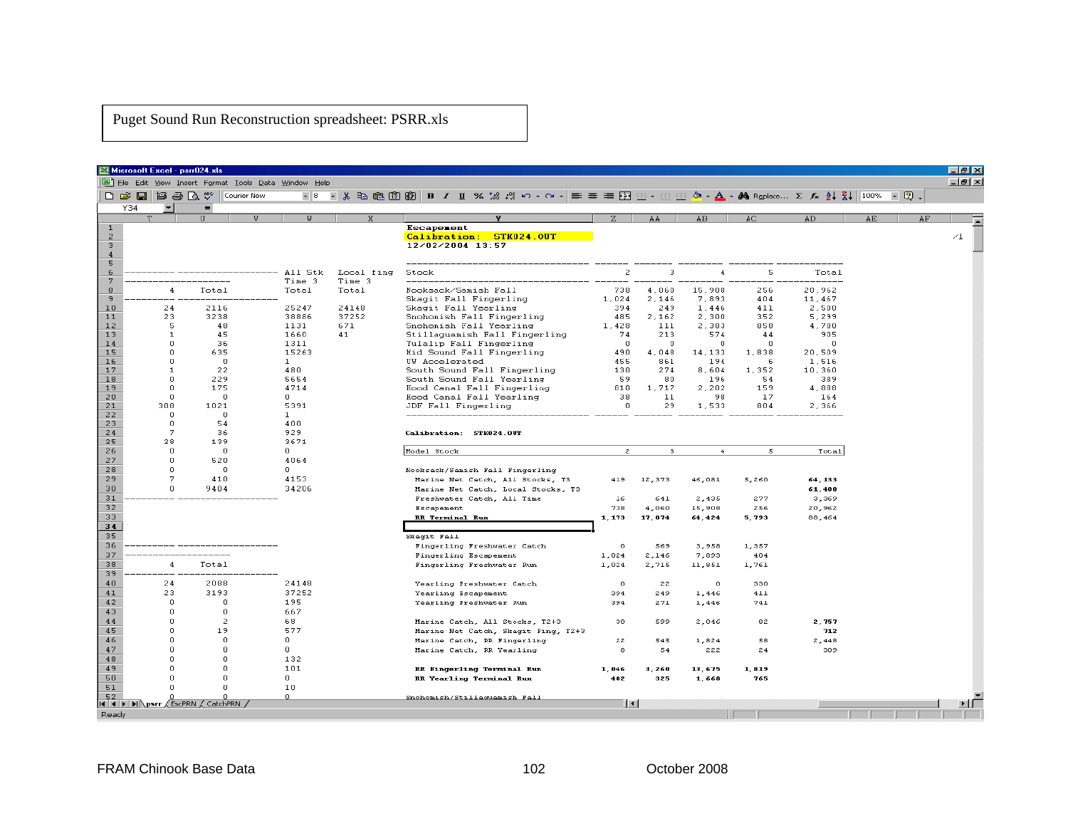Puget Sound Run Reconstruction spreadsheet: PSRR.xls

Microsoft Excel - psrr024.xls

| Row | T | U | W | X |
|---|---|---|---|---|
| 6 | | | All Stk | Local fing |
| 7 | | | Time 3 | Time 3 |
| 8 | 4 | Total | Total | Total |
| 10 | 24 | 2116 | 25247 | 24148 |
| 11 | 23 | 3238 | 38886 | 37252 |
| 12 | 5 | 48 | 1131 | 671 |
| 13 | 1 | 45 | 1660 | 41 |
| 14 | 0 | 36 | 1311 | |
| 15 | 0 | 635 | 15263 | |
| 16 | 0 | 0 | 1 | |
| 17 | 1 | 22 | 480 | |
| 18 | 0 | 229 | 5654 | |
| 19 | 0 | 175 | 4714 | |
| 20 | 0 | 0 | 0 | |
| 21 | 308 | 1021 | 5391 | |
| 22 | 0 | 0 | 1 | |
| 23 | 0 | 54 | 400 | |
| 24 | 7 | 36 | 929 | |
| 25 | 28 | 139 | 3671 | |
| 26 | 0 | 0 | 0 | |
| 27 | 0 | 520 | 4064 | |
| 28 | 0 | 0 | 0 | |
| 29 | 7 | 410 | 4153 | |
| 30 | 0 | 9404 | 34206 | |
| 38 | 4 | Total | | |
| 40 | 24 | 2088 | 24148 | |
| 41 | 23 | 3193 | 37252 | |
| 42 | 0 | 0 | 195 | |
| 43 | 0 | 0 | 667 | |
| 44 | 0 | 2 | 68 | |
| 45 | 0 | 19 | 577 | |
| 46 | 0 | 0 | 0 | |
| 47 | 0 | 0 | 0 | |
| 48 | 0 | 0 | 132 | |
| 49 | 0 | 0 | 101 | |
| 50 | 0 | 0 | 0 | |
| 51 | 0 | 0 | 10 | |
| 52 | 0 | 0 | 0 | |

**Escapement**
**Calibration: STK024.OUT**
**12/02/2004 13:57**

| Stock | 2 | 3 | 4 | 5 | Total |
|---|---|---|---|---|---|
| Nooksack/Samish Fall | 738 | 4,060 | 15,908 | 256 | 20,962 |
| Skagit Fall Fingerling | 1,024 | 2,146 | 7,893 | 404 | 11,467 |
| Skagit Fall Yearling | 394 | 249 | 1,446 | 411 | 2,500 |
| Snohomish Fall Fingerling | 485 | 2,162 | 2,300 | 352 | 5,299 |
| Snohomish Fall Yearling | 1,428 | 111 | 2,383 | 858 | 4,780 |
| Stillaguamish Fall Fingerling | 74 | 213 | 574 | 44 | 905 |
| Tulalip Fall Fingerling | 0 | 0 | 0 | 0 | 0 |
| Mid Sound Fall Fingerling | 490 | 4,048 | 14,133 | 1,838 | 20,509 |
| UW Accelerated | 455 | 861 | 194 | 6 | 1,516 |
| South Sound Fall Fingerling | 130 | 274 | 8,604 | 1,352 | 10,360 |
| South Sound Fall Yearling | 59 | 80 | 196 | 54 | 389 |
| Hood Canal Fall Fingerling | 810 | 1,717 | 2,202 | 159 | 4,888 |
| Hood Canal Fall Yearling | 38 | 11 | 98 | 17 | 164 |
| JDF Fall Fingerling | 0 | 29 | 1,533 | 804 | 2,366 |

**Calibration: STK024.OUT**

| Model Stock | 2 | 3 | 4 | 5 | Total |
|---|---|---|---|---|---|
| Nooksack/Samish Fall Fingerling | | | | | |
| Marine Net Catch, All Stocks, T3 | 419 | 12,373 | 46,081 | 5,260 | **64,133** |
| Marine Net Catch, Local Stocks, T3 | | | | | **61,400** |
| Freshwater Catch, All Time | 16 | 641 | 2,435 | 277 | 3,369 |
| Escapement | 738 | 4,060 | 15,908 | 256 | 20,962 |
| **RR Terminal Run** | **1,173** | **17,074** | **64,424** | **5,793** | 88,464 |
| Skagit Fall | | | | | |
| Fingerling Freshwater Catch | 0 | 569 | 3,958 | 1,357 | |
| Fingerling Escapement | 1,024 | 2,146 | 7,893 | 404 | |
| Fingerling Freshwater Run | 1,024 | 2,715 | 11,851 | 1,761 | |
| Yearling Freshwater Catch | 0 | 22 | 0 | 330 | |
| Yearling Escapement | 394 | 249 | 1,446 | 411 | |
| Yearling Freshwater Run | 394 | 271 | 1,446 | 741 | |
| Marine Catch, All Stocks, T2+3 | 30 | 599 | 2,046 | 82 | **2,757** |
| Marine Net Catch, Skagit Fing, T2+3 | | | | | **712** |
| Marine Catch, RR Fingerling | 22 | 545 | 1,824 | 58 | 2,448 |
| Marine Catch, RR Yearling | 8 | 54 | 222 | 24 | 309 |
| **RR Fingerling Terminal Run** | **1,046** | **3,260** | **13,675** | **1,819** | |
| **RR Yearling Terminal Run** | **402** | **325** | **1,668** | **765** | |
| Snohomish/Stillaguamish Fall | | | | | |

Sheet tabs: psrr / EscPRN / CatchPRN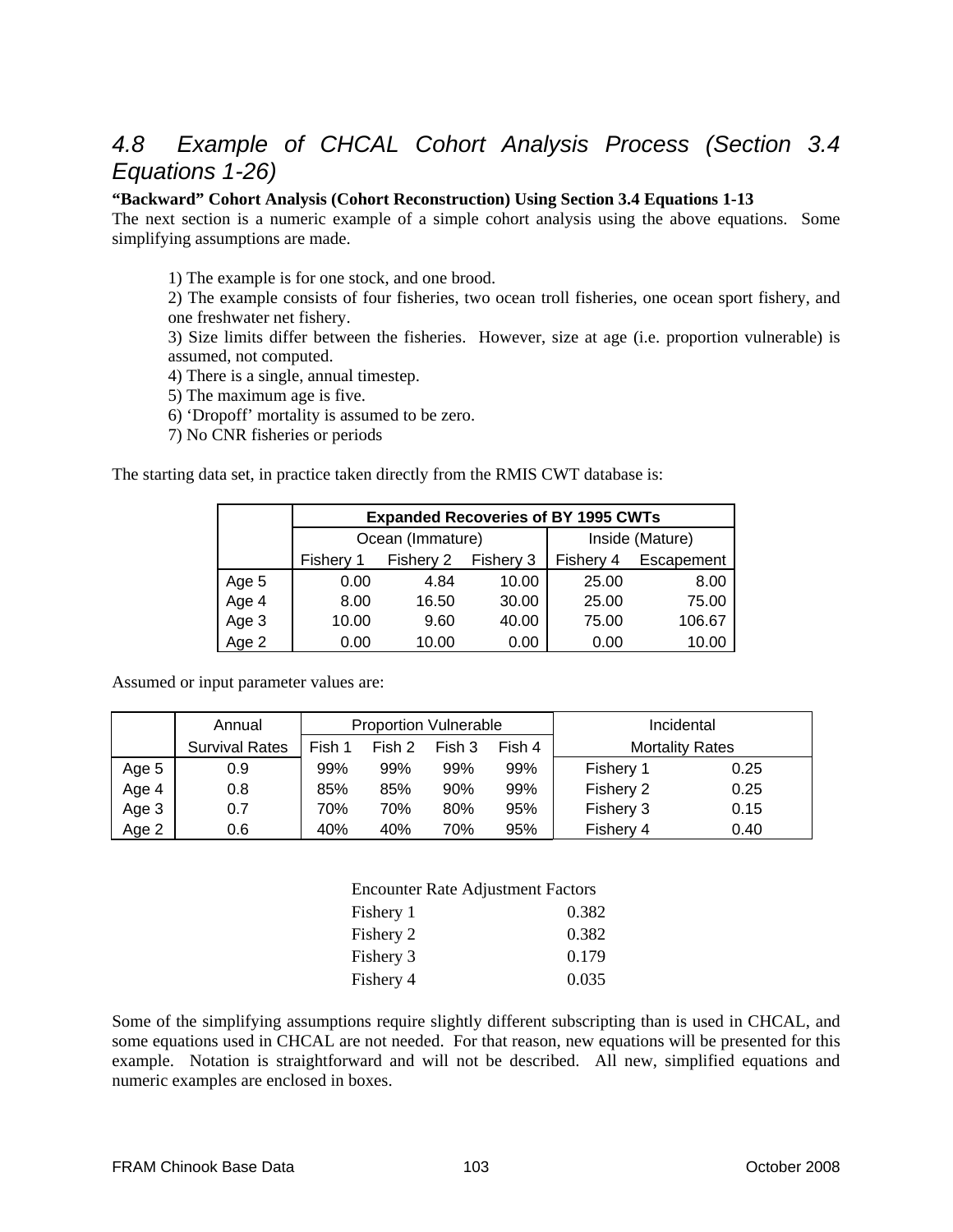## *4.8 Example of CHCAL Cohort Analysis Process (Section 3.4 Equations 1-26)*

**"Backward" Cohort Analysis (Cohort Reconstruction) Using Section 3.4 Equations 1-13**

The next section is a numeric example of a simple cohort analysis using the above equations. Some simplifying assumptions are made.

1) The example is for one stock, and one brood.
2) The example consists of four fisheries, two ocean troll fisheries, one ocean sport fishery, and one freshwater net fishery.
3) Size limits differ between the fisheries. However, size at age (i.e. proportion vulnerable) is assumed, not computed.
4) There is a single, annual timestep.
5) The maximum age is five.
6) 'Dropoff' mortality is assumed to be zero.
7) No CNR fisheries or periods

The starting data set, in practice taken directly from the RMIS CWT database is:

| | **Expanded Recoveries of BY 1995 CWTs** | | | | |
|---|---|---|---|---|---|
| | Ocean (Immature) | | | Inside (Mature) | |
| | Fishery 1 | Fishery 2 | Fishery 3 | Fishery 4 | Escapement |
| Age 5 | 0.00 | 4.84 | 10.00 | 25.00 | 8.00 |
| Age 4 | 8.00 | 16.50 | 30.00 | 25.00 | 75.00 |
| Age 3 | 10.00 | 9.60 | 40.00 | 75.00 | 106.67 |
| Age 2 | 0.00 | 10.00 | 0.00 | 0.00 | 10.00 |

Assumed or input parameter values are:

| | Annual | Proportion Vulnerable | | | | Incidental | |
|---|---|---|---|---|---|---|---|
| | Survival Rates | Fish 1 | Fish 2 | Fish 3 | Fish 4 | Mortality Rates | |
| Age 5 | 0.9 | 99% | 99% | 99% | 99% | Fishery 1 | 0.25 |
| Age 4 | 0.8 | 85% | 85% | 90% | 99% | Fishery 2 | 0.25 |
| Age 3 | 0.7 | 70% | 70% | 80% | 95% | Fishery 3 | 0.15 |
| Age 2 | 0.6 | 40% | 40% | 70% | 95% | Fishery 4 | 0.40 |

| Encounter Rate Adjustment Factors | |
|---|---|
| Fishery 1 | 0.382 |
| Fishery 2 | 0.382 |
| Fishery 3 | 0.179 |
| Fishery 4 | 0.035 |

Some of the simplifying assumptions require slightly different subscripting than is used in CHCAL, and some equations used in CHCAL are not needed. For that reason, new equations will be presented for this example. Notation is straightforward and will not be described. All new, simplified equations and numeric examples are enclosed in boxes.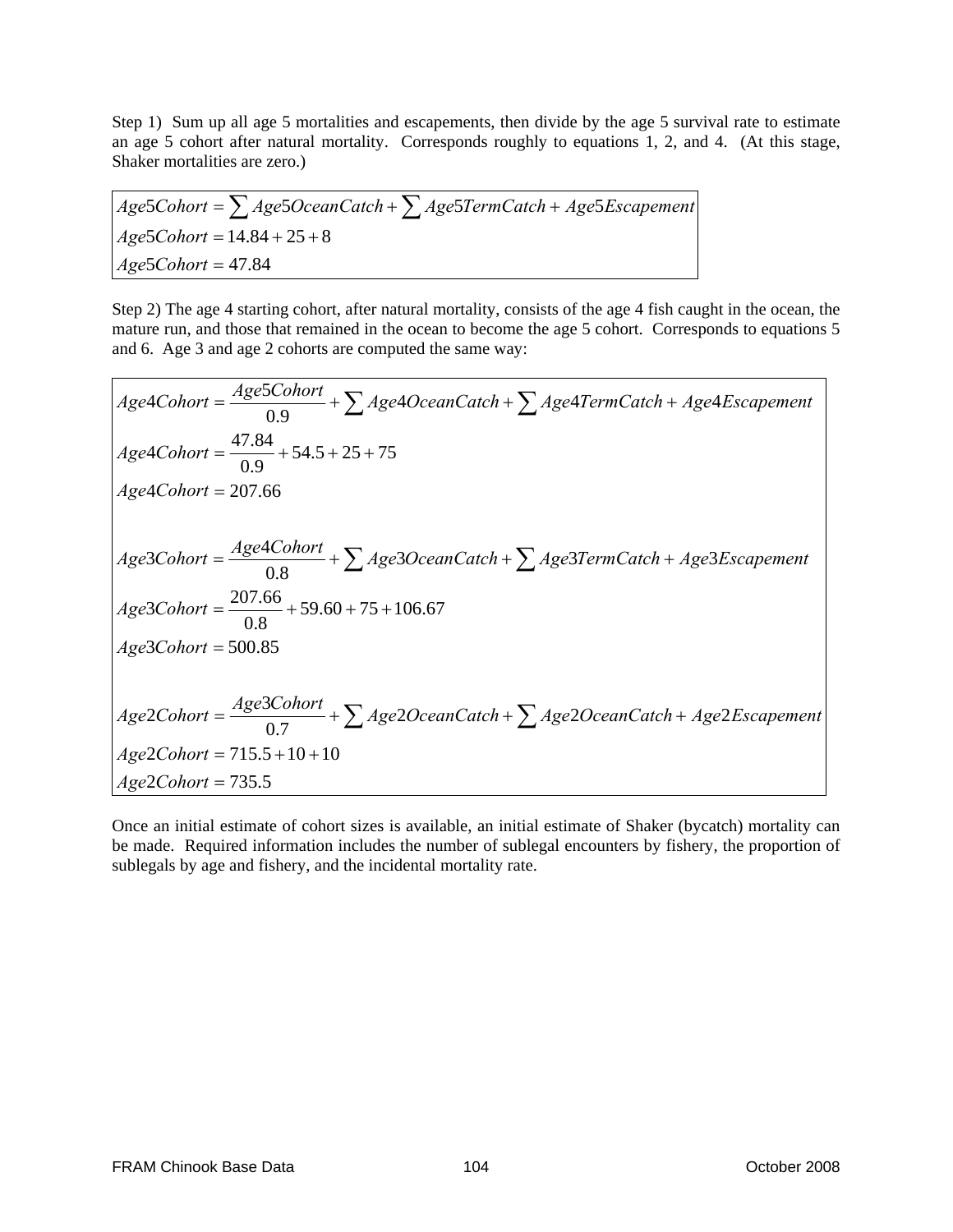Step 1) Sum up all age 5 mortalities and escapements, then divide by the age 5 survival rate to estimate an age 5 cohort after natural mortality. Corresponds roughly to equations 1, 2, and 4. (At this stage, Shaker mortalities are zero.)

$$
\begin{aligned}
Age5Cohort &= \sum Age5OceanCatch + \sum Age5TermCatch + Age5Escapement \\
Age5Cohort &= 14.84 + 25 + 8 \\
Age5Cohort &= 47.84
\end{aligned}
$$

Step 2) The age 4 starting cohort, after natural mortality, consists of the age 4 fish caught in the ocean, the mature run, and those that remained in the ocean to become the age 5 cohort. Corresponds to equations 5 and 6. Age 3 and age 2 cohorts are computed the same way:

$$
\begin{aligned}
Age4Cohort &= \frac{Age5Cohort}{0.9} + \sum Age4OceanCatch + \sum Age4TermCatch + Age4Escapement \\
Age4Cohort &= \frac{47.84}{0.9} + 54.5 + 25 + 75 \\
Age4Cohort &= 207.66
\end{aligned}
$$

$$
\begin{aligned}
Age3Cohort &= \frac{Age4Cohort}{0.8} + \sum Age3OceanCatch + \sum Age3TermCatch + Age3Escapement \\
Age3Cohort &= \frac{207.66}{0.8} + 59.60 + 75 + 106.67 \\
Age3Cohort &= 500.85
\end{aligned}
$$

$$
\begin{aligned}
Age2Cohort &= \frac{Age3Cohort}{0.7} + \sum Age2OceanCatch + \sum Age2OceanCatch + Age2Escapement \\
Age2Cohort &= 715.5 + 10 + 10 \\
Age2Cohort &= 735.5
\end{aligned}
$$

Once an initial estimate of cohort sizes is available, an initial estimate of Shaker (bycatch) mortality can be made. Required information includes the number of sublegal encounters by fishery, the proportion of sublegals by age and fishery, and the incidental mortality rate.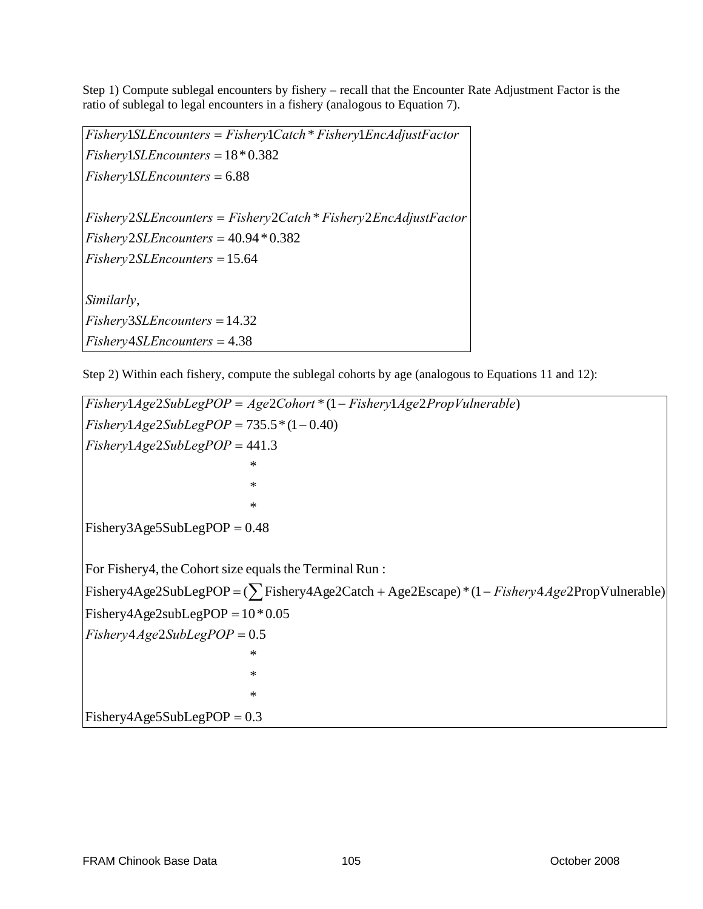Step 1) Compute sublegal encounters by fishery – recall that the Encounter Rate Adjustment Factor is the ratio of sublegal to legal encounters in a fishery (analogous to Equation 7).

$$Fishery1SLEncounters = Fishery1Catch * Fishery1EncAdjustFactor$$
$$Fishery1SLEncounters = 18 * 0.382$$
$$Fishery1SLEncounters = 6.88$$

$$Fishery2SLEncounters = Fishery2Catch * Fishery2EncAdjustFactor$$
$$Fishery2SLEncounters = 40.94 * 0.382$$
$$Fishery2SLEncounters = 15.64$$

*Similarly,*

$$Fishery3SLEncounters = 14.32$$
$$Fishery4SLEncounters = 4.38$$

Step 2) Within each fishery, compute the sublegal cohorts by age (analogous to Equations 11 and 12):

$$Fishery1Age2SubLegPOP = Age2Cohort * (1 - Fishery1Age2PropVulnerable)$$
$$Fishery1Age2SubLegPOP = 735.5 * (1 - 0.40)$$
$$Fishery1Age2SubLegPOP = 441.3$$

*

*

*

$$\text{Fishery3Age5SubLegPOP} = 0.48$$

For Fishery4, the Cohort size equals the Terminal Run :

$$\text{Fishery4Age2SubLegPOP} = (\sum \text{Fishery4Age2Catch} + \text{Age2Escape}) * (1 - Fishery4Age2\text{PropVulnerable})$$
$$\text{Fishery4Age2subLegPOP} = 10 * 0.05$$
$$Fishery4Age2SubLegPOP = 0.5$$

*

*

*

$$\text{Fishery4Age5SubLegPOP} = 0.3$$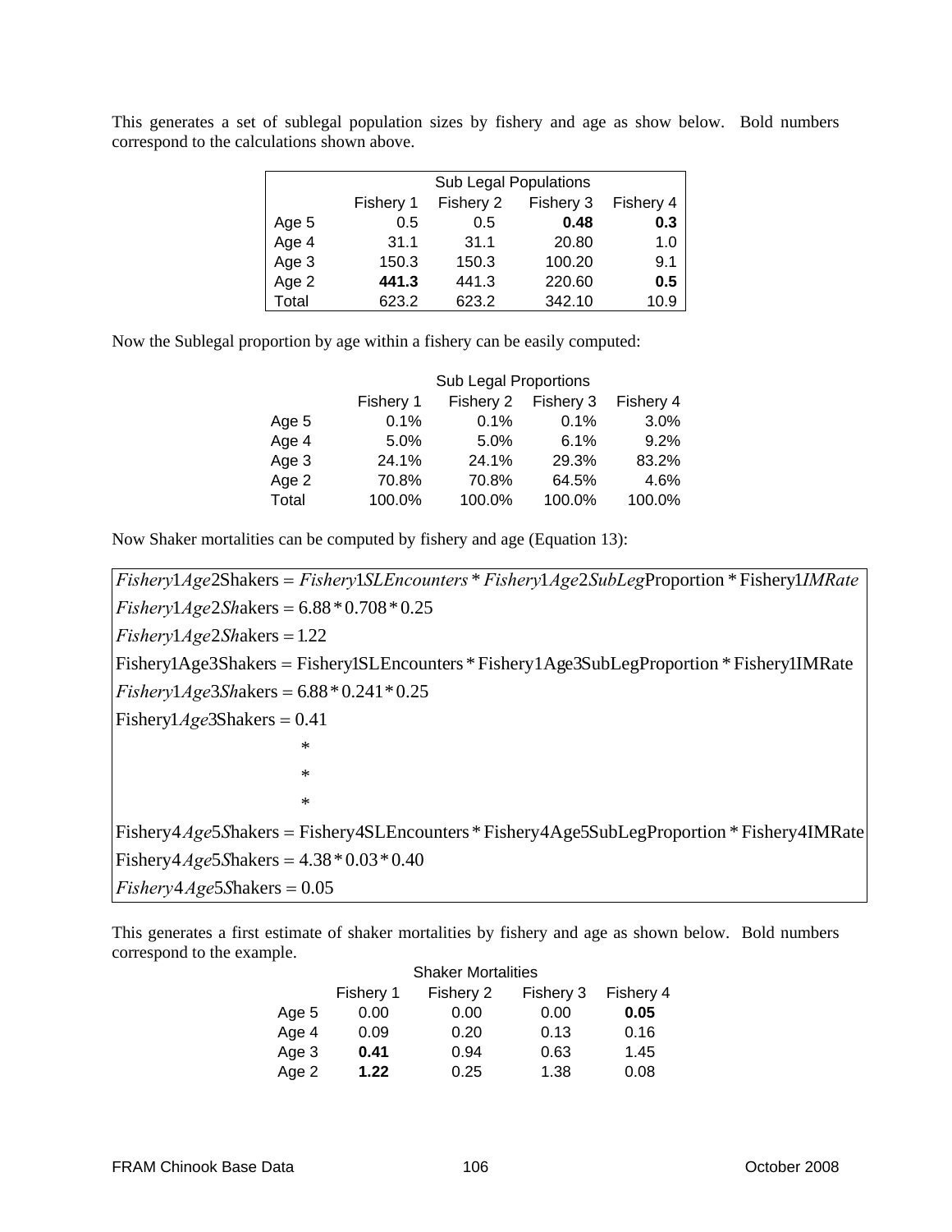This generates a set of sublegal population sizes by fishery and age as show below. Bold numbers correspond to the calculations shown above.

| Sub Legal Populations | | | | |
|---|---|---|---|---|
| | Fishery 1 | Fishery 2 | Fishery 3 | Fishery 4 |
| Age 5 | 0.5 | 0.5 | **0.48** | **0.3** |
| Age 4 | 31.1 | 31.1 | 20.80 | 1.0 |
| Age 3 | 150.3 | 150.3 | 100.20 | 9.1 |
| Age 2 | **441.3** | 441.3 | 220.60 | **0.5** |
| Total | 623.2 | 623.2 | 342.10 | 10.9 |

Now the Sublegal proportion by age within a fishery can be easily computed:

| Sub Legal Proportions | | | | |
|---|---|---|---|---|
| | Fishery 1 | Fishery 2 | Fishery 3 | Fishery 4 |
| Age 5 | 0.1% | 0.1% | 0.1% | 3.0% |
| Age 4 | 5.0% | 5.0% | 6.1% | 9.2% |
| Age 3 | 24.1% | 24.1% | 29.3% | 83.2% |
| Age 2 | 70.8% | 70.8% | 64.5% | 4.6% |
| Total | 100.0% | 100.0% | 100.0% | 100.0% |

Now Shaker mortalities can be computed by fishery and age (Equation 13):

$$Fishery1Age2Shakers = Fishery1SLEncounters * Fishery1Age2SubLegProportion * Fishery1IMRate$$
$$Fishery1Age2Shakers = 6.88 * 0.708 * 0.25$$
$$Fishery1Age2Shakers = 1.22$$
$$Fishery1Age3Shakers = Fishery1SLEncounters * Fishery1Age3SubLegProportion * Fishery1IMRate$$
$$Fishery1Age3Shakers = 6.88 * 0.241 * 0.25$$
$$Fishery1Age3Shakers = 0.41$$

\*

\*

\*

$$Fishery4Age5Shakers = Fishery4SLEncounters * Fishery4Age5SubLegProportion * Fishery4IMRate$$
$$Fishery4Age5Shakers = 4.38 * 0.03 * 0.40$$
$$Fishery4Age5Shakers = 0.05$$

This generates a first estimate of shaker mortalities by fishery and age as shown below. Bold numbers correspond to the example.

| Shaker Mortalities | | | | |
|---|---|---|---|---|
| | Fishery 1 | Fishery 2 | Fishery 3 | Fishery 4 |
| Age 5 | 0.00 | 0.00 | 0.00 | **0.05** |
| Age 4 | 0.09 | 0.20 | 0.13 | 0.16 |
| Age 3 | **0.41** | 0.94 | 0.63 | 1.45 |
| Age 2 | **1.22** | 0.25 | 1.38 | 0.08 |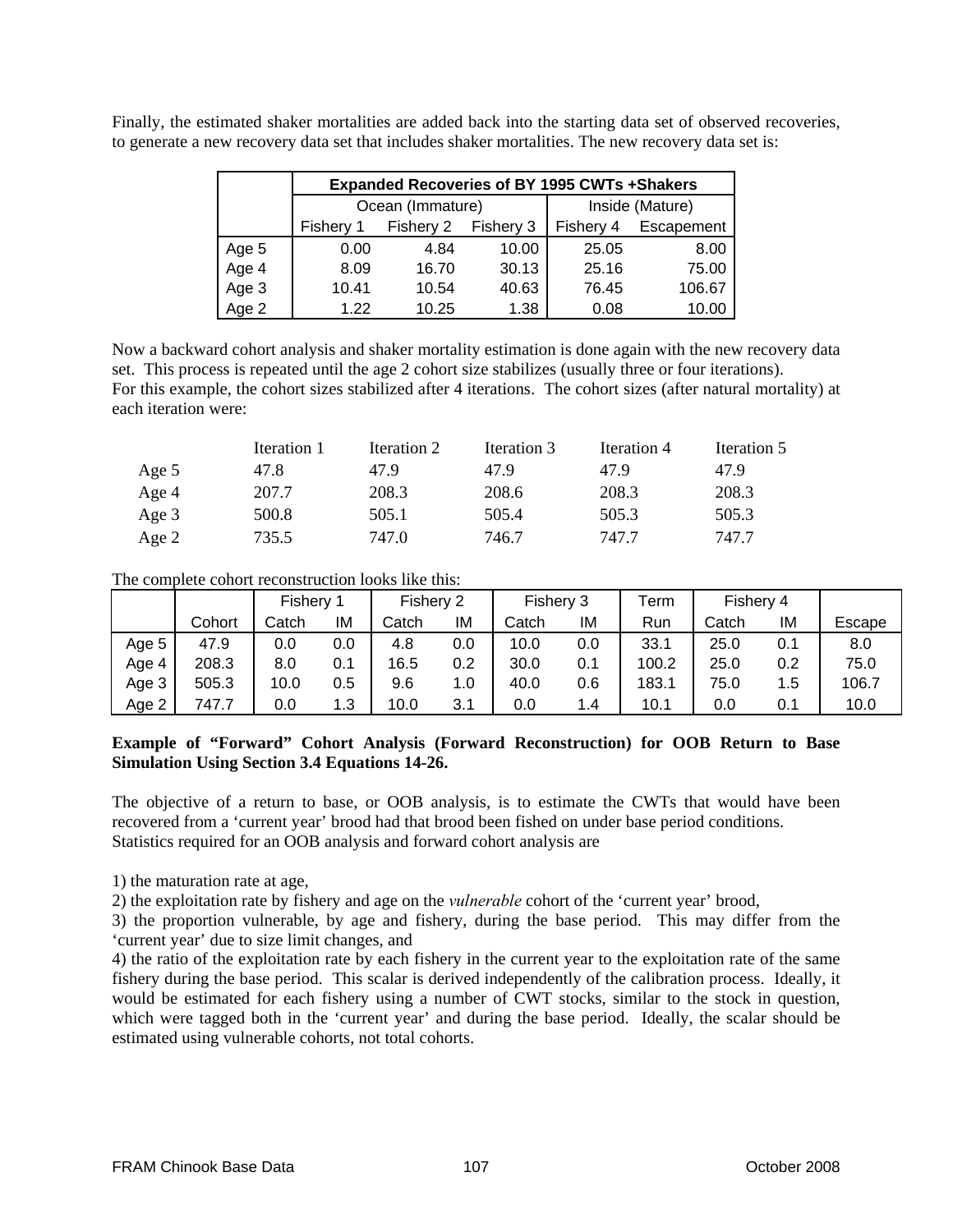Finally, the estimated shaker mortalities are added back into the starting data set of observed recoveries, to generate a new recovery data set that includes shaker mortalities. The new recovery data set is:

| | **Expanded Recoveries of BY 1995 CWTs +Shakers** | | | | |
|---|---|---|---|---|---|
| | Ocean (Immature) | | | Inside (Mature) | |
| | Fishery 1 | Fishery 2 | Fishery 3 | Fishery 4 | Escapement |
| Age 5 | 0.00 | 4.84 | 10.00 | 25.05 | 8.00 |
| Age 4 | 8.09 | 16.70 | 30.13 | 25.16 | 75.00 |
| Age 3 | 10.41 | 10.54 | 40.63 | 76.45 | 106.67 |
| Age 2 | 1.22 | 10.25 | 1.38 | 0.08 | 10.00 |

Now a backward cohort analysis and shaker mortality estimation is done again with the new recovery data set. This process is repeated until the age 2 cohort size stabilizes (usually three or four iterations). For this example, the cohort sizes stabilized after 4 iterations. The cohort sizes (after natural mortality) at each iteration were:

| | Iteration 1 | Iteration 2 | Iteration 3 | Iteration 4 | Iteration 5 |
|---|---|---|---|---|---|
| Age 5 | 47.8 | 47.9 | 47.9 | 47.9 | 47.9 |
| Age 4 | 207.7 | 208.3 | 208.6 | 208.3 | 208.3 |
| Age 3 | 500.8 | 505.1 | 505.4 | 505.3 | 505.3 |
| Age 2 | 735.5 | 747.0 | 746.7 | 747.7 | 747.7 |

The complete cohort reconstruction looks like this:

| | | Fishery 1 | | Fishery 2 | | Fishery 3 | | Term | Fishery 4 | | |
|---|---|---|---|---|---|---|---|---|---|---|---|
| | Cohort | Catch | IM | Catch | IM | Catch | IM | Run | Catch | IM | Escape |
| Age 5 | 47.9 | 0.0 | 0.0 | 4.8 | 0.0 | 10.0 | 0.0 | 33.1 | 25.0 | 0.1 | 8.0 |
| Age 4 | 208.3 | 8.0 | 0.1 | 16.5 | 0.2 | 30.0 | 0.1 | 100.2 | 25.0 | 0.2 | 75.0 |
| Age 3 | 505.3 | 10.0 | 0.5 | 9.6 | 1.0 | 40.0 | 0.6 | 183.1 | 75.0 | 1.5 | 106.7 |
| Age 2 | 747.7 | 0.0 | 1.3 | 10.0 | 3.1 | 0.0 | 1.4 | 10.1 | 0.0 | 0.1 | 10.0 |

**Example of "Forward" Cohort Analysis (Forward Reconstruction) for OOB Return to Base Simulation Using Section 3.4 Equations 14-26.**

The objective of a return to base, or OOB analysis, is to estimate the CWTs that would have been recovered from a 'current year' brood had that brood been fished on under base period conditions. Statistics required for an OOB analysis and forward cohort analysis are

1) the maturation rate at age,

2) the exploitation rate by fishery and age on the *vulnerable* cohort of the 'current year' brood,

3) the proportion vulnerable, by age and fishery, during the base period. This may differ from the 'current year' due to size limit changes, and

4) the ratio of the exploitation rate by each fishery in the current year to the exploitation rate of the same fishery during the base period. This scalar is derived independently of the calibration process. Ideally, it would be estimated for each fishery using a number of CWT stocks, similar to the stock in question, which were tagged both in the 'current year' and during the base period. Ideally, the scalar should be estimated using vulnerable cohorts, not total cohorts.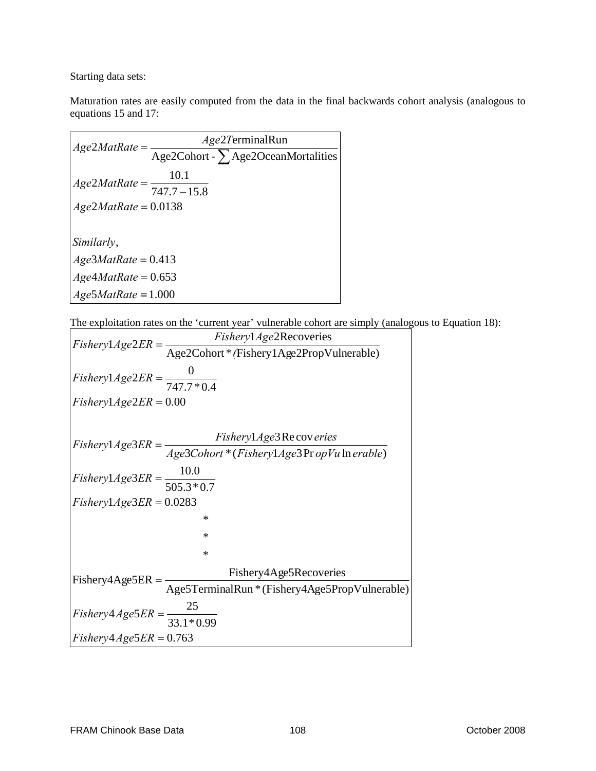Starting data sets:

Maturation rates are easily computed from the data in the final backwards cohort analysis (analogous to equations 15 and 17:

$$
\begin{aligned}
&Age2MatRate = \frac{Age2\text{TerminalRun}}{\text{Age2Cohort - }\sum \text{Age2OceanMortalities}} \\
&Age2MatRate = \frac{10.1}{747.7 - 15.8} \\
&Age2MatRate = 0.0138 \\
\\
&Similarly, \\
&Age3MatRate = 0.413 \\
&Age4MatRate = 0.653 \\
&Age5MatRate \equiv 1.000
\end{aligned}
$$

The exploitation rates on the 'current year' vulnerable cohort are simply (analogous to Equation 18):

$$
\begin{aligned}
&Fishery1Age2ER = \frac{Fishery1Age2\text{Recoveries}}{\text{Age2Cohort} * (\text{Fishery1Age2PropVulnerable})} \\
&Fishery1Age2ER = \frac{0}{747.7 * 0.4} \\
&Fishery1Age2ER = 0.00 \\
\\
&Fishery1Age3ER = \frac{Fishery1Age3Recoveries}{Age3Cohort * (Fishery1Age3PropVulnerable)} \\
&Fishery1Age3ER = \frac{10.0}{505.3 * 0.7} \\
&Fishery1Age3ER = 0.0283 \\
&\qquad\qquad * \\
&\qquad\qquad * \\
&\qquad\qquad * \\
&\text{Fishery4Age5ER} = \frac{\text{Fishery4Age5Recoveries}}{\text{Age5TerminalRun} * (\text{Fishery4Age5PropVulnerable})} \\
&Fishery4Age5ER = \frac{25}{33.1 * 0.99} \\
&Fishery4Age5ER = 0.763
\end{aligned}
$$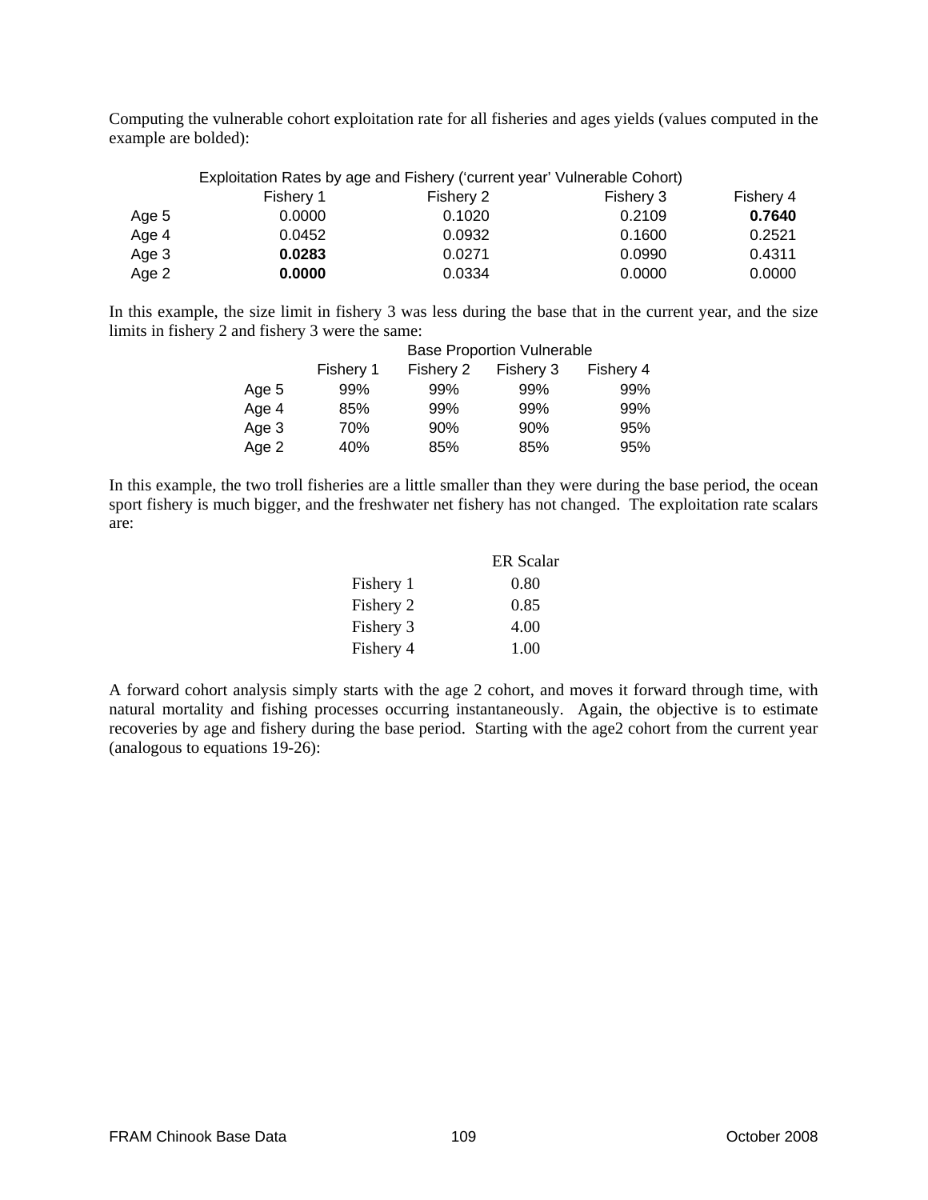Computing the vulnerable cohort exploitation rate for all fisheries and ages yields (values computed in the example are bolded):

| Exploitation Rates by age and Fishery ('current year' Vulnerable Cohort) | | | | |
|---|---|---|---|---|
| | Fishery 1 | Fishery 2 | Fishery 3 | Fishery 4 |
| Age 5 | 0.0000 | 0.1020 | 0.2109 | **0.7640** |
| Age 4 | 0.0452 | 0.0932 | 0.1600 | 0.2521 |
| Age 3 | **0.0283** | 0.0271 | 0.0990 | 0.4311 |
| Age 2 | **0.0000** | 0.0334 | 0.0000 | 0.0000 |

In this example, the size limit in fishery 3 was less during the base that in the current year, and the size limits in fishery 2 and fishery 3 were the same:

| Base Proportion Vulnerable | | | | |
|---|---|---|---|---|
| | Fishery 1 | Fishery 2 | Fishery 3 | Fishery 4 |
| Age 5 | 99% | 99% | 99% | 99% |
| Age 4 | 85% | 99% | 99% | 99% |
| Age 3 | 70% | 90% | 90% | 95% |
| Age 2 | 40% | 85% | 85% | 95% |

In this example, the two troll fisheries are a little smaller than they were during the base period, the ocean sport fishery is much bigger, and the freshwater net fishery has not changed. The exploitation rate scalars are:

| | ER Scalar |
|---|---|
| Fishery 1 | 0.80 |
| Fishery 2 | 0.85 |
| Fishery 3 | 4.00 |
| Fishery 4 | 1.00 |

A forward cohort analysis simply starts with the age 2 cohort, and moves it forward through time, with natural mortality and fishing processes occurring instantaneously. Again, the objective is to estimate recoveries by age and fishery during the base period. Starting with the age2 cohort from the current year (analogous to equations 19-26):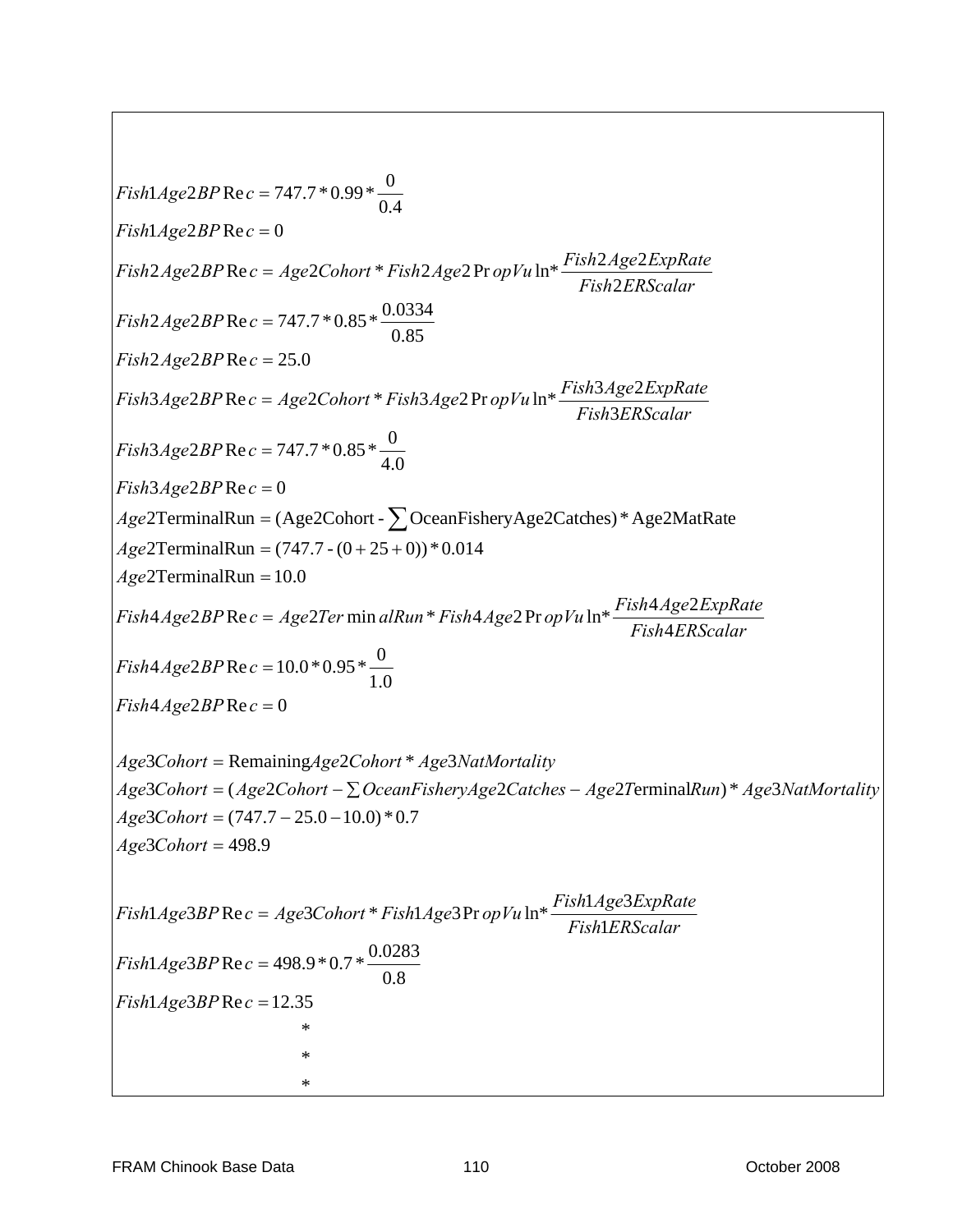$$Fish1Age2BPRec = 747.7 * 0.99 * \frac{0}{0.4}$$

$$Fish1Age2BPRec = 0$$

$$Fish2Age2BPRec = Age2Cohort * Fish2Age2PropVuln * \frac{Fish2Age2ExpRate}{Fish2ERScalar}$$

$$Fish2Age2BPRec = 747.7 * 0.85 * \frac{0.0334}{0.85}$$

$$Fish2Age2BPRec = 25.0$$

$$Fish3Age2BPRec = Age2Cohort * Fish3Age2PropVuln * \frac{Fish3Age2ExpRate}{Fish3ERScalar}$$

$$Fish3Age2BPRec = 747.7 * 0.85 * \frac{0}{4.0}$$

$$Fish3Age2BPRec = 0$$

$$Age2\text{TerminalRun} = (\text{Age2Cohort} - \sum \text{OceanFisheryAge2Catches}) * \text{Age2MatRate}$$

$$Age2\text{TerminalRun} = (747.7 - (0 + 25 + 0)) * 0.014$$

$$Age2\text{TerminalRun} = 10.0$$

$$Fish4Age2BPRec = Age2TerminalRun * Fish4Age2PropVuln * \frac{Fish4Age2ExpRate}{Fish4ERScalar}$$

$$Fish4Age2BPRec = 10.0 * 0.95 * \frac{0}{1.0}$$

$$Fish4Age2BPRec = 0$$

$$Age3Cohort = \text{Remaining}Age2Cohort * Age3NatMortality$$

$$Age3Cohort = (Age2Cohort - \sum OceanFisheryAge2Catches - Age2\text{Terminal}Run) * Age3NatMortality$$

$$Age3Cohort = (747.7 - 25.0 - 10.0) * 0.7$$

$$Age3Cohort = 498.9$$

$$Fish1Age3BPRec = Age3Cohort * Fish1Age3PropVuln * \frac{Fish1Age3ExpRate}{Fish1ERScalar}$$

$$Fish1Age3BPRec = 498.9 * 0.7 * \frac{0.0283}{0.8}$$

$$Fish1Age3BPRec = 12.35$$

*

*

*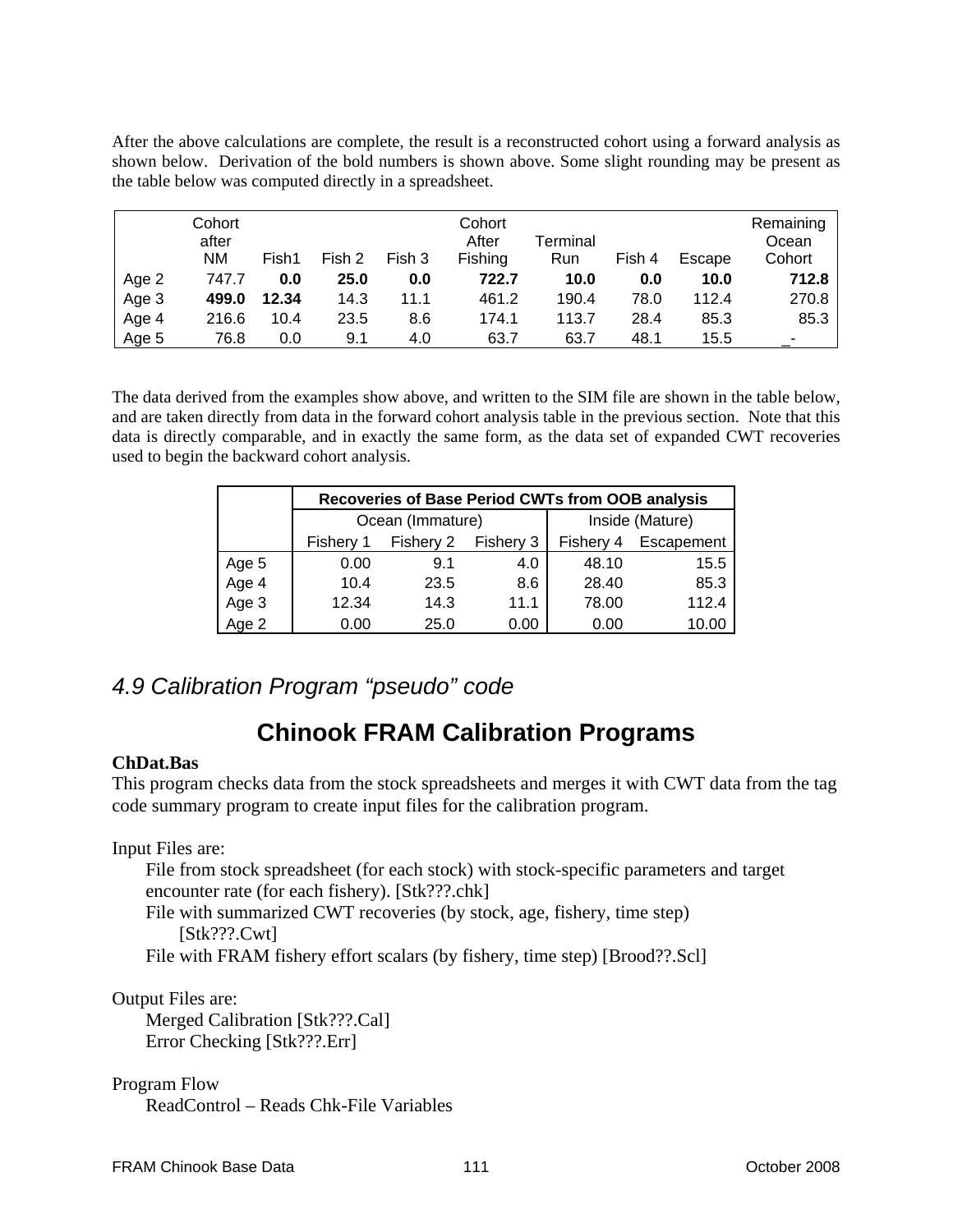After the above calculations are complete, the result is a reconstructed cohort using a forward analysis as shown below. Derivation of the bold numbers is shown above. Some slight rounding may be present as the table below was computed directly in a spreadsheet.

| | Cohort after NM | Fish1 | Fish 2 | Fish 3 | Cohort After Fishing | Terminal Run | Fish 4 | Escape | Remaining Ocean Cohort |
|---|---|---|---|---|---|---|---|---|---|
| Age 2 | 747.7 | **0.0** | **25.0** | **0.0** | **722.7** | **10.0** | **0.0** | **10.0** | **712.8** |
| Age 3 | **499.0** | **12.34** | 14.3 | 11.1 | 461.2 | 190.4 | 78.0 | 112.4 | 270.8 |
| Age 4 | 216.6 | 10.4 | 23.5 | 8.6 | 174.1 | 113.7 | 28.4 | 85.3 | 85.3 |
| Age 5 | 76.8 | 0.0 | 9.1 | 4.0 | 63.7 | 63.7 | 48.1 | 15.5 | _- |

The data derived from the examples show above, and written to the SIM file are shown in the table below, and are taken directly from data in the forward cohort analysis table in the previous section. Note that this data is directly comparable, and in exactly the same form, as the data set of expanded CWT recoveries used to begin the backward cohort analysis.

| | **Recoveries of Base Period CWTs from OOB analysis** | | | | |
|---|---|---|---|---|---|
| | Ocean (Immature) | | | Inside (Mature) | |
| | Fishery 1 | Fishery 2 | Fishery 3 | Fishery 4 | Escapement |
| Age 5 | 0.00 | 9.1 | 4.0 | 48.10 | 15.5 |
| Age 4 | 10.4 | 23.5 | 8.6 | 28.40 | 85.3 |
| Age 3 | 12.34 | 14.3 | 11.1 | 78.00 | 112.4 |
| Age 2 | 0.00 | 25.0 | 0.00 | 0.00 | 10.00 |

## *4.9 Calibration Program "pseudo" code*

# Chinook FRAM Calibration Programs

**ChDat.Bas**

This program checks data from the stock spreadsheets and merges it with CWT data from the tag code summary program to create input files for the calibration program.

Input Files are:

- File from stock spreadsheet (for each stock) with stock-specific parameters and target encounter rate (for each fishery). [Stk???.chk]
- File with summarized CWT recoveries (by stock, age, fishery, time step) [Stk???.Cwt]
- File with FRAM fishery effort scalars (by fishery, time step) [Brood??.Scl]

Output Files are:

- Merged Calibration [Stk???.Cal]
- Error Checking [Stk???.Err]

Program Flow

- ReadControl – Reads Chk-File Variables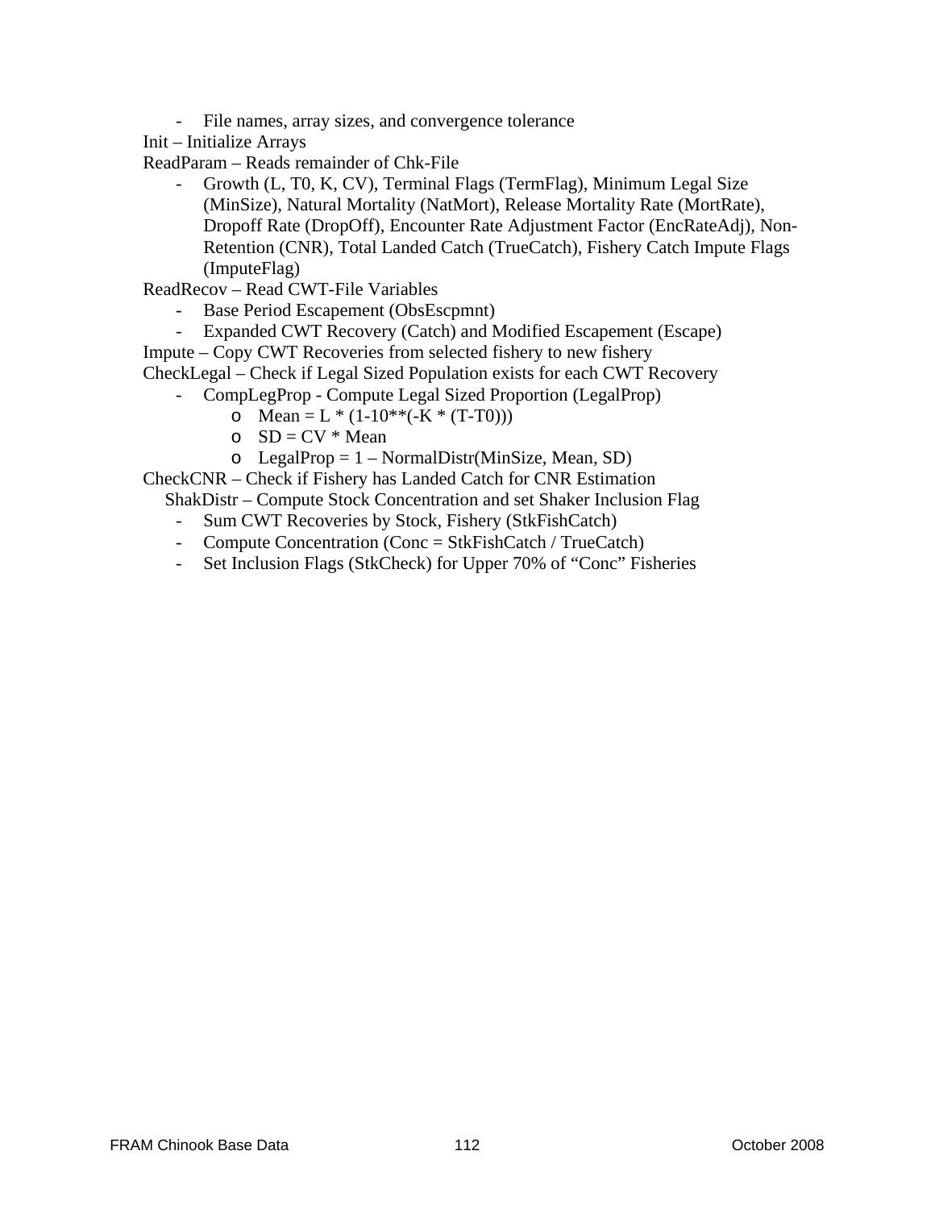- File names, array sizes, and convergence tolerance

Init – Initialize Arrays

ReadParam – Reads remainder of Chk-File

- Growth (L, T0, K, CV), Terminal Flags (TermFlag), Minimum Legal Size (MinSize), Natural Mortality (NatMort), Release Mortality Rate (MortRate), Dropoff Rate (DropOff), Encounter Rate Adjustment Factor (EncRateAdj), Non-Retention (CNR), Total Landed Catch (TrueCatch), Fishery Catch Impute Flags (ImputeFlag)

ReadRecov – Read CWT-File Variables

- Base Period Escapement (ObsEscpmnt)
- Expanded CWT Recovery (Catch) and Modified Escapement (Escape)

Impute – Copy CWT Recoveries from selected fishery to new fishery

CheckLegal – Check if Legal Sized Population exists for each CWT Recovery

- CompLegProp - Compute Legal Sized Proportion (LegalProp)
  - Mean = L * (1-10**(-K * (T-T0)))
  - SD = CV * Mean
  - LegalProp = 1 – NormalDistr(MinSize, Mean, SD)

CheckCNR – Check if Fishery has Landed Catch for CNR Estimation

ShakDistr – Compute Stock Concentration and set Shaker Inclusion Flag

- Sum CWT Recoveries by Stock, Fishery (StkFishCatch)
- Compute Concentration (Conc = StkFishCatch / TrueCatch)
- Set Inclusion Flags (StkCheck) for Upper 70% of "Conc" Fisheries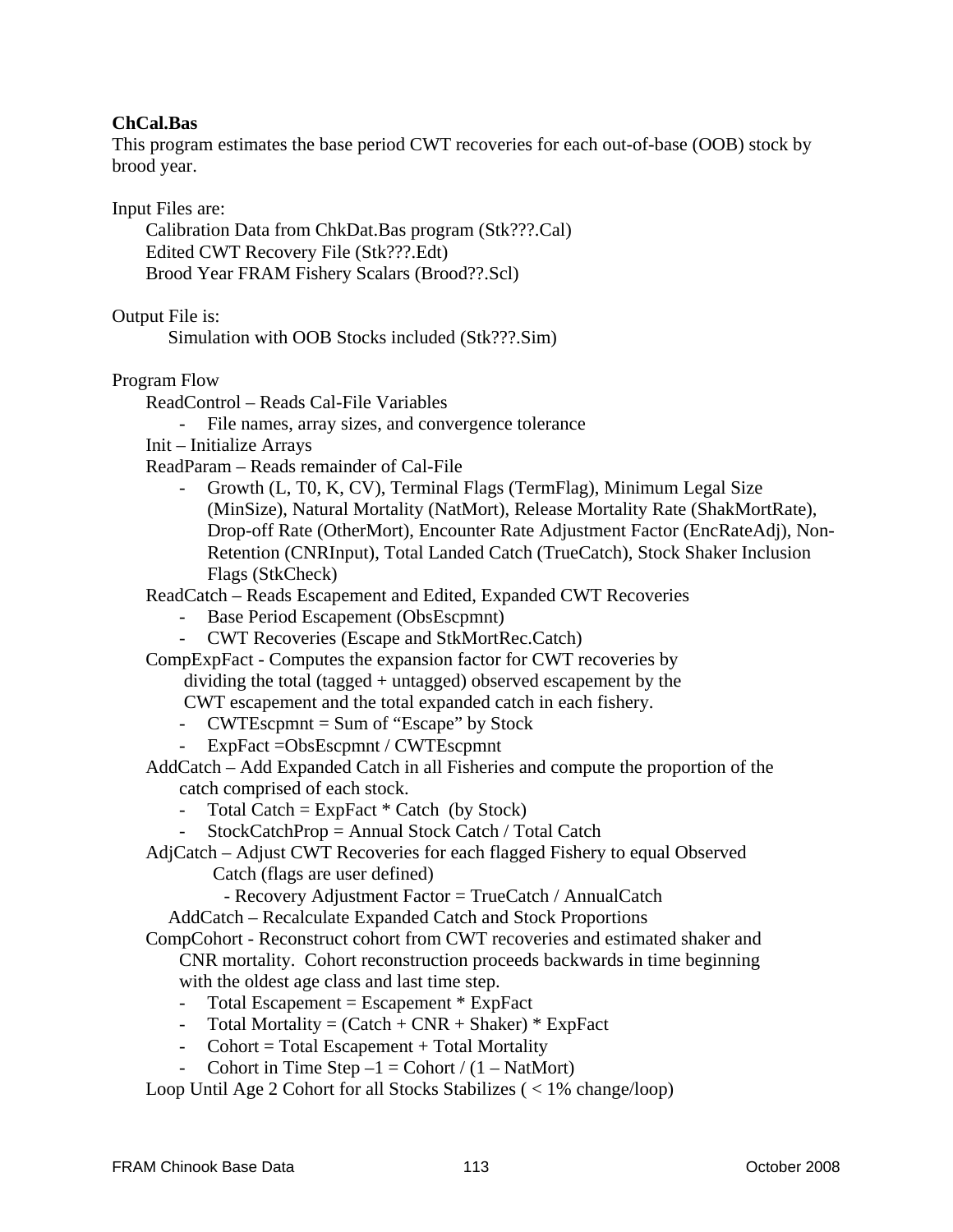**ChCal.Bas**

This program estimates the base period CWT recoveries for each out-of-base (OOB) stock by brood year.

Input Files are:

- Calibration Data from ChkDat.Bas program (Stk???.Cal)
- Edited CWT Recovery File (Stk???.Edt)
- Brood Year FRAM Fishery Scalars (Brood??.Scl)

Output File is:

- Simulation with OOB Stocks included (Stk???.Sim)

Program Flow

- ReadControl – Reads Cal-File Variables
  - File names, array sizes, and convergence tolerance
- Init – Initialize Arrays
- ReadParam – Reads remainder of Cal-File
  - Growth (L, T0, K, CV), Terminal Flags (TermFlag), Minimum Legal Size (MinSize), Natural Mortality (NatMort), Release Mortality Rate (ShakMortRate), Drop-off Rate (OtherMort), Encounter Rate Adjustment Factor (EncRateAdj), Non-Retention (CNRInput), Total Landed Catch (TrueCatch), Stock Shaker Inclusion Flags (StkCheck)
- ReadCatch – Reads Escapement and Edited, Expanded CWT Recoveries
  - Base Period Escapement (ObsEscpmnt)
  - CWT Recoveries (Escape and StkMortRec.Catch)
- CompExpFact - Computes the expansion factor for CWT recoveries by dividing the total (tagged + untagged) observed escapement by the CWT escapement and the total expanded catch in each fishery.
  - CWTEscpmnt = Sum of "Escape" by Stock
  - ExpFact =ObsEscpmnt / CWTEscpmnt
- AddCatch – Add Expanded Catch in all Fisheries and compute the proportion of the catch comprised of each stock.
  - Total Catch = ExpFact * Catch (by Stock)
  - StockCatchProp = Annual Stock Catch / Total Catch
- AdjCatch – Adjust CWT Recoveries for each flagged Fishery to equal Observed Catch (flags are user defined)
  - Recovery Adjustment Factor = TrueCatch / AnnualCatch
  - AddCatch – Recalculate Expanded Catch and Stock Proportions
- CompCohort - Reconstruct cohort from CWT recoveries and estimated shaker and CNR mortality. Cohort reconstruction proceeds backwards in time beginning with the oldest age class and last time step.
  - Total Escapement = Escapement * ExpFact
  - Total Mortality = (Catch + CNR + Shaker) * ExpFact
  - Cohort = Total Escapement + Total Mortality
  - Cohort in Time Step –1 = Cohort / (1 – NatMort)
- Loop Until Age 2 Cohort for all Stocks Stabilizes ( < 1% change/loop)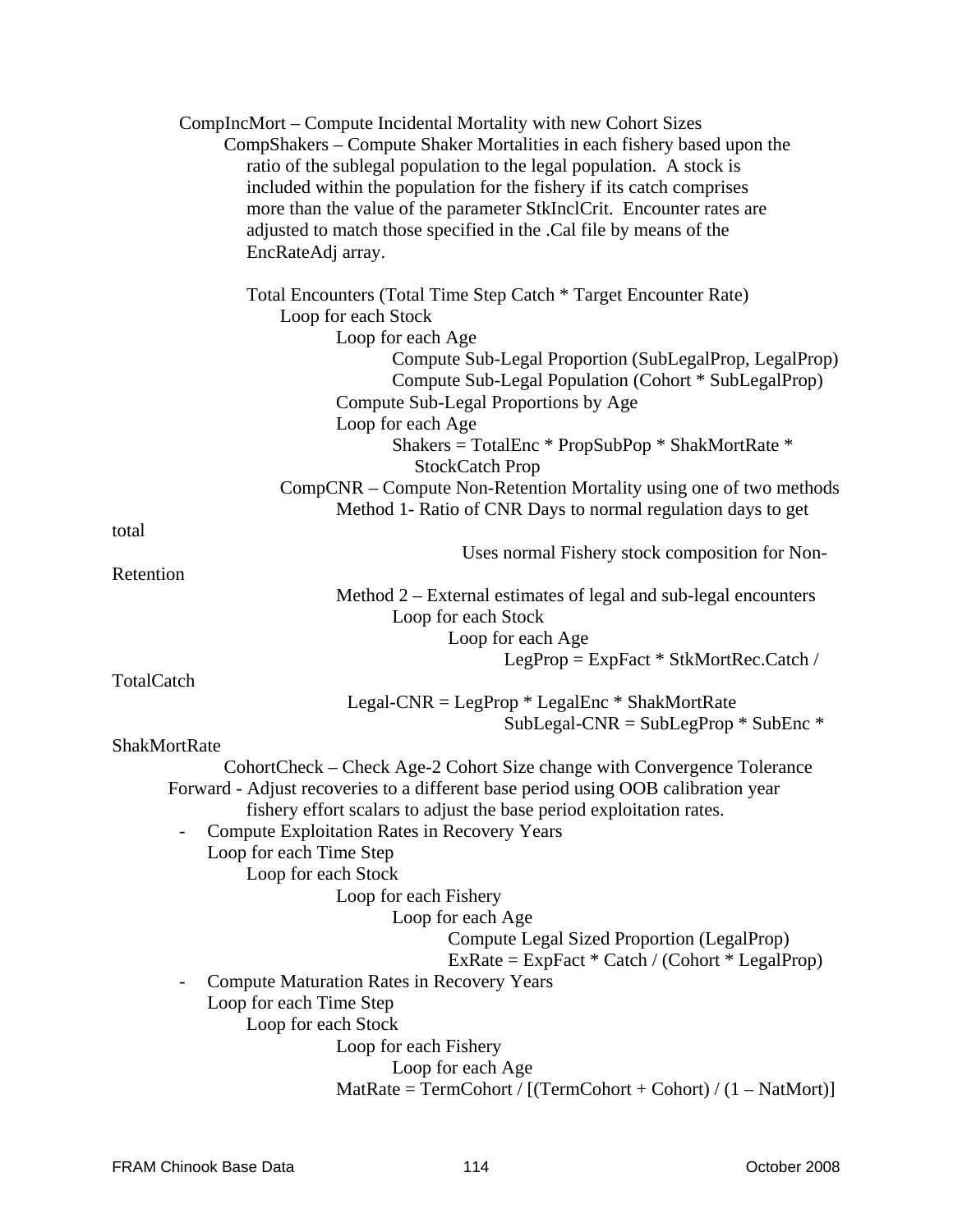CompIncMort – Compute Incidental Mortality with new Cohort Sizes

CompShakers – Compute Shaker Mortalities in each fishery based upon the ratio of the sublegal population to the legal population. A stock is included within the population for the fishery if its catch comprises more than the value of the parameter StkInclCrit. Encounter rates are adjusted to match those specified in the .Cal file by means of the EncRateAdj array.

```
Total Encounters (Total Time Step Catch * Target Encounter Rate)
    Loop for each Stock
        Loop for each Age
            Compute Sub-Legal Proportion (SubLegalProp, LegalProp)
            Compute Sub-Legal Population (Cohort * SubLegalProp)
        Compute Sub-Legal Proportions by Age
        Loop for each Age
            Shakers = TotalEnc * PropSubPop * ShakMortRate *
              StockCatch Prop
    CompCNR – Compute Non-Retention Mortality using one of two methods
        Method 1- Ratio of CNR Days to normal regulation days to get
total
                    Uses normal Fishery stock composition for Non-
Retention
        Method 2 – External estimates of legal and sub-legal encounters
            Loop for each Stock
                Loop for each Age
                    LegProp = ExpFact * StkMortRec.Catch /
TotalCatch
          Legal-CNR = LegProp * LegalEnc * ShakMortRate
                    SubLegal-CNR = SubLegProp * SubEnc *
ShakMortRate
```

CohortCheck – Check Age-2 Cohort Size change with Convergence Tolerance

Forward - Adjust recoveries to a different base period using OOB calibration year fishery effort scalars to adjust the base period exploitation rates.

- Compute Exploitation Rates in Recovery Years

```
Loop for each Time Step
    Loop for each Stock
        Loop for each Fishery
            Loop for each Age
                Compute Legal Sized Proportion (LegalProp)
                ExRate = ExpFact * Catch / (Cohort * LegalProp)
```

- Compute Maturation Rates in Recovery Years

```
Loop for each Time Step
    Loop for each Stock
        Loop for each Fishery
            Loop for each Age
        MatRate = TermCohort / [(TermCohort + Cohort) / (1 – NatMort)]
```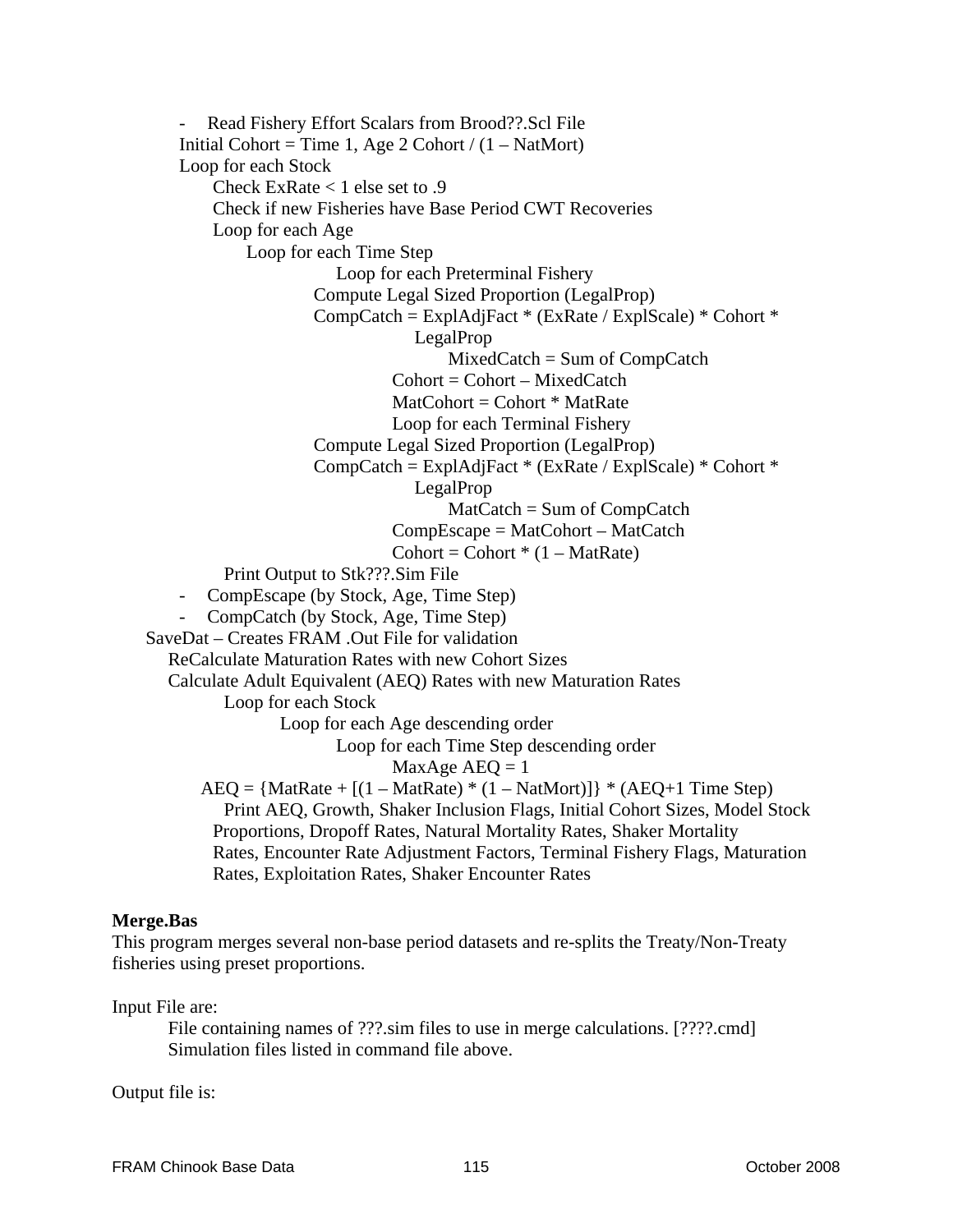- Read Fishery Effort Scalars from Brood??.Scl File

Initial Cohort = Time 1, Age 2 Cohort / (1 – NatMort)

Loop for each Stock

Check ExRate < 1 else set to .9

Check if new Fisheries have Base Period CWT Recoveries

Loop for each Age

Loop for each Time Step

Loop for each Preterminal Fishery

Compute Legal Sized Proportion (LegalProp)

CompCatch = ExplAdjFact * (ExRate / ExplScale) * Cohort * LegalProp

MixedCatch = Sum of CompCatch

Cohort = Cohort – MixedCatch

MatCohort = Cohort * MatRate

Loop for each Terminal Fishery

Compute Legal Sized Proportion (LegalProp)

CompCatch = ExplAdjFact * (ExRate / ExplScale) * Cohort * LegalProp

MatCatch = Sum of CompCatch

CompEscape = MatCohort – MatCatch

Cohort = Cohort * (1 – MatRate)

Print Output to Stk???.Sim File

- CompEscape (by Stock, Age, Time Step)
- CompCatch (by Stock, Age, Time Step)

SaveDat – Creates FRAM .Out File for validation

ReCalculate Maturation Rates with new Cohort Sizes

Calculate Adult Equivalent (AEQ) Rates with new Maturation Rates

Loop for each Stock

Loop for each Age descending order

Loop for each Time Step descending order

MaxAge AEQ = 1

AEQ = {MatRate + [(1 – MatRate) * (1 – NatMort)]} * (AEQ+1 Time Step)

Print AEQ, Growth, Shaker Inclusion Flags, Initial Cohort Sizes, Model Stock Proportions, Dropoff Rates, Natural Mortality Rates, Shaker Mortality Rates, Encounter Rate Adjustment Factors, Terminal Fishery Flags, Maturation Rates, Exploitation Rates, Shaker Encounter Rates

**Merge.Bas**

This program merges several non-base period datasets and re-splits the Treaty/Non-Treaty fisheries using preset proportions.

Input File are:

File containing names of ???.sim files to use in merge calculations. [????.cmd]

Simulation files listed in command file above.

Output file is: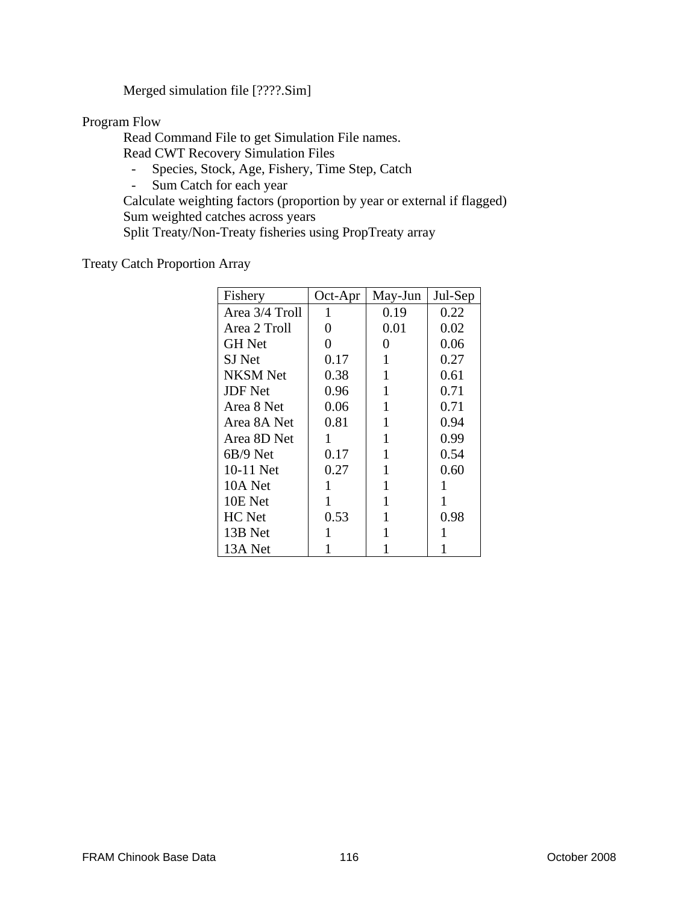Merged simulation file [????.Sim]

Program Flow

Read Command File to get Simulation File names.

Read CWT Recovery Simulation Files

- Species, Stock, Age, Fishery, Time Step, Catch
- Sum Catch for each year

Calculate weighting factors (proportion by year or external if flagged)

Sum weighted catches across years

Split Treaty/Non-Treaty fisheries using PropTreaty array

Treaty Catch Proportion Array

| Fishery | Oct-Apr | May-Jun | Jul-Sep |
|---|---|---|---|
| Area 3/4 Troll | 1 | 0.19 | 0.22 |
| Area 2 Troll | 0 | 0.01 | 0.02 |
| GH Net | 0 | 0 | 0.06 |
| SJ Net | 0.17 | 1 | 0.27 |
| NKSM Net | 0.38 | 1 | 0.61 |
| JDF Net | 0.96 | 1 | 0.71 |
| Area 8 Net | 0.06 | 1 | 0.71 |
| Area 8A Net | 0.81 | 1 | 0.94 |
| Area 8D Net | 1 | 1 | 0.99 |
| 6B/9 Net | 0.17 | 1 | 0.54 |
| 10-11 Net | 0.27 | 1 | 0.60 |
| 10A Net | 1 | 1 | 1 |
| 10E Net | 1 | 1 | 1 |
| HC Net | 0.53 | 1 | 0.98 |
| 13B Net | 1 | 1 | 1 |
| 13A Net | 1 | 1 | 1 |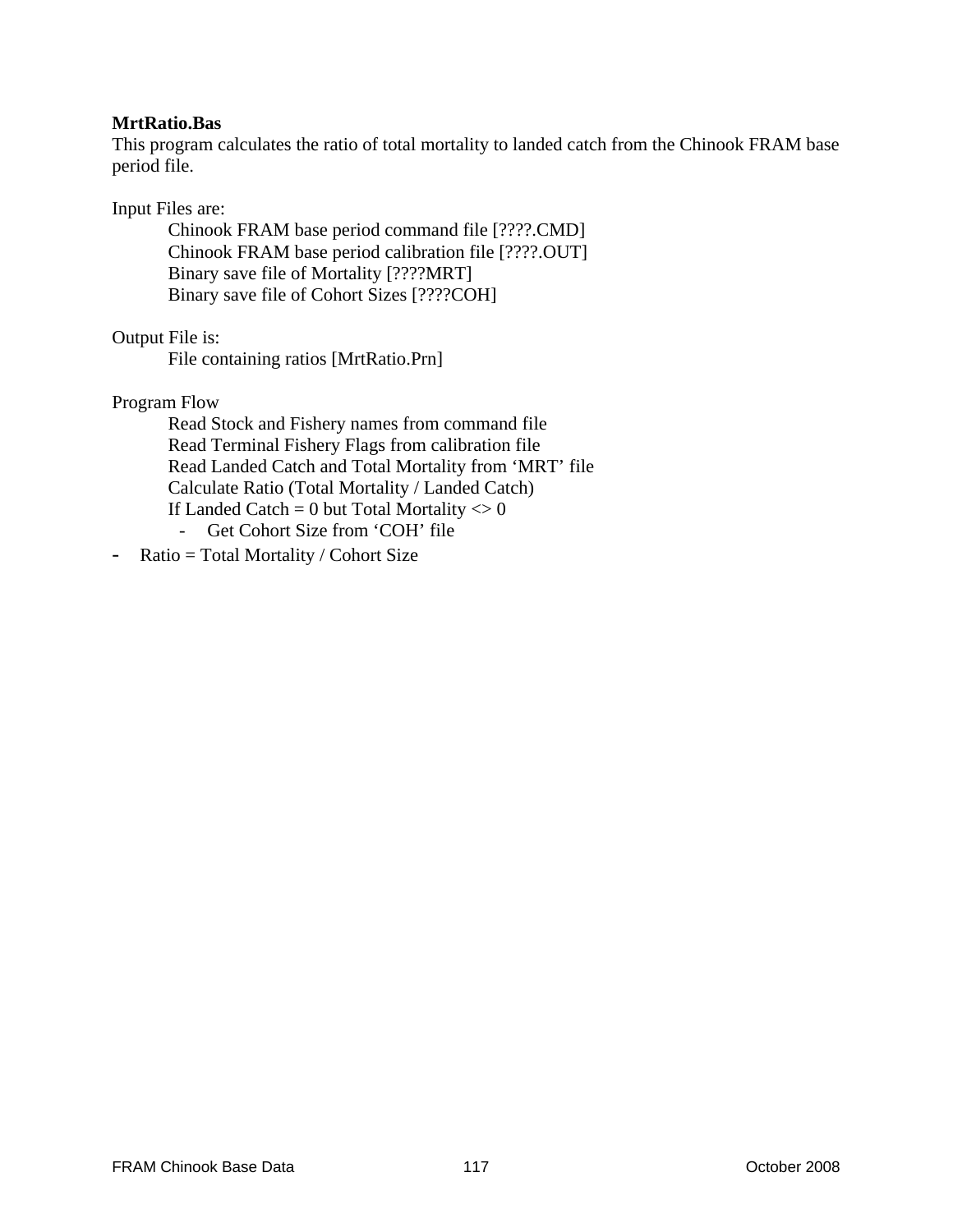**MrtRatio.Bas**

This program calculates the ratio of total mortality to landed catch from the Chinook FRAM base period file.

Input Files are:

- Chinook FRAM base period command file [????.CMD]
- Chinook FRAM base period calibration file [????.OUT]
- Binary save file of Mortality [????MRT]
- Binary save file of Cohort Sizes [????COH]

Output File is:

- File containing ratios [MrtRatio.Prn]

Program Flow

- Read Stock and Fishery names from command file
- Read Terminal Fishery Flags from calibration file
- Read Landed Catch and Total Mortality from 'MRT' file
- Calculate Ratio (Total Mortality / Landed Catch)
- If Landed Catch = 0 but Total Mortality <> 0
  - Get Cohort Size from 'COH' file
  - Ratio = Total Mortality / Cohort Size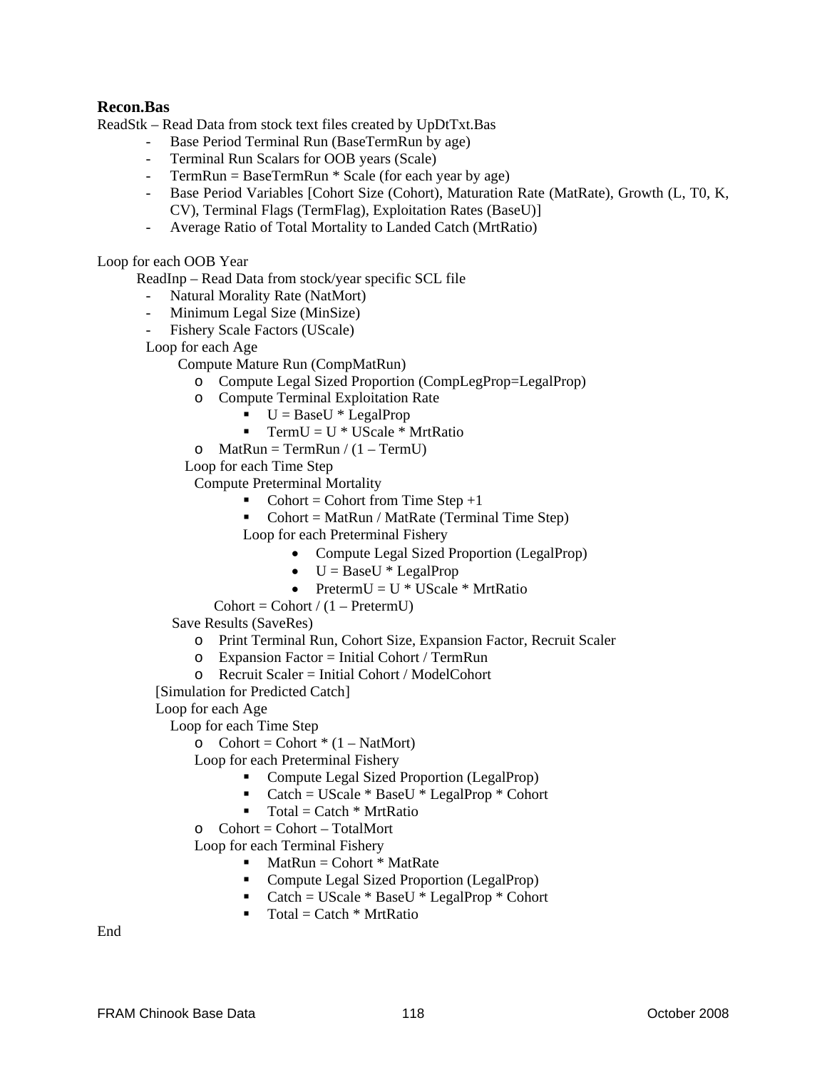**Recon.Bas**

ReadStk – Read Data from stock text files created by UpDtTxt.Bas

- Base Period Terminal Run (BaseTermRun by age)
- Terminal Run Scalars for OOB years (Scale)
- TermRun = BaseTermRun * Scale (for each year by age)
- Base Period Variables [Cohort Size (Cohort), Maturation Rate (MatRate), Growth (L, T0, K, CV), Terminal Flags (TermFlag), Exploitation Rates (BaseU)]
- Average Ratio of Total Mortality to Landed Catch (MrtRatio)

Loop for each OOB Year

ReadInp – Read Data from stock/year specific SCL file

- Natural Morality Rate (NatMort)
- Minimum Legal Size (MinSize)
- Fishery Scale Factors (UScale)

Loop for each Age

Compute Mature Run (CompMatRun)

- Compute Legal Sized Proportion (CompLegProp=LegalProp)
- Compute Terminal Exploitation Rate
  - U = BaseU * LegalProp
  - TermU = U * UScale * MrtRatio
- MatRun = TermRun / (1 – TermU)

Loop for each Time Step

Compute Preterminal Mortality

- Cohort = Cohort from Time Step +1
- Cohort = MatRun / MatRate (Terminal Time Step)

Loop for each Preterminal Fishery

- Compute Legal Sized Proportion (LegalProp)
- U = BaseU * LegalProp
- PretermU = U * UScale * MrtRatio

Cohort = Cohort / (1 – PretermU)

Save Results (SaveRes)

- Print Terminal Run, Cohort Size, Expansion Factor, Recruit Scaler
- Expansion Factor = Initial Cohort / TermRun
- Recruit Scaler = Initial Cohort / ModelCohort

[Simulation for Predicted Catch]

Loop for each Age

Loop for each Time Step

- Cohort = Cohort * (1 – NatMort)

Loop for each Preterminal Fishery

- Compute Legal Sized Proportion (LegalProp)
- Catch = UScale * BaseU * LegalProp * Cohort
- Total = Catch * MrtRatio

- Cohort = Cohort – TotalMort

Loop for each Terminal Fishery

- MatRun = Cohort * MatRate
- Compute Legal Sized Proportion (LegalProp)
- Catch = UScale * BaseU * LegalProp * Cohort
- Total = Catch * MrtRatio

End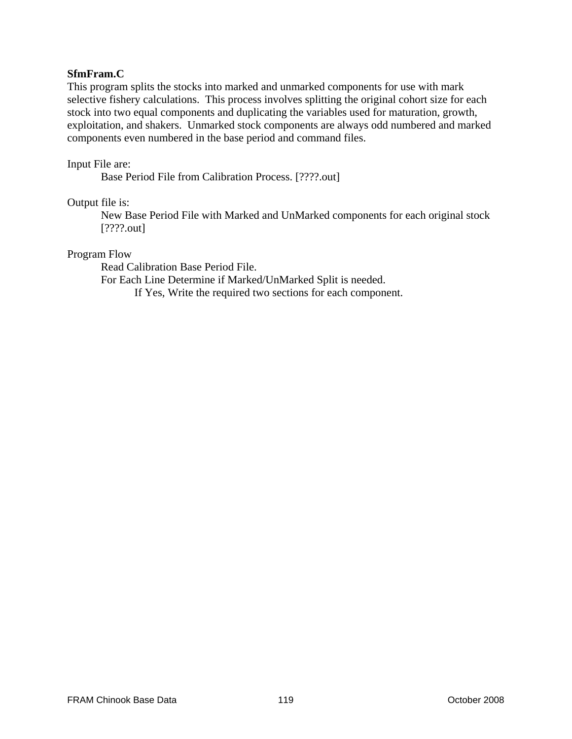**SfmFram.C**

This program splits the stocks into marked and unmarked components for use with mark selective fishery calculations. This process involves splitting the original cohort size for each stock into two equal components and duplicating the variables used for maturation, growth, exploitation, and shakers. Unmarked stock components are always odd numbered and marked components even numbered in the base period and command files.

Input File are:

Base Period File from Calibration Process. [????.out]

Output file is:

New Base Period File with Marked and UnMarked components for each original stock [????.out]

Program Flow

Read Calibration Base Period File.

For Each Line Determine if Marked/UnMarked Split is needed.

If Yes, Write the required two sections for each component.